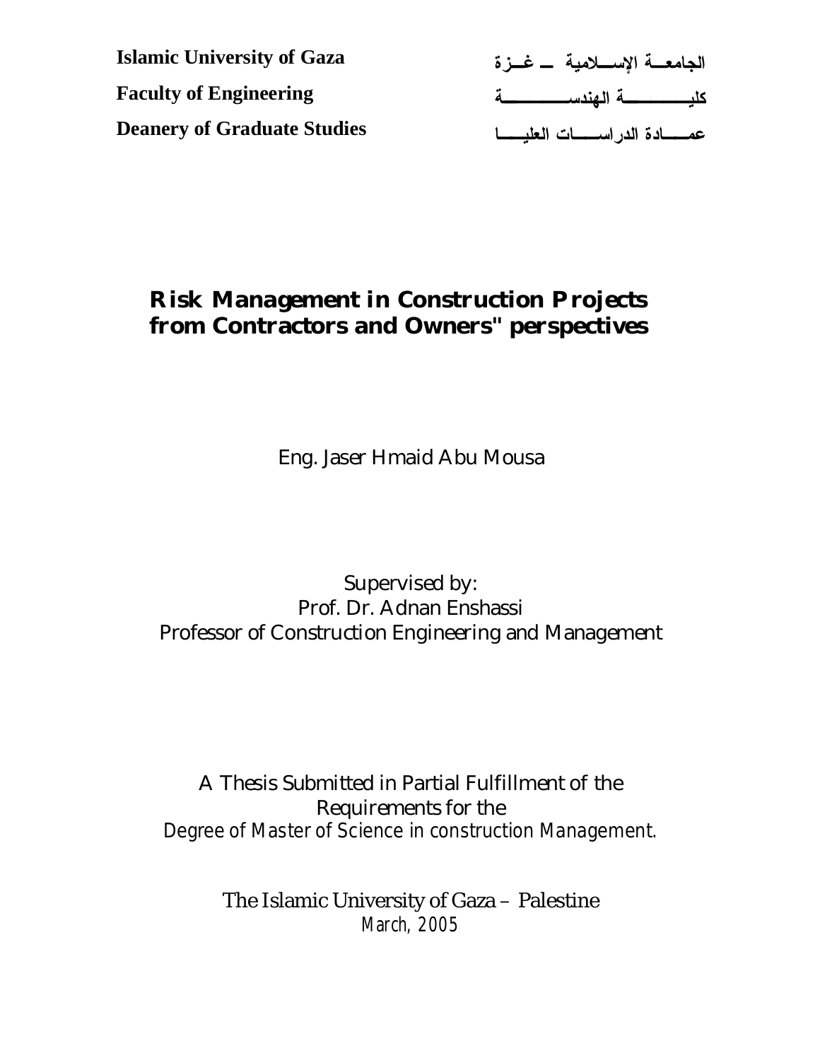**Islamic University of Gaza**

**Faculty of Engineering**

**Deanery of Graduate Studies**

**الجامعة الإسلامية – غزة**

**كلية الهندسة**

**عمادة الدراسات العليا**

# Risk Management in Construction Projects from Contractors and Owners" perspectives

Eng. Jaser Hmaid Abu Mousa

Supervised by:
Prof. Dr. Adnan Enshassi
Professor of Construction Engineering and Management

A Thesis Submitted in Partial Fulfillment of the Requirements for the
Degree of Master of Science in construction Management.

The Islamic University of Gaza – Palestine
March, 2005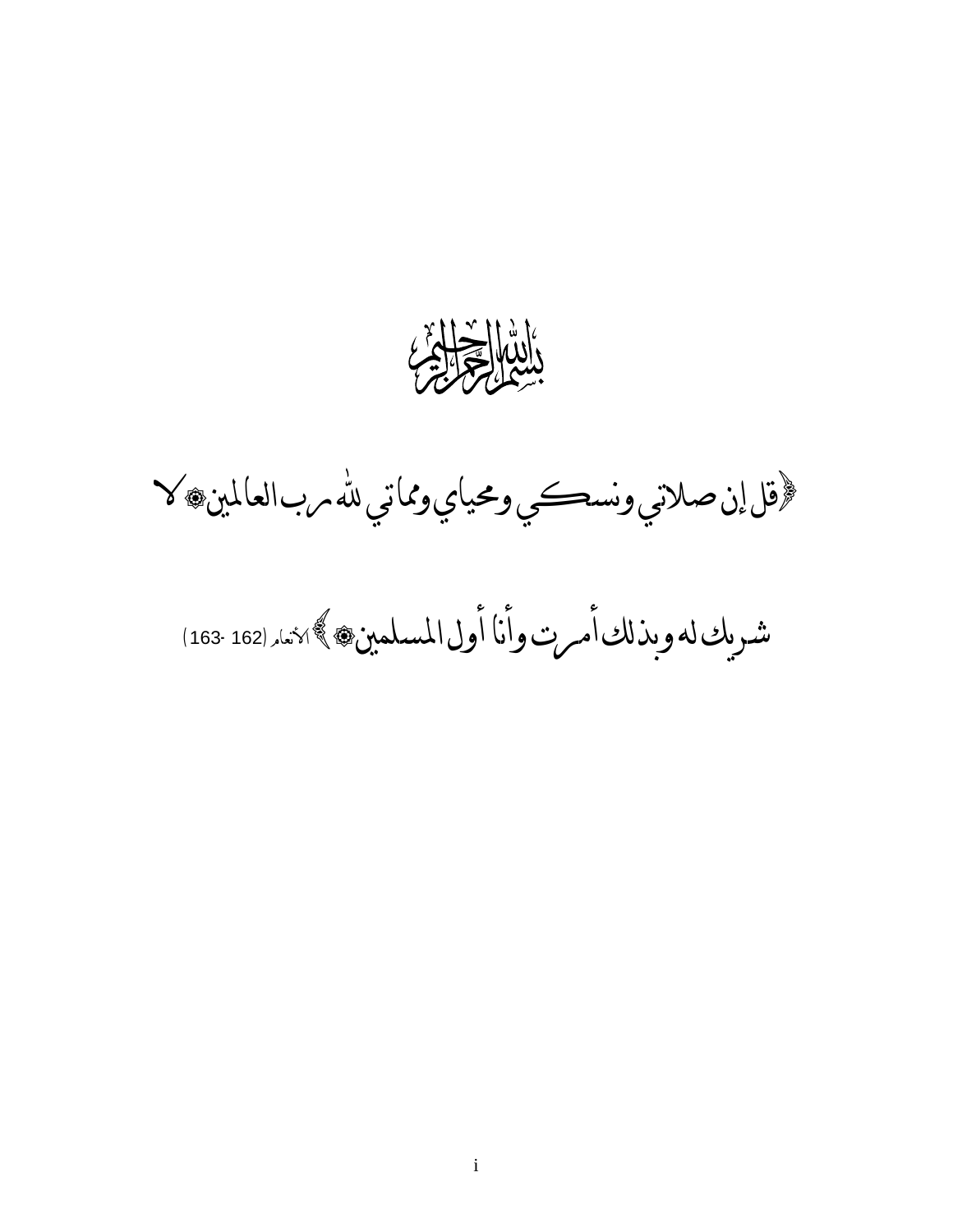بسم الله الرحمن الرحيم

﴿قل إن صلاتي ونسكي ومحياي ومماتي لله رب العالمين ۞ لا شريك له وبذلك أمرت وأنا أول المسلمين ۞﴾ الأنعام (162 -163)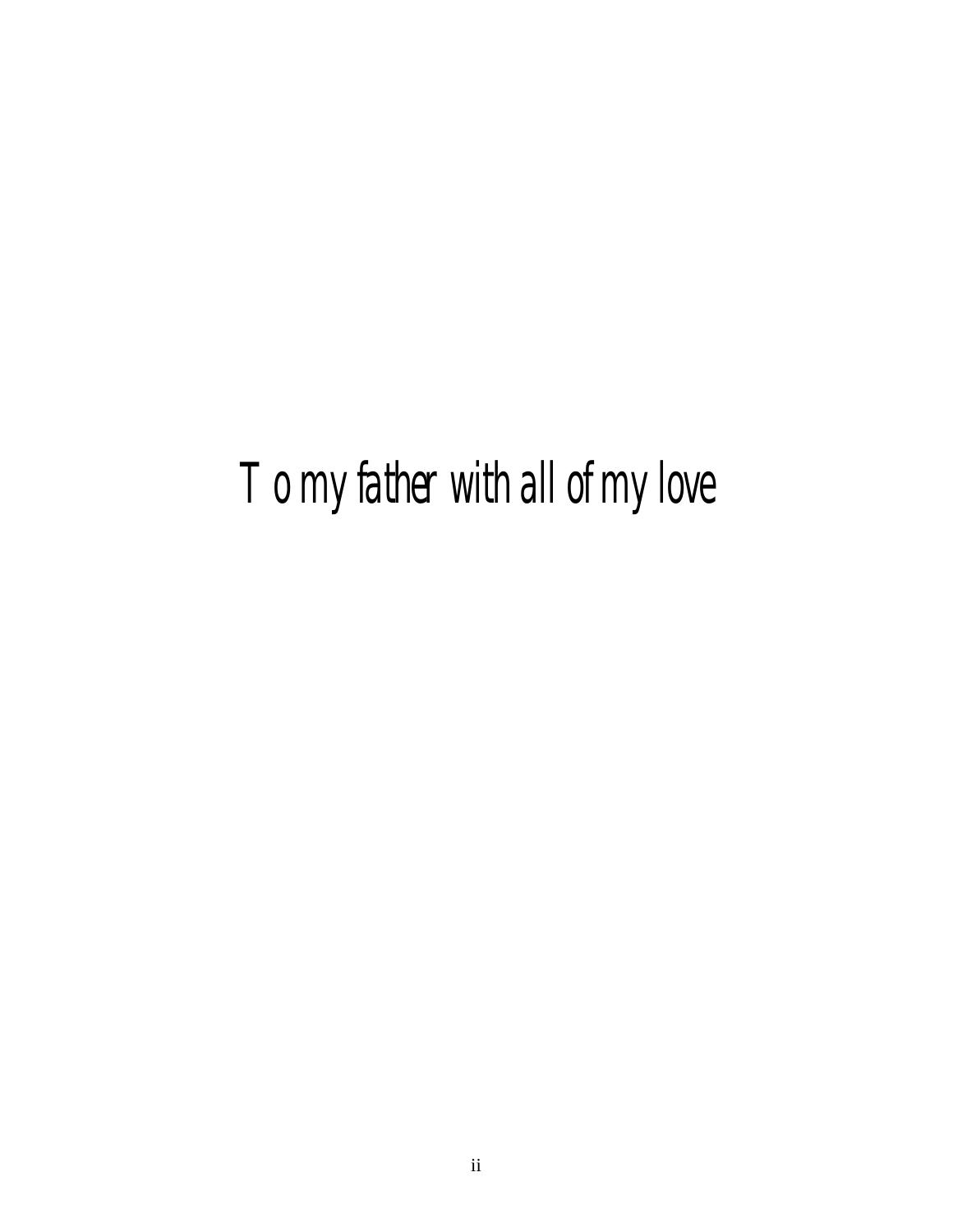To my father with all of my love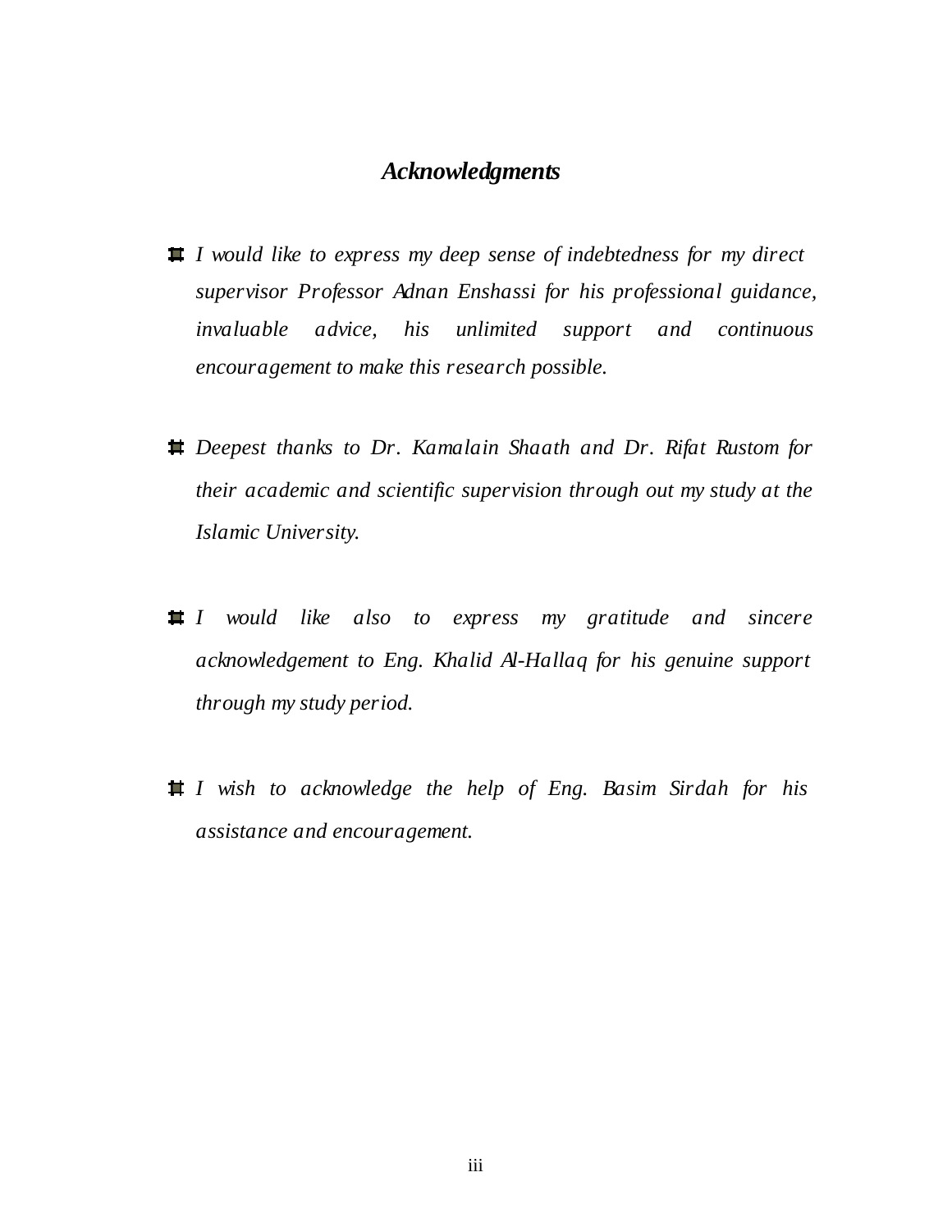# *Acknowledgments*

- *I would like to express my deep sense of indebtedness for my direct supervisor Professor Adnan Enshassi for his professional guidance, invaluable advice, his unlimited support and continuous encouragement to make this research possible.*

- *Deepest thanks to Dr. Kamalain Shaath and Dr. Rifat Rustom for their academic and scientific supervision through out my study at the Islamic University.*

- *I would like also to express my gratitude and sincere acknowledgement to Eng. Khalid Al-Hallaq for his genuine support through my study period.*

- *I wish to acknowledge the help of Eng. Basim Sirdah for his assistance and encouragement.*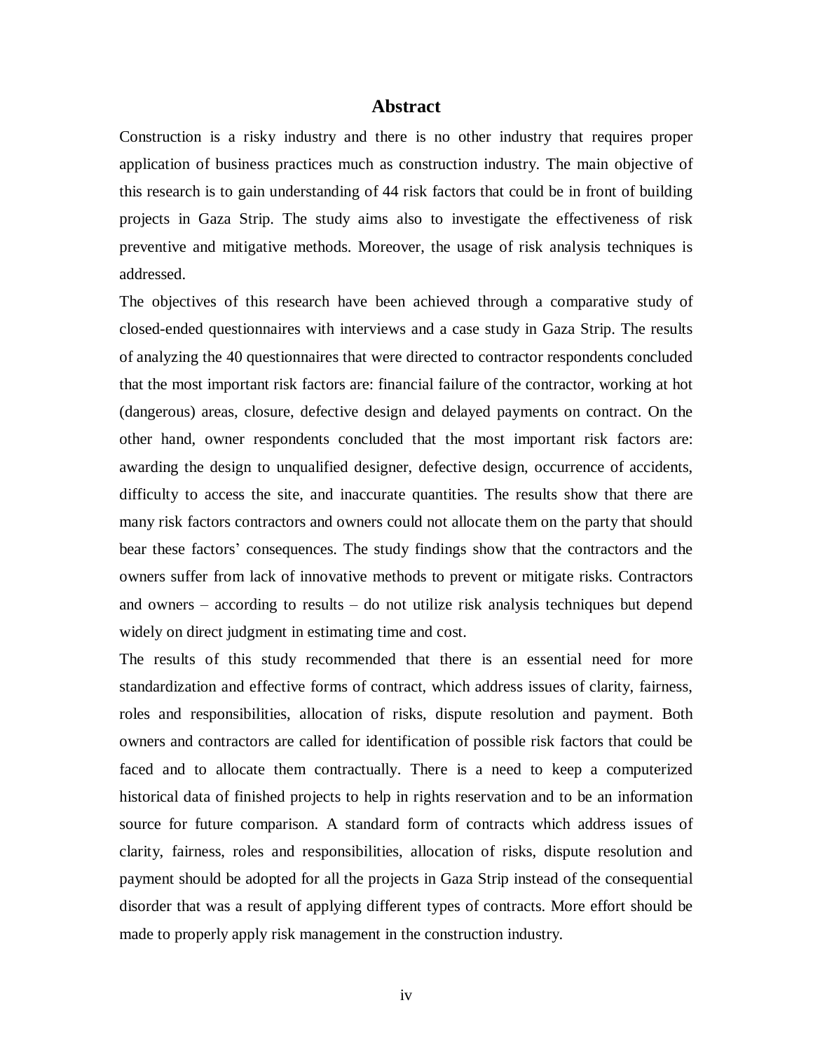# Abstract

Construction is a risky industry and there is no other industry that requires proper application of business practices much as construction industry. The main objective of this research is to gain understanding of 44 risk factors that could be in front of building projects in Gaza Strip. The study aims also to investigate the effectiveness of risk preventive and mitigative methods. Moreover, the usage of risk analysis techniques is addressed.

The objectives of this research have been achieved through a comparative study of closed-ended questionnaires with interviews and a case study in Gaza Strip. The results of analyzing the 40 questionnaires that were directed to contractor respondents concluded that the most important risk factors are: financial failure of the contractor, working at hot (dangerous) areas, closure, defective design and delayed payments on contract. On the other hand, owner respondents concluded that the most important risk factors are: awarding the design to unqualified designer, defective design, occurrence of accidents, difficulty to access the site, and inaccurate quantities. The results show that there are many risk factors contractors and owners could not allocate them on the party that should bear these factors' consequences. The study findings show that the contractors and the owners suffer from lack of innovative methods to prevent or mitigate risks. Contractors and owners – according to results – do not utilize risk analysis techniques but depend widely on direct judgment in estimating time and cost.

The results of this study recommended that there is an essential need for more standardization and effective forms of contract, which address issues of clarity, fairness, roles and responsibilities, allocation of risks, dispute resolution and payment. Both owners and contractors are called for identification of possible risk factors that could be faced and to allocate them contractually. There is a need to keep a computerized historical data of finished projects to help in rights reservation and to be an information source for future comparison. A standard form of contracts which address issues of clarity, fairness, roles and responsibilities, allocation of risks, dispute resolution and payment should be adopted for all the projects in Gaza Strip instead of the consequential disorder that was a result of applying different types of contracts. More effort should be made to properly apply risk management in the construction industry.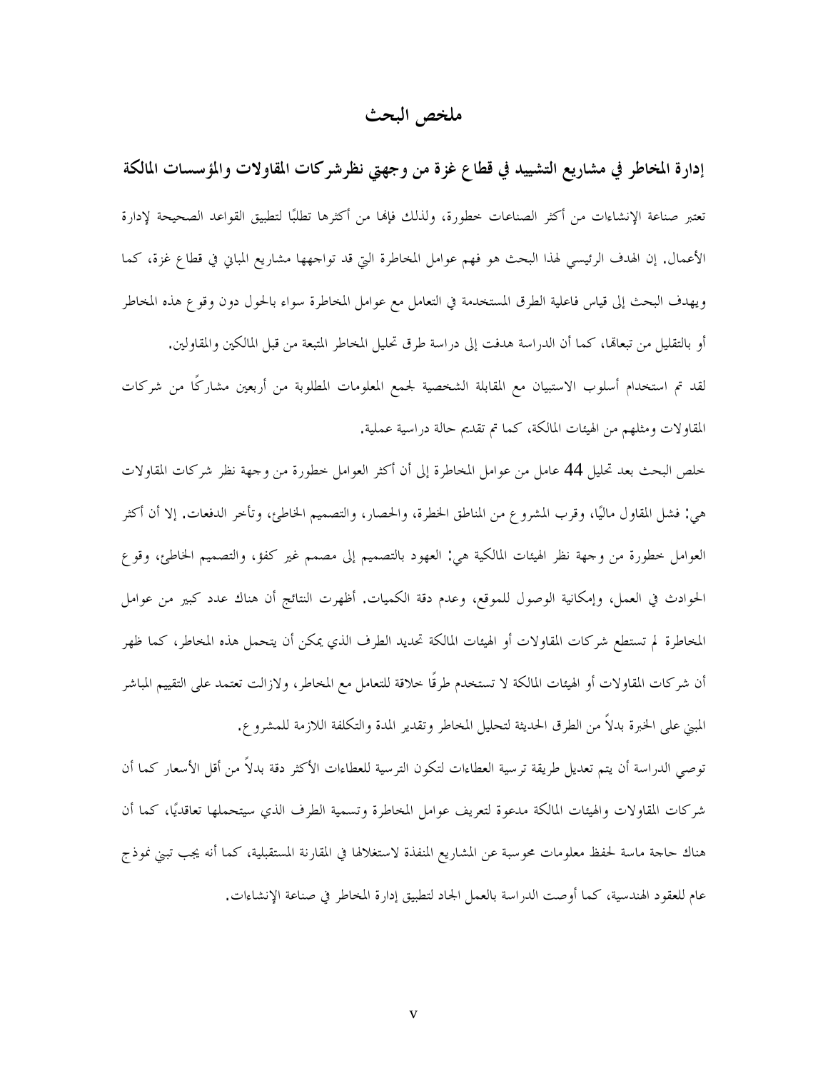# ملخص البحث

## إدارة المخاطر في مشاريع التشييد في قطاع غزة من وجهتي نظرشركات المقاولات والمؤسسات المالكة

تعتبر صناعة الإنشاءات من أكثر الصناعات خطورة، ولذلك فإنها من أكثرها تطلبًا لتطبيق القواعد الصحيحة لإدارة الأعمال. إن الهدف الرئيسي لهذا البحث هو فهم عوامل المخاطرة التي قد تواجهها مشاريع المباني في قطاع غزة، كما ويهدف البحث إلى قياس فاعلية الطرق المستخدمة في التعامل مع عوامل المخاطرة سواء بالحول دون وقوع هذه المخاطر أو بالتقليل من تبعاتها، كما أن الدراسة هدفت إلى دراسة طرق تحليل المخاطر المتبعة من قبل المالكين والمقاولين.

لقد تم استخدام أسلوب الاستبيان مع المقابلة الشخصية لجمع المعلومات المطلوبة من أربعين مشاركًا من شركات المقاولات ومثلهم من الهيئات المالكة، كما تم تقديم حالة دراسية عملية.

خلص البحث بعد تحليل 44 عامل من عوامل المخاطرة إلى أن أكثر العوامل خطورة من وجهة نظر شركات المقاولات هي: فشل المقاول ماليًا، وقرب المشروع من المناطق الخطرة، والحصار، والتصميم الخاطئ، وتأخر الدفعات. إلا أن أكثر العوامل خطورة من وجهة نظر الهيئات المالكية هي: العهود بالتصميم إلى مصمم غير كفؤ، والتصميم الخاطئ، ووقوع الحوادث في العمل، وإمكانية الوصول للموقع، وعدم دقة الكميات. أظهرت النتائج أن هناك عدد كبير من عوامل المخاطرة لم تستطع شركات المقاولات أو الهيئات المالكة تحديد الطرف الذي يمكن أن يتحمل هذه المخاطر، كما ظهر أن شركات المقاولات أو الهيئات المالكة لا تستخدم طرقًا خلاقة للتعامل مع المخاطر، ولازالت تعتمد على التقييم المباشر المبني على الخبرة بدلاً من الطرق الحديثة لتحليل المخاطر وتقدير المدة والتكلفة اللازمة للمشروع.

توصي الدراسة أن يتم تعديل طريقة ترسية العطاءات لتكون الترسية للعطاءات الأكثر دقة بدلاً من أقل الأسعار كما أن شركات المقاولات والهيئات المالكة مدعوة لتعريف عوامل المخاطرة وتسمية الطرف الذي سيتحملها تعاقديًا، كما أن هناك حاجة ماسة لحفظ معلومات محوسبة عن المشاريع المنفذة لاستغلالها في المقارنة المستقبلية، كما أنه يجب تبني نموذج عام للعقود الهندسية، كما أوصت الدراسة بالعمل الجاد لتطبيق إدارة المخاطر في صناعة الإنشاءات.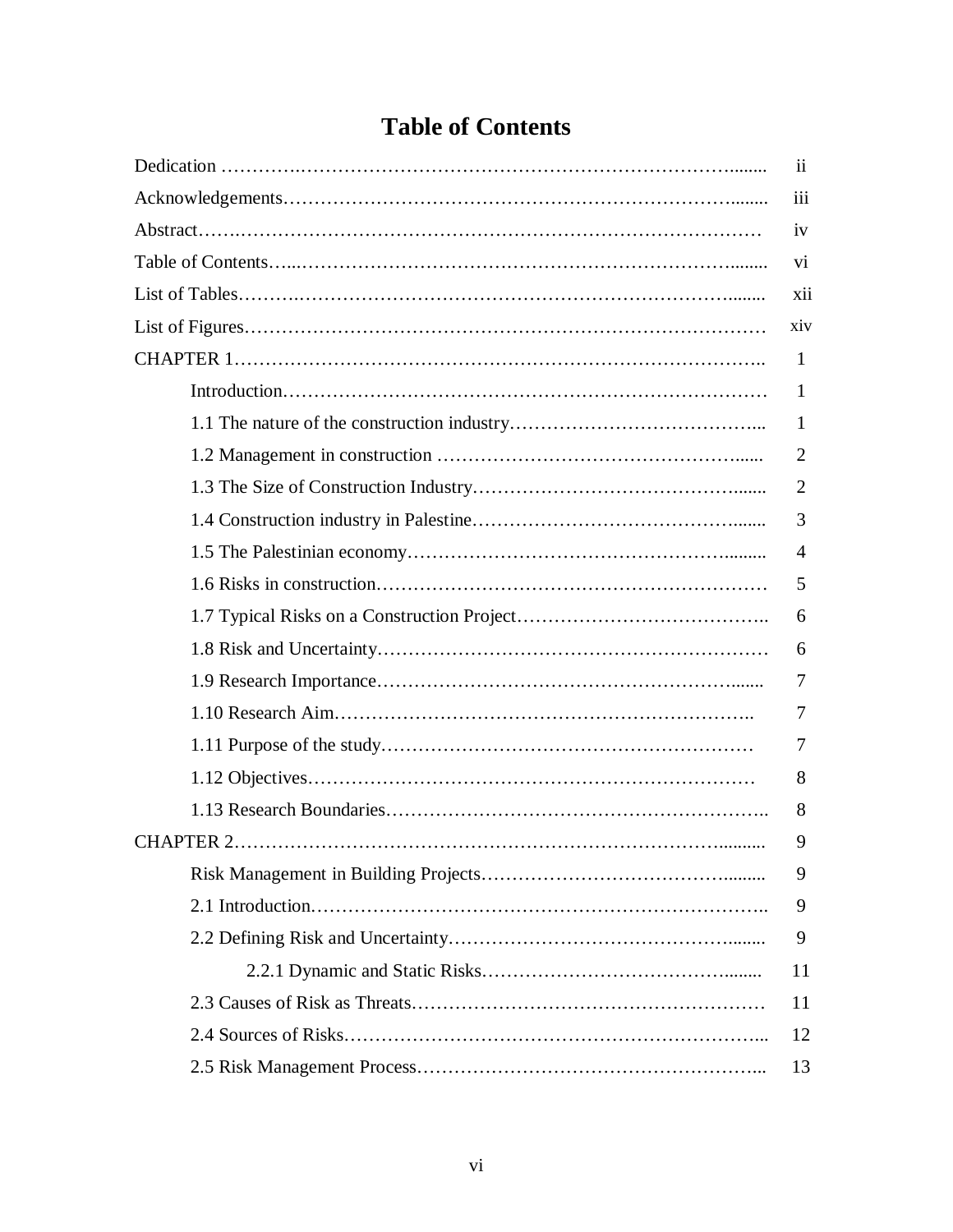# Table of Contents

| | |
|---|---|
| Dedication | ii |
| Acknowledgements | iii |
| Abstract | iv |
| Table of Contents | vi |
| List of Tables | xii |
| List of Figures | xiv |
| CHAPTER 1 | 1 |
| Introduction | 1 |
| 1.1 The nature of the construction industry | 1 |
| 1.2 Management in construction | 2 |
| 1.3 The Size of Construction Industry | 2 |
| 1.4 Construction industry in Palestine | 3 |
| 1.5 The Palestinian economy | 4 |
| 1.6 Risks in construction | 5 |
| 1.7 Typical Risks on a Construction Project | 6 |
| 1.8 Risk and Uncertainty | 6 |
| 1.9 Research Importance | 7 |
| 1.10 Research Aim | 7 |
| 1.11 Purpose of the study | 7 |
| 1.12 Objectives | 8 |
| 1.13 Research Boundaries | 8 |
| CHAPTER 2 | 9 |
| Risk Management in Building Projects | 9 |
| 2.1 Introduction | 9 |
| 2.2 Defining Risk and Uncertainty | 9 |
| 2.2.1 Dynamic and Static Risks | 11 |
| 2.3 Causes of Risk as Threats | 11 |
| 2.4 Sources of Risks | 12 |
| 2.5 Risk Management Process | 13 |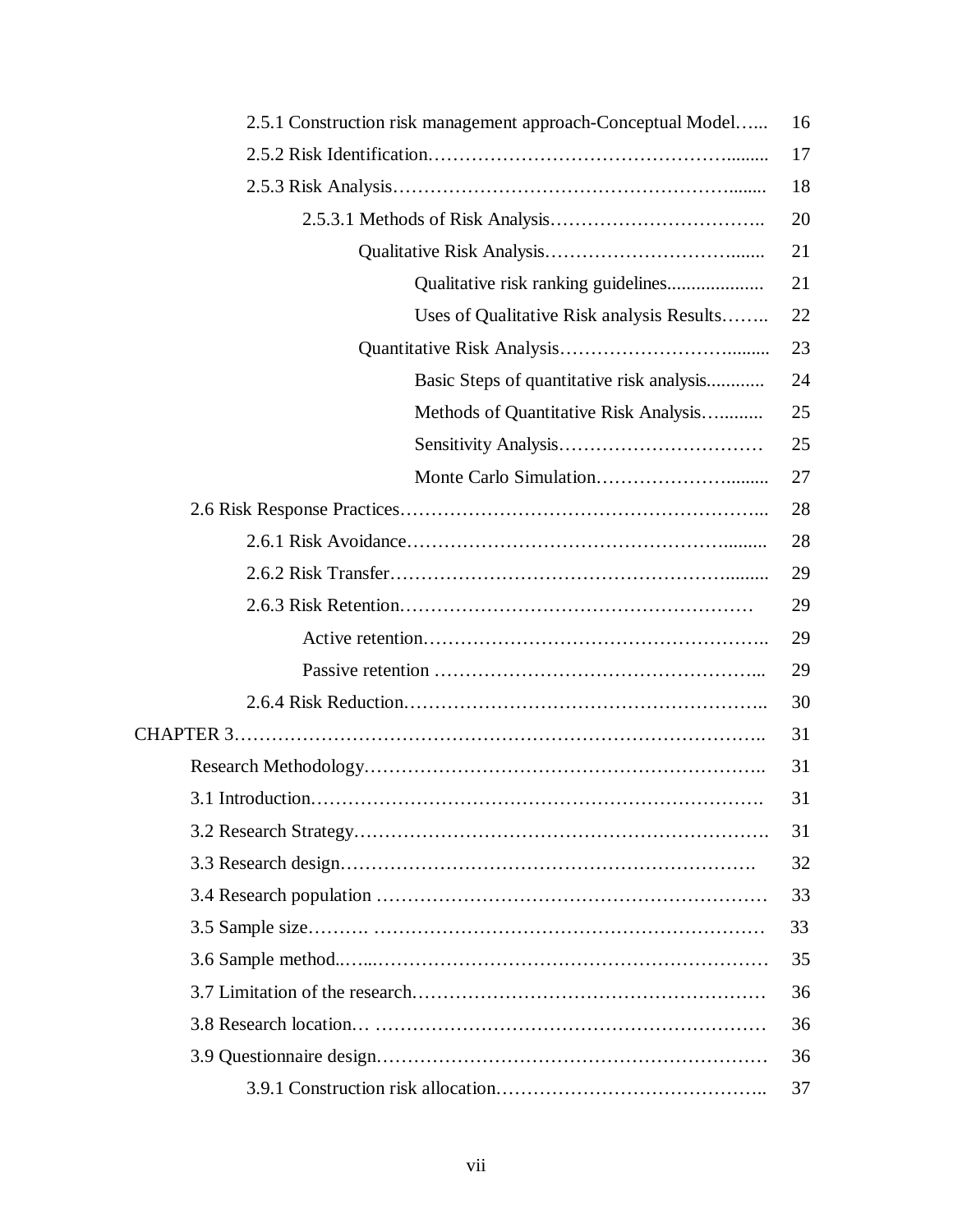| | |
|---|---|
| 2.5.1 Construction risk management approach-Conceptual Model…... | 16 |
| 2.5.2 Risk Identification………………………………………......... | 17 |
| 2.5.3 Risk Analysis…………………………………………….......... | 18 |
| 2.5.3.1 Methods of Risk Analysis…………………………….. | 20 |
| Qualitative Risk Analysis……………………………....... | 21 |
| Qualitative risk ranking guidelines.................... | 21 |
| Uses of Qualitative Risk analysis Results…….. | 22 |
| Quantitative Risk Analysis…………………………......... | 23 |
| Basic Steps of quantitative risk analysis............ | 24 |
| Methods of Quantitative Risk Analysis…......... | 25 |
| Sensitivity Analysis…………………………… | 25 |
| Monte Carlo Simulation……………………......... | 27 |
| 2.6 Risk Response Practices……………………………………………….. | 28 |
| 2.6.1 Risk Avoidance………………………………………….......... | 28 |
| 2.6.2 Risk Transfer……………………………………………….......... | 29 |
| 2.6.3 Risk Retention………………………………………………… | 29 |
| Active retention……………………………………………….. | 29 |
| Passive retention …………………………………………….... | 29 |
| 2.6.4 Risk Reduction……………………………………………….. | 30 |
| CHAPTER 3………………………………………………………………….. | 31 |
| Research Methodology……………………………………………………….. | 31 |
| 3.1 Introduction………………………………………………………………. | 31 |
| 3.2 Research Strategy…………………………………………………………. | 31 |
| 3.3 Research design…………………………………………………………. | 32 |
| 3.4 Research population …………………………………………………… | 33 |
| 3.5 Sample size………. ……………………………………………………… | 33 |
| 3.6 Sample method..…...……………………………………………………… | 35 |
| 3.7 Limitation of the research………………………………………………… | 36 |
| 3.8 Research location… ……………………………………………………… | 36 |
| 3.9 Questionnaire design……………………………………………………… | 36 |
| 3.9.1 Construction risk allocation…………………………………….. | 37 |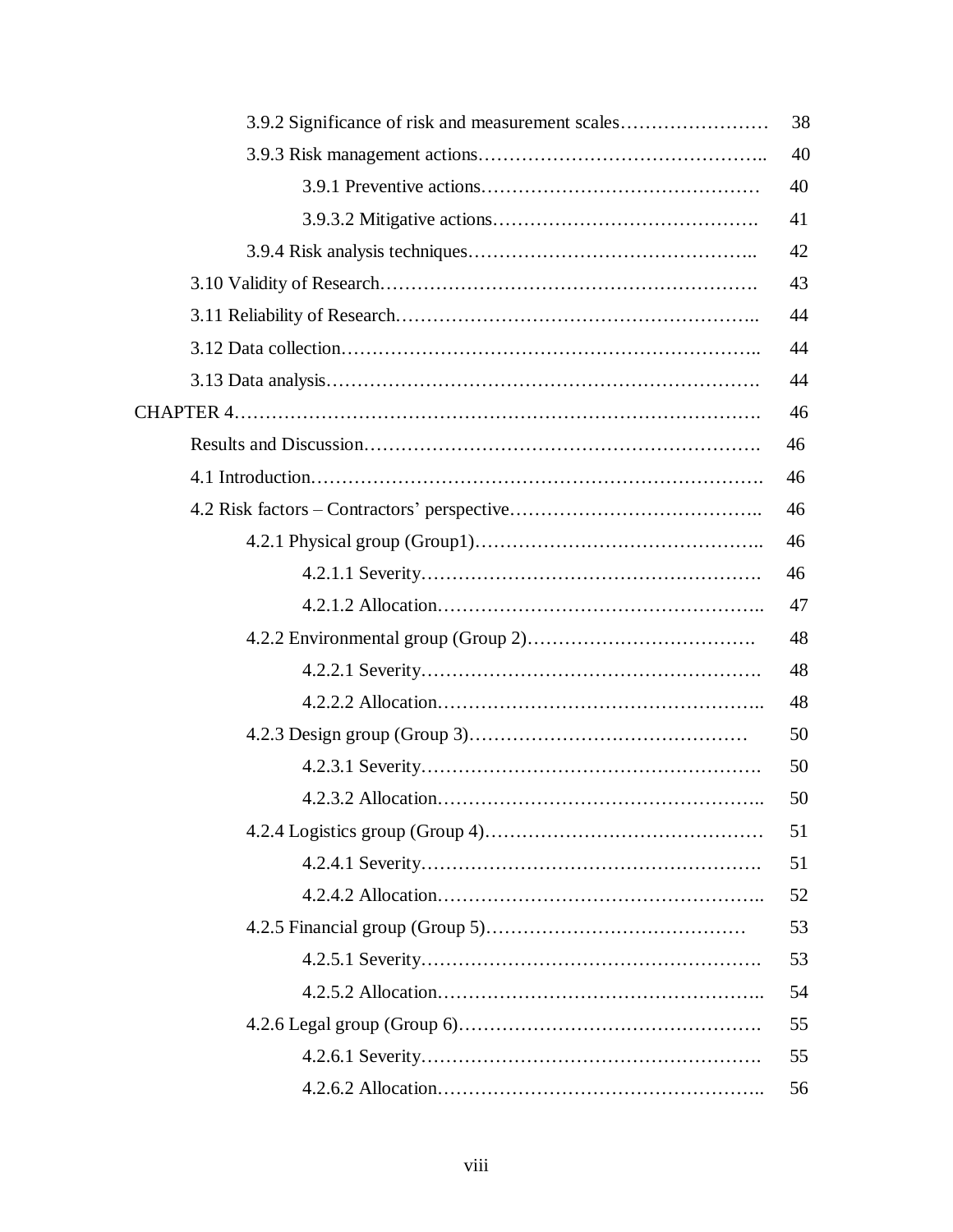3.9.2 Significance of risk and measurement scales…………………… 38

3.9.3 Risk management actions……………………………………….. 40

3.9.1 Preventive actions……………………………………… 40

3.9.3.2 Mitigative actions……………………………………. 41

3.9.4 Risk analysis techniques……………………………………….. 42

3.10 Validity of Research…………………………………………………. 43

3.11 Reliability of Research……………………………………………….. 44

3.12 Data collection……………………………………………………….. 44

3.13 Data analysis…………………………………………………………. 44

CHAPTER 4………………………………………………………………………. 46

Results and Discussion……………………………………………………. 46

4.1 Introduction……………………………………………………………. 46

4.2 Risk factors – Contractors' perspective………………………………….. 46

4.2.1 Physical group (Group1)……………………………………….. 46

4.2.1.1 Severity………………………………………………. 46

4.2.1.2 Allocation…………………………………………….. 47

4.2.2 Environmental group (Group 2)………………………………. 48

4.2.2.1 Severity………………………………………………. 48

4.2.2.2 Allocation…………………………………………….. 48

4.2.3 Design group (Group 3)……………………………………… 50

4.2.3.1 Severity………………………………………………. 50

4.2.3.2 Allocation…………………………………………….. 50

4.2.4 Logistics group (Group 4)……………………………………… 51

4.2.4.1 Severity………………………………………………. 51

4.2.4.2 Allocation…………………………………………….. 52

4.2.5 Financial group (Group 5)…………………………………… 53

4.2.5.1 Severity………………………………………………. 53

4.2.5.2 Allocation…………………………………………….. 54

4.2.6 Legal group (Group 6)…………………………………………. 55

4.2.6.1 Severity………………………………………………. 55

4.2.6.2 Allocation…………………………………………….. 56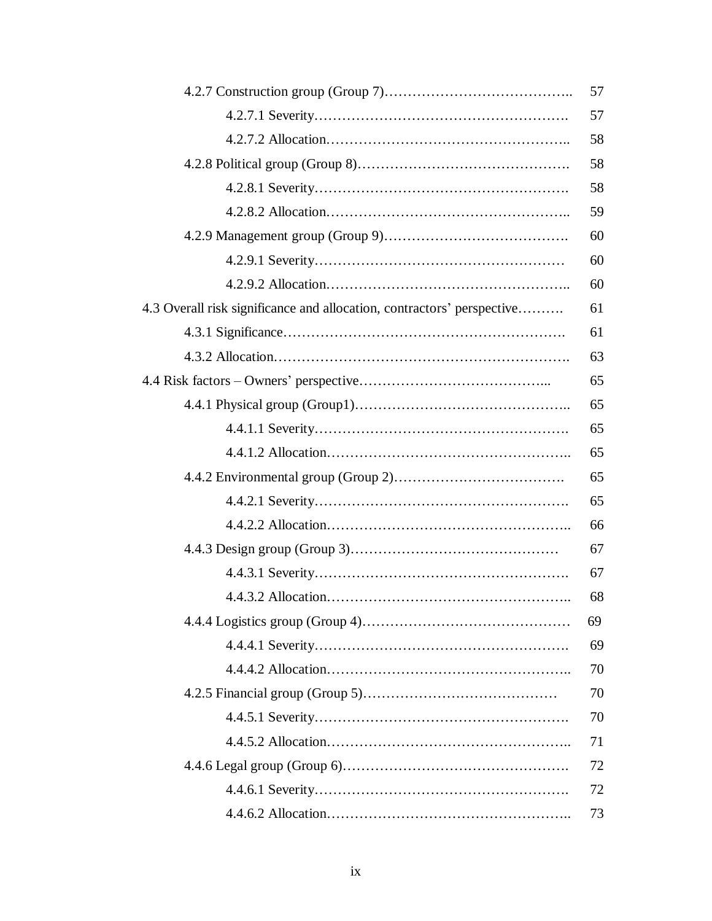4.2.7 Construction group (Group 7)………………………………….. 57

4.2.7.1 Severity………………………………………………. 57

4.2.7.2 Allocation…………………………………………….. 58

4.2.8 Political group (Group 8)………………………………………. 58

4.2.8.1 Severity………………………………………………. 58

4.2.8.2 Allocation…………………………………………….. 59

4.2.9 Management group (Group 9)…………………………………. 60

4.2.9.1 Severity……………………………………………… 60

4.2.9.2 Allocation…………………………………………….. 60

4.3 Overall risk significance and allocation, contractors' perspective………. 61

4.3.1 Significance……………………………………………………. 61

4.3.2 Allocation………………………………………………………. 63

4.4 Risk factors – Owners' perspective…………………………………... 65

4.4.1 Physical group (Group1)……………………………………….. 65

4.4.1.1 Severity………………………………………………. 65

4.4.1.2 Allocation…………………………………………….. 65

4.4.2 Environmental group (Group 2)………………………………. 65

4.4.2.1 Severity………………………………………………. 65

4.4.2.2 Allocation…………………………………………….. 66

4.4.3 Design group (Group 3)……………………………………… 67

4.4.3.1 Severity………………………………………………. 67

4.4.3.2 Allocation…………………………………………….. 68

4.4.4 Logistics group (Group 4)……………………………………… 69

4.4.4.1 Severity………………………………………………. 69

4.4.4.2 Allocation…………………………………………….. 70

4.2.5 Financial group (Group 5)…………………………………… 70

4.4.5.1 Severity………………………………………………. 70

4.4.5.2 Allocation…………………………………………….. 71

4.4.6 Legal group (Group 6)…………………………………………. 72

4.4.6.1 Severity………………………………………………. 72

4.4.6.2 Allocation…………………………………………….. 73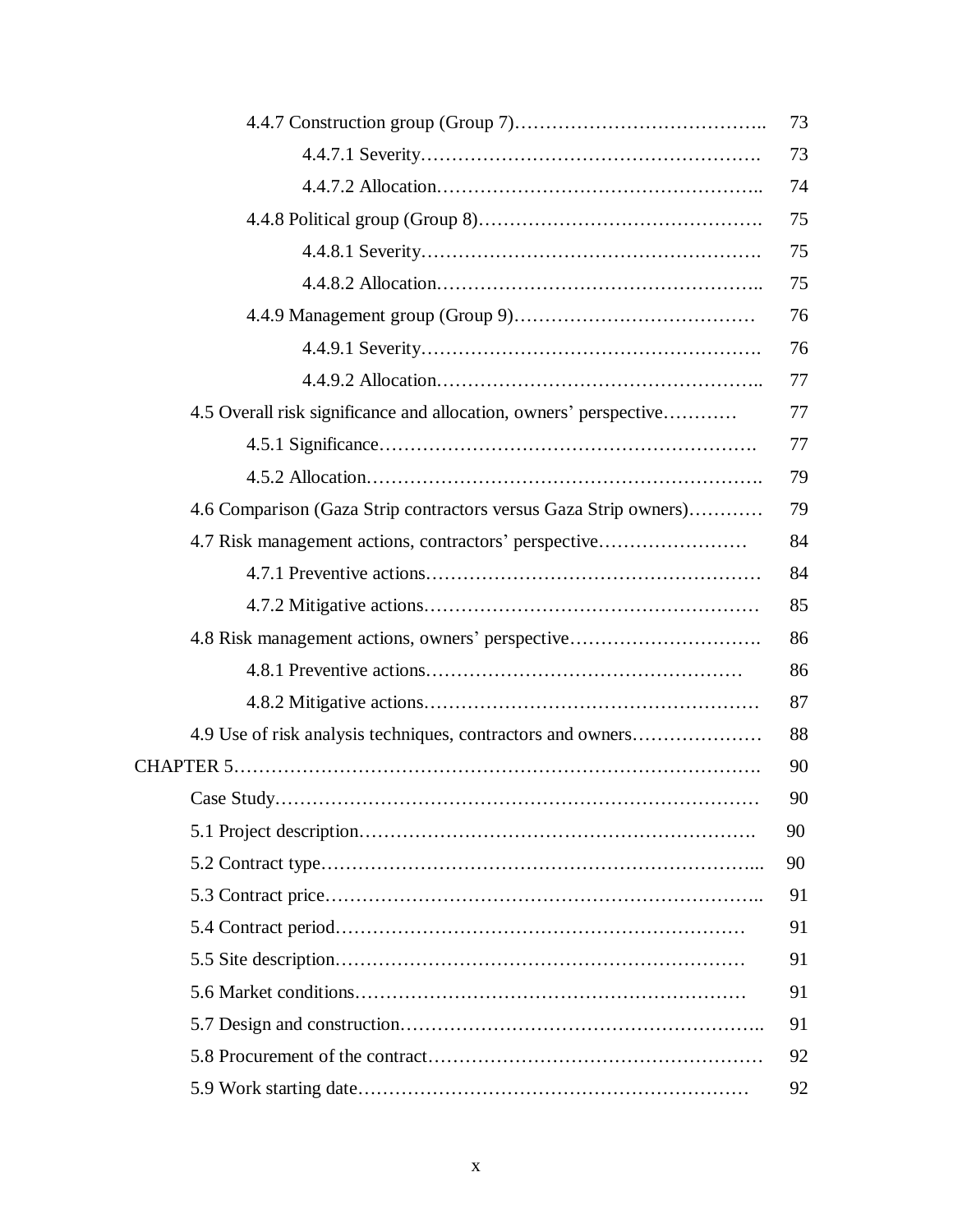4.4.7 Construction group (Group 7)………………………………….. 73

4.4.7.1 Severity………………………………………………. 73

4.4.7.2 Allocation…………………………………………….. 74

4.4.8 Political group (Group 8)………………………………………. 75

4.4.8.1 Severity………………………………………………. 75

4.4.8.2 Allocation…………………………………………….. 75

4.4.9 Management group (Group 9)………………………………… 76

4.4.9.1 Severity………………………………………………. 76

4.4.9.2 Allocation…………………………………………….. 77

4.5 Overall risk significance and allocation, owners' perspective………… 77

4.5.1 Significance…………………………………………………. 77

4.5.2 Allocation……………………………………………………. 79

4.6 Comparison (Gaza Strip contractors versus Gaza Strip owners)………… 79

4.7 Risk management actions, contractors' perspective…………………… 84

4.7.1 Preventive actions……………………………………………… 84

4.7.2 Mitigative actions……………………………………………… 85

4.8 Risk management actions, owners' perspective…………………………. 86

4.8.1 Preventive actions…………………………………………… 86

4.8.2 Mitigative actions……………………………………………… 87

4.9 Use of risk analysis techniques, contractors and owners………………… 88

CHAPTER 5……………………………………………………………………….. 90

Case Study………………………………………………………………… 90

5.1 Project description……………………………………………………. 90

5.2 Contract type…………………………………………………………... 90

5.3 Contract price………………………………………………………….. 91

5.4 Contract period………………………………………………………… 91

5.5 Site description………………………………………………………… 91

5.6 Market conditions……………………………………………………… 91

5.7 Design and construction……………………………………………….. 91

5.8 Procurement of the contract…………………………………………… 92

5.9 Work starting date……………………………………………………… 92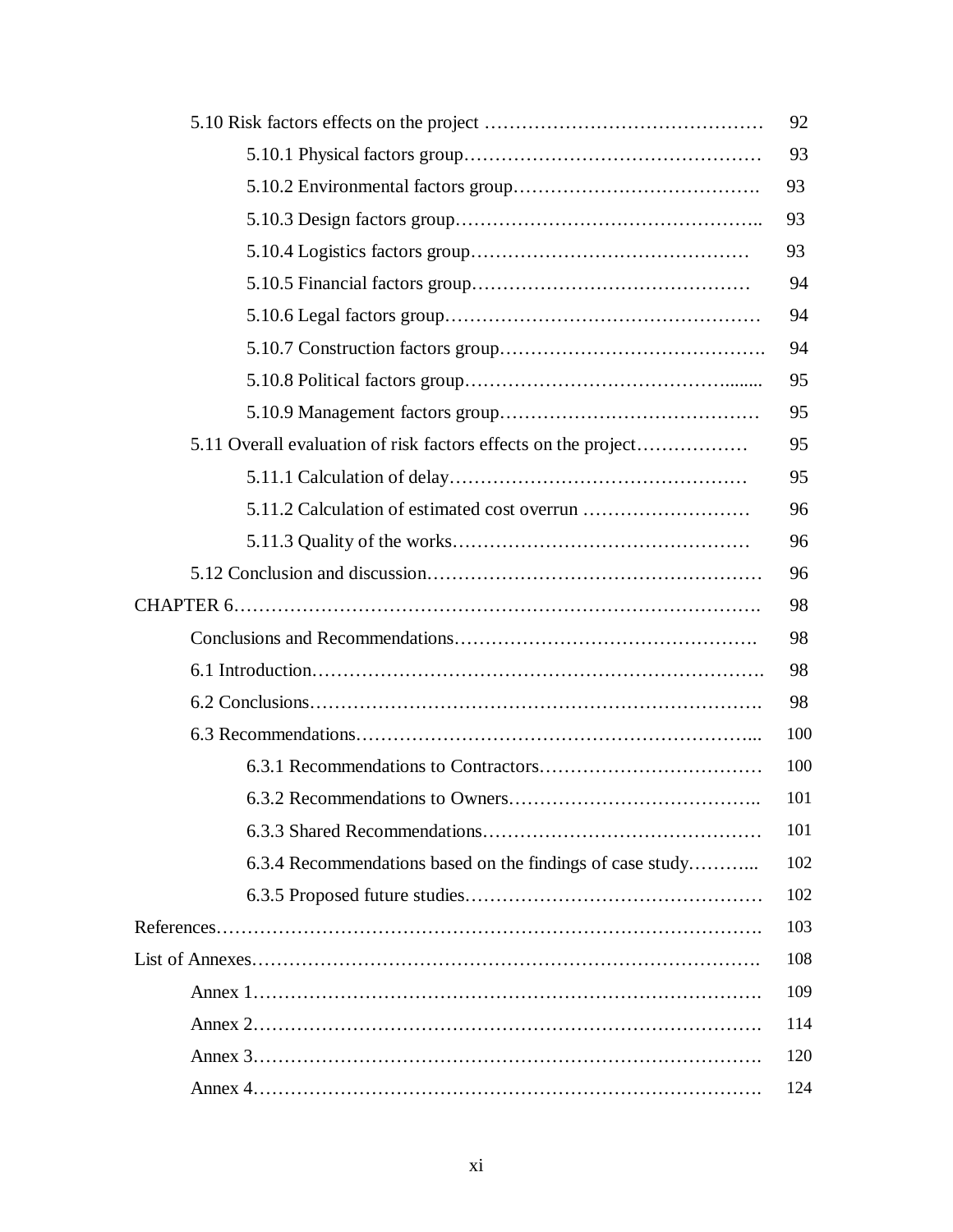5.10 Risk factors effects on the project ……………………………………… 92

5.10.1 Physical factors group………………………………………… 93

5.10.2 Environmental factors group…………………………………. 93

5.10.3 Design factors group………………………………………….. 93

5.10.4 Logistics factors group……………………………………… 93

5.10.5 Financial factors group………………………………………. 94

5.10.6 Legal factors group…………………………………………… 94

5.10.7 Construction factors group……………………………………. 94

5.10.8 Political factors group…………………………………........ 95

5.10.9 Management factors group…………………………………… 95

5.11 Overall evaluation of risk factors effects on the project……………… 95

5.11.1 Calculation of delay………………………………………… 95

5.11.2 Calculation of estimated cost overrun ……………………… 96

5.11.3 Quality of the works………………………………………… 96

5.12 Conclusion and discussion……………………………………………… 96

CHAPTER 6………………………………………………………………………. 98

Conclusions and Recommendations…………………………………………. 98

6.1 Introduction……………………………………………………………. 98

6.2 Conclusions……………………………………………………………. 98

6.3 Recommendations……………………………………………………... 100

6.3.1 Recommendations to Contractors……………………………… 100

6.3.2 Recommendations to Owners………………………………….. 101

6.3.3 Shared Recommendations……………………………………… 101

6.3.4 Recommendations based on the findings of case study……….. 102

6.3.5 Proposed future studies………………………………………… 102

References………………………………………………………………………. 103

List of Annexes…………………………………………………………………. 108

Annex 1……………………………………………………………………. 109

Annex 2……………………………………………………………………. 114

Annex 3……………………………………………………………………. 120

Annex 4……………………………………………………………………. 124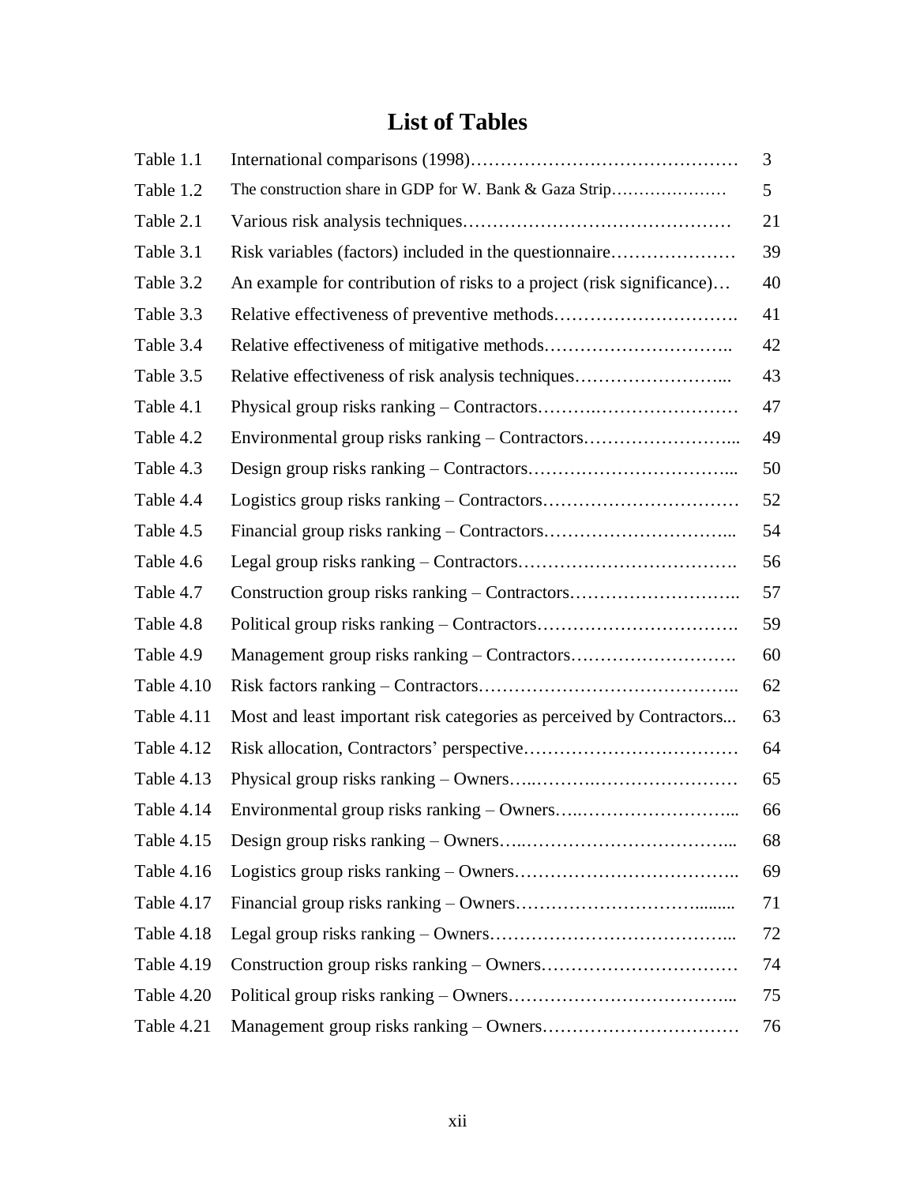# List of Tables

| | | |
|---|---|---|
| Table 1.1 | International comparisons (1998)……………………………………… | 3 |
| Table 1.2 | The construction share in GDP for W. Bank & Gaza Strip………………… | 5 |
| Table 2.1 | Various risk analysis techniques……………………………………… | 21 |
| Table 3.1 | Risk variables (factors) included in the questionnaire………………… | 39 |
| Table 3.2 | An example for contribution of risks to a project (risk significance)… | 40 |
| Table 3.3 | Relative effectiveness of preventive methods…………………………. | 41 |
| Table 3.4 | Relative effectiveness of mitigative methods…………………………. | 42 |
| Table 3.5 | Relative effectiveness of risk analysis techniques……………………... | 43 |
| Table 4.1 | Physical group risks ranking – Contractors……….…………………… | 47 |
| Table 4.2 | Environmental group risks ranking – Contractors……………………... | 49 |
| Table 4.3 | Design group risks ranking – Contractors……………………………... | 50 |
| Table 4.4 | Logistics group risks ranking – Contractors…………………………… | 52 |
| Table 4.5 | Financial group risks ranking – Contractors…………………………... | 54 |
| Table 4.6 | Legal group risks ranking – Contractors………………………………. | 56 |
| Table 4.7 | Construction group risks ranking – Contractors……………………….. | 57 |
| Table 4.8 | Political group risks ranking – Contractors……………………………. | 59 |
| Table 4.9 | Management group risks ranking – Contractors……………………….. | 60 |
| Table 4.10 | Risk factors ranking – Contractors…………………………………….. | 62 |
| Table 4.11 | Most and least important risk categories as perceived by Contractors... | 63 |
| Table 4.12 | Risk allocation, Contractors' perspective……………………………… | 64 |
| Table 4.13 | Physical group risks ranking – Owners…..……….…………………… | 65 |
| Table 4.14 | Environmental group risks ranking – Owners…..……………………... | 66 |
| Table 4.15 | Design group risks ranking – Owners…..……………………………... | 68 |
| Table 4.16 | Logistics group risks ranking – Owners……………………………….. | 69 |
| Table 4.17 | Financial group risks ranking – Owners……………………………......... | 71 |
| Table 4.18 | Legal group risks ranking – Owners…………………………………... | 72 |
| Table 4.19 | Construction group risks ranking – Owners…………………………… | 74 |
| Table 4.20 | Political group risks ranking – Owners………………………………... | 75 |
| Table 4.21 | Management group risks ranking – Owners…………………………… | 76 |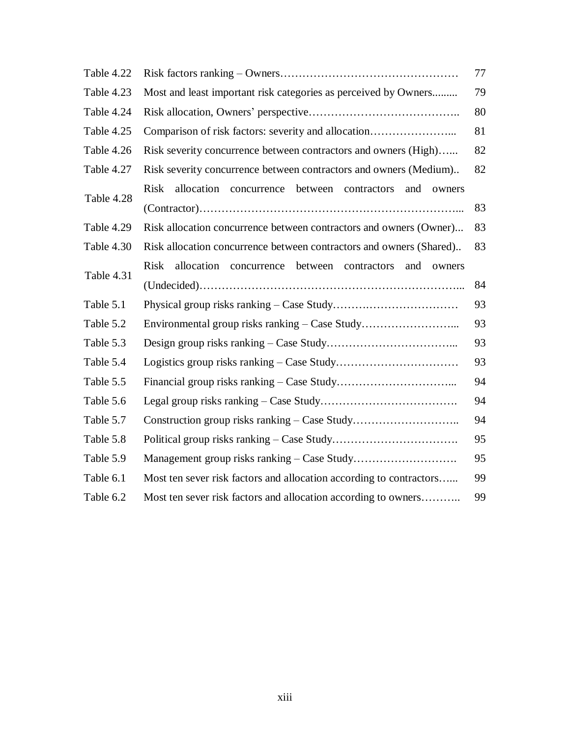| | | |
|---|---|---|
| Table 4.22 | Risk factors ranking – Owners………………………………………… | 77 |
| Table 4.23 | Most and least important risk categories as perceived by Owners......... | 79 |
| Table 4.24 | Risk allocation, Owners' perspective………………………………….. | 80 |
| Table 4.25 | Comparison of risk factors: severity and allocation…………………... | 81 |
| Table 4.26 | Risk severity concurrence between contractors and owners (High)…... | 82 |
| Table 4.27 | Risk severity concurrence between contractors and owners (Medium).. | 82 |
| Table 4.28 | Risk allocation concurrence between contractors and owners (Contractor)…………………………………………………………... | 83 |
| Table 4.29 | Risk allocation concurrence between contractors and owners (Owner)... | 83 |
| Table 4.30 | Risk allocation concurrence between contractors and owners (Shared).. | 83 |
| Table 4.31 | Risk allocation concurrence between contractors and owners (Undecided)…………………………………………………………... | 84 |
| Table 5.1 | Physical group risks ranking – Case Study……………………………… | 93 |
| Table 5.2 | Environmental group risks ranking – Case Study……………………... | 93 |
| Table 5.3 | Design group risks ranking – Case Study……………………………... | 93 |
| Table 5.4 | Logistics group risks ranking – Case Study…………………………… | 93 |
| Table 5.5 | Financial group risks ranking – Case Study…………………………... | 94 |
| Table 5.6 | Legal group risks ranking – Case Study………………………………. | 94 |
| Table 5.7 | Construction group risks ranking – Case Study……………………….. | 94 |
| Table 5.8 | Political group risks ranking – Case Study……………………………. | 95 |
| Table 5.9 | Management group risks ranking – Case Study………………………. | 95 |
| Table 6.1 | Most ten sever risk factors and allocation according to contractors…... | 99 |
| Table 6.2 | Most ten sever risk factors and allocation according to owners……….. | 99 |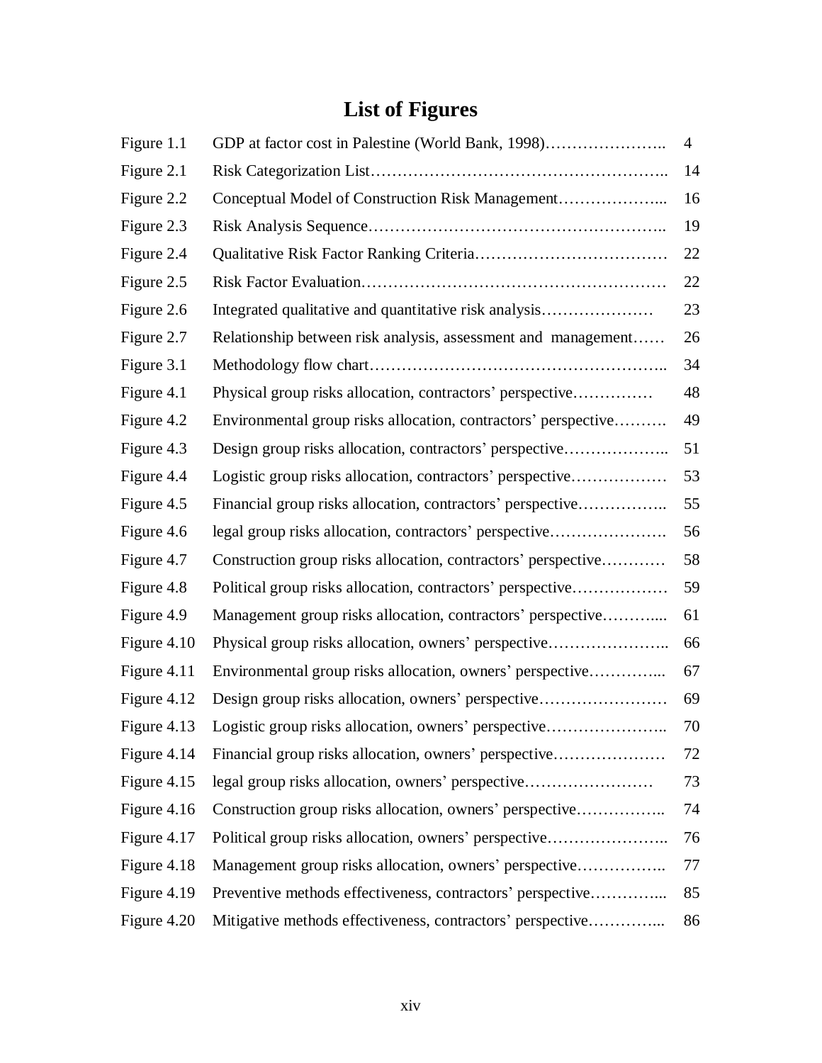# List of Figures

| | | |
|---|---|---|
| Figure 1.1 | GDP at factor cost in Palestine (World Bank, 1998)………………….. | 4 |
| Figure 2.1 | Risk Categorization List……………………………………………….. | 14 |
| Figure 2.2 | Conceptual Model of Construction Risk Management………………... | 16 |
| Figure 2.3 | Risk Analysis Sequence……………………………………………….. | 19 |
| Figure 2.4 | Qualitative Risk Factor Ranking Criteria……………………………… | 22 |
| Figure 2.5 | Risk Factor Evaluation………………………………………………… | 22 |
| Figure 2.6 | Integrated qualitative and quantitative risk analysis………………… | 23 |
| Figure 2.7 | Relationship between risk analysis, assessment and management…… | 26 |
| Figure 3.1 | Methodology flow chart……………………………………………….. | 34 |
| Figure 4.1 | Physical group risks allocation, contractors' perspective…………… | 48 |
| Figure 4.2 | Environmental group risks allocation, contractors' perspective………. | 49 |
| Figure 4.3 | Design group risks allocation, contractors' perspective……………….. | 51 |
| Figure 4.4 | Logistic group risks allocation, contractors' perspective……………… | 53 |
| Figure 4.5 | Financial group risks allocation, contractors' perspective…………….. | 55 |
| Figure 4.6 | legal group risks allocation, contractors' perspective…………………. | 56 |
| Figure 4.7 | Construction group risks allocation, contractors' perspective………… | 58 |
| Figure 4.8 | Political group risks allocation, contractors' perspective……………… | 59 |
| Figure 4.9 | Management group risks allocation, contractors' perspective………... | 61 |
| Figure 4.10 | Physical group risks allocation, owners' perspective………………….. | 66 |
| Figure 4.11 | Environmental group risks allocation, owners' perspective…………... | 67 |
| Figure 4.12 | Design group risks allocation, owners' perspective…………………… | 69 |
| Figure 4.13 | Logistic group risks allocation, owners' perspective………………….. | 70 |
| Figure 4.14 | Financial group risks allocation, owners' perspective………………… | 72 |
| Figure 4.15 | legal group risks allocation, owners' perspective…………………… | 73 |
| Figure 4.16 | Construction group risks allocation, owners' perspective…………….. | 74 |
| Figure 4.17 | Political group risks allocation, owners' perspective………………….. | 76 |
| Figure 4.18 | Management group risks allocation, owners' perspective…………….. | 77 |
| Figure 4.19 | Preventive methods effectiveness, contractors' perspective…………... | 85 |
| Figure 4.20 | Mitigative methods effectiveness, contractors' perspective…………... | 86 |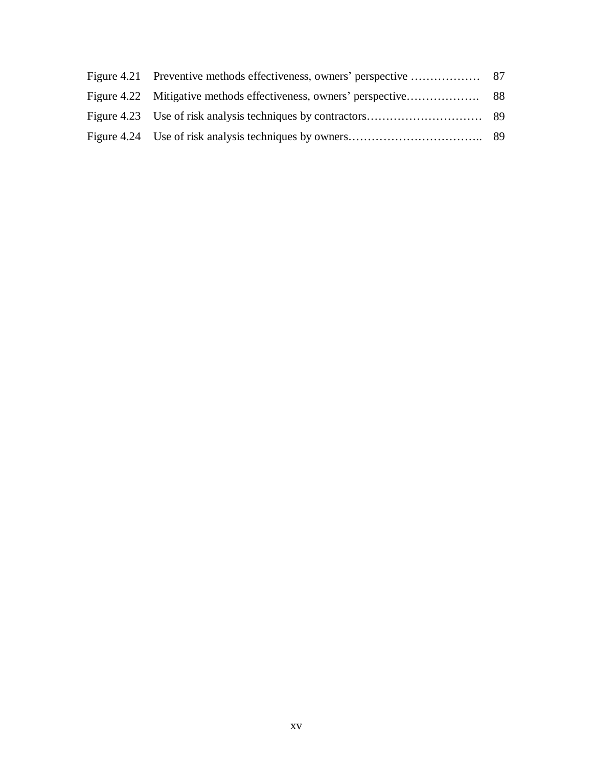| | | |
|---|---|---|
| Figure 4.21 | Preventive methods effectiveness, owners' perspective ……………… | 87 |
| Figure 4.22 | Mitigative methods effectiveness, owners' perspective………………. | 88 |
| Figure 4.23 | Use of risk analysis techniques by contractors………………………… | 89 |
| Figure 4.24 | Use of risk analysis techniques by owners…………………………….. | 89 |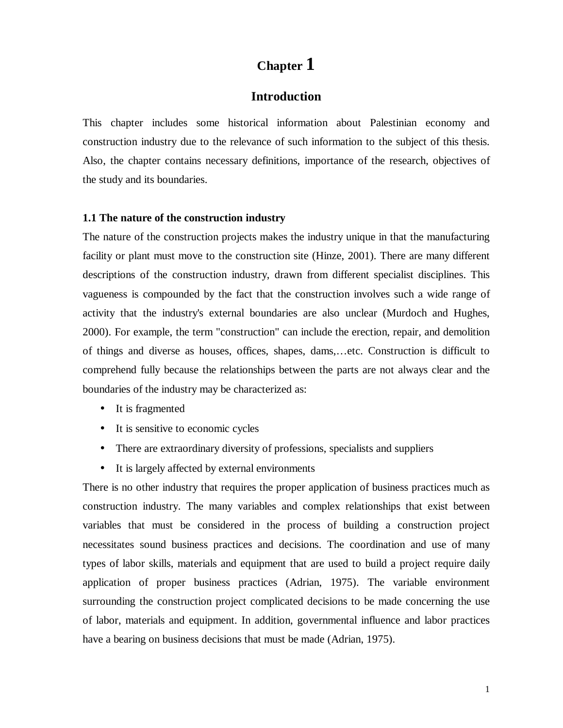# Chapter 1

## Introduction

This chapter includes some historical information about Palestinian economy and construction industry due to the relevance of such information to the subject of this thesis. Also, the chapter contains necessary definitions, importance of the research, objectives of the study and its boundaries.

### 1.1 The nature of the construction industry

The nature of the construction projects makes the industry unique in that the manufacturing facility or plant must move to the construction site (Hinze, 2001). There are many different descriptions of the construction industry, drawn from different specialist disciplines. This vagueness is compounded by the fact that the construction involves such a wide range of activity that the industry's external boundaries are also unclear (Murdoch and Hughes, 2000). For example, the term "construction" can include the erection, repair, and demolition of things and diverse as houses, offices, shapes, dams,…etc. Construction is difficult to comprehend fully because the relationships between the parts are not always clear and the boundaries of the industry may be characterized as:

- It is fragmented
- It is sensitive to economic cycles
- There are extraordinary diversity of professions, specialists and suppliers
- It is largely affected by external environments

There is no other industry that requires the proper application of business practices much as construction industry. The many variables and complex relationships that exist between variables that must be considered in the process of building a construction project necessitates sound business practices and decisions. The coordination and use of many types of labor skills, materials and equipment that are used to build a project require daily application of proper business practices (Adrian, 1975). The variable environment surrounding the construction project complicated decisions to be made concerning the use of labor, materials and equipment. In addition, governmental influence and labor practices have a bearing on business decisions that must be made (Adrian, 1975).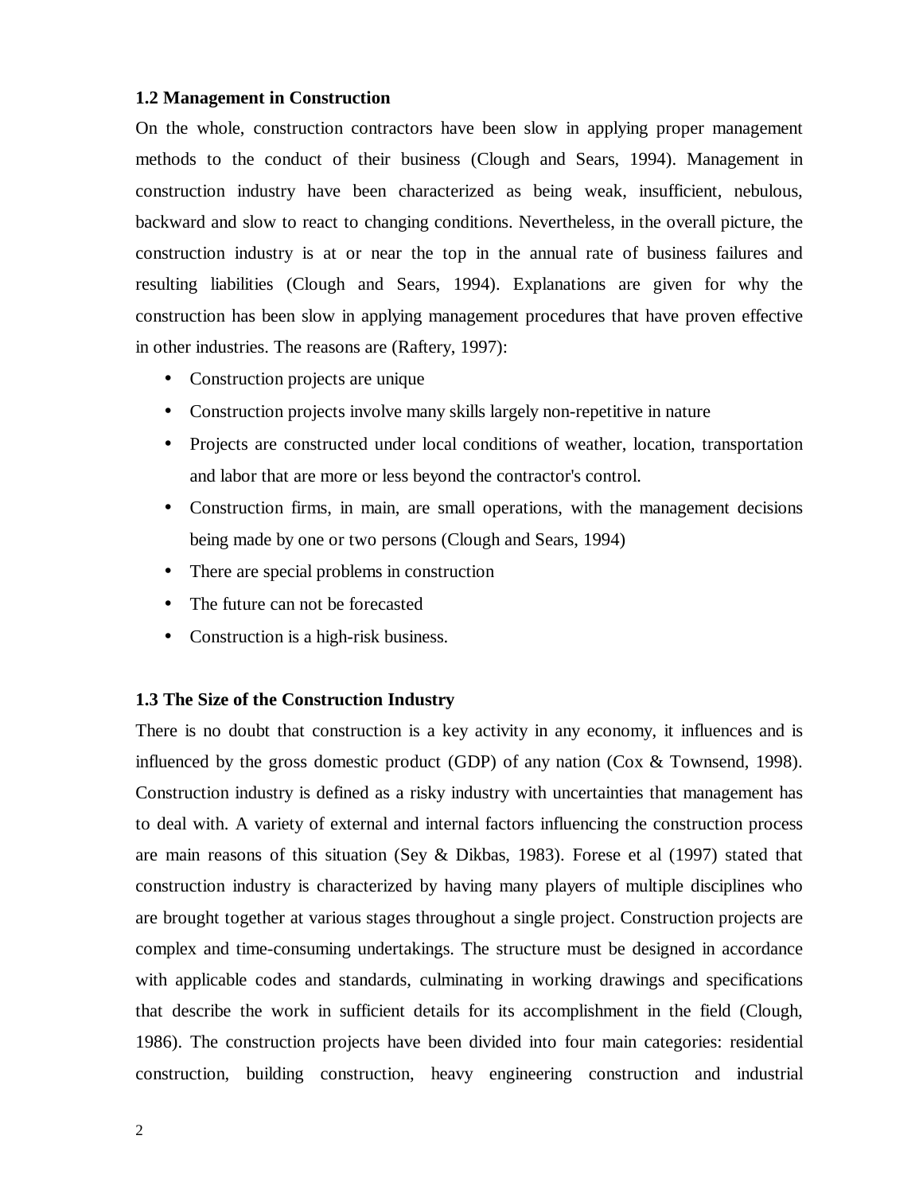### 1.2 Management in Construction

On the whole, construction contractors have been slow in applying proper management methods to the conduct of their business (Clough and Sears, 1994). Management in construction industry have been characterized as being weak, insufficient, nebulous, backward and slow to react to changing conditions. Nevertheless, in the overall picture, the construction industry is at or near the top in the annual rate of business failures and resulting liabilities (Clough and Sears, 1994). Explanations are given for why the construction has been slow in applying management procedures that have proven effective in other industries. The reasons are (Raftery, 1997):

- Construction projects are unique
- Construction projects involve many skills largely non-repetitive in nature
- Projects are constructed under local conditions of weather, location, transportation and labor that are more or less beyond the contractor's control.
- Construction firms, in main, are small operations, with the management decisions being made by one or two persons (Clough and Sears, 1994)
- There are special problems in construction
- The future can not be forecasted
- Construction is a high-risk business.

### 1.3 The Size of the Construction Industry

There is no doubt that construction is a key activity in any economy, it influences and is influenced by the gross domestic product (GDP) of any nation (Cox & Townsend, 1998). Construction industry is defined as a risky industry with uncertainties that management has to deal with. A variety of external and internal factors influencing the construction process are main reasons of this situation (Sey & Dikbas, 1983). Forese et al (1997) stated that construction industry is characterized by having many players of multiple disciplines who are brought together at various stages throughout a single project. Construction projects are complex and time-consuming undertakings. The structure must be designed in accordance with applicable codes and standards, culminating in working drawings and specifications that describe the work in sufficient details for its accomplishment in the field (Clough, 1986). The construction projects have been divided into four main categories: residential construction, building construction, heavy engineering construction and industrial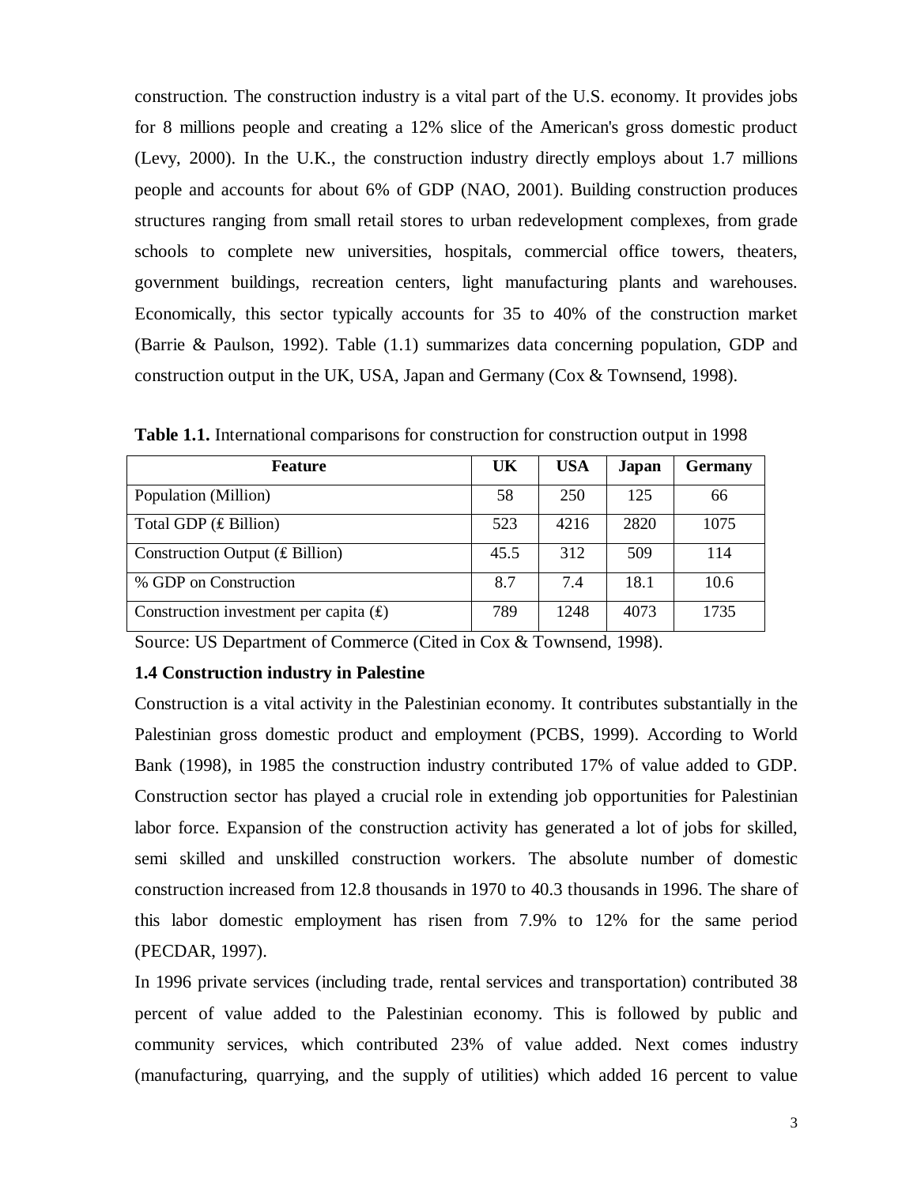construction. The construction industry is a vital part of the U.S. economy. It provides jobs for 8 millions people and creating a 12% slice of the American's gross domestic product (Levy, 2000). In the U.K., the construction industry directly employs about 1.7 millions people and accounts for about 6% of GDP (NAO, 2001). Building construction produces structures ranging from small retail stores to urban redevelopment complexes, from grade schools to complete new universities, hospitals, commercial office towers, theaters, government buildings, recreation centers, light manufacturing plants and warehouses. Economically, this sector typically accounts for 35 to 40% of the construction market (Barrie & Paulson, 1992). Table (1.1) summarizes data concerning population, GDP and construction output in the UK, USA, Japan and Germany (Cox & Townsend, 1998).

**Table 1.1.** International comparisons for construction for construction output in 1998

| Feature | UK | USA | Japan | Germany |
|---|---|---|---|---|
| Population (Million) | 58 | 250 | 125 | 66 |
| Total GDP (£ Billion) | 523 | 4216 | 2820 | 1075 |
| Construction Output (£ Billion) | 45.5 | 312 | 509 | 114 |
| % GDP on Construction | 8.7 | 7.4 | 18.1 | 10.6 |
| Construction investment per capita (£) | 789 | 1248 | 4073 | 1735 |

Source: US Department of Commerce (Cited in Cox & Townsend, 1998).

### 1.4 Construction industry in Palestine

Construction is a vital activity in the Palestinian economy. It contributes substantially in the Palestinian gross domestic product and employment (PCBS, 1999). According to World Bank (1998), in 1985 the construction industry contributed 17% of value added to GDP. Construction sector has played a crucial role in extending job opportunities for Palestinian labor force. Expansion of the construction activity has generated a lot of jobs for skilled, semi skilled and unskilled construction workers. The absolute number of domestic construction increased from 12.8 thousands in 1970 to 40.3 thousands in 1996. The share of this labor domestic employment has risen from 7.9% to 12% for the same period (PECDAR, 1997).

In 1996 private services (including trade, rental services and transportation) contributed 38 percent of value added to the Palestinian economy. This is followed by public and community services, which contributed 23% of value added. Next comes industry (manufacturing, quarrying, and the supply of utilities) which added 16 percent to value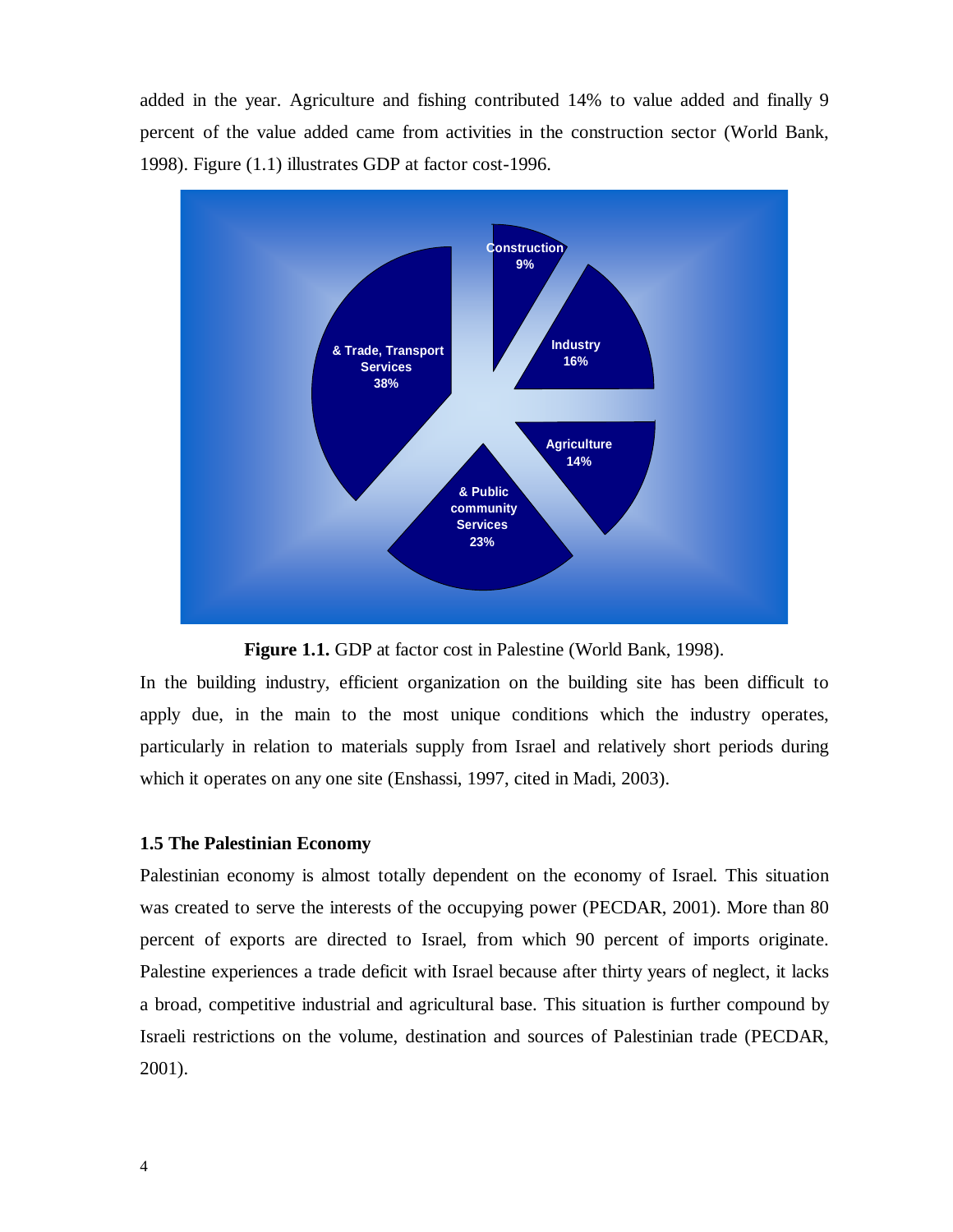added in the year. Agriculture and fishing contributed 14% to value added and finally 9 percent of the value added came from activities in the construction sector (World Bank, 1998). Figure (1.1) illustrates GDP at factor cost-1996.

**Figure 1.1.** GDP at factor cost in Palestine (World Bank, 1998).

In the building industry, efficient organization on the building site has been difficult to apply due, in the main to the most unique conditions which the industry operates, particularly in relation to materials supply from Israel and relatively short periods during which it operates on any one site (Enshassi, 1997, cited in Madi, 2003).

### 1.5 The Palestinian Economy

Palestinian economy is almost totally dependent on the economy of Israel. This situation was created to serve the interests of the occupying power (PECDAR, 2001). More than 80 percent of exports are directed to Israel, from which 90 percent of imports originate. Palestine experiences a trade deficit with Israel because after thirty years of neglect, it lacks a broad, competitive industrial and agricultural base. This situation is further compound by Israeli restrictions on the volume, destination and sources of Palestinian trade (PECDAR, 2001).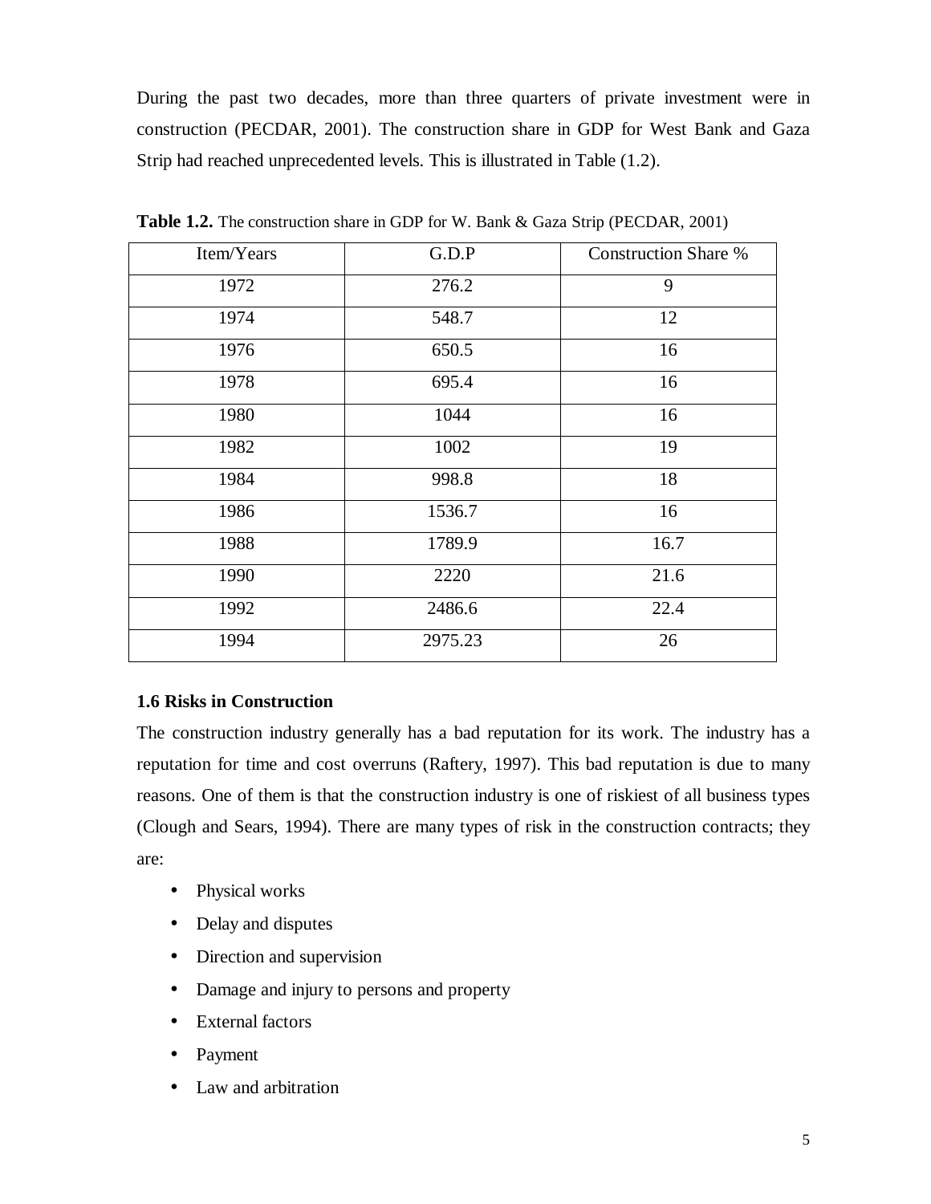During the past two decades, more than three quarters of private investment were in construction (PECDAR, 2001). The construction share in GDP for West Bank and Gaza Strip had reached unprecedented levels. This is illustrated in Table (1.2).

**Table 1.2.** The construction share in GDP for W. Bank & Gaza Strip (PECDAR, 2001)

| Item/Years | G.D.P | Construction Share % |
| --- | --- | --- |
| 1972 | 276.2 | 9 |
| 1974 | 548.7 | 12 |
| 1976 | 650.5 | 16 |
| 1978 | 695.4 | 16 |
| 1980 | 1044 | 16 |
| 1982 | 1002 | 19 |
| 1984 | 998.8 | 18 |
| 1986 | 1536.7 | 16 |
| 1988 | 1789.9 | 16.7 |
| 1990 | 2220 | 21.6 |
| 1992 | 2486.6 | 22.4 |
| 1994 | 2975.23 | 26 |

### 1.6 Risks in Construction

The construction industry generally has a bad reputation for its work. The industry has a reputation for time and cost overruns (Raftery, 1997). This bad reputation is due to many reasons. One of them is that the construction industry is one of riskiest of all business types (Clough and Sears, 1994). There are many types of risk in the construction contracts; they are:

- Physical works
- Delay and disputes
- Direction and supervision
- Damage and injury to persons and property
- External factors
- Payment
- Law and arbitration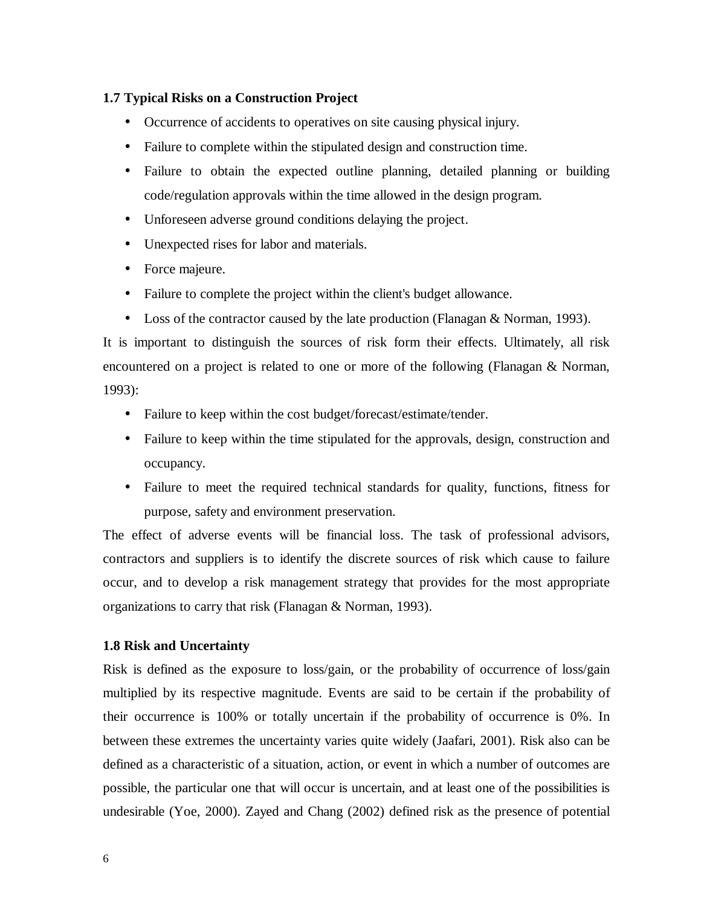### 1.7 Typical Risks on a Construction Project

- Occurrence of accidents to operatives on site causing physical injury.
- Failure to complete within the stipulated design and construction time.
- Failure to obtain the expected outline planning, detailed planning or building code/regulation approvals within the time allowed in the design program.
- Unforeseen adverse ground conditions delaying the project.
- Unexpected rises for labor and materials.
- Force majeure.
- Failure to complete the project within the client's budget allowance.
- Loss of the contractor caused by the late production (Flanagan & Norman, 1993).

It is important to distinguish the sources of risk form their effects. Ultimately, all risk encountered on a project is related to one or more of the following (Flanagan & Norman, 1993):

- Failure to keep within the cost budget/forecast/estimate/tender.
- Failure to keep within the time stipulated for the approvals, design, construction and occupancy.
- Failure to meet the required technical standards for quality, functions, fitness for purpose, safety and environment preservation.

The effect of adverse events will be financial loss. The task of professional advisors, contractors and suppliers is to identify the discrete sources of risk which cause to failure occur, and to develop a risk management strategy that provides for the most appropriate organizations to carry that risk (Flanagan & Norman, 1993).

### 1.8 Risk and Uncertainty

Risk is defined as the exposure to loss/gain, or the probability of occurrence of loss/gain multiplied by its respective magnitude. Events are said to be certain if the probability of their occurrence is 100% or totally uncertain if the probability of occurrence is 0%. In between these extremes the uncertainty varies quite widely (Jaafari, 2001). Risk also can be defined as a characteristic of a situation, action, or event in which a number of outcomes are possible, the particular one that will occur is uncertain, and at least one of the possibilities is undesirable (Yoe, 2000). Zayed and Chang (2002) defined risk as the presence of potential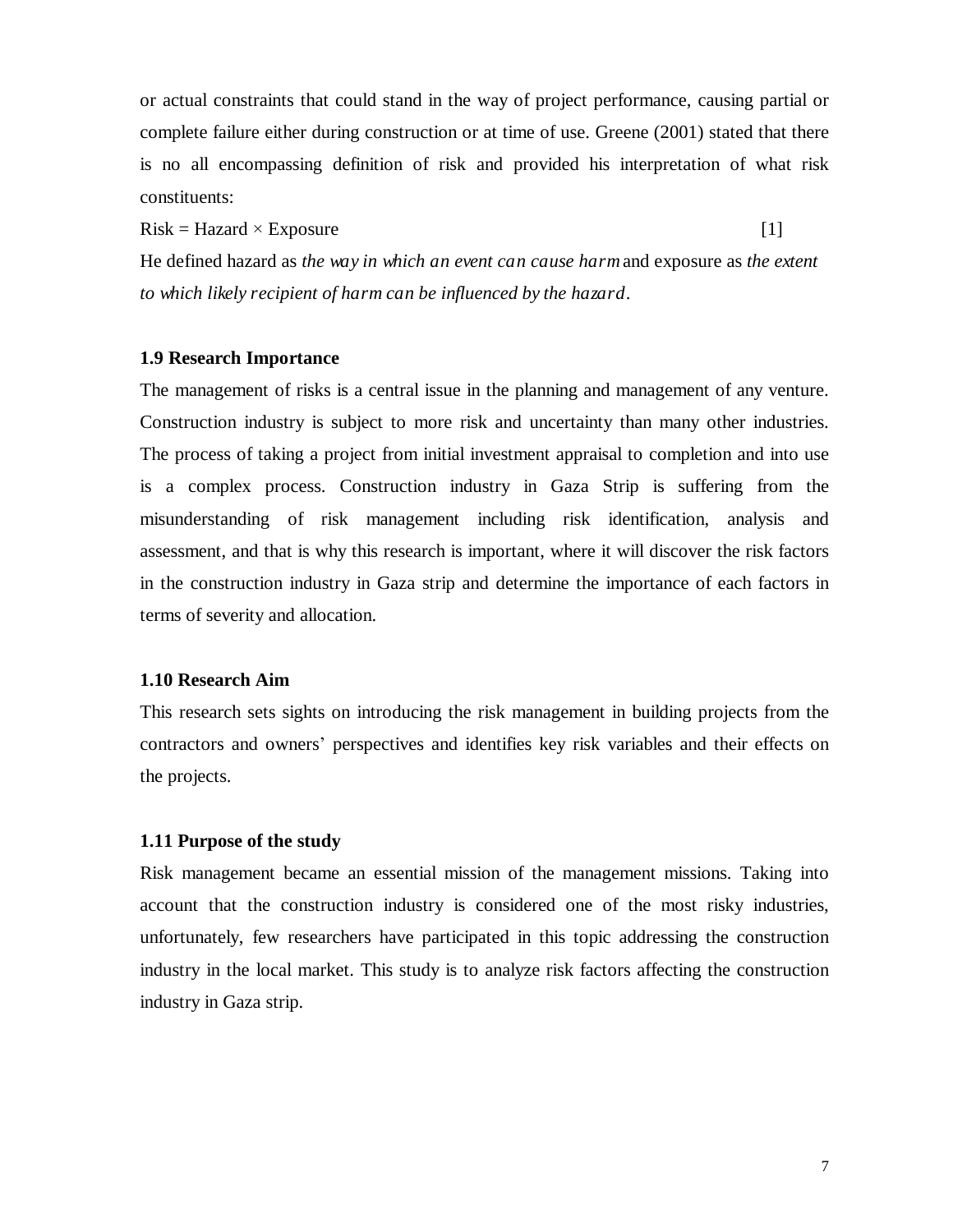or actual constraints that could stand in the way of project performance, causing partial or complete failure either during construction or at time of use. Greene (2001) stated that there is no all encompassing definition of risk and provided his interpretation of what risk constituents:

$$\text{Risk} = \text{Hazard} \times \text{Exposure} \qquad [1]$$

He defined hazard as *the way in which an event can cause harm* and exposure as *the extent to which likely recipient of harm can be influenced by the hazard*.

### 1.9 Research Importance

The management of risks is a central issue in the planning and management of any venture. Construction industry is subject to more risk and uncertainty than many other industries. The process of taking a project from initial investment appraisal to completion and into use is a complex process. Construction industry in Gaza Strip is suffering from the misunderstanding of risk management including risk identification, analysis and assessment, and that is why this research is important, where it will discover the risk factors in the construction industry in Gaza strip and determine the importance of each factors in terms of severity and allocation.

### 1.10 Research Aim

This research sets sights on introducing the risk management in building projects from the contractors and owners' perspectives and identifies key risk variables and their effects on the projects.

### 1.11 Purpose of the study

Risk management became an essential mission of the management missions. Taking into account that the construction industry is considered one of the most risky industries, unfortunately, few researchers have participated in this topic addressing the construction industry in the local market. This study is to analyze risk factors affecting the construction industry in Gaza strip.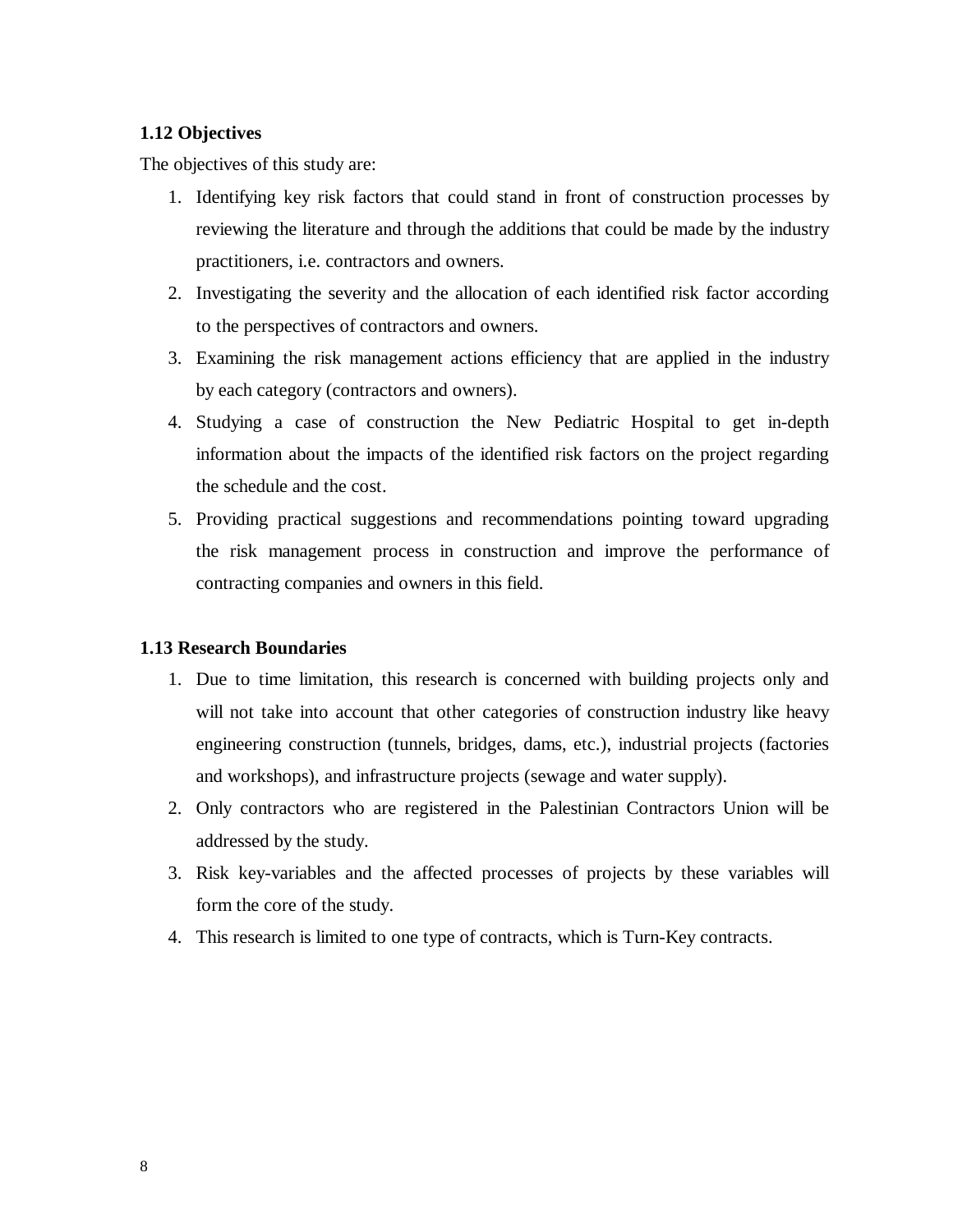### 1.12 Objectives

The objectives of this study are:

1. Identifying key risk factors that could stand in front of construction processes by reviewing the literature and through the additions that could be made by the industry practitioners, i.e. contractors and owners.
2. Investigating the severity and the allocation of each identified risk factor according to the perspectives of contractors and owners.
3. Examining the risk management actions efficiency that are applied in the industry by each category (contractors and owners).
4. Studying a case of construction the New Pediatric Hospital to get in-depth information about the impacts of the identified risk factors on the project regarding the schedule and the cost.
5. Providing practical suggestions and recommendations pointing toward upgrading the risk management process in construction and improve the performance of contracting companies and owners in this field.

### 1.13 Research Boundaries

1. Due to time limitation, this research is concerned with building projects only and will not take into account that other categories of construction industry like heavy engineering construction (tunnels, bridges, dams, etc.), industrial projects (factories and workshops), and infrastructure projects (sewage and water supply).
2. Only contractors who are registered in the Palestinian Contractors Union will be addressed by the study.
3. Risk key-variables and the affected processes of projects by these variables will form the core of the study.
4. This research is limited to one type of contracts, which is Turn-Key contracts.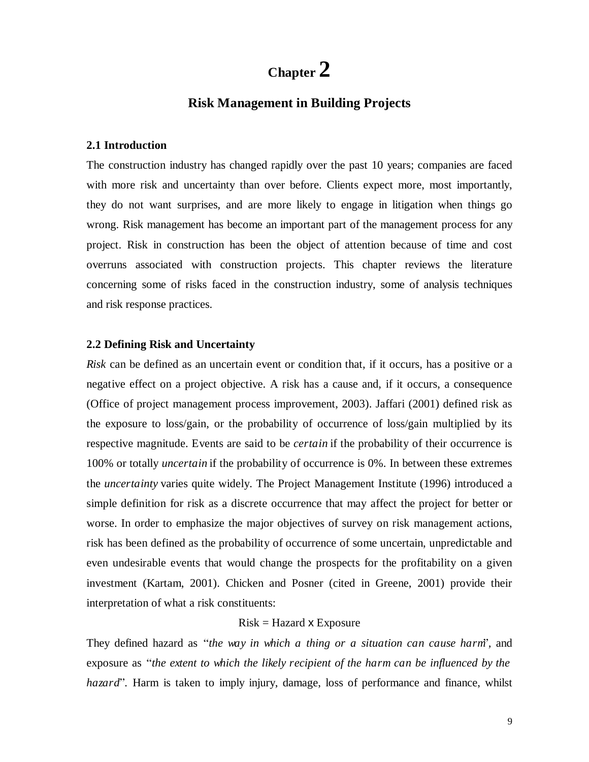# Chapter 2

## Risk Management in Building Projects

### 2.1 Introduction

The construction industry has changed rapidly over the past 10 years; companies are faced with more risk and uncertainty than over before. Clients expect more, most importantly, they do not want surprises, and are more likely to engage in litigation when things go wrong. Risk management has become an important part of the management process for any project. Risk in construction has been the object of attention because of time and cost overruns associated with construction projects. This chapter reviews the literature concerning some of risks faced in the construction industry, some of analysis techniques and risk response practices.

### 2.2 Defining Risk and Uncertainty

*Risk* can be defined as an uncertain event or condition that, if it occurs, has a positive or a negative effect on a project objective. A risk has a cause and, if it occurs, a consequence (Office of project management process improvement, 2003). Jaffari (2001) defined risk as the exposure to loss/gain, or the probability of occurrence of loss/gain multiplied by its respective magnitude. Events are said to be *certain* if the probability of their occurrence is 100% or totally *uncertain* if the probability of occurrence is 0%. In between these extremes the *uncertainty* varies quite widely. The Project Management Institute (1996) introduced a simple definition for risk as a discrete occurrence that may affect the project for better or worse. In order to emphasize the major objectives of survey on risk management actions, risk has been defined as the probability of occurrence of some uncertain, unpredictable and even undesirable events that would change the prospects for the profitability on a given investment (Kartam, 2001). Chicken and Posner (cited in Greene, 2001) provide their interpretation of what a risk constituents:

$$\text{Risk} = \text{Hazard} \times \text{Exposure}$$

They defined hazard as "*the way in which a thing or a situation can cause harm*", and exposure as "*the extent to which the likely recipient of the harm can be influenced by the hazard*". Harm is taken to imply injury, damage, loss of performance and finance, whilst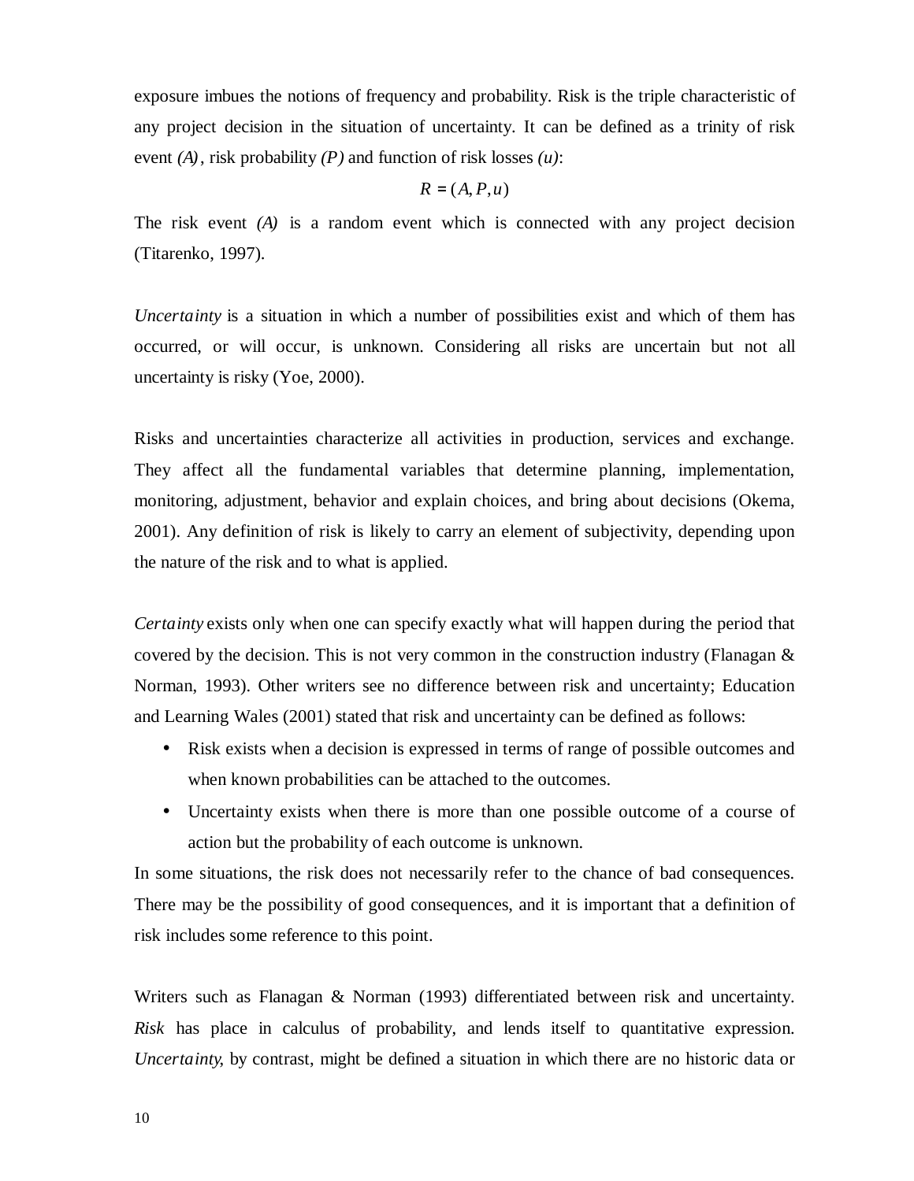exposure imbues the notions of frequency and probability. Risk is the triple characteristic of any project decision in the situation of uncertainty. It can be defined as a trinity of risk event *(A)*, risk probability *(P)* and function of risk losses *(u)*:

$$R = (A, P, u)$$

The risk event *(A)* is a random event which is connected with any project decision (Titarenko, 1997).

*Uncertainty* is a situation in which a number of possibilities exist and which of them has occurred, or will occur, is unknown. Considering all risks are uncertain but not all uncertainty is risky (Yoe, 2000).

Risks and uncertainties characterize all activities in production, services and exchange. They affect all the fundamental variables that determine planning, implementation, monitoring, adjustment, behavior and explain choices, and bring about decisions (Okema, 2001). Any definition of risk is likely to carry an element of subjectivity, depending upon the nature of the risk and to what is applied.

*Certainty* exists only when one can specify exactly what will happen during the period that covered by the decision. This is not very common in the construction industry (Flanagan & Norman, 1993). Other writers see no difference between risk and uncertainty; Education and Learning Wales (2001) stated that risk and uncertainty can be defined as follows:

- Risk exists when a decision is expressed in terms of range of possible outcomes and when known probabilities can be attached to the outcomes.
- Uncertainty exists when there is more than one possible outcome of a course of action but the probability of each outcome is unknown.

In some situations, the risk does not necessarily refer to the chance of bad consequences. There may be the possibility of good consequences, and it is important that a definition of risk includes some reference to this point.

Writers such as Flanagan & Norman (1993) differentiated between risk and uncertainty. *Risk* has place in calculus of probability, and lends itself to quantitative expression. *Uncertainty*, by contrast, might be defined a situation in which there are no historic data or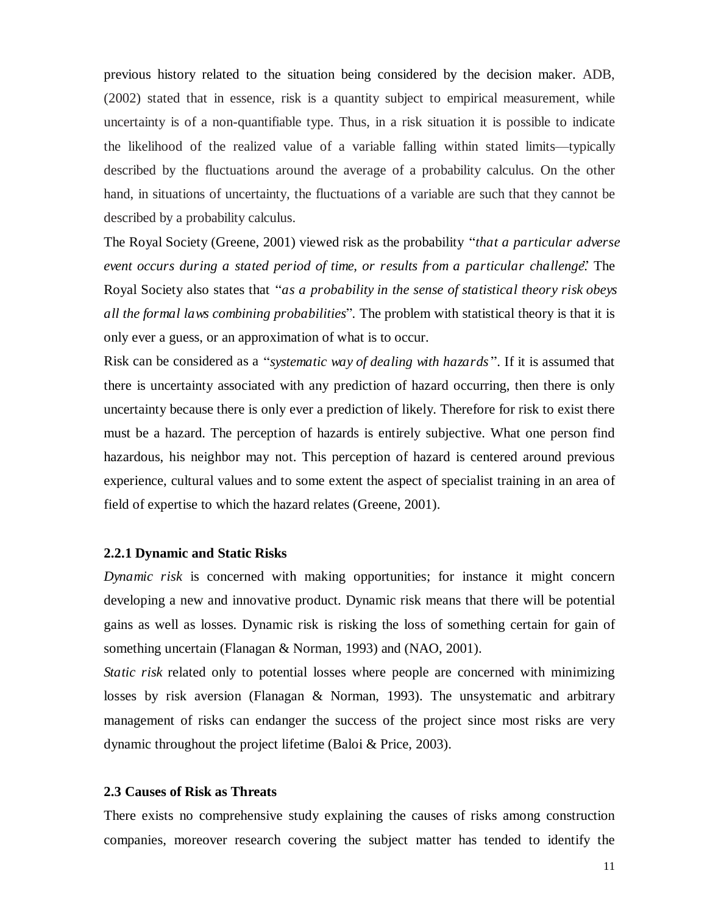previous history related to the situation being considered by the decision maker. ADB, (2002) stated that in essence, risk is a quantity subject to empirical measurement, while uncertainty is of a non-quantifiable type. Thus, in a risk situation it is possible to indicate the likelihood of the realized value of a variable falling within stated limits—typically described by the fluctuations around the average of a probability calculus. On the other hand, in situations of uncertainty, the fluctuations of a variable are such that they cannot be described by a probability calculus.

The Royal Society (Greene, 2001) viewed risk as the probability "*that a particular adverse event occurs during a stated period of time, or results from a particular challenge*". The Royal Society also states that "*as a probability in the sense of statistical theory risk obeys all the formal laws combining probabilities*". The problem with statistical theory is that it is only ever a guess, or an approximation of what is to occur.

Risk can be considered as a "*systematic way of dealing with hazards*". If it is assumed that there is uncertainty associated with any prediction of hazard occurring, then there is only uncertainty because there is only ever a prediction of likely. Therefore for risk to exist there must be a hazard. The perception of hazards is entirely subjective. What one person find hazardous, his neighbor may not. This perception of hazard is centered around previous experience, cultural values and to some extent the aspect of specialist training in an area of field of expertise to which the hazard relates (Greene, 2001).

### 2.2.1 Dynamic and Static Risks

*Dynamic risk* is concerned with making opportunities; for instance it might concern developing a new and innovative product. Dynamic risk means that there will be potential gains as well as losses. Dynamic risk is risking the loss of something certain for gain of something uncertain (Flanagan & Norman, 1993) and (NAO, 2001).

*Static risk* related only to potential losses where people are concerned with minimizing losses by risk aversion (Flanagan & Norman, 1993). The unsystematic and arbitrary management of risks can endanger the success of the project since most risks are very dynamic throughout the project lifetime (Baloi & Price, 2003).

## 2.3 Causes of Risk as Threats

There exists no comprehensive study explaining the causes of risks among construction companies, moreover research covering the subject matter has tended to identify the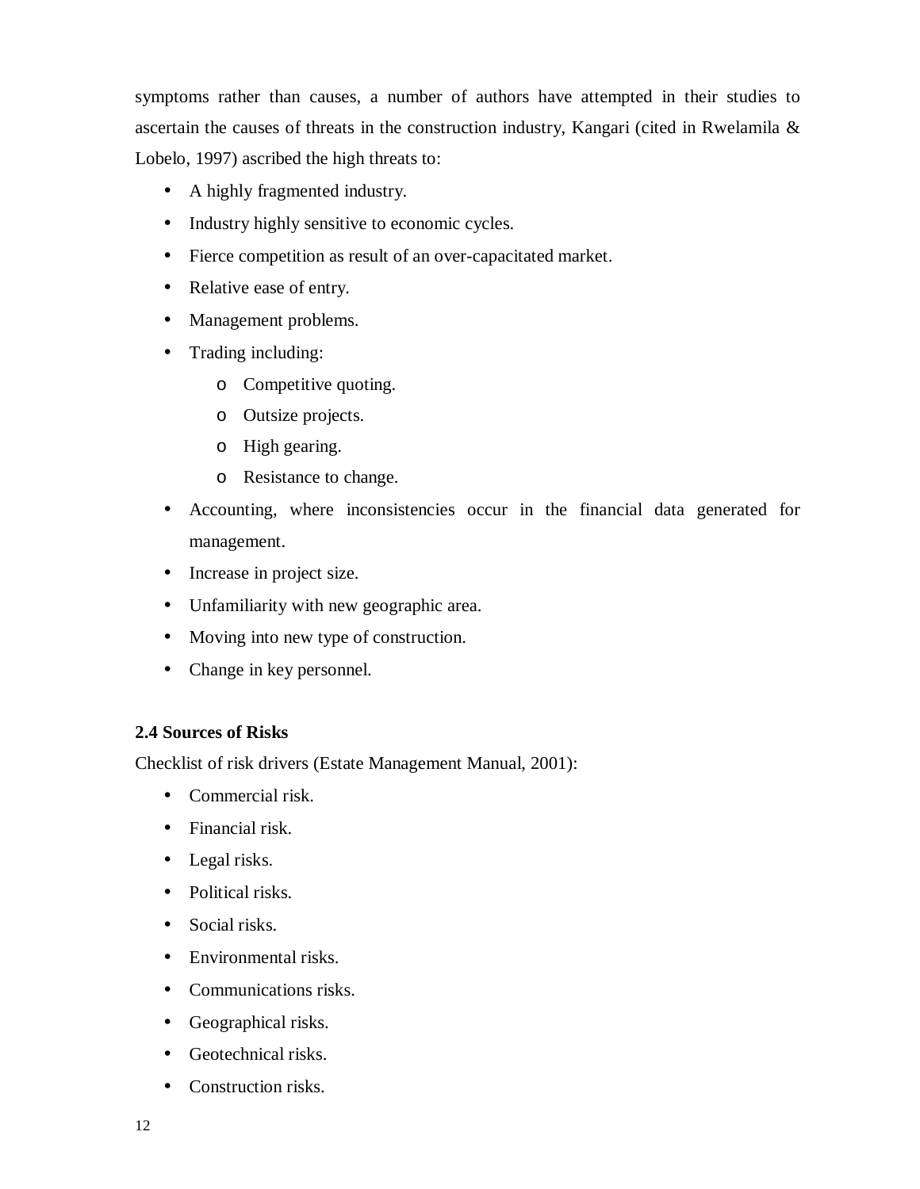symptoms rather than causes, a number of authors have attempted in their studies to ascertain the causes of threats in the construction industry, Kangari (cited in Rwelamila & Lobelo, 1997) ascribed the high threats to:

- A highly fragmented industry.
- Industry highly sensitive to economic cycles.
- Fierce competition as result of an over-capacitated market.
- Relative ease of entry.
- Management problems.
- Trading including:
  - Competitive quoting.
  - Outsize projects.
  - High gearing.
  - Resistance to change.
- Accounting, where inconsistencies occur in the financial data generated for management.
- Increase in project size.
- Unfamiliarity with new geographic area.
- Moving into new type of construction.
- Change in key personnel.

**2.4 Sources of Risks**

Checklist of risk drivers (Estate Management Manual, 2001):

- Commercial risk.
- Financial risk.
- Legal risks.
- Political risks.
- Social risks.
- Environmental risks.
- Communications risks.
- Geographical risks.
- Geotechnical risks.
- Construction risks.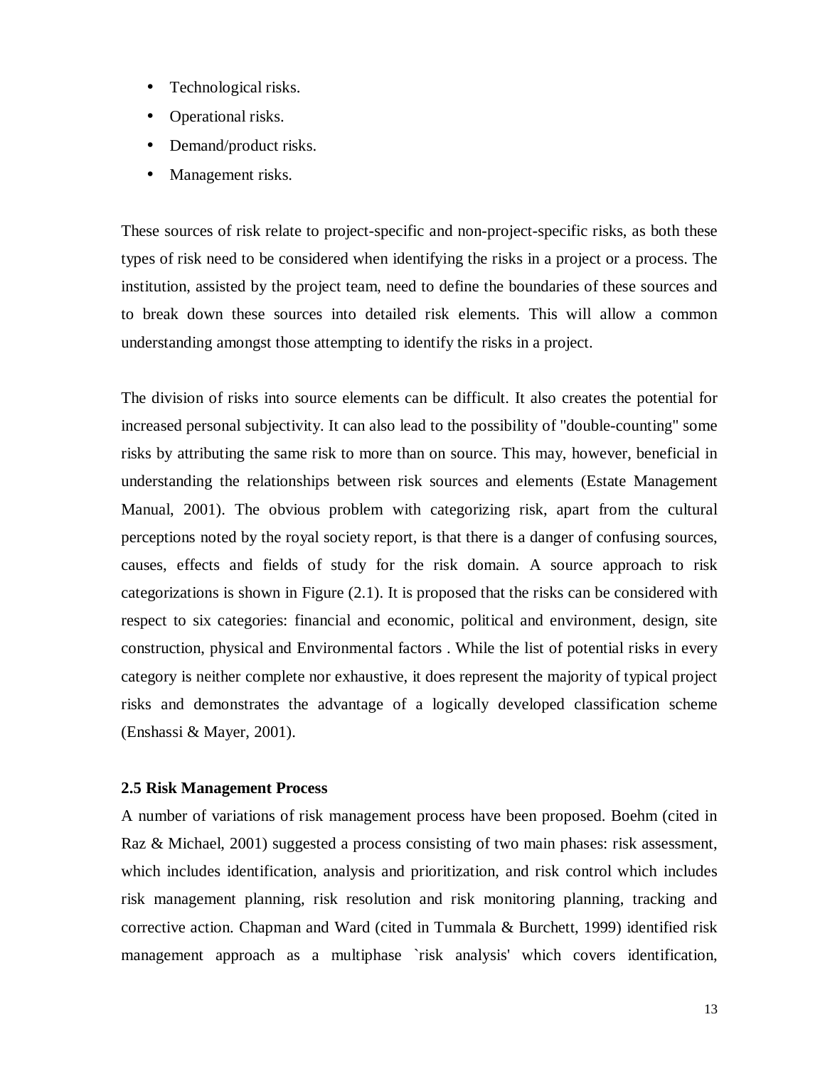- Technological risks.
- Operational risks.
- Demand/product risks.
- Management risks.

These sources of risk relate to project-specific and non-project-specific risks, as both these types of risk need to be considered when identifying the risks in a project or a process. The institution, assisted by the project team, need to define the boundaries of these sources and to break down these sources into detailed risk elements. This will allow a common understanding amongst those attempting to identify the risks in a project.

The division of risks into source elements can be difficult. It also creates the potential for increased personal subjectivity. It can also lead to the possibility of "double-counting" some risks by attributing the same risk to more than on source. This may, however, beneficial in understanding the relationships between risk sources and elements (Estate Management Manual, 2001). The obvious problem with categorizing risk, apart from the cultural perceptions noted by the royal society report, is that there is a danger of confusing sources, causes, effects and fields of study for the risk domain. A source approach to risk categorizations is shown in Figure (2.1). It is proposed that the risks can be considered with respect to six categories: financial and economic, political and environment, design, site construction, physical and Environmental factors . While the list of potential risks in every category is neither complete nor exhaustive, it does represent the majority of typical project risks and demonstrates the advantage of a logically developed classification scheme (Enshassi & Mayer, 2001).

**2.5 Risk Management Process**

A number of variations of risk management process have been proposed. Boehm (cited in Raz & Michael, 2001) suggested a process consisting of two main phases: risk assessment, which includes identification, analysis and prioritization, and risk control which includes risk management planning, risk resolution and risk monitoring planning, tracking and corrective action. Chapman and Ward (cited in Tummala & Burchett, 1999) identified risk management approach as a multiphase `risk analysis' which covers identification,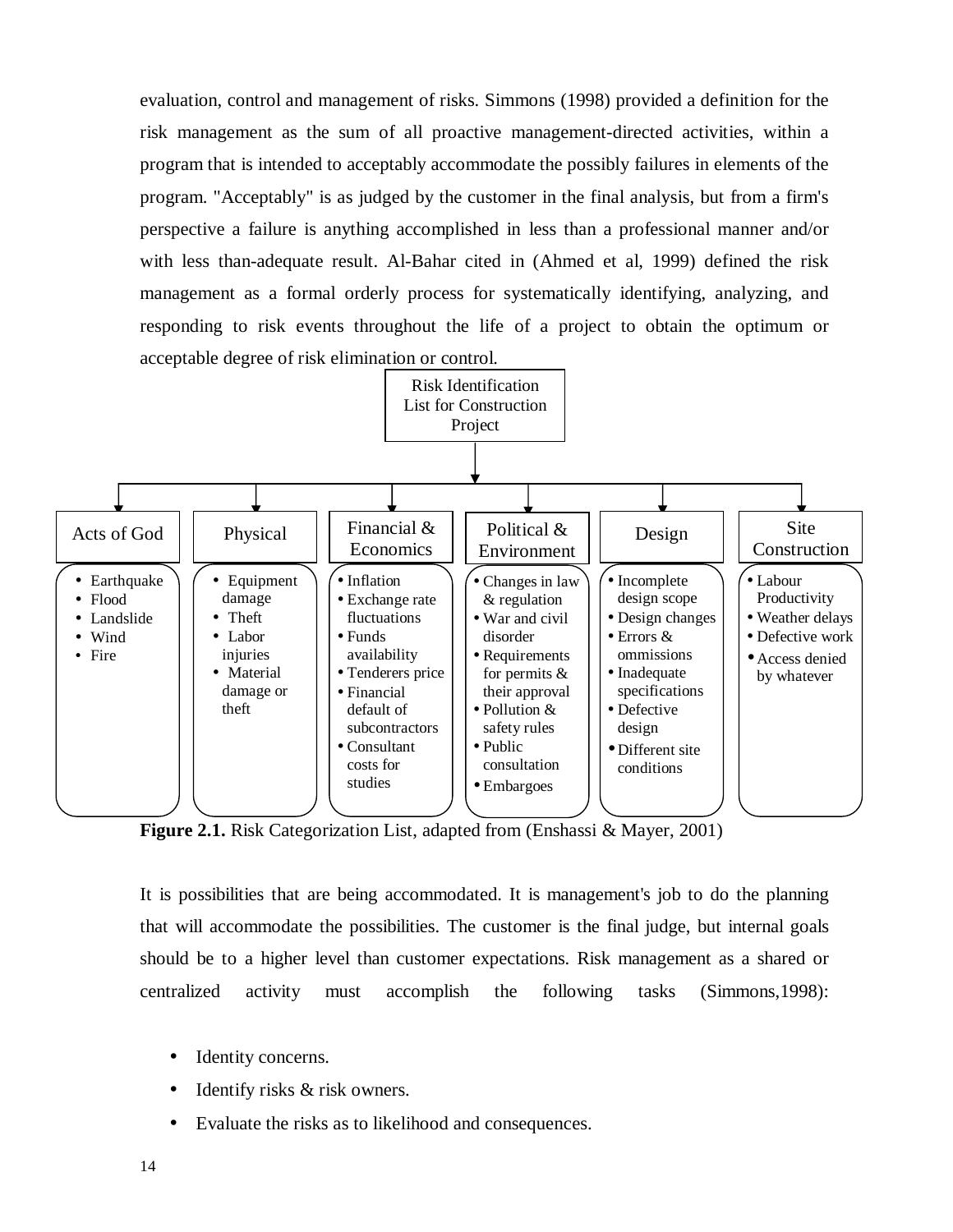evaluation, control and management of risks. Simmons (1998) provided a definition for the risk management as the sum of all proactive management-directed activities, within a program that is intended to acceptably accommodate the possibly failures in elements of the program. "Acceptably" is as judged by the customer in the final analysis, but from a firm's perspective a failure is anything accomplished in less than a professional manner and/or with less than-adequate result. Al-Bahar cited in (Ahmed et al, 1999) defined the risk management as a formal orderly process for systematically identifying, analyzing, and responding to risk events throughout the life of a project to obtain the optimum or acceptable degree of risk elimination or control.

**Risk Identification List for Construction Project**

| Acts of God | Physical | Financial & Economics | Political & Environment | Design | Site Construction |
|---|---|---|---|---|---|
| • Earthquake<br>• Flood<br>• Landslide<br>• Wind<br>• Fire | • Equipment damage<br>• Theft<br>• Labor injuries<br>• Material damage or theft | • Inflation<br>• Exchange rate fluctuations<br>• Funds availability<br>• Tenderers price<br>• Financial default of subcontractors<br>• Consultant costs for studies | • Changes in law & regulation<br>• War and civil disorder<br>• Requirements for permits & their approval<br>• Pollution & safety rules<br>• Public consultation<br>• Embargoes | • Incomplete design scope<br>• Design changes<br>• Errors & ommissions<br>• Inadequate specifications<br>• Defective design<br>• Different site conditions | • Labour Productivity<br>• Weather delays<br>• Defective work<br>• Access denied by whatever |

**Figure 2.1.** Risk Categorization List, adapted from (Enshassi & Mayer, 2001)

It is possibilities that are being accommodated. It is management's job to do the planning that will accommodate the possibilities. The customer is the final judge, but internal goals should be to a higher level than customer expectations. Risk management as a shared or centralized activity must accomplish the following tasks (Simmons,1998):

- Identity concerns.
- Identify risks & risk owners.
- Evaluate the risks as to likelihood and consequences.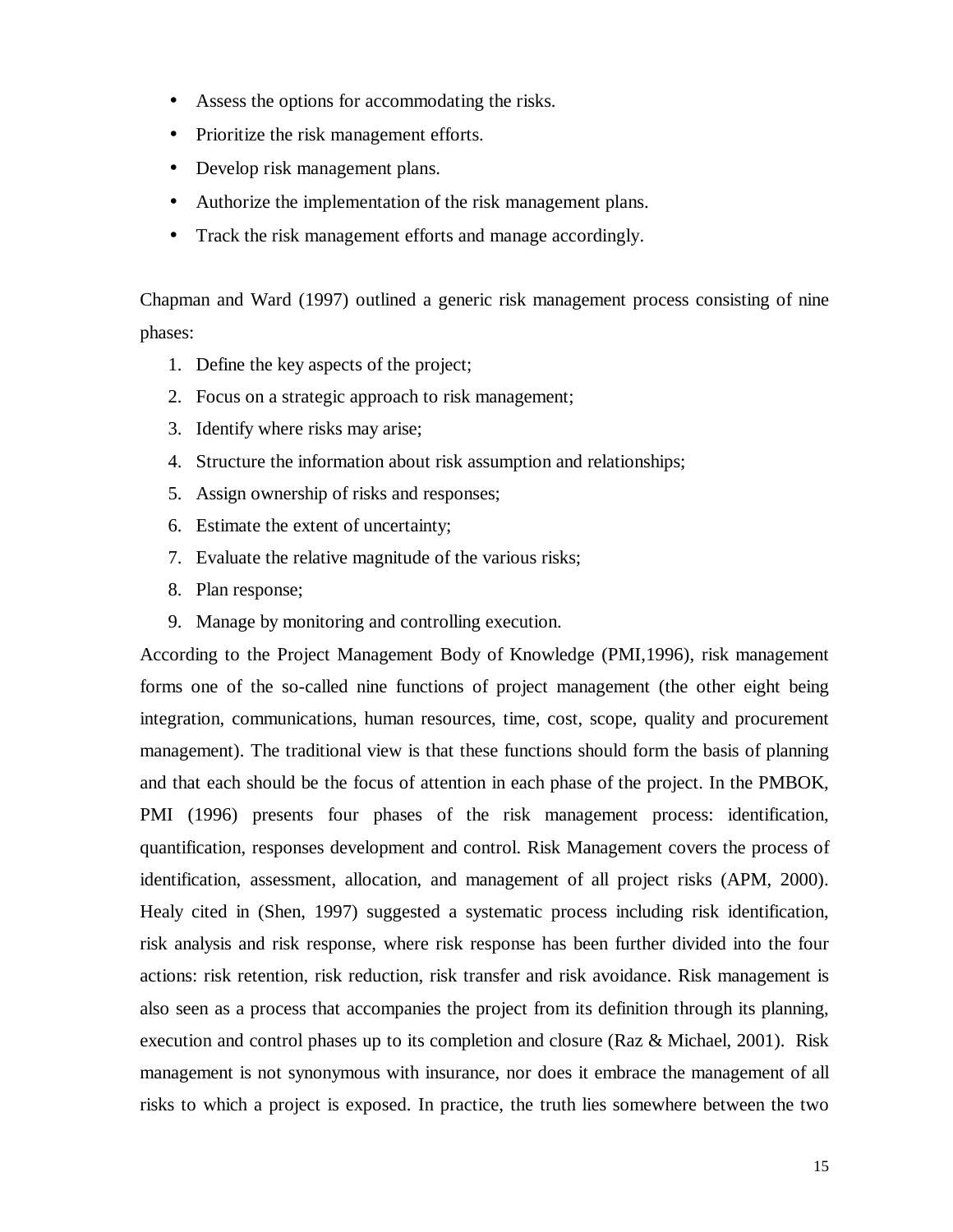- Assess the options for accommodating the risks.
- Prioritize the risk management efforts.
- Develop risk management plans.
- Authorize the implementation of the risk management plans.
- Track the risk management efforts and manage accordingly.

Chapman and Ward (1997) outlined a generic risk management process consisting of nine phases:

1. Define the key aspects of the project;
2. Focus on a strategic approach to risk management;
3. Identify where risks may arise;
4. Structure the information about risk assumption and relationships;
5. Assign ownership of risks and responses;
6. Estimate the extent of uncertainty;
7. Evaluate the relative magnitude of the various risks;
8. Plan response;
9. Manage by monitoring and controlling execution.

According to the Project Management Body of Knowledge (PMI,1996), risk management forms one of the so-called nine functions of project management (the other eight being integration, communications, human resources, time, cost, scope, quality and procurement management). The traditional view is that these functions should form the basis of planning and that each should be the focus of attention in each phase of the project. In the PMBOK, PMI (1996) presents four phases of the risk management process: identification, quantification, responses development and control. Risk Management covers the process of identification, assessment, allocation, and management of all project risks (APM, 2000). Healy cited in (Shen, 1997) suggested a systematic process including risk identification, risk analysis and risk response, where risk response has been further divided into the four actions: risk retention, risk reduction, risk transfer and risk avoidance. Risk management is also seen as a process that accompanies the project from its definition through its planning, execution and control phases up to its completion and closure (Raz & Michael, 2001). Risk management is not synonymous with insurance, nor does it embrace the management of all risks to which a project is exposed. In practice, the truth lies somewhere between the two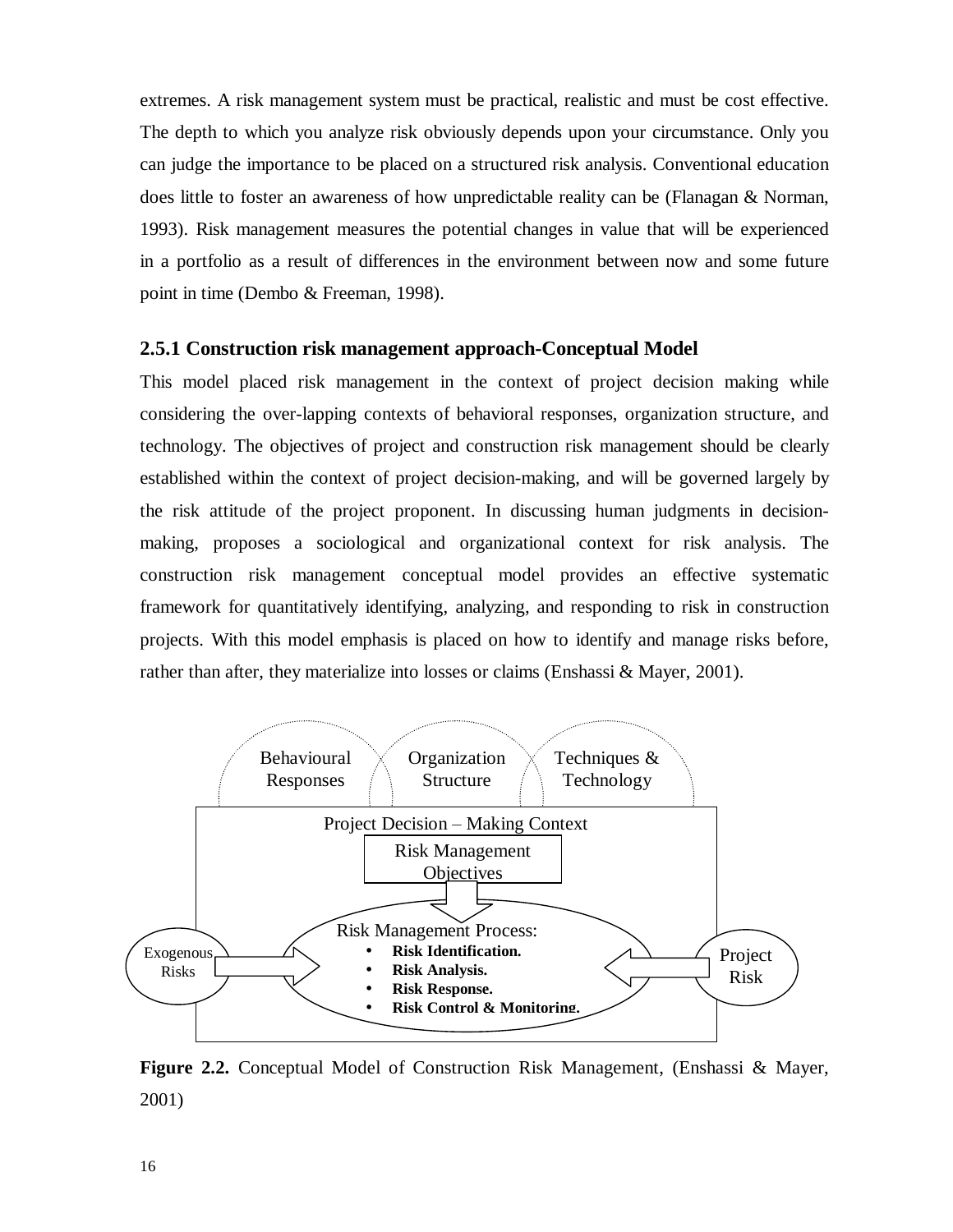extremes. A risk management system must be practical, realistic and must be cost effective. The depth to which you analyze risk obviously depends upon your circumstance. Only you can judge the importance to be placed on a structured risk analysis. Conventional education does little to foster an awareness of how unpredictable reality can be (Flanagan & Norman, 1993). Risk management measures the potential changes in value that will be experienced in a portfolio as a result of differences in the environment between now and some future point in time (Dembo & Freeman, 1998).

### 2.5.1 Construction risk management approach-Conceptual Model

This model placed risk management in the context of project decision making while considering the over-lapping contexts of behavioral responses, organization structure, and technology. The objectives of project and construction risk management should be clearly established within the context of project decision-making, and will be governed largely by the risk attitude of the project proponent. In discussing human judgments in decision-making, proposes a sociological and organizational context for risk analysis. The construction risk management conceptual model provides an effective systematic framework for quantitatively identifying, analyzing, and responding to risk in construction projects. With this model emphasis is placed on how to identify and manage risks before, rather than after, they materialize into losses or claims (Enshassi & Mayer, 2001).

Behavioural Responses | Organization Structure | Techniques & Technology

Project Decision – Making Context

Risk Management Objectives

Risk Management Process:

- **Risk Identification.**
- **Risk Analysis.**
- **Risk Response.**
- **Risk Control & Monitoring.**

Exogenous Risks → Risk Management Process ← Project Risk

**Figure 2.2.** Conceptual Model of Construction Risk Management, (Enshassi & Mayer, 2001)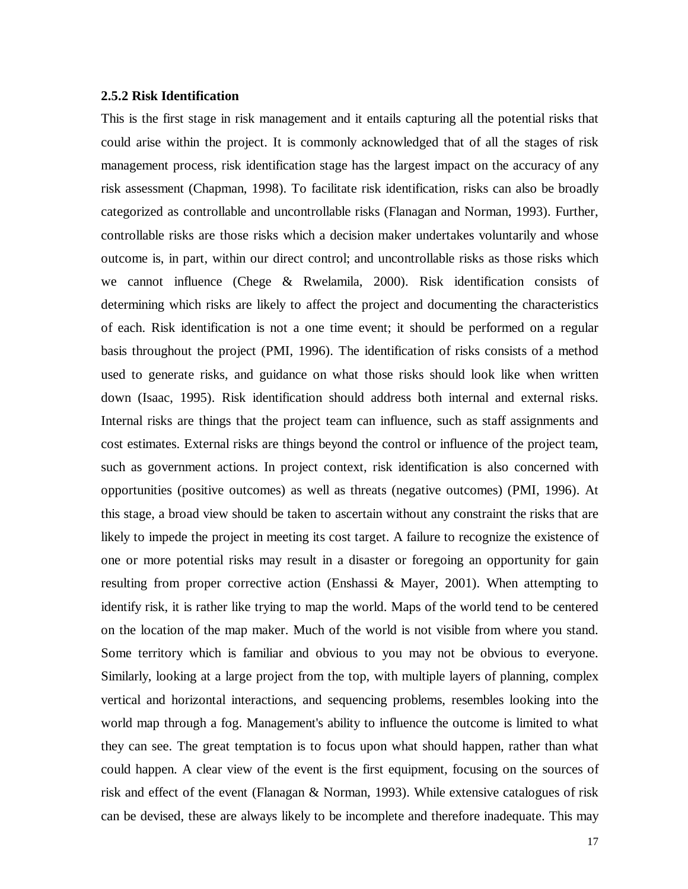#### 2.5.2 Risk Identification

This is the first stage in risk management and it entails capturing all the potential risks that could arise within the project. It is commonly acknowledged that of all the stages of risk management process, risk identification stage has the largest impact on the accuracy of any risk assessment (Chapman, 1998). To facilitate risk identification, risks can also be broadly categorized as controllable and uncontrollable risks (Flanagan and Norman, 1993). Further, controllable risks are those risks which a decision maker undertakes voluntarily and whose outcome is, in part, within our direct control; and uncontrollable risks as those risks which we cannot influence (Chege & Rwelamila, 2000). Risk identification consists of determining which risks are likely to affect the project and documenting the characteristics of each. Risk identification is not a one time event; it should be performed on a regular basis throughout the project (PMI, 1996). The identification of risks consists of a method used to generate risks, and guidance on what those risks should look like when written down (Isaac, 1995). Risk identification should address both internal and external risks. Internal risks are things that the project team can influence, such as staff assignments and cost estimates. External risks are things beyond the control or influence of the project team, such as government actions. In project context, risk identification is also concerned with opportunities (positive outcomes) as well as threats (negative outcomes) (PMI, 1996). At this stage, a broad view should be taken to ascertain without any constraint the risks that are likely to impede the project in meeting its cost target. A failure to recognize the existence of one or more potential risks may result in a disaster or foregoing an opportunity for gain resulting from proper corrective action (Enshassi & Mayer, 2001). When attempting to identify risk, it is rather like trying to map the world. Maps of the world tend to be centered on the location of the map maker. Much of the world is not visible from where you stand. Some territory which is familiar and obvious to you may not be obvious to everyone. Similarly, looking at a large project from the top, with multiple layers of planning, complex vertical and horizontal interactions, and sequencing problems, resembles looking into the world map through a fog. Management's ability to influence the outcome is limited to what they can see. The great temptation is to focus upon what should happen, rather than what could happen. A clear view of the event is the first equipment, focusing on the sources of risk and effect of the event (Flanagan & Norman, 1993). While extensive catalogues of risk can be devised, these are always likely to be incomplete and therefore inadequate. This may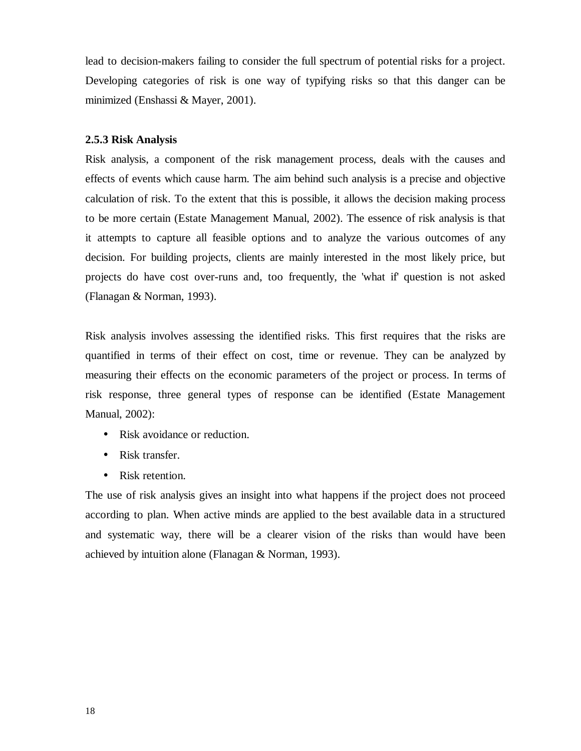lead to decision-makers failing to consider the full spectrum of potential risks for a project. Developing categories of risk is one way of typifying risks so that this danger can be minimized (Enshassi & Mayer, 2001).

### 2.5.3 Risk Analysis

Risk analysis, a component of the risk management process, deals with the causes and effects of events which cause harm. The aim behind such analysis is a precise and objective calculation of risk. To the extent that this is possible, it allows the decision making process to be more certain (Estate Management Manual, 2002). The essence of risk analysis is that it attempts to capture all feasible options and to analyze the various outcomes of any decision. For building projects, clients are mainly interested in the most likely price, but projects do have cost over-runs and, too frequently, the 'what if' question is not asked (Flanagan & Norman, 1993).

Risk analysis involves assessing the identified risks. This first requires that the risks are quantified in terms of their effect on cost, time or revenue. They can be analyzed by measuring their effects on the economic parameters of the project or process. In terms of risk response, three general types of response can be identified (Estate Management Manual, 2002):

- Risk avoidance or reduction.
- Risk transfer.
- Risk retention.

The use of risk analysis gives an insight into what happens if the project does not proceed according to plan. When active minds are applied to the best available data in a structured and systematic way, there will be a clearer vision of the risks than would have been achieved by intuition alone (Flanagan & Norman, 1993).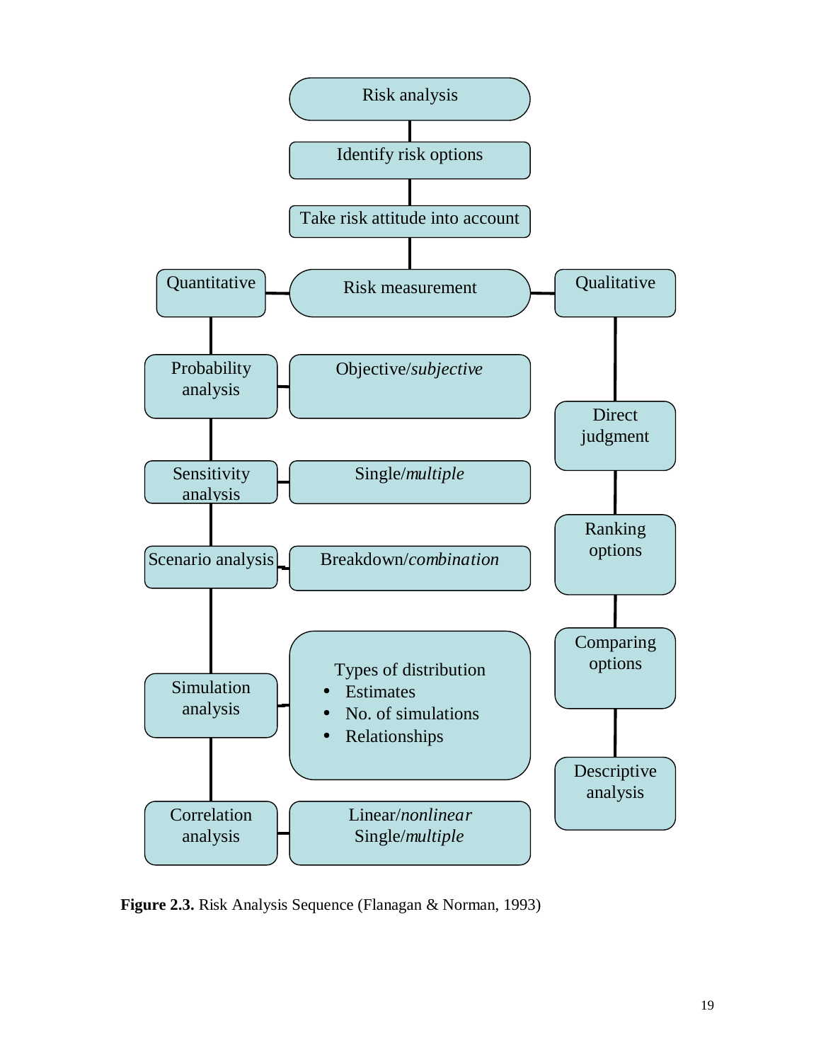Risk analysis

Identify risk options

Take risk attitude into account

Quantitative | Risk measurement | Qualitative

Probability analysis — Objective/*subjective*

Sensitivity analysis — Single/*multiple*

Scenario analysis — Breakdown/*combination*

Simulation analysis — Types of distribution
- Estimates
- No. of simulations
- Relationships

Correlation analysis — Linear/*nonlinear* Single/*multiple*

Direct judgment

Ranking options

Comparing options

Descriptive analysis

**Figure 2.3.** Risk Analysis Sequence (Flanagan & Norman, 1993)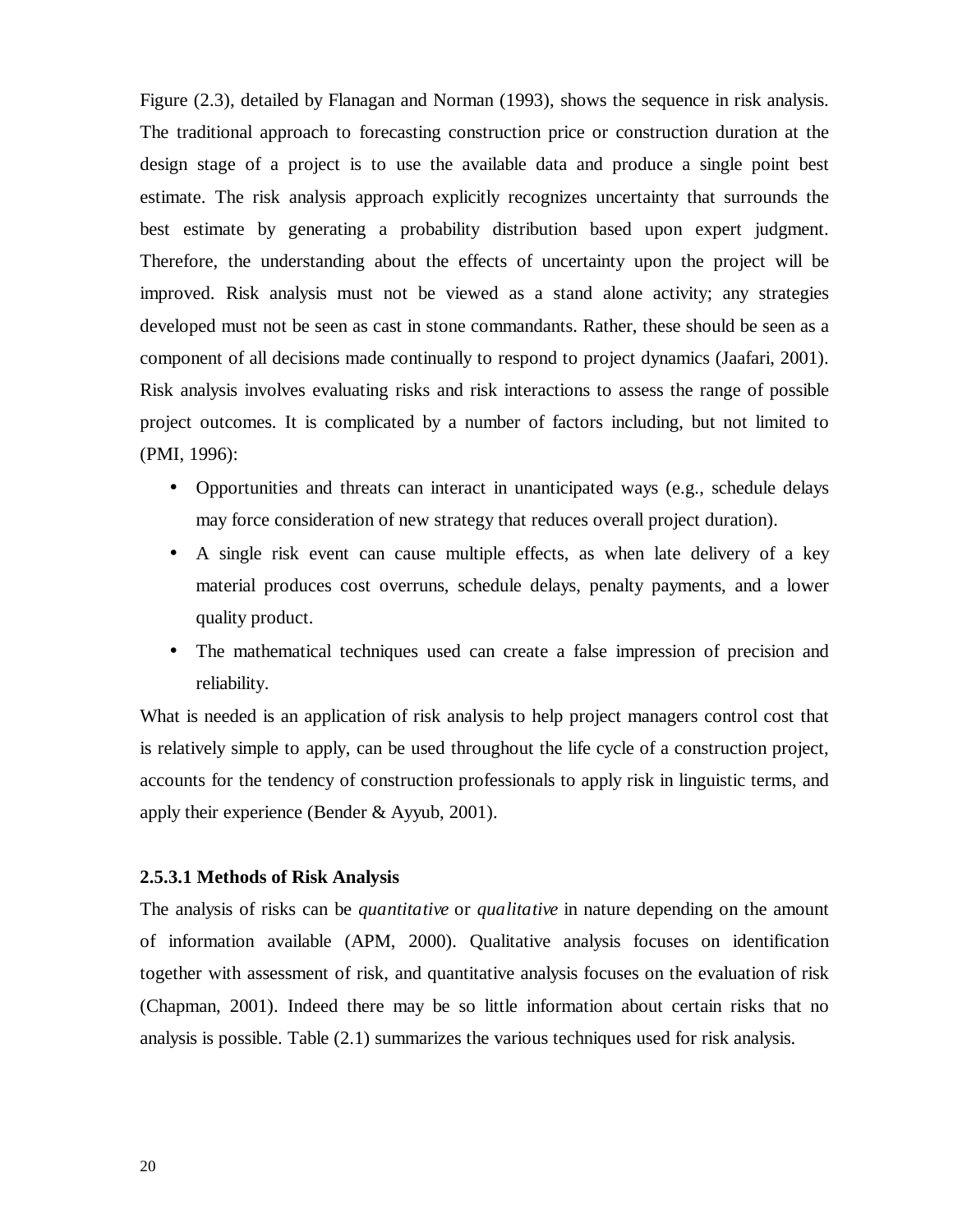Figure (2.3), detailed by Flanagan and Norman (1993), shows the sequence in risk analysis. The traditional approach to forecasting construction price or construction duration at the design stage of a project is to use the available data and produce a single point best estimate. The risk analysis approach explicitly recognizes uncertainty that surrounds the best estimate by generating a probability distribution based upon expert judgment. Therefore, the understanding about the effects of uncertainty upon the project will be improved. Risk analysis must not be viewed as a stand alone activity; any strategies developed must not be seen as cast in stone commandants. Rather, these should be seen as a component of all decisions made continually to respond to project dynamics (Jaafari, 2001). Risk analysis involves evaluating risks and risk interactions to assess the range of possible project outcomes. It is complicated by a number of factors including, but not limited to (PMI, 1996):

- Opportunities and threats can interact in unanticipated ways (e.g., schedule delays may force consideration of new strategy that reduces overall project duration).
- A single risk event can cause multiple effects, as when late delivery of a key material produces cost overruns, schedule delays, penalty payments, and a lower quality product.
- The mathematical techniques used can create a false impression of precision and reliability.

What is needed is an application of risk analysis to help project managers control cost that is relatively simple to apply, can be used throughout the life cycle of a construction project, accounts for the tendency of construction professionals to apply risk in linguistic terms, and apply their experience (Bender & Ayyub, 2001).

#### 2.5.3.1 Methods of Risk Analysis

The analysis of risks can be *quantitative* or *qualitative* in nature depending on the amount of information available (APM, 2000). Qualitative analysis focuses on identification together with assessment of risk, and quantitative analysis focuses on the evaluation of risk (Chapman, 2001). Indeed there may be so little information about certain risks that no analysis is possible. Table (2.1) summarizes the various techniques used for risk analysis.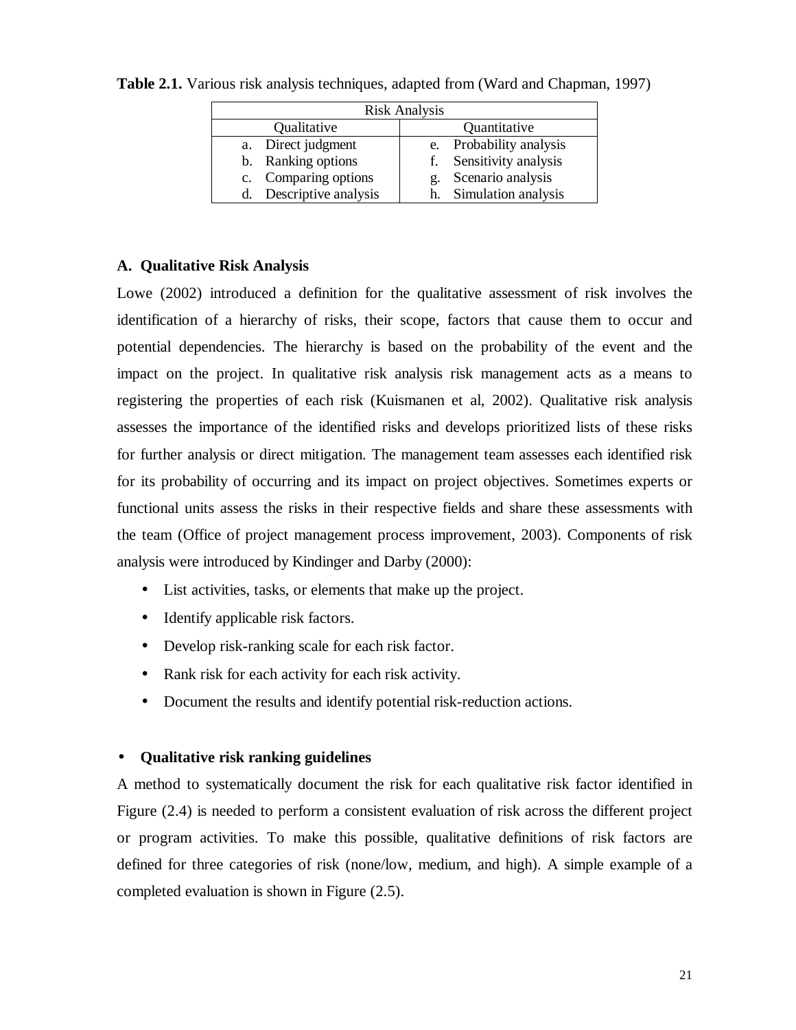**Table 2.1.** Various risk analysis techniques, adapted from (Ward and Chapman, 1997)

| Risk Analysis | |
|---|---|
| Qualitative | Quantitative |
| a. Direct judgment | e. Probability analysis |
| b. Ranking options | f. Sensitivity analysis |
| c. Comparing options | g. Scenario analysis |
| d. Descriptive analysis | h. Simulation analysis |

### A. Qualitative Risk Analysis

Lowe (2002) introduced a definition for the qualitative assessment of risk involves the identification of a hierarchy of risks, their scope, factors that cause them to occur and potential dependencies. The hierarchy is based on the probability of the event and the impact on the project. In qualitative risk analysis risk management acts as a means to registering the properties of each risk (Kuismanen et al, 2002). Qualitative risk analysis assesses the importance of the identified risks and develops prioritized lists of these risks for further analysis or direct mitigation. The management team assesses each identified risk for its probability of occurring and its impact on project objectives. Sometimes experts or functional units assess the risks in their respective fields and share these assessments with the team (Office of project management process improvement, 2003). Components of risk analysis were introduced by Kindinger and Darby (2000):

- List activities, tasks, or elements that make up the project.
- Identify applicable risk factors.
- Develop risk-ranking scale for each risk factor.
- Rank risk for each activity for each risk activity.
- Document the results and identify potential risk-reduction actions.

- **Qualitative risk ranking guidelines**

A method to systematically document the risk for each qualitative risk factor identified in Figure (2.4) is needed to perform a consistent evaluation of risk across the different project or program activities. To make this possible, qualitative definitions of risk factors are defined for three categories of risk (none/low, medium, and high). A simple example of a completed evaluation is shown in Figure (2.5).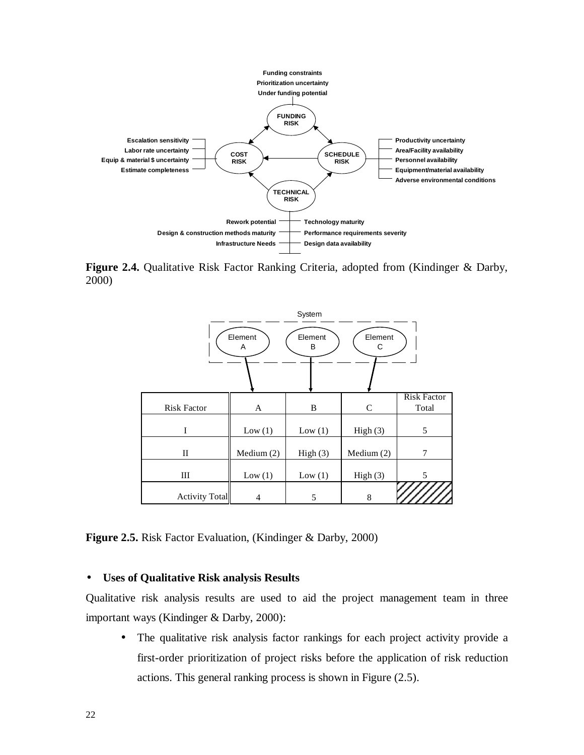Funding constraints
Prioritization uncertainty
Under funding potential

FUNDING RISK

Escalation sensitivity
Labor rate uncertainty
Equip & material $ uncertainty
Estimate completeness

COST RISK

SCHEDULE RISK

Productivity uncertainty
Area/Facility availability
Personnel availability
Equipment/material availability
Adverse environmental conditions

TECHNICAL RISK

Rework potential
Design & construction methods maturity
Infrastructure Needs

Technology maturity
Performance requirements severity
Design data availability

**Figure 2.4.** Qualitative Risk Factor Ranking Criteria, adopted from (Kindinger & Darby, 2000)

System

Element A — Element B — Element C

| Risk Factor | A | B | C | Risk Factor Total |
|---|---|---|---|---|
| I | Low (1) | Low (1) | High (3) | 5 |
| II | Medium (2) | High (3) | Medium (2) | 7 |
| III | Low (1) | Low (1) | High (3) | 5 |
| Activity Total | 4 | 5 | 8 | |

**Figure 2.5.** Risk Factor Evaluation, (Kindinger & Darby, 2000)

- **Uses of Qualitative Risk analysis Results**

Qualitative risk analysis results are used to aid the project management team in three important ways (Kindinger & Darby, 2000):

- The qualitative risk analysis factor rankings for each project activity provide a first-order prioritization of project risks before the application of risk reduction actions. This general ranking process is shown in Figure (2.5).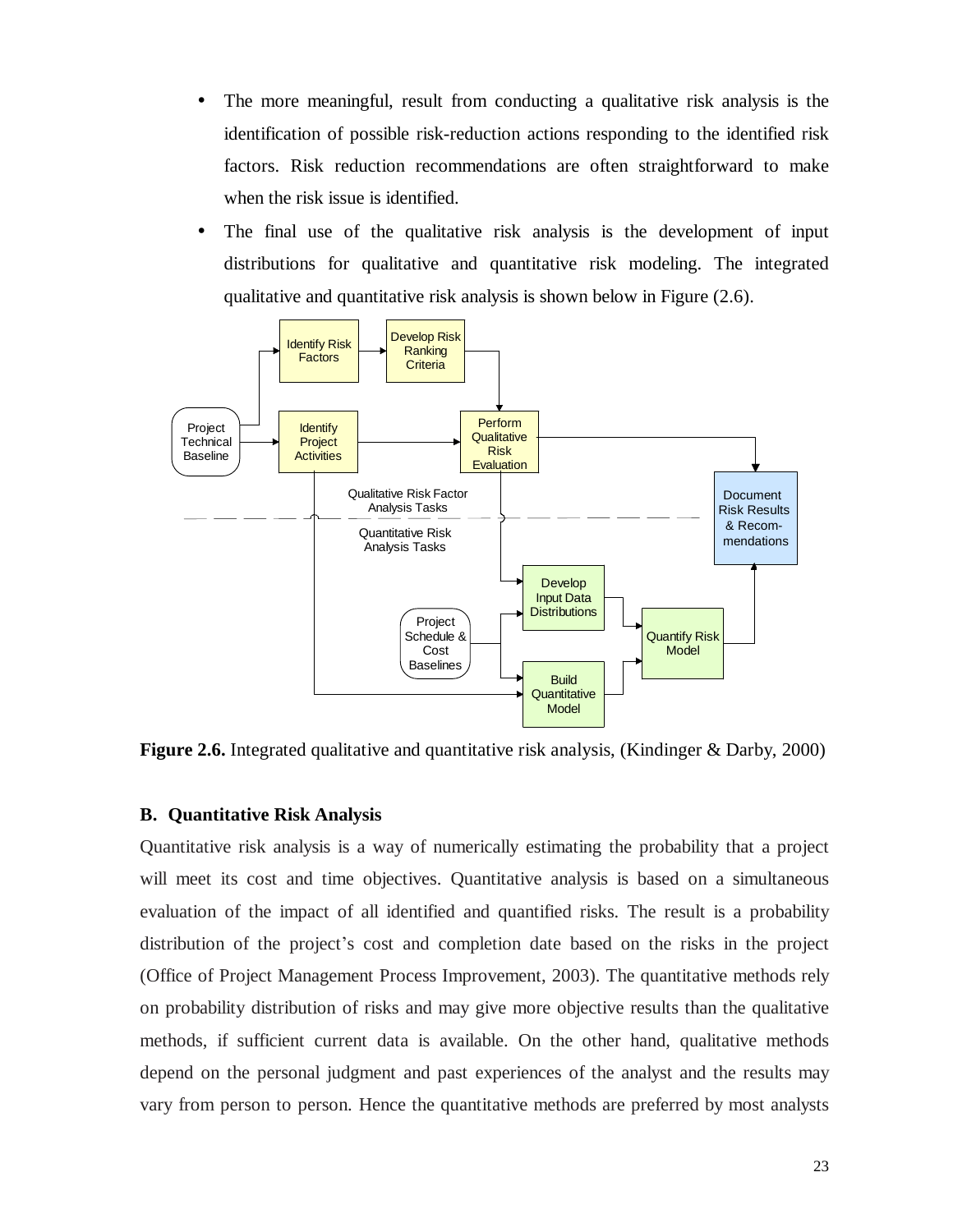- The more meaningful, result from conducting a qualitative risk analysis is the identification of possible risk-reduction actions responding to the identified risk factors. Risk reduction recommendations are often straightforward to make when the risk issue is identified.
- The final use of the qualitative risk analysis is the development of input distributions for qualitative and quantitative risk modeling. The integrated qualitative and quantitative risk analysis is shown below in Figure (2.6).

**Figure 2.6.** Integrated qualitative and quantitative risk analysis, (Kindinger & Darby, 2000)

### B. Quantitative Risk Analysis

Quantitative risk analysis is a way of numerically estimating the probability that a project will meet its cost and time objectives. Quantitative analysis is based on a simultaneous evaluation of the impact of all identified and quantified risks. The result is a probability distribution of the project's cost and completion date based on the risks in the project (Office of Project Management Process Improvement, 2003). The quantitative methods rely on probability distribution of risks and may give more objective results than the qualitative methods, if sufficient current data is available. On the other hand, qualitative methods depend on the personal judgment and past experiences of the analyst and the results may vary from person to person. Hence the quantitative methods are preferred by most analysts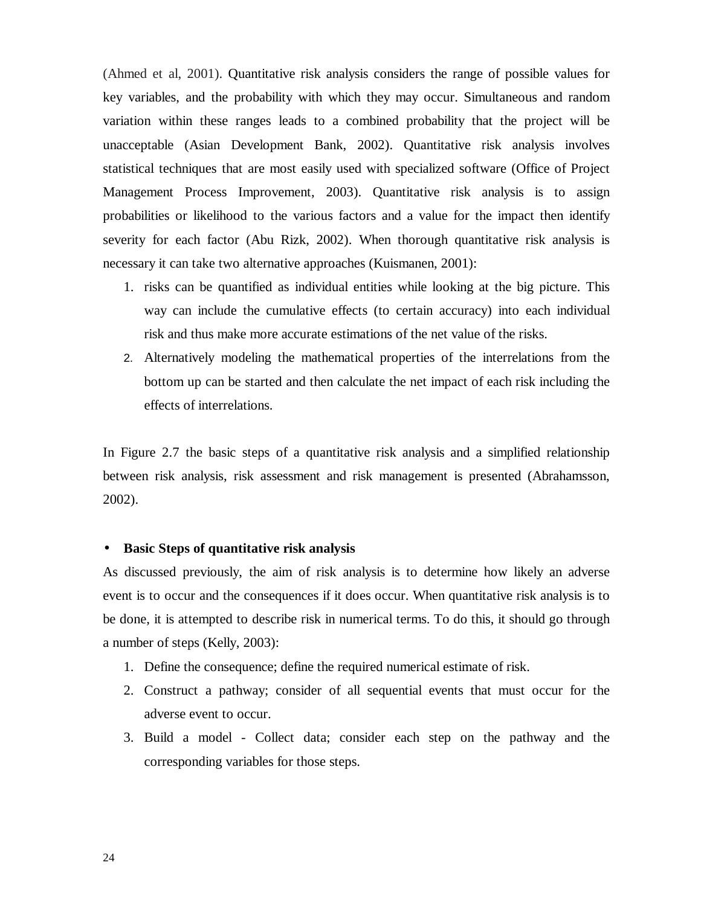(Ahmed et al, 2001). Quantitative risk analysis considers the range of possible values for key variables, and the probability with which they may occur. Simultaneous and random variation within these ranges leads to a combined probability that the project will be unacceptable (Asian Development Bank, 2002). Quantitative risk analysis involves statistical techniques that are most easily used with specialized software (Office of Project Management Process Improvement, 2003). Quantitative risk analysis is to assign probabilities or likelihood to the various factors and a value for the impact then identify severity for each factor (Abu Rizk, 2002). When thorough quantitative risk analysis is necessary it can take two alternative approaches (Kuismanen, 2001):

1. risks can be quantified as individual entities while looking at the big picture. This way can include the cumulative effects (to certain accuracy) into each individual risk and thus make more accurate estimations of the net value of the risks.
2. Alternatively modeling the mathematical properties of the interrelations from the bottom up can be started and then calculate the net impact of each risk including the effects of interrelations.

In Figure 2.7 the basic steps of a quantitative risk analysis and a simplified relationship between risk analysis, risk assessment and risk management is presented (Abrahamsson, 2002).

- **Basic Steps of quantitative risk analysis**

As discussed previously, the aim of risk analysis is to determine how likely an adverse event is to occur and the consequences if it does occur. When quantitative risk analysis is to be done, it is attempted to describe risk in numerical terms. To do this, it should go through a number of steps (Kelly, 2003):

1. Define the consequence; define the required numerical estimate of risk.
2. Construct a pathway; consider of all sequential events that must occur for the adverse event to occur.
3. Build a model - Collect data; consider each step on the pathway and the corresponding variables for those steps.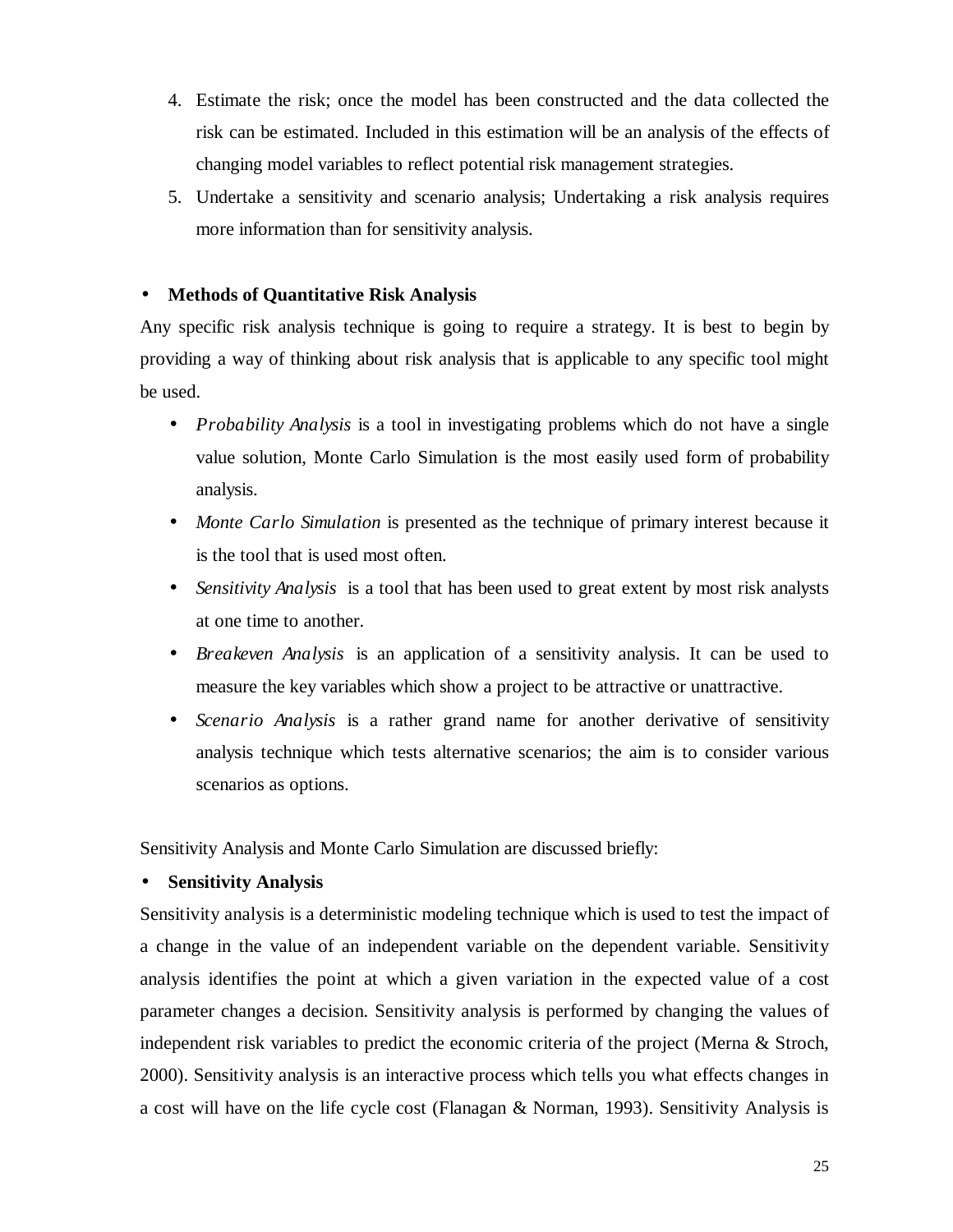4. Estimate the risk; once the model has been constructed and the data collected the risk can be estimated. Included in this estimation will be an analysis of the effects of changing model variables to reflect potential risk management strategies.
5. Undertake a sensitivity and scenario analysis; Undertaking a risk analysis requires more information than for sensitivity analysis.

- **Methods of Quantitative Risk Analysis**

Any specific risk analysis technique is going to require a strategy. It is best to begin by providing a way of thinking about risk analysis that is applicable to any specific tool might be used.

- *Probability Analysis* is a tool in investigating problems which do not have a single value solution, Monte Carlo Simulation is the most easily used form of probability analysis.
- *Monte Carlo Simulation* is presented as the technique of primary interest because it is the tool that is used most often.
- *Sensitivity Analysis* is a tool that has been used to great extent by most risk analysts at one time to another.
- *Breakeven Analysis* is an application of a sensitivity analysis. It can be used to measure the key variables which show a project to be attractive or unattractive.
- *Scenario Analysis* is a rather grand name for another derivative of sensitivity analysis technique which tests alternative scenarios; the aim is to consider various scenarios as options.

Sensitivity Analysis and Monte Carlo Simulation are discussed briefly:

- **Sensitivity Analysis**

Sensitivity analysis is a deterministic modeling technique which is used to test the impact of a change in the value of an independent variable on the dependent variable. Sensitivity analysis identifies the point at which a given variation in the expected value of a cost parameter changes a decision. Sensitivity analysis is performed by changing the values of independent risk variables to predict the economic criteria of the project (Merna & Stroch, 2000). Sensitivity analysis is an interactive process which tells you what effects changes in a cost will have on the life cycle cost (Flanagan & Norman, 1993). Sensitivity Analysis is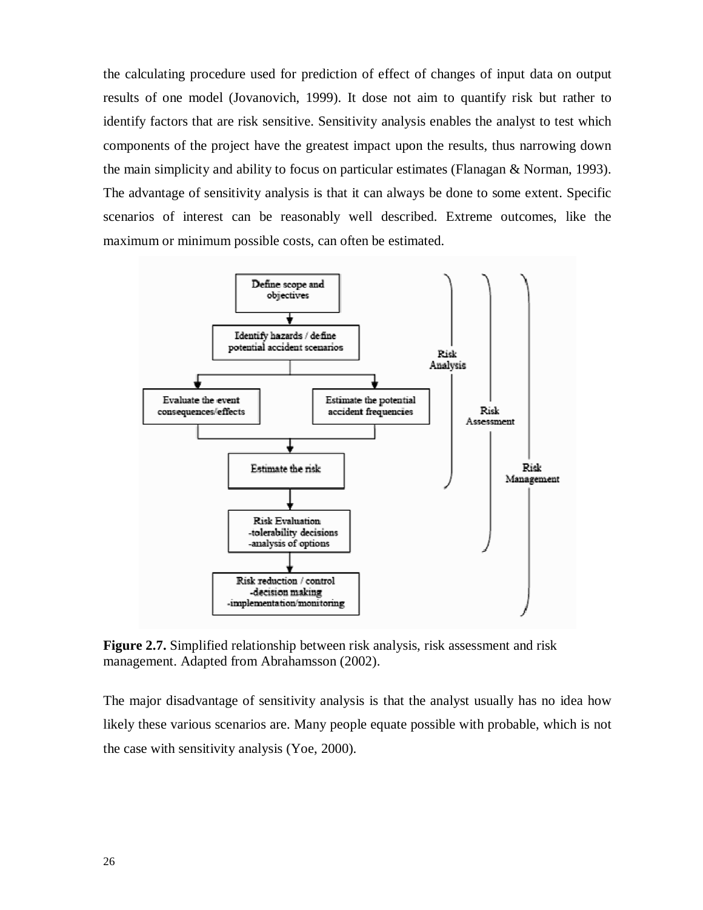the calculating procedure used for prediction of effect of changes of input data on output results of one model (Jovanovich, 1999). It dose not aim to quantify risk but rather to identify factors that are risk sensitive. Sensitivity analysis enables the analyst to test which components of the project have the greatest impact upon the results, thus narrowing down the main simplicity and ability to focus on particular estimates (Flanagan & Norman, 1993). The advantage of sensitivity analysis is that it can always be done to some extent. Specific scenarios of interest can be reasonably well described. Extreme outcomes, like the maximum or minimum possible costs, can often be estimated.

**Figure 2.7.** Simplified relationship between risk analysis, risk assessment and risk management. Adapted from Abrahamsson (2002).

The major disadvantage of sensitivity analysis is that the analyst usually has no idea how likely these various scenarios are. Many people equate possible with probable, which is not the case with sensitivity analysis (Yoe, 2000).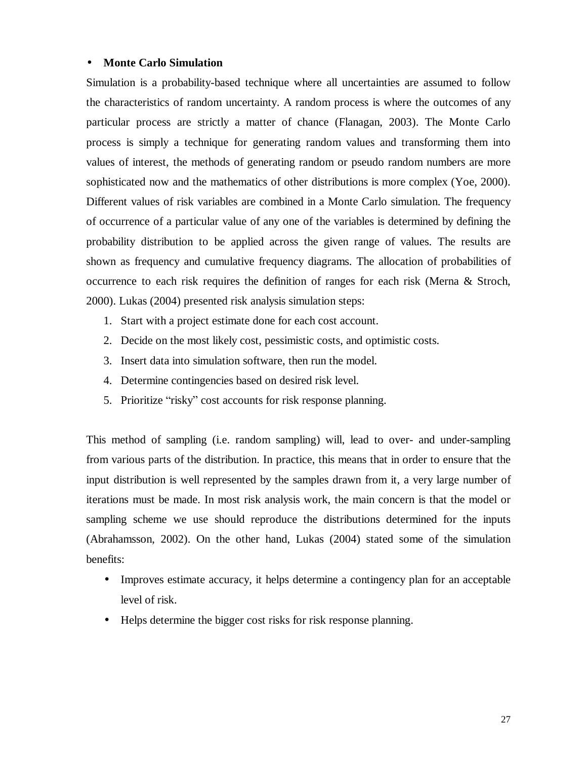- **Monte Carlo Simulation**

Simulation is a probability-based technique where all uncertainties are assumed to follow the characteristics of random uncertainty. A random process is where the outcomes of any particular process are strictly a matter of chance (Flanagan, 2003). The Monte Carlo process is simply a technique for generating random values and transforming them into values of interest, the methods of generating random or pseudo random numbers are more sophisticated now and the mathematics of other distributions is more complex (Yoe, 2000). Different values of risk variables are combined in a Monte Carlo simulation. The frequency of occurrence of a particular value of any one of the variables is determined by defining the probability distribution to be applied across the given range of values. The results are shown as frequency and cumulative frequency diagrams. The allocation of probabilities of occurrence to each risk requires the definition of ranges for each risk (Merna & Stroch, 2000). Lukas (2004) presented risk analysis simulation steps:

1. Start with a project estimate done for each cost account.
2. Decide on the most likely cost, pessimistic costs, and optimistic costs.
3. Insert data into simulation software, then run the model.
4. Determine contingencies based on desired risk level.
5. Prioritize "risky" cost accounts for risk response planning.

This method of sampling (i.e. random sampling) will, lead to over- and under-sampling from various parts of the distribution. In practice, this means that in order to ensure that the input distribution is well represented by the samples drawn from it, a very large number of iterations must be made. In most risk analysis work, the main concern is that the model or sampling scheme we use should reproduce the distributions determined for the inputs (Abrahamsson, 2002). On the other hand, Lukas (2004) stated some of the simulation benefits:

- Improves estimate accuracy, it helps determine a contingency plan for an acceptable level of risk.
- Helps determine the bigger cost risks for risk response planning.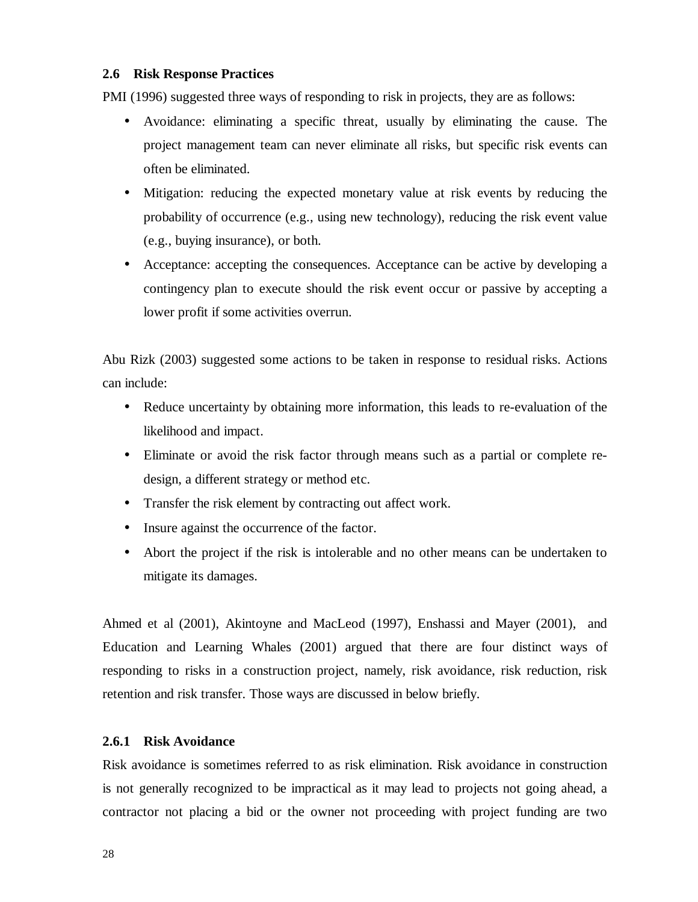## 2.6 Risk Response Practices

PMI (1996) suggested three ways of responding to risk in projects, they are as follows:

- Avoidance: eliminating a specific threat, usually by eliminating the cause. The project management team can never eliminate all risks, but specific risk events can often be eliminated.
- Mitigation: reducing the expected monetary value at risk events by reducing the probability of occurrence (e.g., using new technology), reducing the risk event value (e.g., buying insurance), or both.
- Acceptance: accepting the consequences. Acceptance can be active by developing a contingency plan to execute should the risk event occur or passive by accepting a lower profit if some activities overrun.

Abu Rizk (2003) suggested some actions to be taken in response to residual risks. Actions can include:

- Reduce uncertainty by obtaining more information, this leads to re-evaluation of the likelihood and impact.
- Eliminate or avoid the risk factor through means such as a partial or complete re-design, a different strategy or method etc.
- Transfer the risk element by contracting out affect work.
- Insure against the occurrence of the factor.
- Abort the project if the risk is intolerable and no other means can be undertaken to mitigate its damages.

Ahmed et al (2001), Akintoyne and MacLeod (1997), Enshassi and Mayer (2001), and Education and Learning Whales (2001) argued that there are four distinct ways of responding to risks in a construction project, namely, risk avoidance, risk reduction, risk retention and risk transfer. Those ways are discussed in below briefly.

### 2.6.1 Risk Avoidance

Risk avoidance is sometimes referred to as risk elimination. Risk avoidance in construction is not generally recognized to be impractical as it may lead to projects not going ahead, a contractor not placing a bid or the owner not proceeding with project funding are two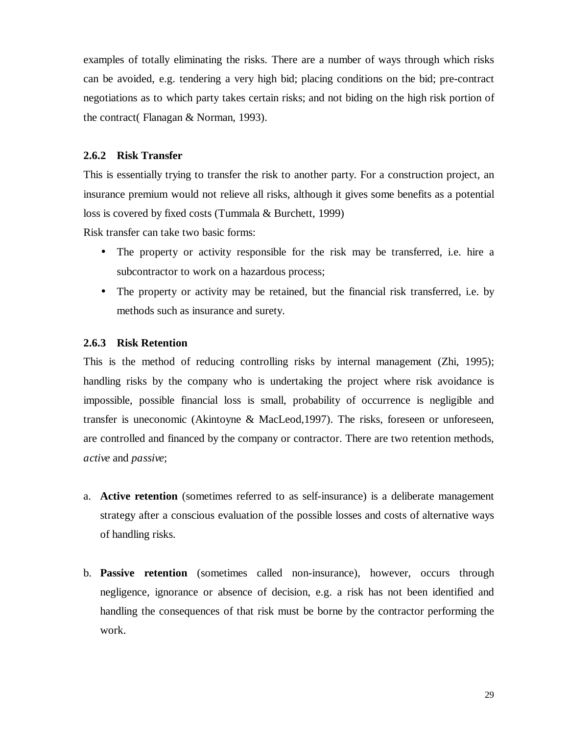examples of totally eliminating the risks. There are a number of ways through which risks can be avoided, e.g. tendering a very high bid; placing conditions on the bid; pre-contract negotiations as to which party takes certain risks; and not biding on the high risk portion of the contract( Flanagan & Norman, 1993).

### 2.6.2 Risk Transfer

This is essentially trying to transfer the risk to another party. For a construction project, an insurance premium would not relieve all risks, although it gives some benefits as a potential loss is covered by fixed costs (Tummala & Burchett, 1999)

Risk transfer can take two basic forms:

- The property or activity responsible for the risk may be transferred, i.e. hire a subcontractor to work on a hazardous process;
- The property or activity may be retained, but the financial risk transferred, i.e. by methods such as insurance and surety.

### 2.6.3 Risk Retention

This is the method of reducing controlling risks by internal management (Zhi, 1995); handling risks by the company who is undertaking the project where risk avoidance is impossible, possible financial loss is small, probability of occurrence is negligible and transfer is uneconomic (Akintoyne & MacLeod,1997). The risks, foreseen or unforeseen, are controlled and financed by the company or contractor. There are two retention methods, *active* and *passive*;

a. **Active retention** (sometimes referred to as self-insurance) is a deliberate management strategy after a conscious evaluation of the possible losses and costs of alternative ways of handling risks.

b. **Passive retention** (sometimes called non-insurance), however, occurs through negligence, ignorance or absence of decision, e.g. a risk has not been identified and handling the consequences of that risk must be borne by the contractor performing the work.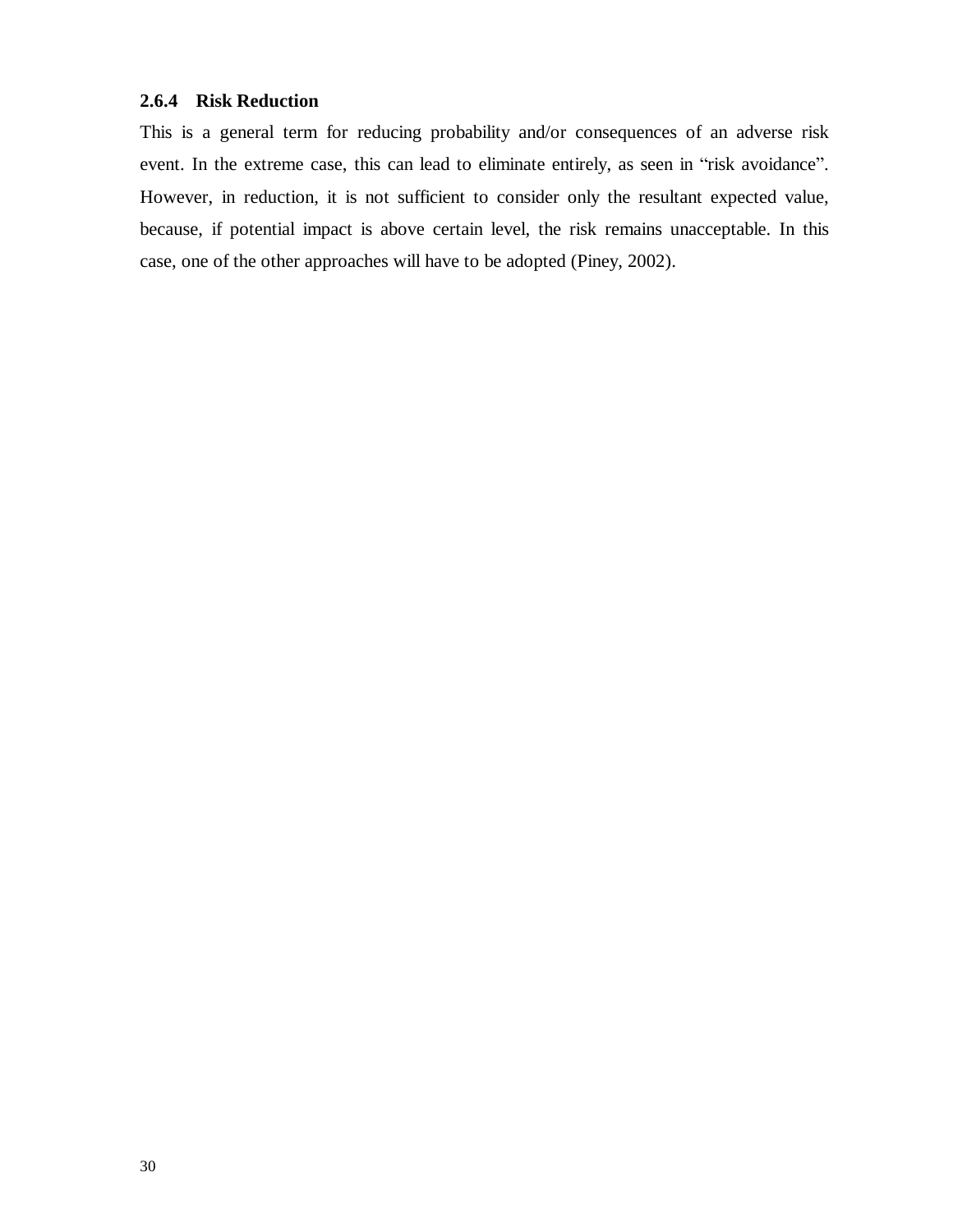### 2.6.4 Risk Reduction

This is a general term for reducing probability and/or consequences of an adverse risk event. In the extreme case, this can lead to eliminate entirely, as seen in "risk avoidance". However, in reduction, it is not sufficient to consider only the resultant expected value, because, if potential impact is above certain level, the risk remains unacceptable. In this case, one of the other approaches will have to be adopted (Piney, 2002).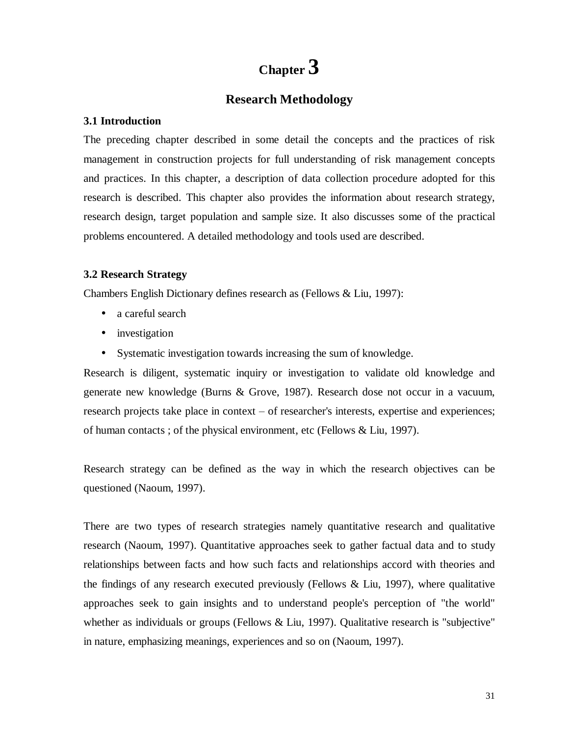# Chapter 3

## Research Methodology

### 3.1 Introduction

The preceding chapter described in some detail the concepts and the practices of risk management in construction projects for full understanding of risk management concepts and practices. In this chapter, a description of data collection procedure adopted for this research is described. This chapter also provides the information about research strategy, research design, target population and sample size. It also discusses some of the practical problems encountered. A detailed methodology and tools used are described.

### 3.2 Research Strategy

Chambers English Dictionary defines research as (Fellows & Liu, 1997):

- a careful search
- investigation
- Systematic investigation towards increasing the sum of knowledge.

Research is diligent, systematic inquiry or investigation to validate old knowledge and generate new knowledge (Burns & Grove, 1987). Research dose not occur in a vacuum, research projects take place in context – of researcher's interests, expertise and experiences; of human contacts ; of the physical environment, etc (Fellows & Liu, 1997).

Research strategy can be defined as the way in which the research objectives can be questioned (Naoum, 1997).

There are two types of research strategies namely quantitative research and qualitative research (Naoum, 1997). Quantitative approaches seek to gather factual data and to study relationships between facts and how such facts and relationships accord with theories and the findings of any research executed previously (Fellows & Liu, 1997), where qualitative approaches seek to gain insights and to understand people's perception of "the world" whether as individuals or groups (Fellows & Liu, 1997). Qualitative research is "subjective" in nature, emphasizing meanings, experiences and so on (Naoum, 1997).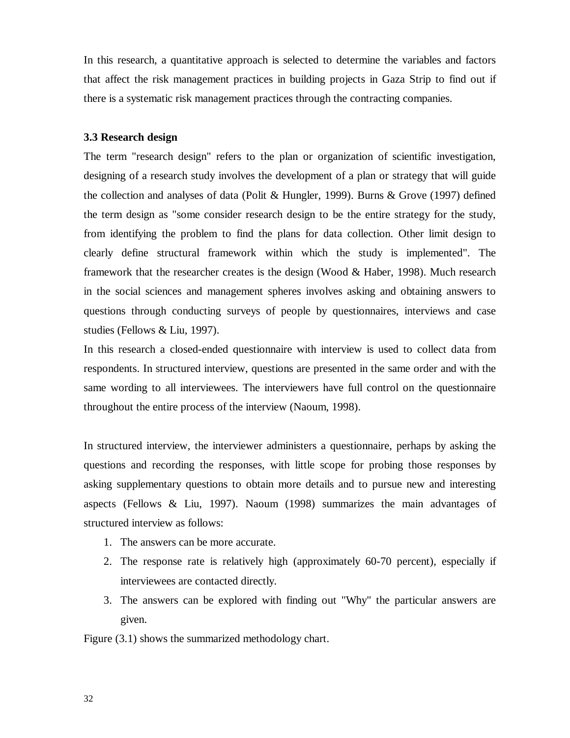In this research, a quantitative approach is selected to determine the variables and factors that affect the risk management practices in building projects in Gaza Strip to find out if there is a systematic risk management practices through the contracting companies.

### 3.3 Research design

The term "research design" refers to the plan or organization of scientific investigation, designing of a research study involves the development of a plan or strategy that will guide the collection and analyses of data (Polit & Hungler, 1999). Burns & Grove (1997) defined the term design as "some consider research design to be the entire strategy for the study, from identifying the problem to find the plans for data collection. Other limit design to clearly define structural framework within which the study is implemented". The framework that the researcher creates is the design (Wood & Haber, 1998). Much research in the social sciences and management spheres involves asking and obtaining answers to questions through conducting surveys of people by questionnaires, interviews and case studies (Fellows & Liu, 1997).

In this research a closed-ended questionnaire with interview is used to collect data from respondents. In structured interview, questions are presented in the same order and with the same wording to all interviewees. The interviewers have full control on the questionnaire throughout the entire process of the interview (Naoum, 1998).

In structured interview, the interviewer administers a questionnaire, perhaps by asking the questions and recording the responses, with little scope for probing those responses by asking supplementary questions to obtain more details and to pursue new and interesting aspects (Fellows & Liu, 1997). Naoum (1998) summarizes the main advantages of structured interview as follows:

1. The answers can be more accurate.
2. The response rate is relatively high (approximately 60-70 percent), especially if interviewees are contacted directly.
3. The answers can be explored with finding out "Why" the particular answers are given.

Figure (3.1) shows the summarized methodology chart.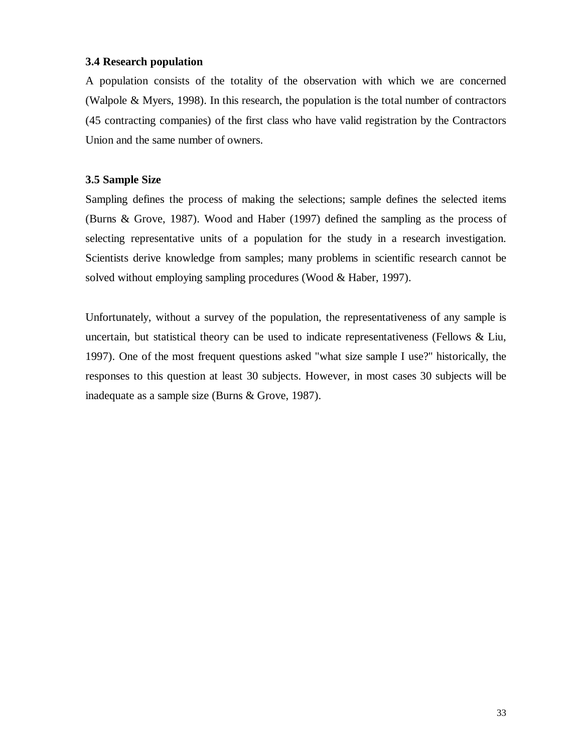### 3.4 Research population

A population consists of the totality of the observation with which we are concerned (Walpole & Myers, 1998). In this research, the population is the total number of contractors (45 contracting companies) of the first class who have valid registration by the Contractors Union and the same number of owners.

### 3.5 Sample Size

Sampling defines the process of making the selections; sample defines the selected items (Burns & Grove, 1987). Wood and Haber (1997) defined the sampling as the process of selecting representative units of a population for the study in a research investigation. Scientists derive knowledge from samples; many problems in scientific research cannot be solved without employing sampling procedures (Wood & Haber, 1997).

Unfortunately, without a survey of the population, the representativeness of any sample is uncertain, but statistical theory can be used to indicate representativeness (Fellows & Liu, 1997). One of the most frequent questions asked "what size sample I use?" historically, the responses to this question at least 30 subjects. However, in most cases 30 subjects will be inadequate as a sample size (Burns & Grove, 1987).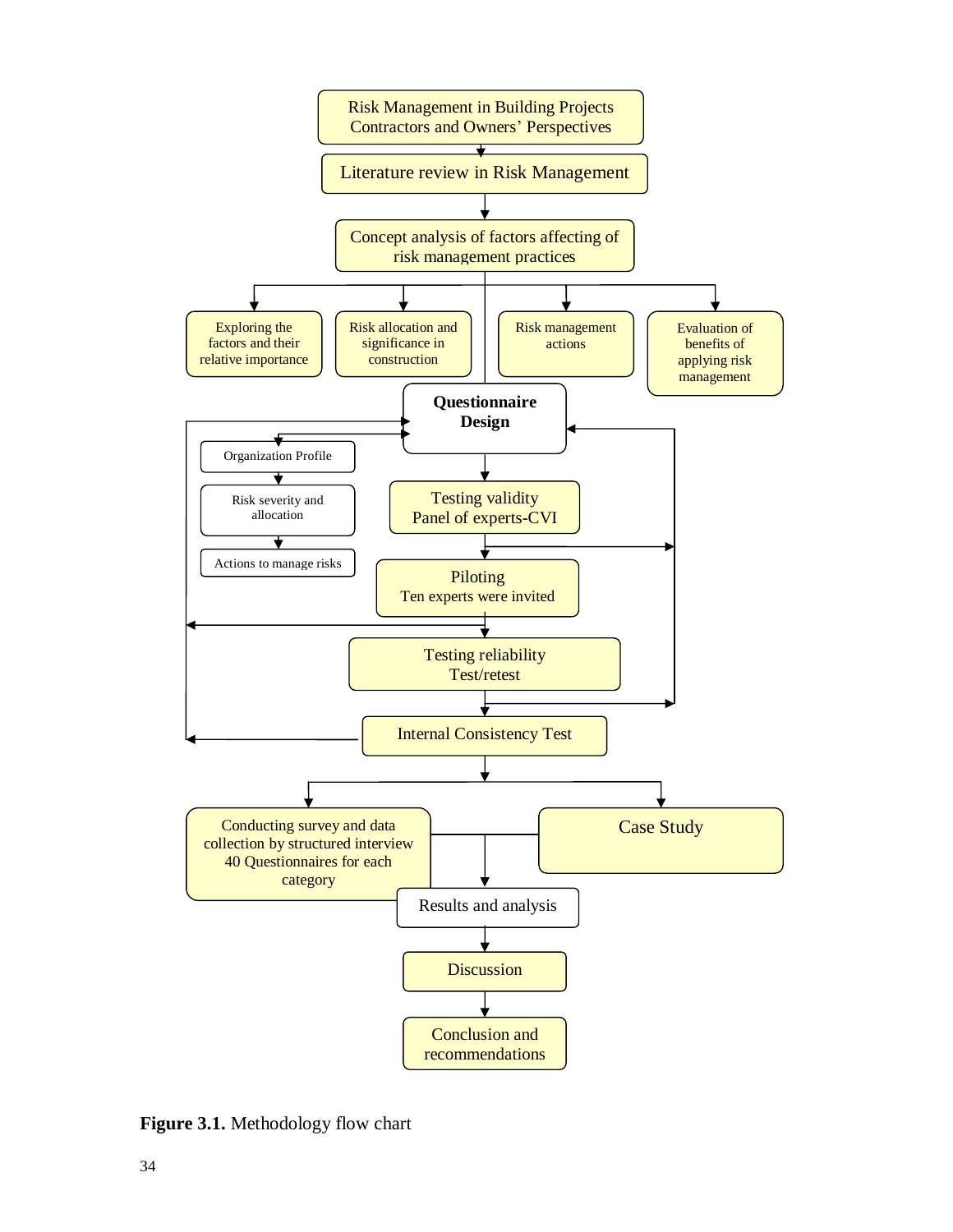Risk Management in Building Projects Contractors and Owners' Perspectives

Literature review in Risk Management

Concept analysis of factors affecting of risk management practices

- Exploring the factors and their relative importance
- Risk allocation and significance in construction
- Risk management actions
- Evaluation of benefits of applying risk management

**Questionnaire Design**

- Organization Profile
- Risk severity and allocation
- Actions to manage risks

Testing validity
Panel of experts-CVI

Piloting
Ten experts were invited

Testing reliability
Test/retest

Internal Consistency Test

- Conducting survey and data collection by structured interview 40 Questionnaires for each category
- Case Study

Results and analysis

Discussion

Conclusion and recommendations

**Figure 3.1.** Methodology flow chart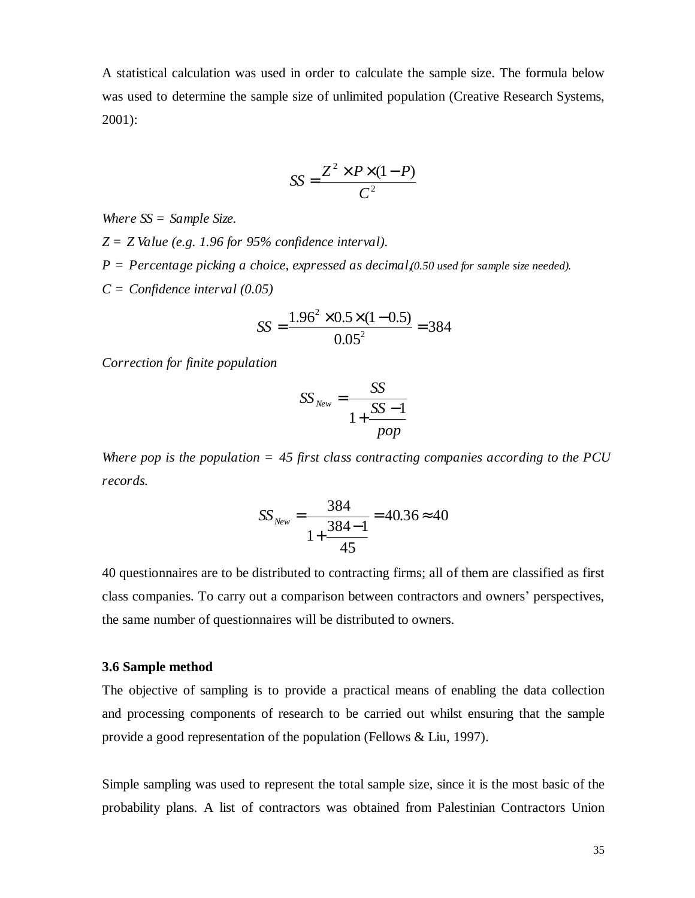A statistical calculation was used in order to calculate the sample size. The formula below was used to determine the sample size of unlimited population (Creative Research Systems, 2001):

$$SS = \frac{Z^2 \times P \times (1-P)}{C^2}$$

*Where SS = Sample Size.*

*Z = Z Value (e.g. 1.96 for 95% confidence interval).*

*P = Percentage picking a choice, expressed as decimal, (0.50 used for sample size needed).*

*C = Confidence interval (0.05)*

$$SS = \frac{1.96^2 \times 0.5 \times (1-0.5)}{0.05^2} = 384$$

*Correction for finite population*

$$SS_{New} = \frac{SS}{1 + \frac{SS-1}{pop}}$$

*Where pop is the population = 45 first class contracting companies according to the PCU records.*

$$SS_{New} = \frac{384}{1 + \frac{384-1}{45}} = 40.36 \approx 40$$

40 questionnaires are to be distributed to contracting firms; all of them are classified as first class companies. To carry out a comparison between contractors and owners' perspectives, the same number of questionnaires will be distributed to owners.

### 3.6 Sample method

The objective of sampling is to provide a practical means of enabling the data collection and processing components of research to be carried out whilst ensuring that the sample provide a good representation of the population (Fellows & Liu, 1997).

Simple sampling was used to represent the total sample size, since it is the most basic of the probability plans. A list of contractors was obtained from Palestinian Contractors Union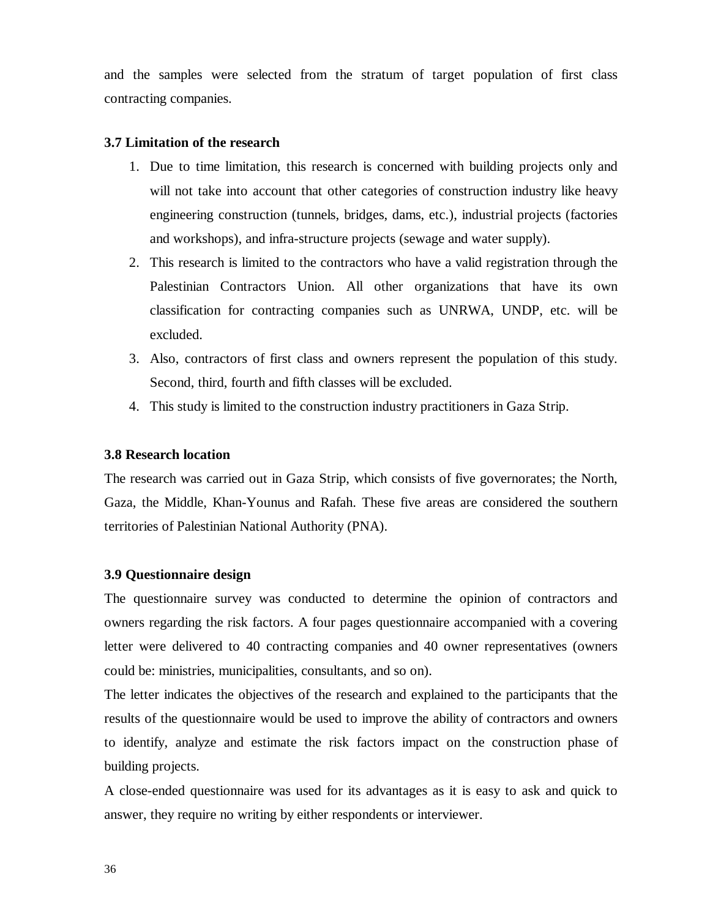and the samples were selected from the stratum of target population of first class contracting companies.

### 3.7 Limitation of the research

1. Due to time limitation, this research is concerned with building projects only and will not take into account that other categories of construction industry like heavy engineering construction (tunnels, bridges, dams, etc.), industrial projects (factories and workshops), and infra-structure projects (sewage and water supply).
2. This research is limited to the contractors who have a valid registration through the Palestinian Contractors Union. All other organizations that have its own classification for contracting companies such as UNRWA, UNDP, etc. will be excluded.
3. Also, contractors of first class and owners represent the population of this study. Second, third, fourth and fifth classes will be excluded.
4. This study is limited to the construction industry practitioners in Gaza Strip.

### 3.8 Research location

The research was carried out in Gaza Strip, which consists of five governorates; the North, Gaza, the Middle, Khan-Younus and Rafah. These five areas are considered the southern territories of Palestinian National Authority (PNA).

### 3.9 Questionnaire design

The questionnaire survey was conducted to determine the opinion of contractors and owners regarding the risk factors. A four pages questionnaire accompanied with a covering letter were delivered to 40 contracting companies and 40 owner representatives (owners could be: ministries, municipalities, consultants, and so on).

The letter indicates the objectives of the research and explained to the participants that the results of the questionnaire would be used to improve the ability of contractors and owners to identify, analyze and estimate the risk factors impact on the construction phase of building projects.

A close-ended questionnaire was used for its advantages as it is easy to ask and quick to answer, they require no writing by either respondents or interviewer.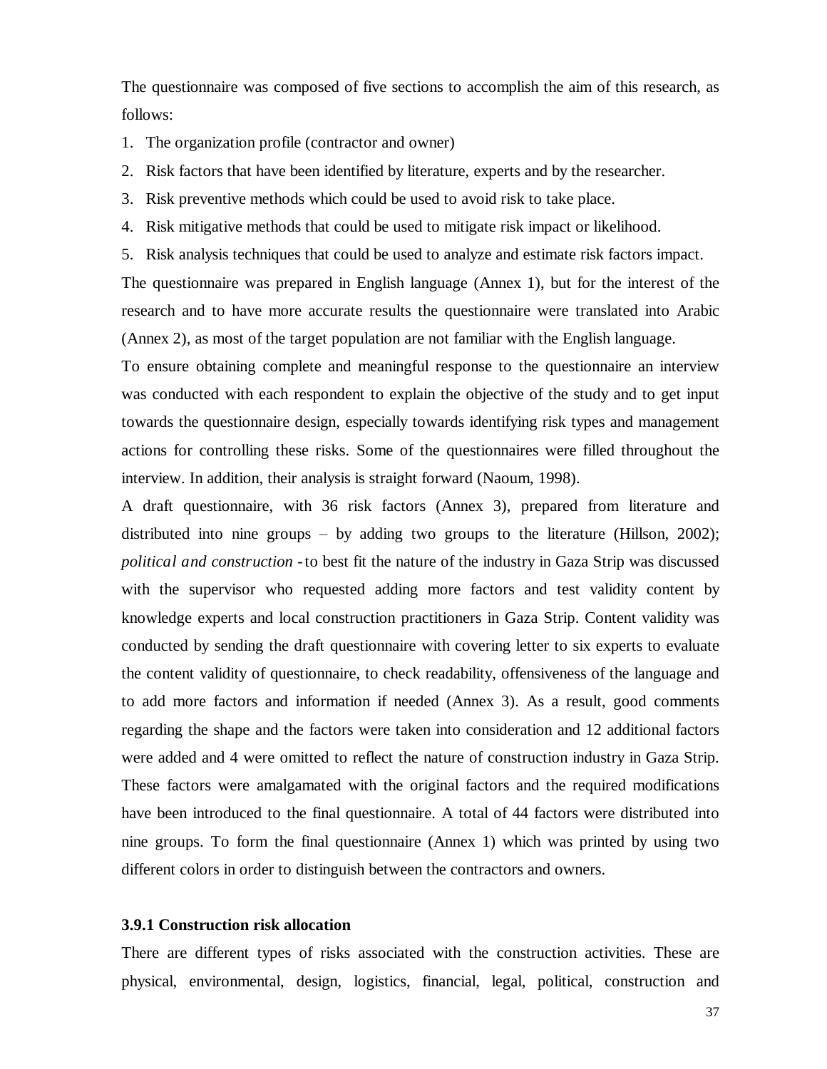The questionnaire was composed of five sections to accomplish the aim of this research, as follows:

1. The organization profile (contractor and owner)
2. Risk factors that have been identified by literature, experts and by the researcher.
3. Risk preventive methods which could be used to avoid risk to take place.
4. Risk mitigative methods that could be used to mitigate risk impact or likelihood.
5. Risk analysis techniques that could be used to analyze and estimate risk factors impact.

The questionnaire was prepared in English language (Annex 1), but for the interest of the research and to have more accurate results the questionnaire were translated into Arabic (Annex 2), as most of the target population are not familiar with the English language.

To ensure obtaining complete and meaningful response to the questionnaire an interview was conducted with each respondent to explain the objective of the study and to get input towards the questionnaire design, especially towards identifying risk types and management actions for controlling these risks. Some of the questionnaires were filled throughout the interview. In addition, their analysis is straight forward (Naoum, 1998).

A draft questionnaire, with 36 risk factors (Annex 3), prepared from literature and distributed into nine groups – by adding two groups to the literature (Hillson, 2002); *political and construction* - to best fit the nature of the industry in Gaza Strip was discussed with the supervisor who requested adding more factors and test validity content by knowledge experts and local construction practitioners in Gaza Strip. Content validity was conducted by sending the draft questionnaire with covering letter to six experts to evaluate the content validity of questionnaire, to check readability, offensiveness of the language and to add more factors and information if needed (Annex 3). As a result, good comments regarding the shape and the factors were taken into consideration and 12 additional factors were added and 4 were omitted to reflect the nature of construction industry in Gaza Strip. These factors were amalgamated with the original factors and the required modifications have been introduced to the final questionnaire. A total of 44 factors were distributed into nine groups. To form the final questionnaire (Annex 1) which was printed by using two different colors in order to distinguish between the contractors and owners.

### 3.9.1 Construction risk allocation

There are different types of risks associated with the construction activities. These are physical, environmental, design, logistics, financial, legal, political, construction and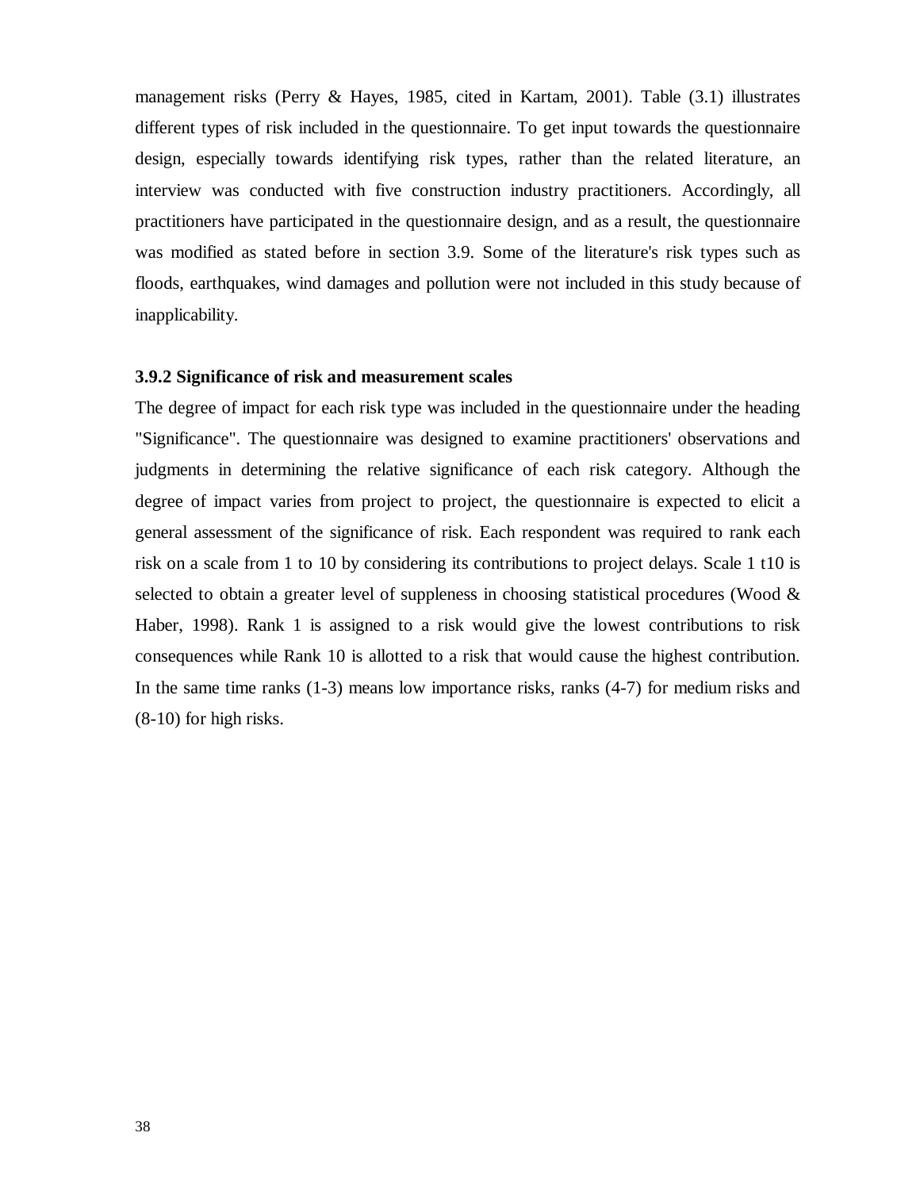management risks (Perry & Hayes, 1985, cited in Kartam, 2001). Table (3.1) illustrates different types of risk included in the questionnaire. To get input towards the questionnaire design, especially towards identifying risk types, rather than the related literature, an interview was conducted with five construction industry practitioners. Accordingly, all practitioners have participated in the questionnaire design, and as a result, the questionnaire was modified as stated before in section 3.9. Some of the literature's risk types such as floods, earthquakes, wind damages and pollution were not included in this study because of inapplicability.

### 3.9.2 Significance of risk and measurement scales

The degree of impact for each risk type was included in the questionnaire under the heading "Significance". The questionnaire was designed to examine practitioners' observations and judgments in determining the relative significance of each risk category. Although the degree of impact varies from project to project, the questionnaire is expected to elicit a general assessment of the significance of risk. Each respondent was required to rank each risk on a scale from 1 to 10 by considering its contributions to project delays. Scale 1 t10 is selected to obtain a greater level of suppleness in choosing statistical procedures (Wood & Haber, 1998). Rank 1 is assigned to a risk would give the lowest contributions to risk consequences while Rank 10 is allotted to a risk that would cause the highest contribution. In the same time ranks (1-3) means low importance risks, ranks (4-7) for medium risks and (8-10) for high risks.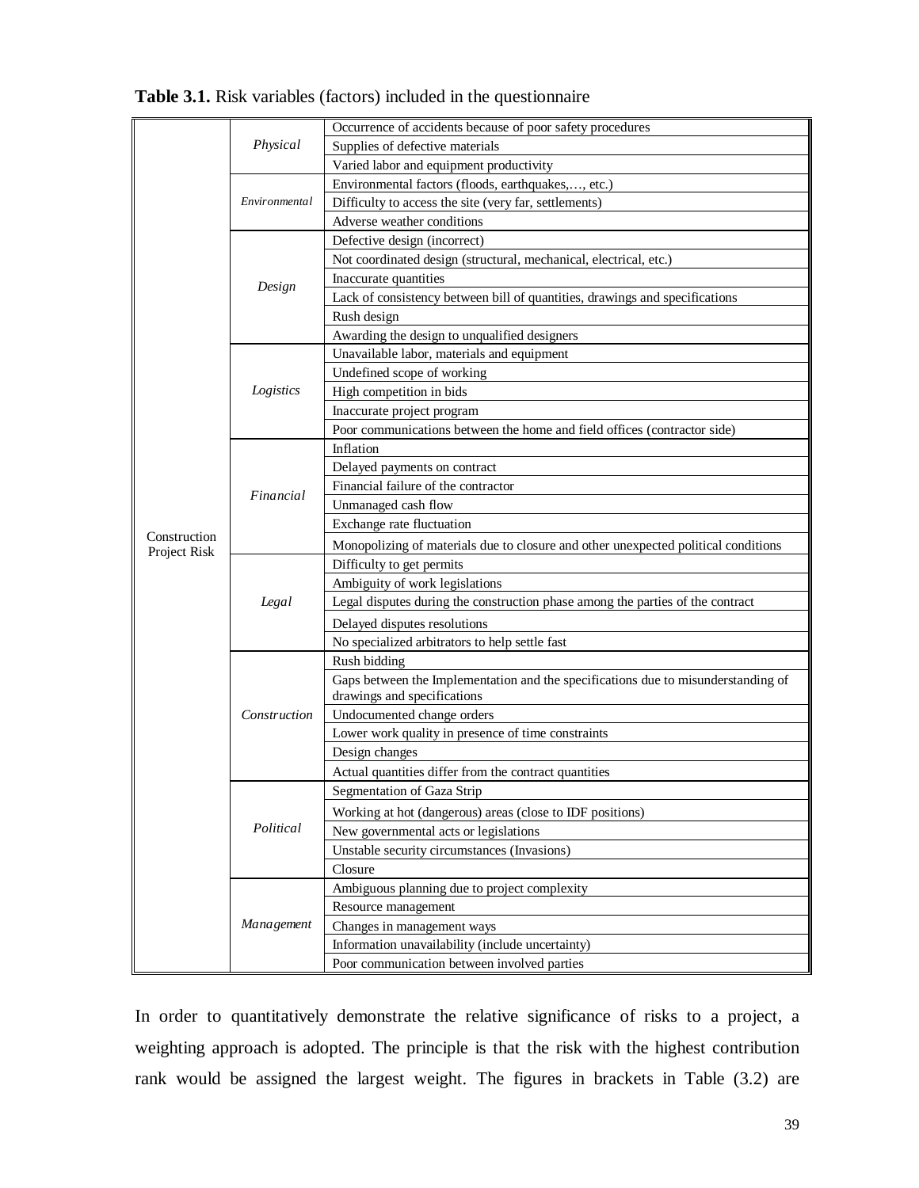**Table 3.1.** Risk variables (factors) included in the questionnaire

| | | |
|---|---|---|
| Construction Project Risk | *Physical* | Occurrence of accidents because of poor safety procedures |
| | | Supplies of defective materials |
| | | Varied labor and equipment productivity |
| | *Environmental* | Environmental factors (floods, earthquakes,…, etc.) |
| | | Difficulty to access the site (very far, settlements) |
| | | Adverse weather conditions |
| | *Design* | Defective design (incorrect) |
| | | Not coordinated design (structural, mechanical, electrical, etc.) |
| | | Inaccurate quantities |
| | | Lack of consistency between bill of quantities, drawings and specifications |
| | | Rush design |
| | | Awarding the design to unqualified designers |
| | *Logistics* | Unavailable labor, materials and equipment |
| | | Undefined scope of working |
| | | High competition in bids |
| | | Inaccurate project program |
| | | Poor communications between the home and field offices (contractor side) |
| | *Financial* | Inflation |
| | | Delayed payments on contract |
| | | Financial failure of the contractor |
| | | Unmanaged cash flow |
| | | Exchange rate fluctuation |
| | | Monopolizing of materials due to closure and other unexpected political conditions |
| | *Legal* | Difficulty to get permits |
| | | Ambiguity of work legislations |
| | | Legal disputes during the construction phase among the parties of the contract |
| | | Delayed disputes resolutions |
| | | No specialized arbitrators to help settle fast |
| | *Construction* | Rush bidding |
| | | Gaps between the Implementation and the specifications due to misunderstanding of drawings and specifications |
| | | Undocumented change orders |
| | | Lower work quality in presence of time constraints |
| | | Design changes |
| | | Actual quantities differ from the contract quantities |
| | *Political* | Segmentation of Gaza Strip |
| | | Working at hot (dangerous) areas (close to IDF positions) |
| | | New governmental acts or legislations |
| | | Unstable security circumstances (Invasions) |
| | | Closure |
| | *Management* | Ambiguous planning due to project complexity |
| | | Resource management |
| | | Changes in management ways |
| | | Information unavailability (include uncertainty) |
| | | Poor communication between involved parties |

In order to quantitatively demonstrate the relative significance of risks to a project, a weighting approach is adopted. The principle is that the risk with the highest contribution rank would be assigned the largest weight. The figures in brackets in Table (3.2) are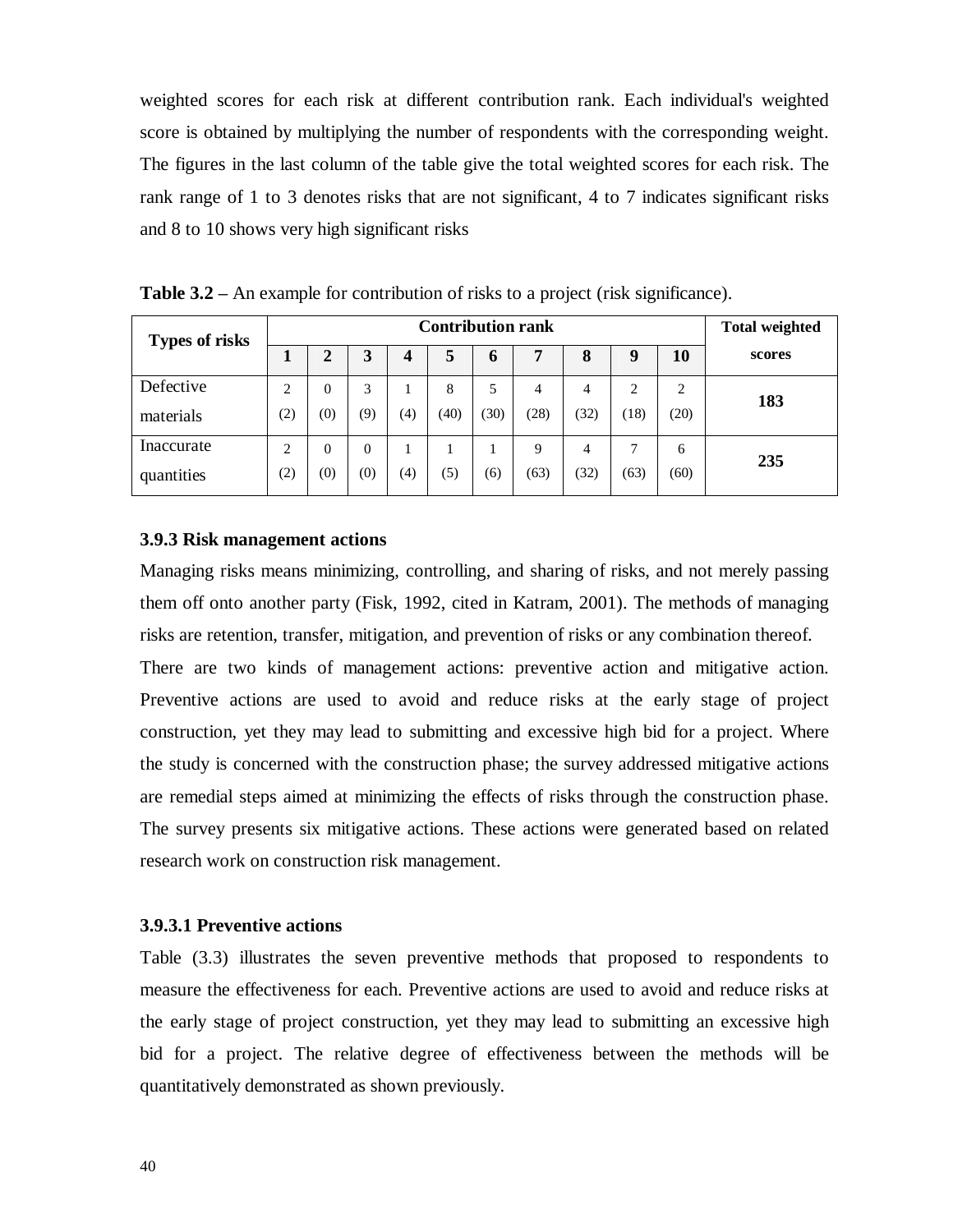weighted scores for each risk at different contribution rank. Each individual's weighted score is obtained by multiplying the number of respondents with the corresponding weight. The figures in the last column of the table give the total weighted scores for each risk. The rank range of 1 to 3 denotes risks that are not significant, 4 to 7 indicates significant risks and 8 to 10 shows very high significant risks

**Table 3.2 –** An example for contribution of risks to a project (risk significance).

| Types of risks | Contribution rank | | | | | | | | | | Total weighted scores |
|---|---|---|---|---|---|---|---|---|---|---|---|
| | **1** | **2** | **3** | **4** | **5** | **6** | **7** | **8** | **9** | **10** | |
| Defective materials | 2 (2) | 0 (0) | 3 (9) | 1 (4) | 8 (40) | 5 (30) | 4 (28) | 4 (32) | 2 (18) | 2 (20) | **183** |
| Inaccurate quantities | 2 (2) | 0 (0) | 0 (0) | 1 (4) | 1 (5) | 1 (6) | 9 (63) | 4 (32) | 7 (63) | 6 (60) | **235** |

### 3.9.3 Risk management actions

Managing risks means minimizing, controlling, and sharing of risks, and not merely passing them off onto another party (Fisk, 1992, cited in Katram, 2001). The methods of managing risks are retention, transfer, mitigation, and prevention of risks or any combination thereof.

There are two kinds of management actions: preventive action and mitigative action. Preventive actions are used to avoid and reduce risks at the early stage of project construction, yet they may lead to submitting and excessive high bid for a project. Where the study is concerned with the construction phase; the survey addressed mitigative actions are remedial steps aimed at minimizing the effects of risks through the construction phase. The survey presents six mitigative actions. These actions were generated based on related research work on construction risk management.

#### 3.9.3.1 Preventive actions

Table (3.3) illustrates the seven preventive methods that proposed to respondents to measure the effectiveness for each. Preventive actions are used to avoid and reduce risks at the early stage of project construction, yet they may lead to submitting an excessive high bid for a project. The relative degree of effectiveness between the methods will be quantitatively demonstrated as shown previously.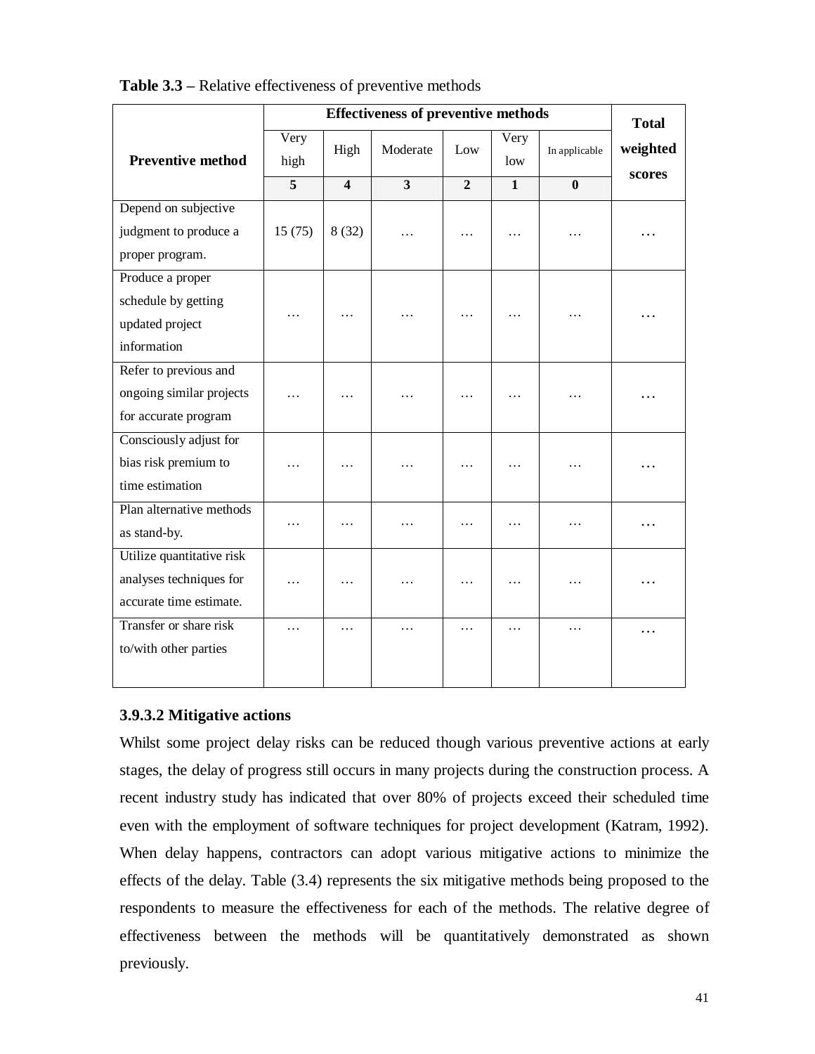**Table 3.3 –** Relative effectiveness of preventive methods

| Preventive method | Effectiveness of preventive methods | | | | | | Total weighted scores |
|---|---|---|---|---|---|---|---|
| | Very high | High | Moderate | Low | Very low | In applicable | |
| | **5** | **4** | **3** | **2** | **1** | **0** | |
| Depend on subjective judgment to produce a proper program. | 15 (75) | 8 (32) | … | … | … | … | … |
| Produce a proper schedule by getting updated project information | … | … | … | … | … | … | … |
| Refer to previous and ongoing similar projects for accurate program | … | … | … | … | … | … | … |
| Consciously adjust for bias risk premium to time estimation | … | … | … | … | … | … | … |
| Plan alternative methods as stand-by. | … | … | … | … | … | … | … |
| Utilize quantitative risk analyses techniques for accurate time estimate. | … | … | … | … | … | … | … |
| Transfer or share risk to/with other parties | … | … | … | … | … | … | … |

### 3.9.3.2 Mitigative actions

Whilst some project delay risks can be reduced though various preventive actions at early stages, the delay of progress still occurs in many projects during the construction process. A recent industry study has indicated that over 80% of projects exceed their scheduled time even with the employment of software techniques for project development (Katram, 1992). When delay happens, contractors can adopt various mitigative actions to minimize the effects of the delay. Table (3.4) represents the six mitigative methods being proposed to the respondents to measure the effectiveness for each of the methods. The relative degree of effectiveness between the methods will be quantitatively demonstrated as shown previously.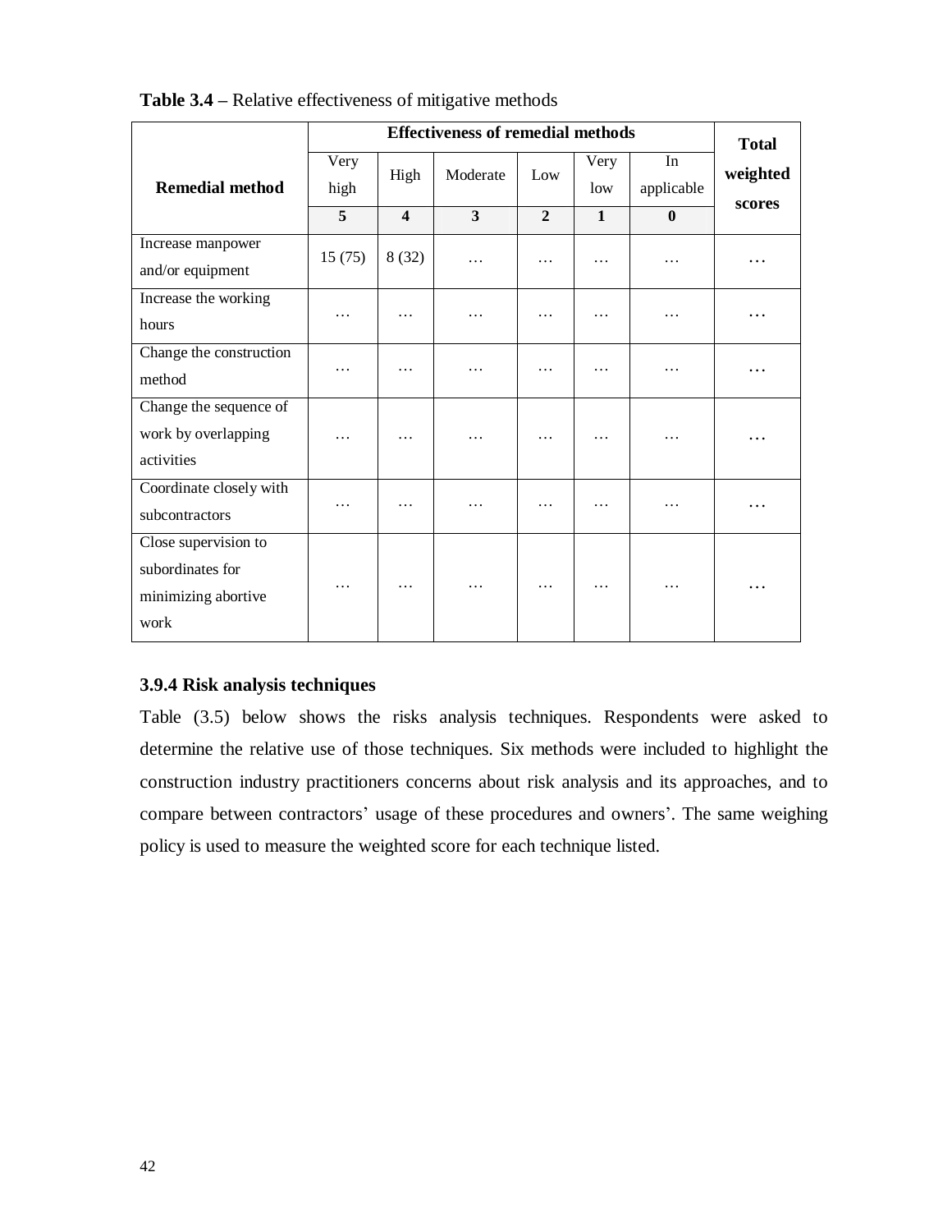**Table 3.4 –** Relative effectiveness of mitigative methods

| Remedial method | Effectiveness of remedial methods | | | | | | Total weighted scores |
|---|---|---|---|---|---|---|---|
| | Very high | High | Moderate | Low | Very low | In applicable | |
| | **5** | **4** | **3** | **2** | **1** | **0** | |
| Increase manpower and/or equipment | 15 (75) | 8 (32) | … | … | … | … | … |
| Increase the working hours | … | … | … | … | … | … | … |
| Change the construction method | … | … | … | … | … | … | … |
| Change the sequence of work by overlapping activities | … | … | … | … | … | … | … |
| Coordinate closely with subcontractors | … | … | … | … | … | … | … |
| Close supervision to subordinates for minimizing abortive work | … | … | … | … | … | … | … |

### 3.9.4 Risk analysis techniques

Table (3.5) below shows the risks analysis techniques. Respondents were asked to determine the relative use of those techniques. Six methods were included to highlight the construction industry practitioners concerns about risk analysis and its approaches, and to compare between contractors' usage of these procedures and owners'. The same weighing policy is used to measure the weighted score for each technique listed.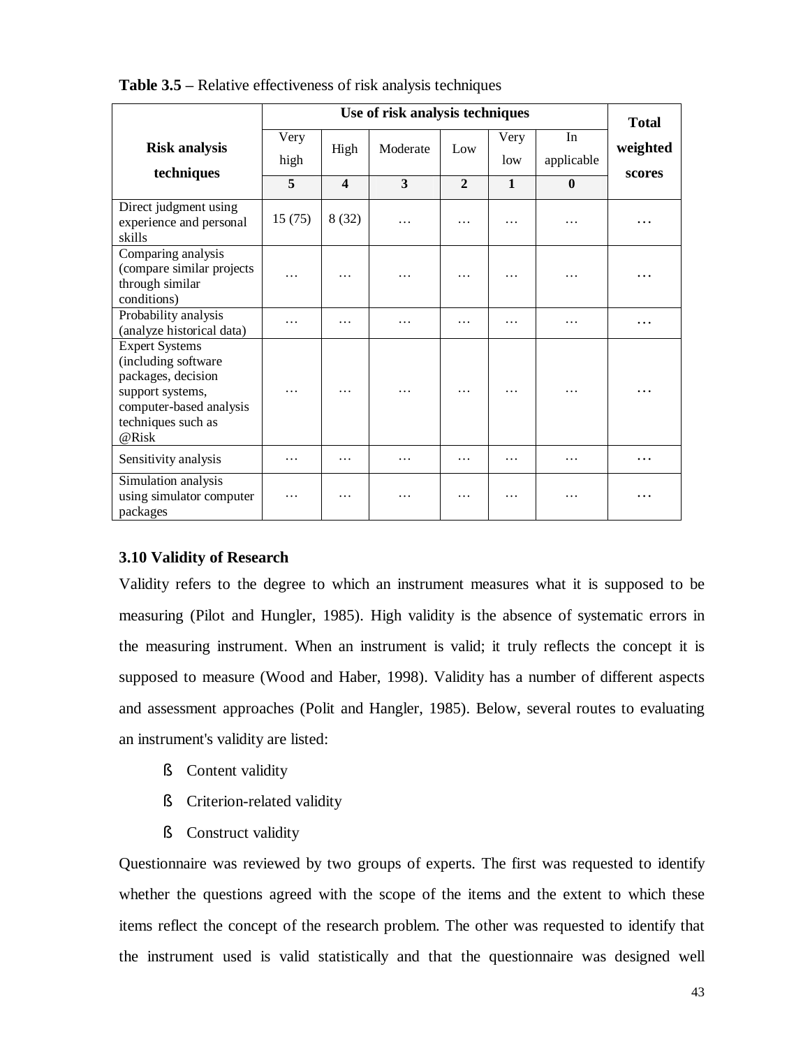**Table 3.5 –** Relative effectiveness of risk analysis techniques

| Risk analysis techniques | Use of risk analysis techniques | | | | | | Total weighted scores |
|---|---|---|---|---|---|---|---|
| | Very high | High | Moderate | Low | Very low | In applicable | |
| | 5 | 4 | 3 | 2 | 1 | 0 | |
| Direct judgment using experience and personal skills | 15 (75) | 8 (32) | … | … | … | … | … |
| Comparing analysis (compare similar projects through similar conditions) | … | … | … | … | … | … | … |
| Probability analysis (analyze historical data) | … | … | … | … | … | … | … |
| Expert Systems (including software packages, decision support systems, computer-based analysis techniques such as @Risk | … | … | … | … | … | … | … |
| Sensitivity analysis | … | … | … | … | … | … | … |
| Simulation analysis using simulator computer packages | … | … | … | … | … | … | … |

### 3.10 Validity of Research

Validity refers to the degree to which an instrument measures what it is supposed to be measuring (Pilot and Hungler, 1985). High validity is the absence of systematic errors in the measuring instrument. When an instrument is valid; it truly reflects the concept it is supposed to measure (Wood and Haber, 1998). Validity has a number of different aspects and assessment approaches (Polit and Hangler, 1985). Below, several routes to evaluating an instrument's validity are listed:

- Content validity
- Criterion-related validity
- Construct validity

Questionnaire was reviewed by two groups of experts. The first was requested to identify whether the questions agreed with the scope of the items and the extent to which these items reflect the concept of the research problem. The other was requested to identify that the instrument used is valid statistically and that the questionnaire was designed well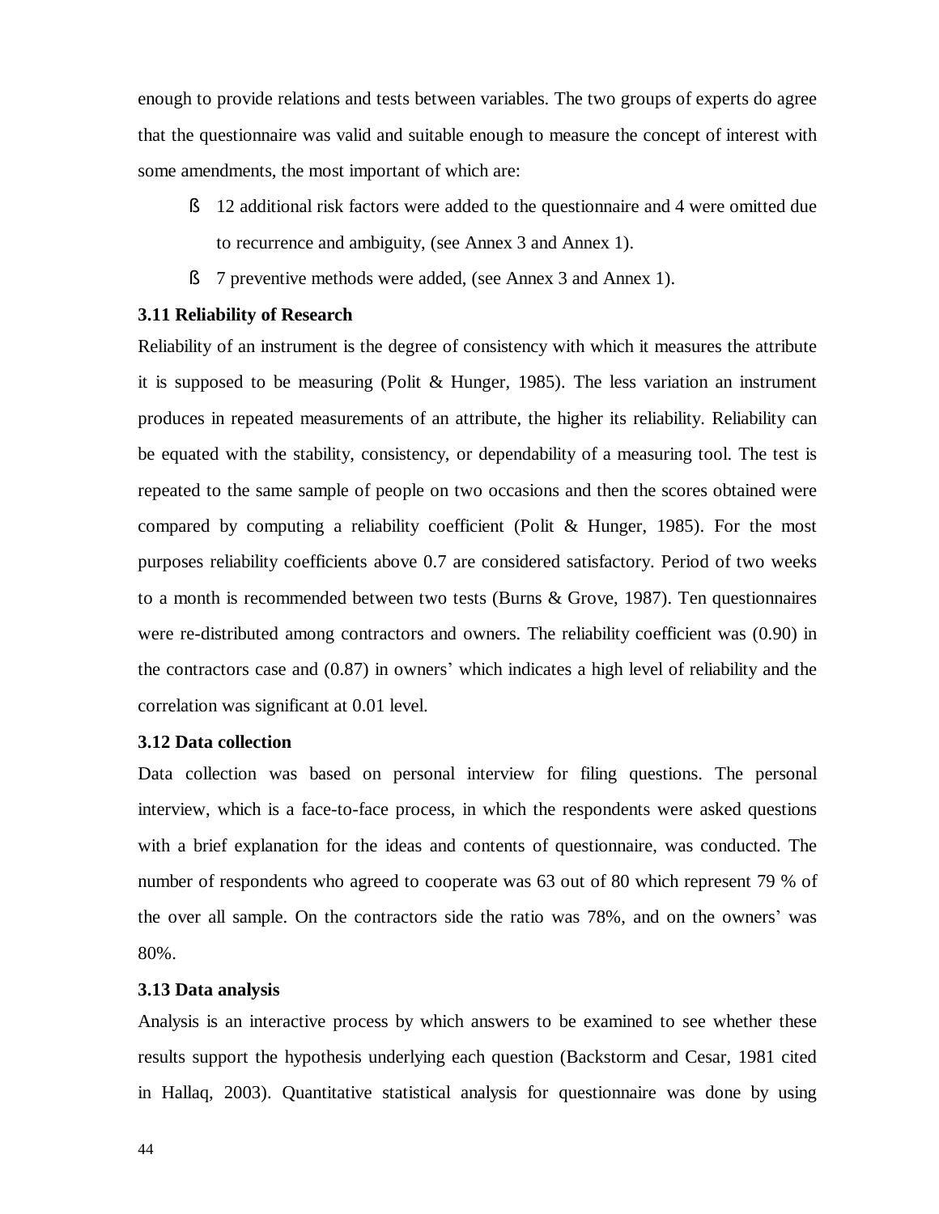enough to provide relations and tests between variables. The two groups of experts do agree that the questionnaire was valid and suitable enough to measure the concept of interest with some amendments, the most important of which are:

- 12 additional risk factors were added to the questionnaire and 4 were omitted due to recurrence and ambiguity, (see Annex 3 and Annex 1).
- 7 preventive methods were added, (see Annex 3 and Annex 1).

### 3.11 Reliability of Research

Reliability of an instrument is the degree of consistency with which it measures the attribute it is supposed to be measuring (Polit & Hunger, 1985). The less variation an instrument produces in repeated measurements of an attribute, the higher its reliability. Reliability can be equated with the stability, consistency, or dependability of a measuring tool. The test is repeated to the same sample of people on two occasions and then the scores obtained were compared by computing a reliability coefficient (Polit & Hunger, 1985). For the most purposes reliability coefficients above 0.7 are considered satisfactory. Period of two weeks to a month is recommended between two tests (Burns & Grove, 1987). Ten questionnaires were re-distributed among contractors and owners. The reliability coefficient was (0.90) in the contractors case and (0.87) in owners' which indicates a high level of reliability and the correlation was significant at 0.01 level.

### 3.12 Data collection

Data collection was based on personal interview for filing questions. The personal interview, which is a face-to-face process, in which the respondents were asked questions with a brief explanation for the ideas and contents of questionnaire, was conducted. The number of respondents who agreed to cooperate was 63 out of 80 which represent 79 % of the over all sample. On the contractors side the ratio was 78%, and on the owners' was 80%.

### 3.13 Data analysis

Analysis is an interactive process by which answers to be examined to see whether these results support the hypothesis underlying each question (Backstorm and Cesar, 1981 cited in Hallaq, 2003). Quantitative statistical analysis for questionnaire was done by using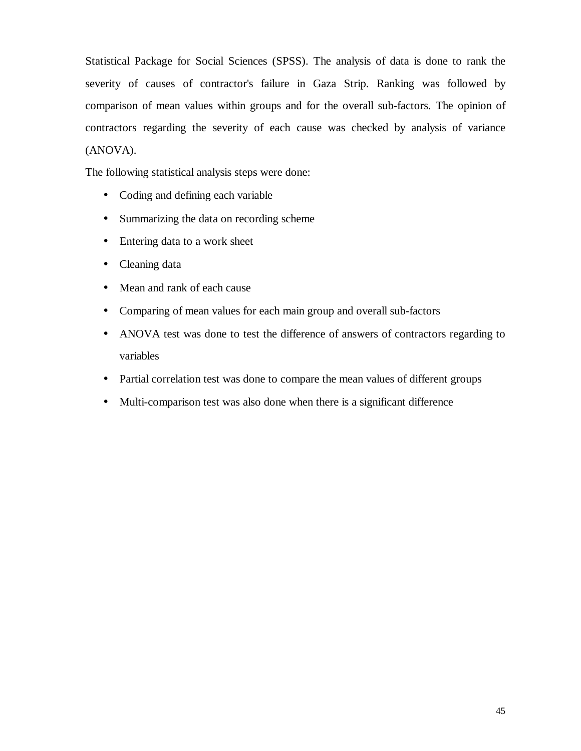Statistical Package for Social Sciences (SPSS). The analysis of data is done to rank the severity of causes of contractor's failure in Gaza Strip. Ranking was followed by comparison of mean values within groups and for the overall sub-factors. The opinion of contractors regarding the severity of each cause was checked by analysis of variance (ANOVA).

The following statistical analysis steps were done:

- Coding and defining each variable
- Summarizing the data on recording scheme
- Entering data to a work sheet
- Cleaning data
- Mean and rank of each cause
- Comparing of mean values for each main group and overall sub-factors
- ANOVA test was done to test the difference of answers of contractors regarding to variables
- Partial correlation test was done to compare the mean values of different groups
- Multi-comparison test was also done when there is a significant difference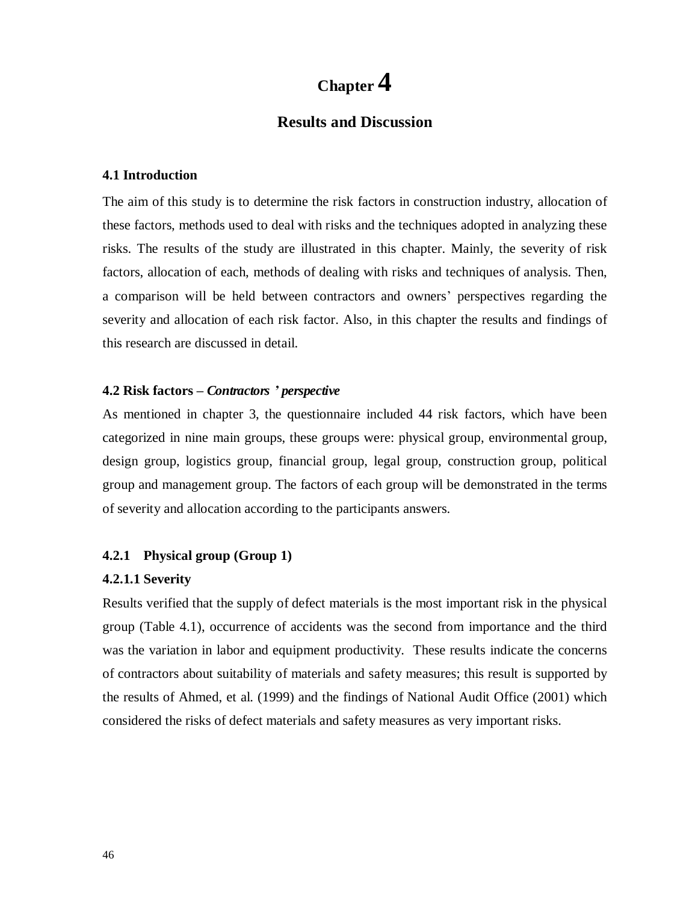# Chapter 4

## Results and Discussion

### 4.1 Introduction

The aim of this study is to determine the risk factors in construction industry, allocation of these factors, methods used to deal with risks and the techniques adopted in analyzing these risks. The results of the study are illustrated in this chapter. Mainly, the severity of risk factors, allocation of each, methods of dealing with risks and techniques of analysis. Then, a comparison will be held between contractors and owners' perspectives regarding the severity and allocation of each risk factor. Also, in this chapter the results and findings of this research are discussed in detail.

### 4.2 Risk factors – *Contractors ' perspective*

As mentioned in chapter 3, the questionnaire included 44 risk factors, which have been categorized in nine main groups, these groups were: physical group, environmental group, design group, logistics group, financial group, legal group, construction group, political group and management group. The factors of each group will be demonstrated in the terms of severity and allocation according to the participants answers.

### 4.2.1 Physical group (Group 1)

#### 4.2.1.1 Severity

Results verified that the supply of defect materials is the most important risk in the physical group (Table 4.1), occurrence of accidents was the second from importance and the third was the variation in labor and equipment productivity. These results indicate the concerns of contractors about suitability of materials and safety measures; this result is supported by the results of Ahmed, et al. (1999) and the findings of National Audit Office (2001) which considered the risks of defect materials and safety measures as very important risks.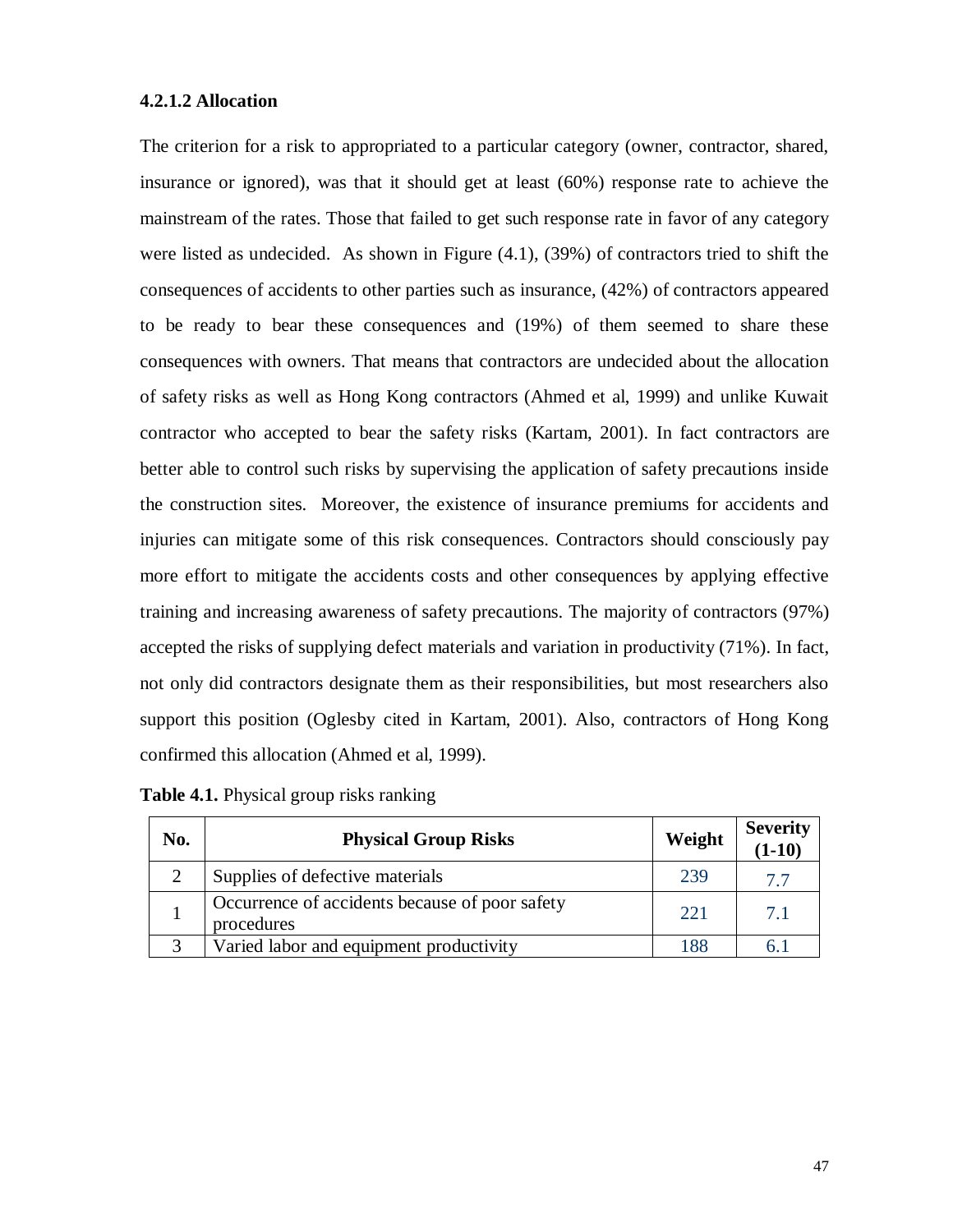#### 4.2.1.2 Allocation

The criterion for a risk to appropriated to a particular category (owner, contractor, shared, insurance or ignored), was that it should get at least (60%) response rate to achieve the mainstream of the rates. Those that failed to get such response rate in favor of any category were listed as undecided. As shown in Figure (4.1), (39%) of contractors tried to shift the consequences of accidents to other parties such as insurance, (42%) of contractors appeared to be ready to bear these consequences and (19%) of them seemed to share these consequences with owners. That means that contractors are undecided about the allocation of safety risks as well as Hong Kong contractors (Ahmed et al, 1999) and unlike Kuwait contractor who accepted to bear the safety risks (Kartam, 2001). In fact contractors are better able to control such risks by supervising the application of safety precautions inside the construction sites. Moreover, the existence of insurance premiums for accidents and injuries can mitigate some of this risk consequences. Contractors should consciously pay more effort to mitigate the accidents costs and other consequences by applying effective training and increasing awareness of safety precautions. The majority of contractors (97%) accepted the risks of supplying defect materials and variation in productivity (71%). In fact, not only did contractors designate them as their responsibilities, but most researchers also support this position (Oglesby cited in Kartam, 2001). Also, contractors of Hong Kong confirmed this allocation (Ahmed et al, 1999).

**Table 4.1.** Physical group risks ranking

| No. | Physical Group Risks | Weight | Severity (1-10) |
|---|---|---|---|
| 2 | Supplies of defective materials | 239 | 7.7 |
| 1 | Occurrence of accidents because of poor safety procedures | 221 | 7.1 |
| 3 | Varied labor and equipment productivity | 188 | 6.1 |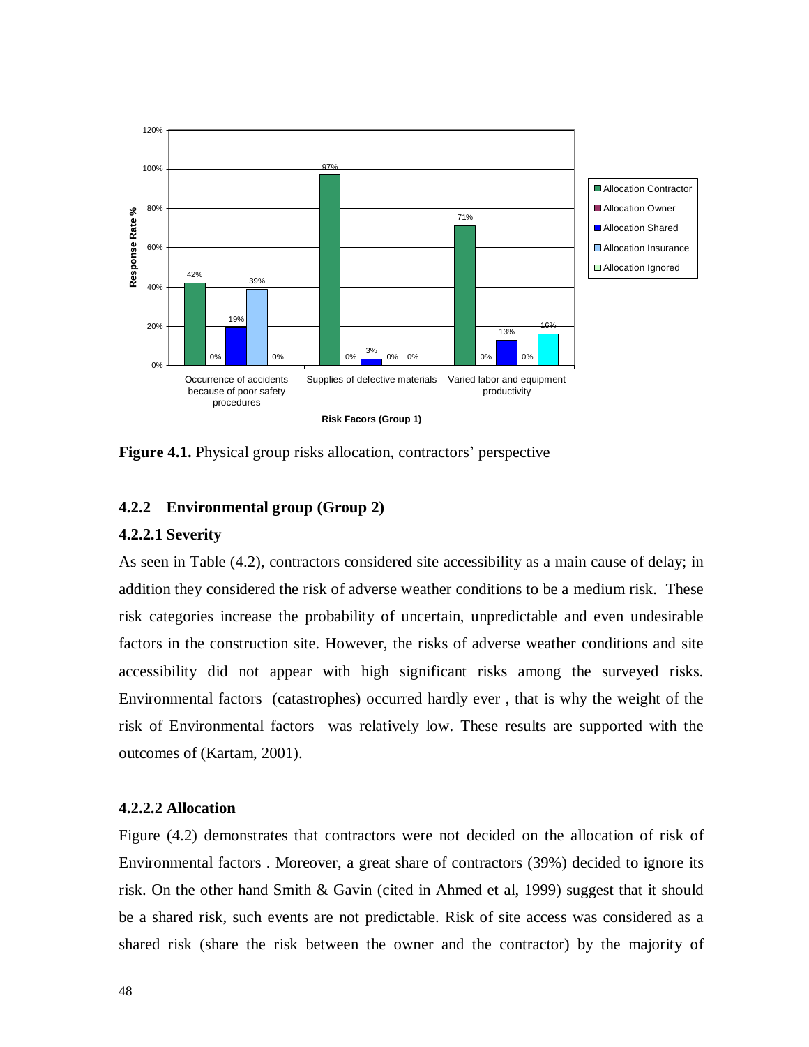**Figure 4.1.** Physical group risks allocation, contractors' perspective

### 4.2.2 Environmental group (Group 2)

#### 4.2.2.1 Severity

As seen in Table (4.2), contractors considered site accessibility as a main cause of delay; in addition they considered the risk of adverse weather conditions to be a medium risk. These risk categories increase the probability of uncertain, unpredictable and even undesirable factors in the construction site. However, the risks of adverse weather conditions and site accessibility did not appear with high significant risks among the surveyed risks. Environmental factors (catastrophes) occurred hardly ever , that is why the weight of the risk of Environmental factors was relatively low. These results are supported with the outcomes of (Kartam, 2001).

#### 4.2.2.2 Allocation

Figure (4.2) demonstrates that contractors were not decided on the allocation of risk of Environmental factors . Moreover, a great share of contractors (39%) decided to ignore its risk. On the other hand Smith & Gavin (cited in Ahmed et al, 1999) suggest that it should be a shared risk, such events are not predictable. Risk of site access was considered as a shared risk (share the risk between the owner and the contractor) by the majority of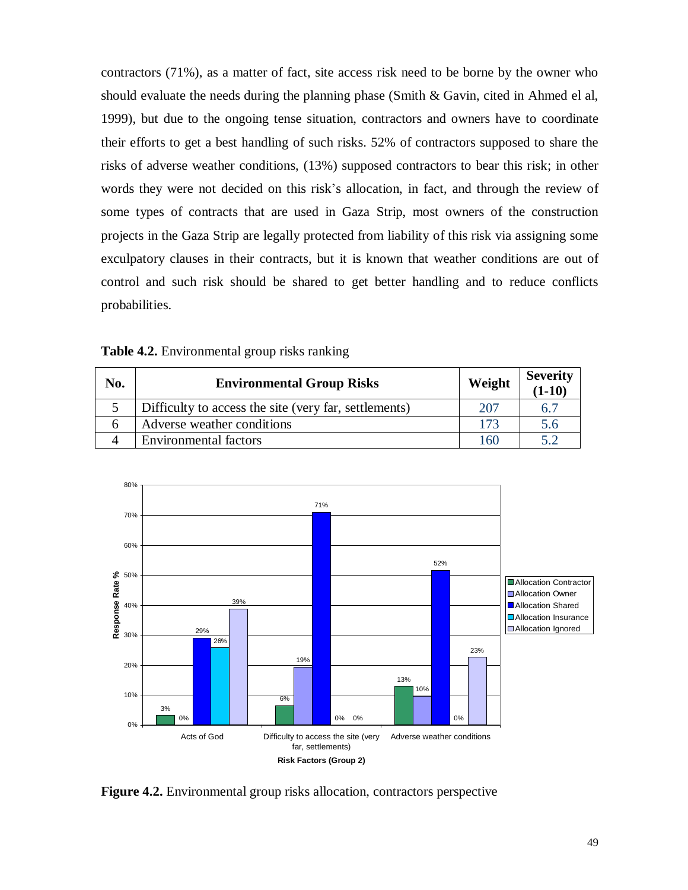contractors (71%), as a matter of fact, site access risk need to be borne by the owner who should evaluate the needs during the planning phase (Smith & Gavin, cited in Ahmed el al, 1999), but due to the ongoing tense situation, contractors and owners have to coordinate their efforts to get a best handling of such risks. 52% of contractors supposed to share the risks of adverse weather conditions, (13%) supposed contractors to bear this risk; in other words they were not decided on this risk's allocation, in fact, and through the review of some types of contracts that are used in Gaza Strip, most owners of the construction projects in the Gaza Strip are legally protected from liability of this risk via assigning some exculpatory clauses in their contracts, but it is known that weather conditions are out of control and such risk should be shared to get better handling and to reduce conflicts probabilities.

**Table 4.2.** Environmental group risks ranking

| No. | Environmental Group Risks | Weight | Severity (1-10) |
|---|---|---|---|
| 5 | Difficulty to access the site (very far, settlements) | 207 | 6.7 |
| 6 | Adverse weather conditions | 173 | 5.6 |
| 4 | Environmental factors | 160 | 5.2 |

**Figure 4.2.** Environmental group risks allocation, contractors perspective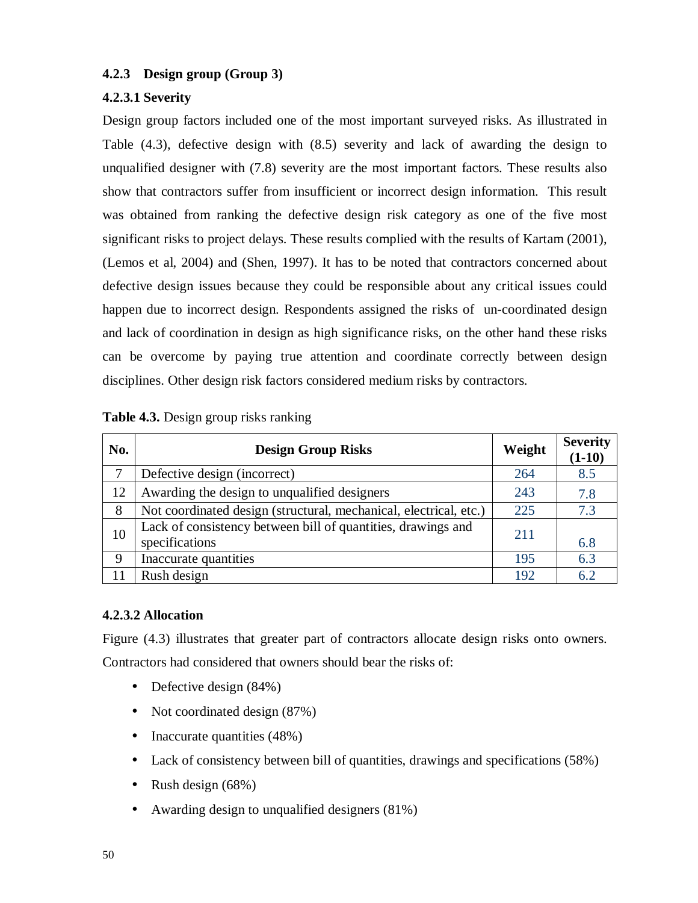### 4.2.3 Design group (Group 3)

#### 4.2.3.1 Severity

Design group factors included one of the most important surveyed risks. As illustrated in Table (4.3), defective design with (8.5) severity and lack of awarding the design to unqualified designer with (7.8) severity are the most important factors. These results also show that contractors suffer from insufficient or incorrect design information. This result was obtained from ranking the defective design risk category as one of the five most significant risks to project delays. These results complied with the results of Kartam (2001), (Lemos et al, 2004) and (Shen, 1997). It has to be noted that contractors concerned about defective design issues because they could be responsible about any critical issues could happen due to incorrect design. Respondents assigned the risks of un-coordinated design and lack of coordination in design as high significance risks, on the other hand these risks can be overcome by paying true attention and coordinate correctly between design disciplines. Other design risk factors considered medium risks by contractors.

**Table 4.3.** Design group risks ranking

| No. | Design Group Risks | Weight | Severity (1-10) |
|---|---|---|---|
| 7 | Defective design (incorrect) | 264 | 8.5 |
| 12 | Awarding the design to unqualified designers | 243 | 7.8 |
| 8 | Not coordinated design (structural, mechanical, electrical, etc.) | 225 | 7.3 |
| 10 | Lack of consistency between bill of quantities, drawings and specifications | 211 | 6.8 |
| 9 | Inaccurate quantities | 195 | 6.3 |
| 11 | Rush design | 192 | 6.2 |

#### 4.2.3.2 Allocation

Figure (4.3) illustrates that greater part of contractors allocate design risks onto owners. Contractors had considered that owners should bear the risks of:

- Defective design (84%)
- Not coordinated design (87%)
- Inaccurate quantities (48%)
- Lack of consistency between bill of quantities, drawings and specifications (58%)
- Rush design (68%)
- Awarding design to unqualified designers (81%)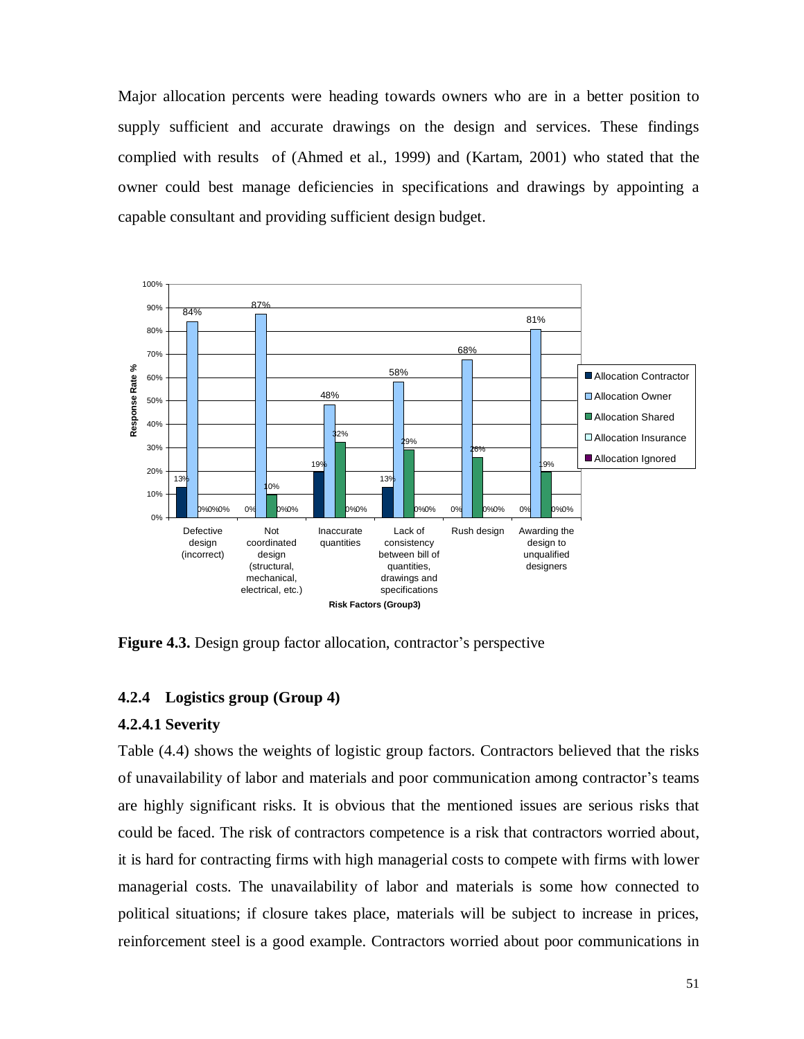Major allocation percents were heading towards owners who are in a better position to supply sufficient and accurate drawings on the design and services. These findings complied with results of (Ahmed et al., 1999) and (Kartam, 2001) who stated that the owner could best manage deficiencies in specifications and drawings by appointing a capable consultant and providing sufficient design budget.

**Figure 4.3.** Design group factor allocation, contractor's perspective

### 4.2.4 Logistics group (Group 4)

#### 4.2.4.1 Severity

Table (4.4) shows the weights of logistic group factors. Contractors believed that the risks of unavailability of labor and materials and poor communication among contractor's teams are highly significant risks. It is obvious that the mentioned issues are serious risks that could be faced. The risk of contractors competence is a risk that contractors worried about, it is hard for contracting firms with high managerial costs to compete with firms with lower managerial costs. The unavailability of labor and materials is some how connected to political situations; if closure takes place, materials will be subject to increase in prices, reinforcement steel is a good example. Contractors worried about poor communications in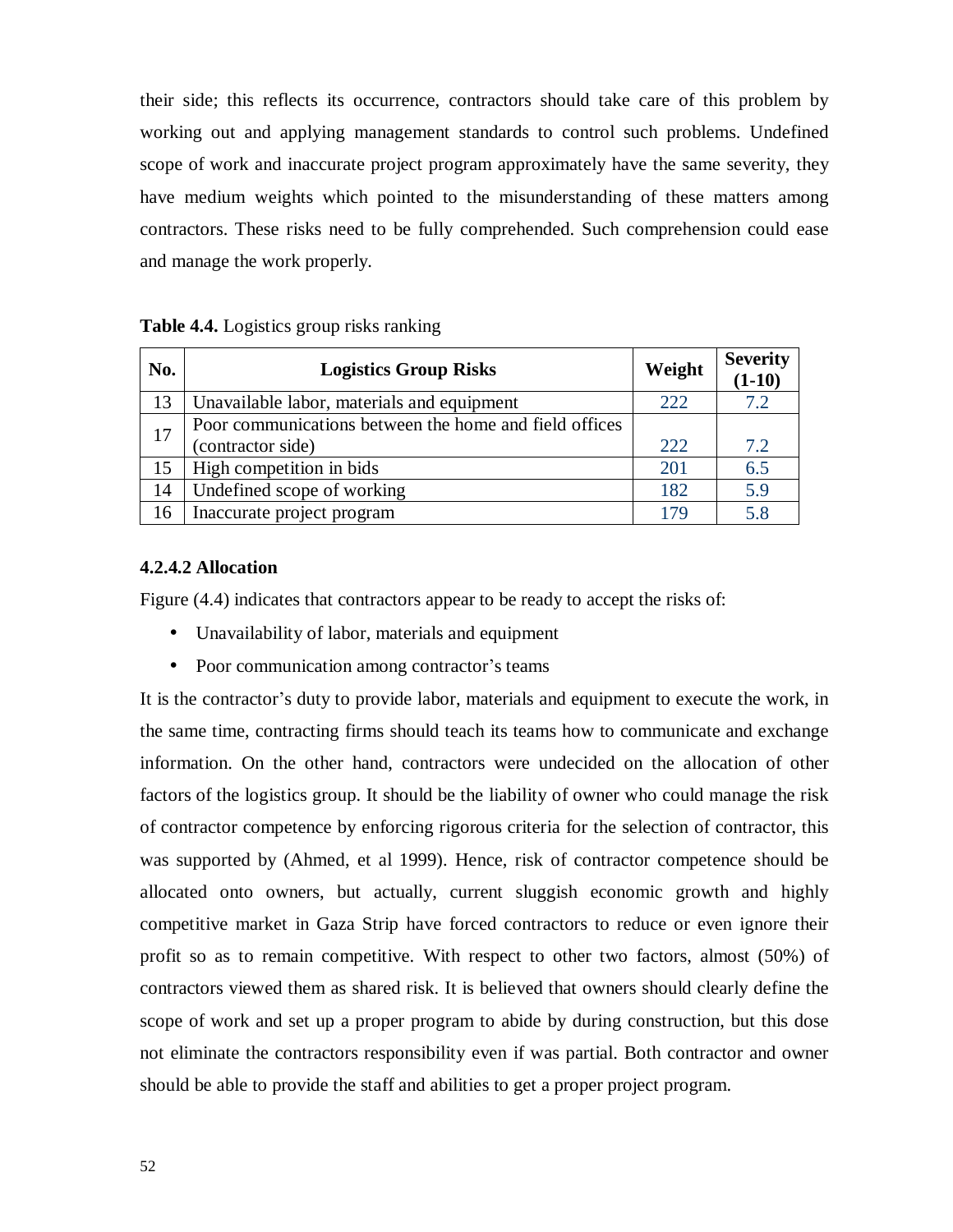their side; this reflects its occurrence, contractors should take care of this problem by working out and applying management standards to control such problems. Undefined scope of work and inaccurate project program approximately have the same severity, they have medium weights which pointed to the misunderstanding of these matters among contractors. These risks need to be fully comprehended. Such comprehension could ease and manage the work properly.

**Table 4.4.** Logistics group risks ranking

| No. | Logistics Group Risks | Weight | Severity (1-10) |
|---|---|---|---|
| 13 | Unavailable labor, materials and equipment | 222 | 7.2 |
| 17 | Poor communications between the home and field offices (contractor side) | 222 | 7.2 |
| 15 | High competition in bids | 201 | 6.5 |
| 14 | Undefined scope of working | 182 | 5.9 |
| 16 | Inaccurate project program | 179 | 5.8 |

#### 4.2.4.2 Allocation

Figure (4.4) indicates that contractors appear to be ready to accept the risks of:

- Unavailability of labor, materials and equipment
- Poor communication among contractor's teams

It is the contractor's duty to provide labor, materials and equipment to execute the work, in the same time, contracting firms should teach its teams how to communicate and exchange information. On the other hand, contractors were undecided on the allocation of other factors of the logistics group. It should be the liability of owner who could manage the risk of contractor competence by enforcing rigorous criteria for the selection of contractor, this was supported by (Ahmed, et al 1999). Hence, risk of contractor competence should be allocated onto owners, but actually, current sluggish economic growth and highly competitive market in Gaza Strip have forced contractors to reduce or even ignore their profit so as to remain competitive. With respect to other two factors, almost (50%) of contractors viewed them as shared risk. It is believed that owners should clearly define the scope of work and set up a proper program to abide by during construction, but this dose not eliminate the contractors responsibility even if was partial. Both contractor and owner should be able to provide the staff and abilities to get a proper project program.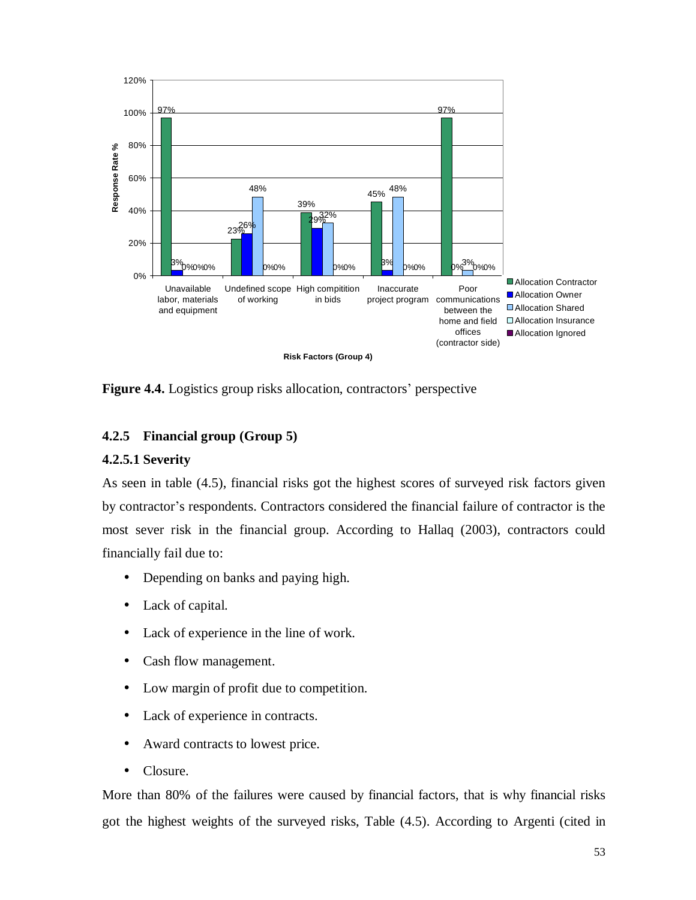**Figure 4.4.** Logistics group risks allocation, contractors' perspective

### 4.2.5 Financial group (Group 5)

#### 4.2.5.1 Severity

As seen in table (4.5), financial risks got the highest scores of surveyed risk factors given by contractor's respondents. Contractors considered the financial failure of contractor is the most sever risk in the financial group. According to Hallaq (2003), contractors could financially fail due to:

- Depending on banks and paying high.
- Lack of capital.
- Lack of experience in the line of work.
- Cash flow management.
- Low margin of profit due to competition.
- Lack of experience in contracts.
- Award contracts to lowest price.
- Closure.

More than 80% of the failures were caused by financial factors, that is why financial risks got the highest weights of the surveyed risks, Table (4.5). According to Argenti (cited in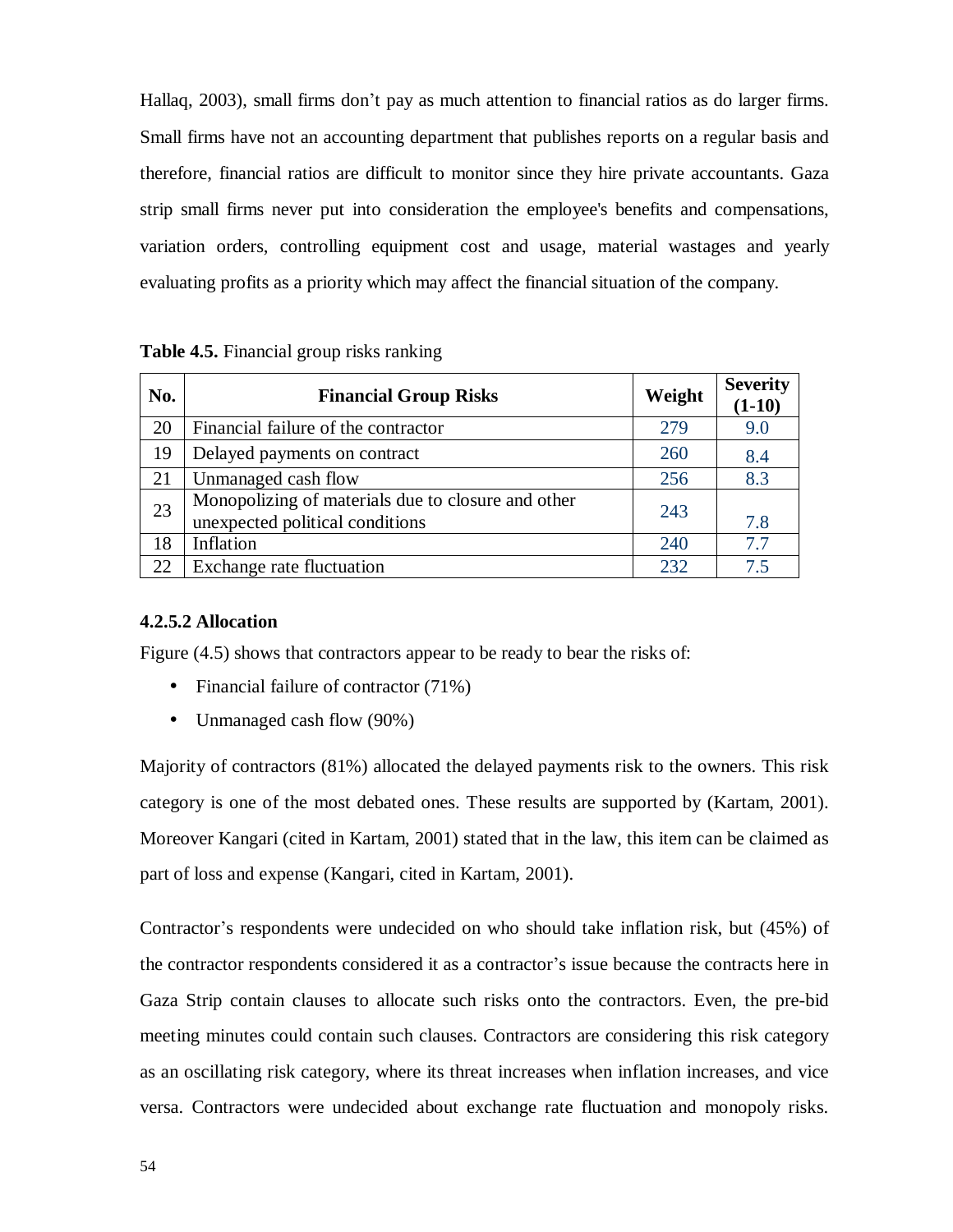Hallaq, 2003), small firms don't pay as much attention to financial ratios as do larger firms. Small firms have not an accounting department that publishes reports on a regular basis and therefore, financial ratios are difficult to monitor since they hire private accountants. Gaza strip small firms never put into consideration the employee's benefits and compensations, variation orders, controlling equipment cost and usage, material wastages and yearly evaluating profits as a priority which may affect the financial situation of the company.

**Table 4.5.** Financial group risks ranking

| No. | Financial Group Risks | Weight | Severity (1-10) |
|---|---|---|---|
| 20 | Financial failure of the contractor | 279 | 9.0 |
| 19 | Delayed payments on contract | 260 | 8.4 |
| 21 | Unmanaged cash flow | 256 | 8.3 |
| 23 | Monopolizing of materials due to closure and other unexpected political conditions | 243 | 7.8 |
| 18 | Inflation | 240 | 7.7 |
| 22 | Exchange rate fluctuation | 232 | 7.5 |

#### 4.2.5.2 Allocation

Figure (4.5) shows that contractors appear to be ready to bear the risks of:

- Financial failure of contractor (71%)
- Unmanaged cash flow (90%)

Majority of contractors (81%) allocated the delayed payments risk to the owners. This risk category is one of the most debated ones. These results are supported by (Kartam, 2001). Moreover Kangari (cited in Kartam, 2001) stated that in the law, this item can be claimed as part of loss and expense (Kangari, cited in Kartam, 2001).

Contractor's respondents were undecided on who should take inflation risk, but (45%) of the contractor respondents considered it as a contractor's issue because the contracts here in Gaza Strip contain clauses to allocate such risks onto the contractors. Even, the pre-bid meeting minutes could contain such clauses. Contractors are considering this risk category as an oscillating risk category, where its threat increases when inflation increases, and vice versa. Contractors were undecided about exchange rate fluctuation and monopoly risks.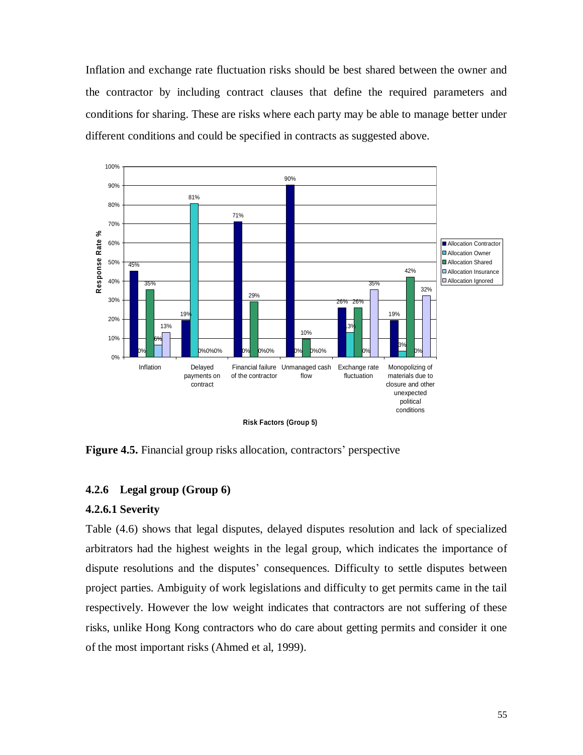Inflation and exchange rate fluctuation risks should be best shared between the owner and the contractor by including contract clauses that define the required parameters and conditions for sharing. These are risks where each party may be able to manage better under different conditions and could be specified in contracts as suggested above.

| Risk Factors (Group 5) | Allocation Contractor | Allocation Owner | Allocation Shared | Allocation Insurance | Allocation Ignored |
|---|---|---|---|---|---|
| Inflation | 45% | 0% | 35% | 6% | 13% |
| Delayed payments on contract | 19% | 81% | 0% | 0% | 0% |
| Financial failure of the contractor | 71% | 0% | 29% | 0% | 0% |
| Unmanaged cash flow | 90% | 0% | 10% | 0% | 0% |
| Exchange rate fluctuation | 26% | 13% | 26% | 0% | 35% |
| Monopolizing of materials due to closure and other unexpected political conditions | 19% | 3% | 42% | 0% | 32% |

**Figure 4.5.** Financial group risks allocation, contractors' perspective

### 4.2.6 Legal group (Group 6)

#### 4.2.6.1 Severity

Table (4.6) shows that legal disputes, delayed disputes resolution and lack of specialized arbitrators had the highest weights in the legal group, which indicates the importance of dispute resolutions and the disputes' consequences. Difficulty to settle disputes between project parties. Ambiguity of work legislations and difficulty to get permits came in the tail respectively. However the low weight indicates that contractors are not suffering of these risks, unlike Hong Kong contractors who do care about getting permits and consider it one of the most important risks (Ahmed et al, 1999).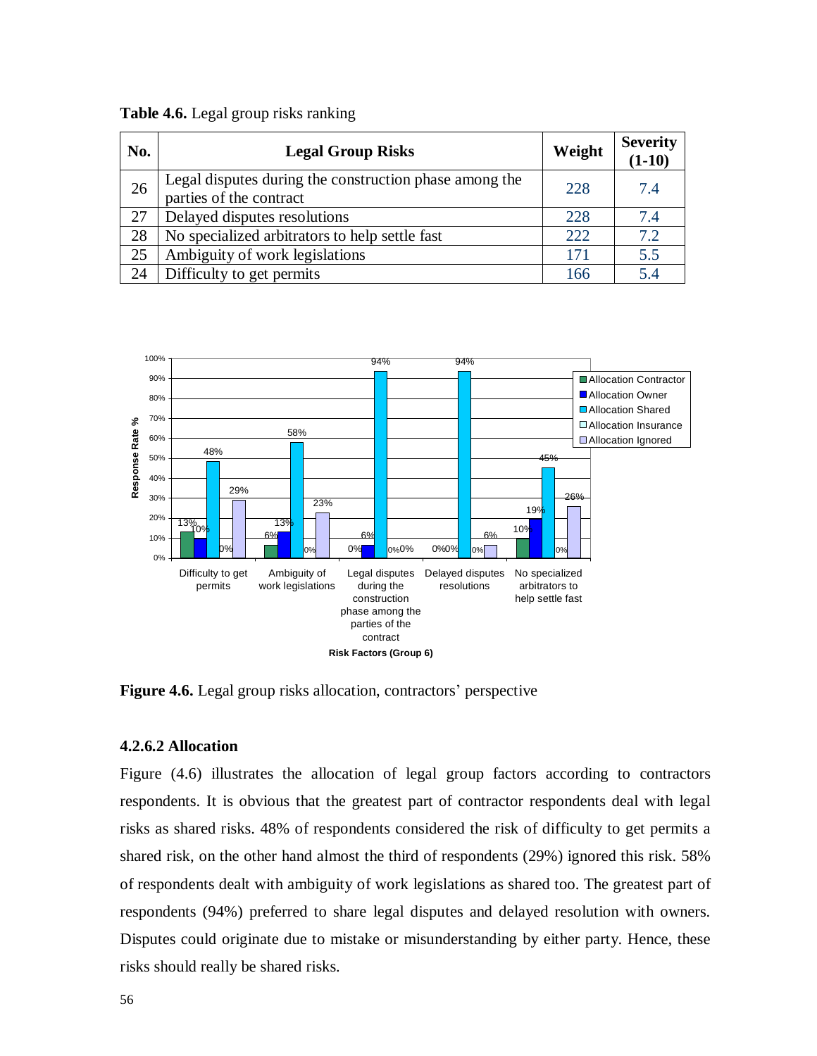**Table 4.6.** Legal group risks ranking

| No. | Legal Group Risks | Weight | Severity (1-10) |
|---|---|---|---|
| 26 | Legal disputes during the construction phase among the parties of the contract | 228 | 7.4 |
| 27 | Delayed disputes resolutions | 228 | 7.4 |
| 28 | No specialized arbitrators to help settle fast | 222 | 7.2 |
| 25 | Ambiguity of work legislations | 171 | 5.5 |
| 24 | Difficulty to get permits | 166 | 5.4 |

| Risk Factors (Group 6) | Allocation Contractor | Allocation Owner | Allocation Shared | Allocation Insurance | Allocation Ignored |
|---|---|---|---|---|---|
| Difficulty to get permits | 13% | 10% | 48% | 0% | 29% |
| Ambiguity of work legislations | 6% | 13% | 58% | 0% | 23% |
| Legal disputes during the construction phase among the parties of the contract | 0% | 6% | 94% | 0% | 0% |
| Delayed disputes resolutions | 0% | 0% | 94% | 0% | 6% |
| No specialized arbitrators to help settle fast | 10% | 19% | 45% | 0% | 26% |

**Figure 4.6.** Legal group risks allocation, contractors' perspective

### 4.2.6.2 Allocation

Figure (4.6) illustrates the allocation of legal group factors according to contractors respondents. It is obvious that the greatest part of contractor respondents deal with legal risks as shared risks. 48% of respondents considered the risk of difficulty to get permits a shared risk, on the other hand almost the third of respondents (29%) ignored this risk. 58% of respondents dealt with ambiguity of work legislations as shared too. The greatest part of respondents (94%) preferred to share legal disputes and delayed resolution with owners. Disputes could originate due to mistake or misunderstanding by either party. Hence, these risks should really be shared risks.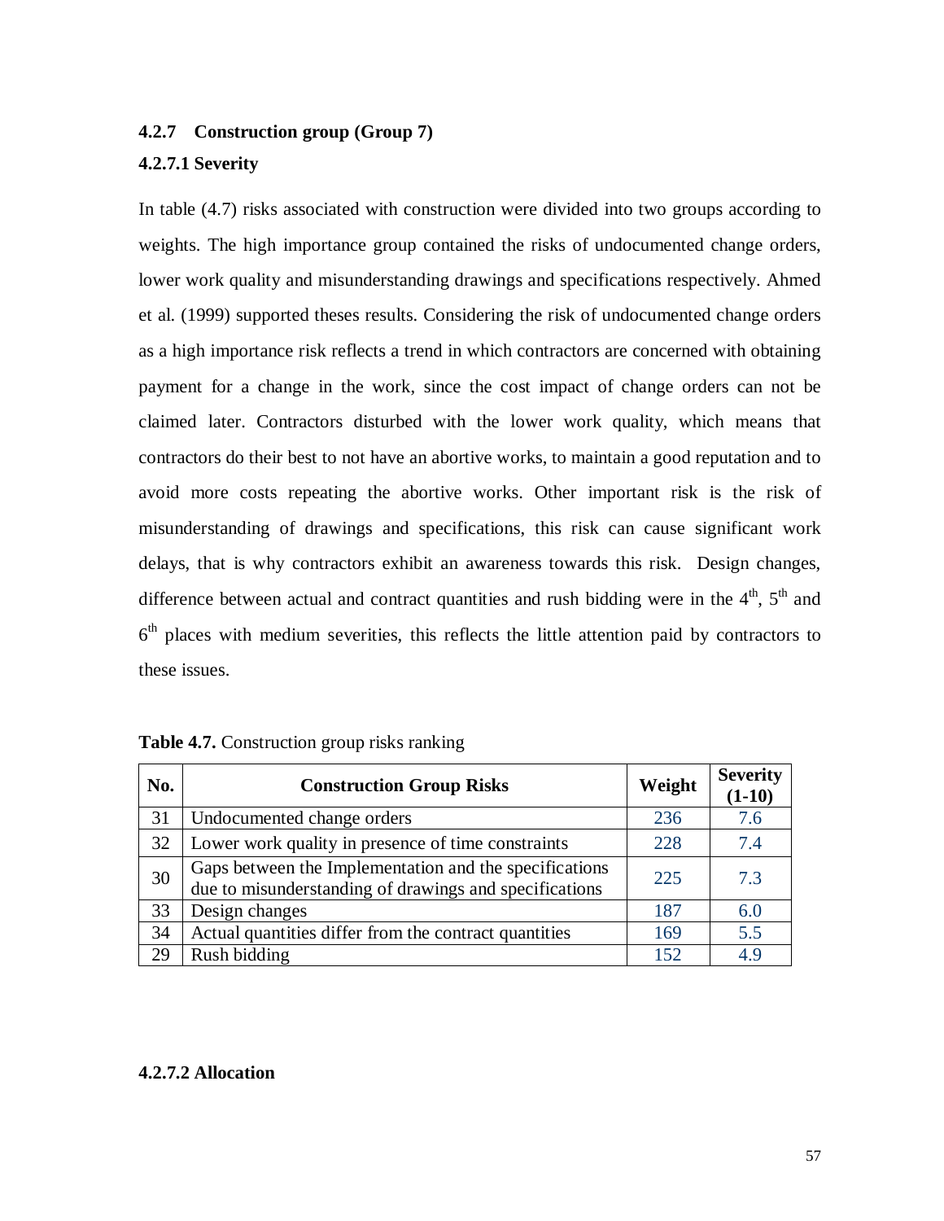### 4.2.7 Construction group (Group 7)

#### 4.2.7.1 Severity

In table (4.7) risks associated with construction were divided into two groups according to weights. The high importance group contained the risks of undocumented change orders, lower work quality and misunderstanding drawings and specifications respectively. Ahmed et al. (1999) supported theses results. Considering the risk of undocumented change orders as a high importance risk reflects a trend in which contractors are concerned with obtaining payment for a change in the work, since the cost impact of change orders can not be claimed later. Contractors disturbed with the lower work quality, which means that contractors do their best to not have an abortive works, to maintain a good reputation and to avoid more costs repeating the abortive works. Other important risk is the risk of misunderstanding of drawings and specifications, this risk can cause significant work delays, that is why contractors exhibit an awareness towards this risk. Design changes, difference between actual and contract quantities and rush bidding were in the 4th, 5th and 6th places with medium severities, this reflects the little attention paid by contractors to these issues.

**Table 4.7.** Construction group risks ranking

| No. | Construction Group Risks | Weight | Severity (1-10) |
|---|---|---|---|
| 31 | Undocumented change orders | 236 | 7.6 |
| 32 | Lower work quality in presence of time constraints | 228 | 7.4 |
| 30 | Gaps between the Implementation and the specifications due to misunderstanding of drawings and specifications | 225 | 7.3 |
| 33 | Design changes | 187 | 6.0 |
| 34 | Actual quantities differ from the contract quantities | 169 | 5.5 |
| 29 | Rush bidding | 152 | 4.9 |

#### 4.2.7.2 Allocation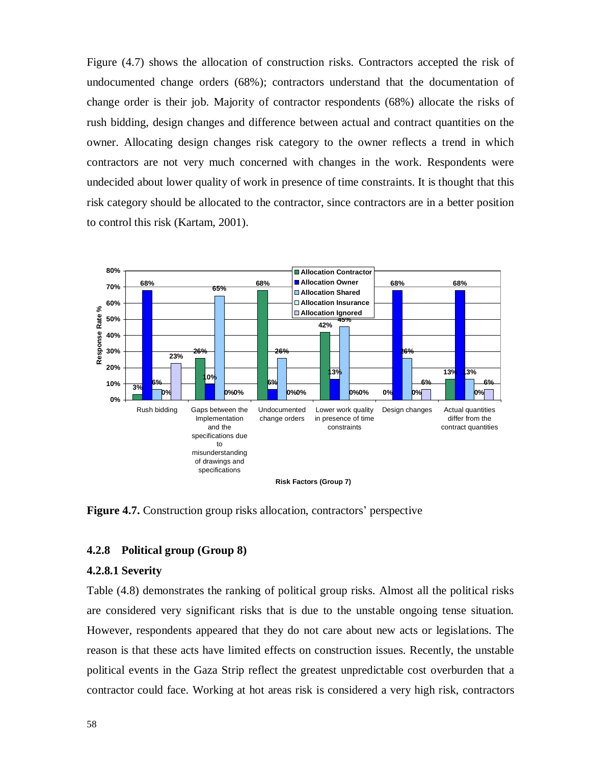Figure (4.7) shows the allocation of construction risks. Contractors accepted the risk of undocumented change orders (68%); contractors understand that the documentation of change order is their job. Majority of contractor respondents (68%) allocate the risks of rush bidding, design changes and difference between actual and contract quantities on the owner. Allocating design changes risk category to the owner reflects a trend in which contractors are not very much concerned with changes in the work. Respondents were undecided about lower quality of work in presence of time constraints. It is thought that this risk category should be allocated to the contractor, since contractors are in a better position to control this risk (Kartam, 2001).

**Figure 4.7.** Construction group risks allocation, contractors' perspective

### 4.2.8 Political group (Group 8)

#### 4.2.8.1 Severity

Table (4.8) demonstrates the ranking of political group risks. Almost all the political risks are considered very significant risks that is due to the unstable ongoing tense situation. However, respondents appeared that they do not care about new acts or legislations. The reason is that these acts have limited effects on construction issues. Recently, the unstable political events in the Gaza Strip reflect the greatest unpredictable cost overburden that a contractor could face. Working at hot areas risk is considered a very high risk, contractors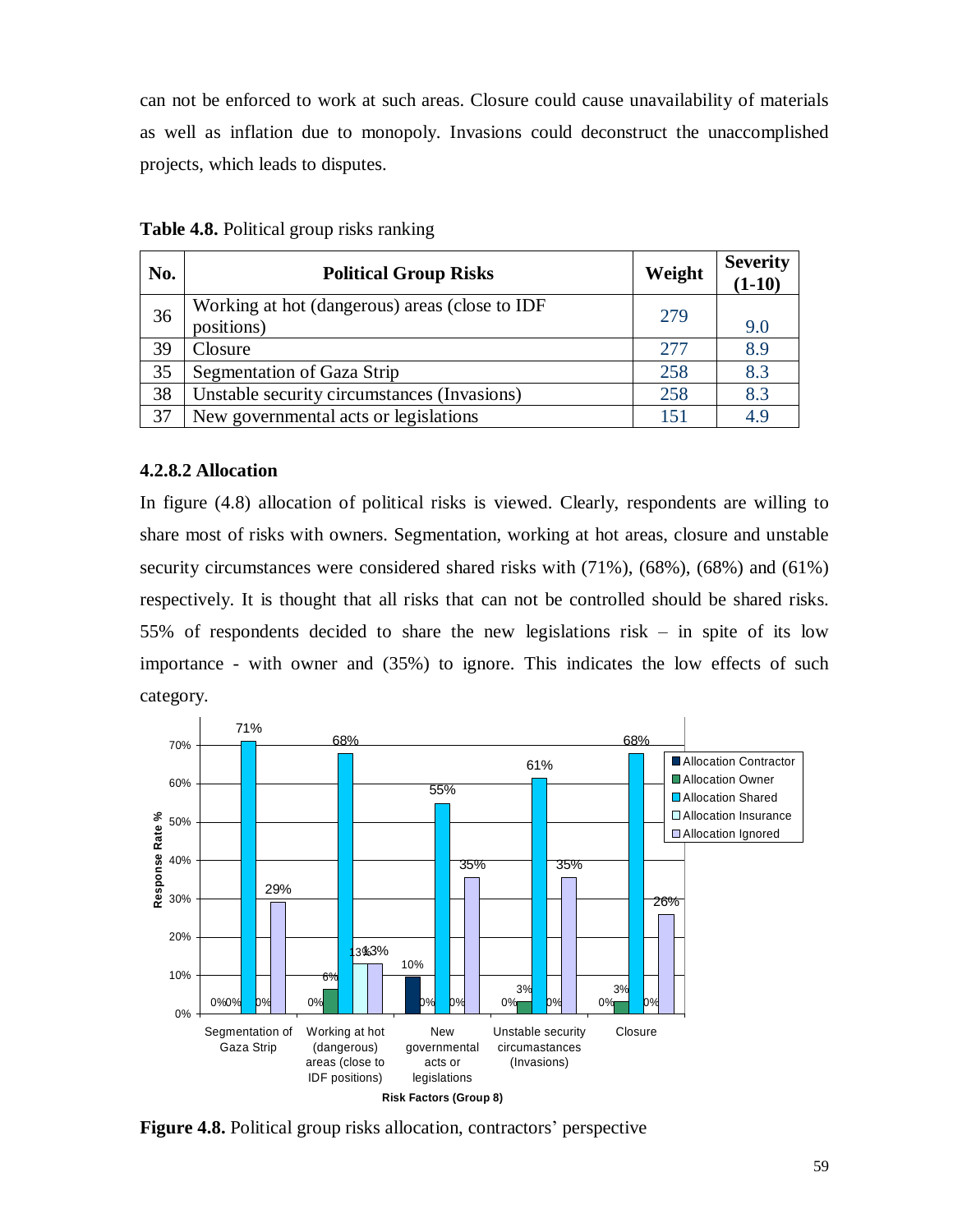can not be enforced to work at such areas. Closure could cause unavailability of materials as well as inflation due to monopoly. Invasions could deconstruct the unaccomplished projects, which leads to disputes.

**Table 4.8.** Political group risks ranking

| No. | Political Group Risks | Weight | Severity (1-10) |
|---|---|---|---|
| 36 | Working at hot (dangerous) areas (close to IDF positions) | 279 | 9.0 |
| 39 | Closure | 277 | 8.9 |
| 35 | Segmentation of Gaza Strip | 258 | 8.3 |
| 38 | Unstable security circumstances (Invasions) | 258 | 8.3 |
| 37 | New governmental acts or legislations | 151 | 4.9 |

### 4.2.8.2 Allocation

In figure (4.8) allocation of political risks is viewed. Clearly, respondents are willing to share most of risks with owners. Segmentation, working at hot areas, closure and unstable security circumstances were considered shared risks with (71%), (68%), (68%) and (61%) respectively. It is thought that all risks that can not be controlled should be shared risks. 55% of respondents decided to share the new legislations risk – in spite of its low importance - with owner and (35%) to ignore. This indicates the low effects of such category.

| Risk Factors (Group 8) | Allocation Contractor | Allocation Owner | Allocation Shared | Allocation Insurance | Allocation Ignored |
|---|---|---|---|---|---|
| Segmentation of Gaza Strip | 0% | 0% | 71% | 0% | 29% |
| Working at hot (dangerous) areas (close to IDF positions) | 0% | 6% | 68% | 13% | 13% |
| New governmental acts or legislations | 10% | 0% | 55% | 0% | 35% |
| Unstable security circumastances (Invasions) | 0% | 3% | 61% | 0% | 35% |
| Closure | 0% | 3% | 68% | 0% | 26% |

**Figure 4.8.** Political group risks allocation, contractors' perspective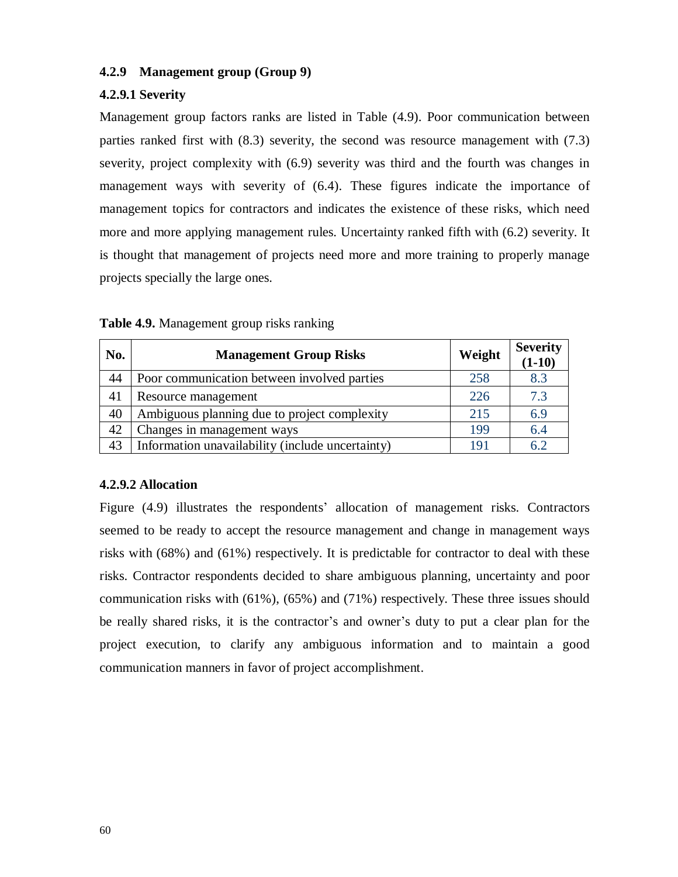### 4.2.9 Management group (Group 9)

#### 4.2.9.1 Severity

Management group factors ranks are listed in Table (4.9). Poor communication between parties ranked first with (8.3) severity, the second was resource management with (7.3) severity, project complexity with (6.9) severity was third and the fourth was changes in management ways with severity of (6.4). These figures indicate the importance of management topics for contractors and indicates the existence of these risks, which need more and more applying management rules. Uncertainty ranked fifth with (6.2) severity. It is thought that management of projects need more and more training to properly manage projects specially the large ones.

**Table 4.9.** Management group risks ranking

| No. | Management Group Risks | Weight | Severity (1-10) |
|---|---|---|---|
| 44 | Poor communication between involved parties | 258 | 8.3 |
| 41 | Resource management | 226 | 7.3 |
| 40 | Ambiguous planning due to project complexity | 215 | 6.9 |
| 42 | Changes in management ways | 199 | 6.4 |
| 43 | Information unavailability (include uncertainty) | 191 | 6.2 |

#### 4.2.9.2 Allocation

Figure (4.9) illustrates the respondents' allocation of management risks. Contractors seemed to be ready to accept the resource management and change in management ways risks with (68%) and (61%) respectively. It is predictable for contractor to deal with these risks. Contractor respondents decided to share ambiguous planning, uncertainty and poor communication risks with (61%), (65%) and (71%) respectively. These three issues should be really shared risks, it is the contractor's and owner's duty to put a clear plan for the project execution, to clarify any ambiguous information and to maintain a good communication manners in favor of project accomplishment.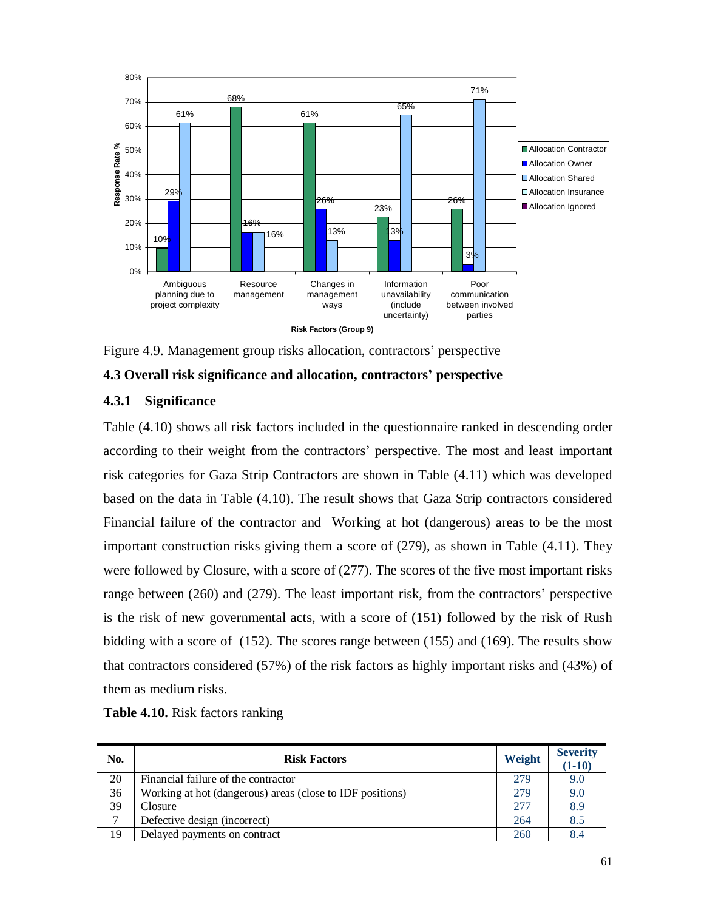Figure 4.9. Management group risks allocation, contractors' perspective

## 4.3 Overall risk significance and allocation, contractors' perspective

### 4.3.1 Significance

Table (4.10) shows all risk factors included in the questionnaire ranked in descending order according to their weight from the contractors' perspective. The most and least important risk categories for Gaza Strip Contractors are shown in Table (4.11) which was developed based on the data in Table (4.10). The result shows that Gaza Strip contractors considered Financial failure of the contractor and Working at hot (dangerous) areas to be the most important construction risks giving them a score of (279), as shown in Table (4.11). They were followed by Closure, with a score of (277). The scores of the five most important risks range between (260) and (279). The least important risk, from the contractors' perspective is the risk of new governmental acts, with a score of (151) followed by the risk of Rush bidding with a score of (152). The scores range between (155) and (169). The results show that contractors considered (57%) of the risk factors as highly important risks and (43%) of them as medium risks.

**Table 4.10.** Risk factors ranking

| No. | Risk Factors | Weight | Severity (1-10) |
|---|---|---|---|
| 20 | Financial failure of the contractor | 279 | 9.0 |
| 36 | Working at hot (dangerous) areas (close to IDF positions) | 279 | 9.0 |
| 39 | Closure | 277 | 8.9 |
| 7 | Defective design (incorrect) | 264 | 8.5 |
| 19 | Delayed payments on contract | 260 | 8.4 |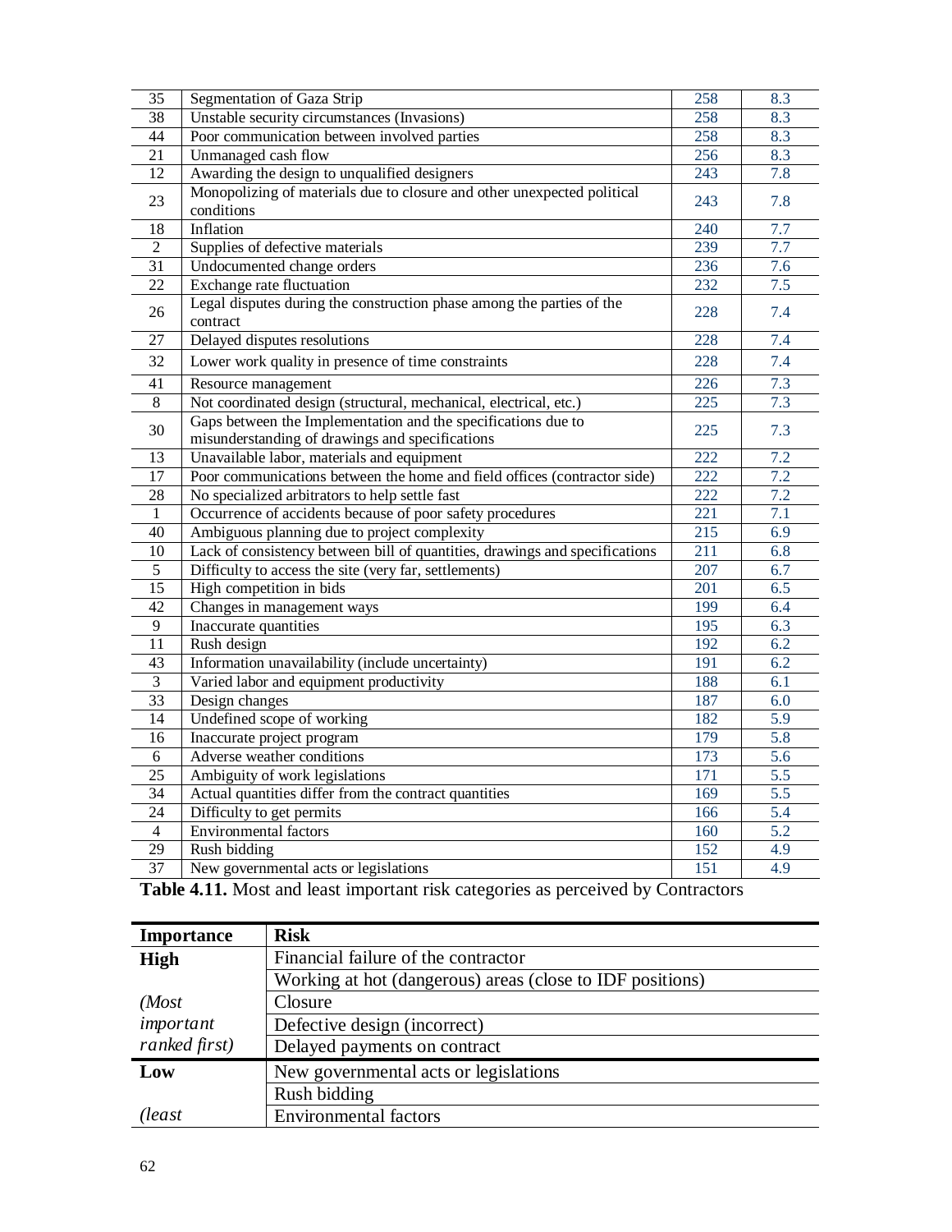| | | | |
|---|---|---|---|
| 35 | Segmentation of Gaza Strip | 258 | 8.3 |
| 38 | Unstable security circumstances (Invasions) | 258 | 8.3 |
| 44 | Poor communication between involved parties | 258 | 8.3 |
| 21 | Unmanaged cash flow | 256 | 8.3 |
| 12 | Awarding the design to unqualified designers | 243 | 7.8 |
| 23 | Monopolizing of materials due to closure and other unexpected political conditions | 243 | 7.8 |
| 18 | Inflation | 240 | 7.7 |
| 2 | Supplies of defective materials | 239 | 7.7 |
| 31 | Undocumented change orders | 236 | 7.6 |
| 22 | Exchange rate fluctuation | 232 | 7.5 |
| 26 | Legal disputes during the construction phase among the parties of the contract | 228 | 7.4 |
| 27 | Delayed disputes resolutions | 228 | 7.4 |
| 32 | Lower work quality in presence of time constraints | 228 | 7.4 |
| 41 | Resource management | 226 | 7.3 |
| 8 | Not coordinated design (structural, mechanical, electrical, etc.) | 225 | 7.3 |
| 30 | Gaps between the Implementation and the specifications due to misunderstanding of drawings and specifications | 225 | 7.3 |
| 13 | Unavailable labor, materials and equipment | 222 | 7.2 |
| 17 | Poor communications between the home and field offices (contractor side) | 222 | 7.2 |
| 28 | No specialized arbitrators to help settle fast | 222 | 7.2 |
| 1 | Occurrence of accidents because of poor safety procedures | 221 | 7.1 |
| 40 | Ambiguous planning due to project complexity | 215 | 6.9 |
| 10 | Lack of consistency between bill of quantities, drawings and specifications | 211 | 6.8 |
| 5 | Difficulty to access the site (very far, settlements) | 207 | 6.7 |
| 15 | High competition in bids | 201 | 6.5 |
| 42 | Changes in management ways | 199 | 6.4 |
| 9 | Inaccurate quantities | 195 | 6.3 |
| 11 | Rush design | 192 | 6.2 |
| 43 | Information unavailability (include uncertainty) | 191 | 6.2 |
| 3 | Varied labor and equipment productivity | 188 | 6.1 |
| 33 | Design changes | 187 | 6.0 |
| 14 | Undefined scope of working | 182 | 5.9 |
| 16 | Inaccurate project program | 179 | 5.8 |
| 6 | Adverse weather conditions | 173 | 5.6 |
| 25 | Ambiguity of work legislations | 171 | 5.5 |
| 34 | Actual quantities differ from the contract quantities | 169 | 5.5 |
| 24 | Difficulty to get permits | 166 | 5.4 |
| 4 | Environmental factors | 160 | 5.2 |
| 29 | Rush bidding | 152 | 4.9 |
| 37 | New governmental acts or legislations | 151 | 4.9 |

**Table 4.11.** Most and least important risk categories as perceived by Contractors

| Importance | Risk |
|---|---|
| **High** | Financial failure of the contractor |
| | Working at hot (dangerous) areas (close to IDF positions) |
| *(Most* | Closure |
| *important* | Defective design (incorrect) |
| *ranked first)* | Delayed payments on contract |
| **Low** | New governmental acts or legislations |
| | Rush bidding |
| *(least* | Environmental factors |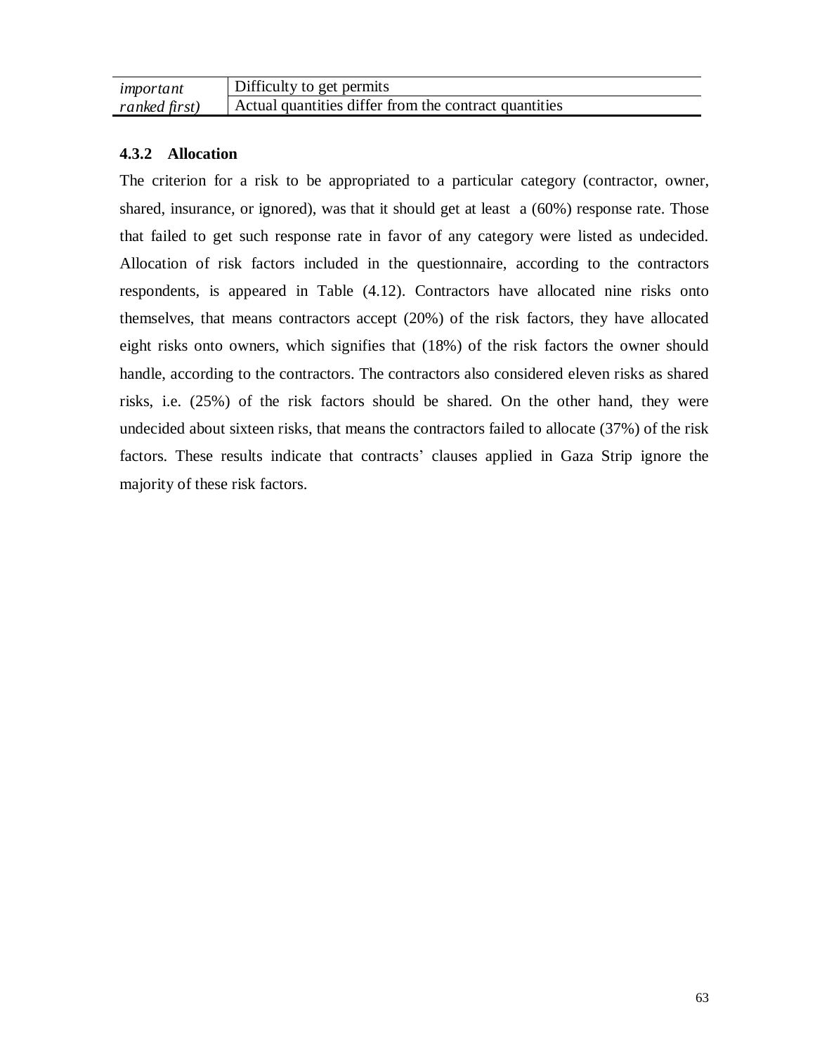| | |
|---|---|
| *important* | Difficulty to get permits |
| *ranked first)* | Actual quantities differ from the contract quantities |

#### 4.3.2 Allocation

The criterion for a risk to be appropriated to a particular category (contractor, owner, shared, insurance, or ignored), was that it should get at least a (60%) response rate. Those that failed to get such response rate in favor of any category were listed as undecided. Allocation of risk factors included in the questionnaire, according to the contractors respondents, is appeared in Table (4.12). Contractors have allocated nine risks onto themselves, that means contractors accept (20%) of the risk factors, they have allocated eight risks onto owners, which signifies that (18%) of the risk factors the owner should handle, according to the contractors. The contractors also considered eleven risks as shared risks, i.e. (25%) of the risk factors should be shared. On the other hand, they were undecided about sixteen risks, that means the contractors failed to allocate (37%) of the risk factors. These results indicate that contracts' clauses applied in Gaza Strip ignore the majority of these risk factors.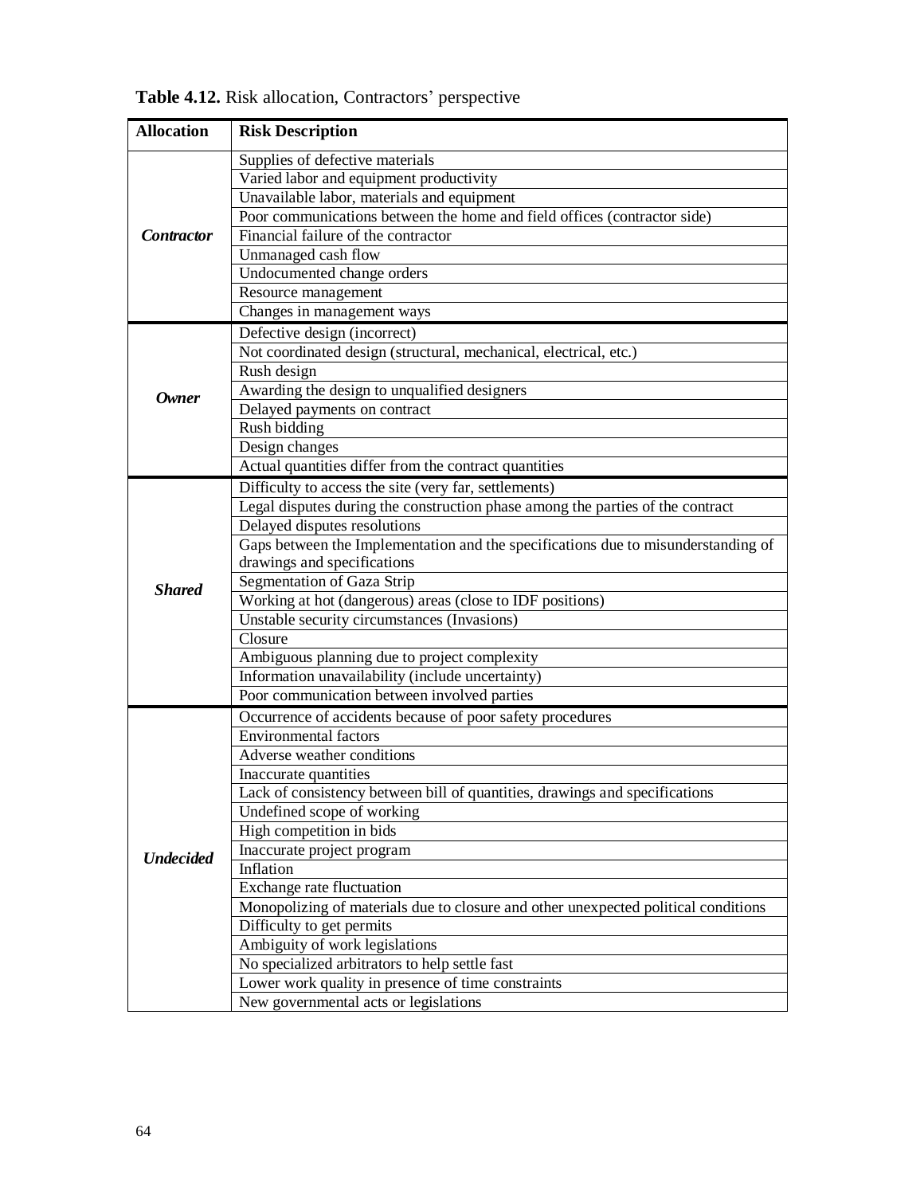**Table 4.12.** Risk allocation, Contractors' perspective

| Allocation | Risk Description |
|---|---|
| ***Contractor*** | Supplies of defective materials |
| | Varied labor and equipment productivity |
| | Unavailable labor, materials and equipment |
| | Poor communications between the home and field offices (contractor side) |
| | Financial failure of the contractor |
| | Unmanaged cash flow |
| | Undocumented change orders |
| | Resource management |
| | Changes in management ways |
| ***Owner*** | Defective design (incorrect) |
| | Not coordinated design (structural, mechanical, electrical, etc.) |
| | Rush design |
| | Awarding the design to unqualified designers |
| | Delayed payments on contract |
| | Rush bidding |
| | Design changes |
| | Actual quantities differ from the contract quantities |
| ***Shared*** | Difficulty to access the site (very far, settlements) |
| | Legal disputes during the construction phase among the parties of the contract |
| | Delayed disputes resolutions |
| | Gaps between the Implementation and the specifications due to misunderstanding of drawings and specifications |
| | Segmentation of Gaza Strip |
| | Working at hot (dangerous) areas (close to IDF positions) |
| | Unstable security circumstances (Invasions) |
| | Closure |
| | Ambiguous planning due to project complexity |
| | Information unavailability (include uncertainty) |
| | Poor communication between involved parties |
| ***Undecided*** | Occurrence of accidents because of poor safety procedures |
| | Environmental factors |
| | Adverse weather conditions |
| | Inaccurate quantities |
| | Lack of consistency between bill of quantities, drawings and specifications |
| | Undefined scope of working |
| | High competition in bids |
| | Inaccurate project program |
| | Inflation |
| | Exchange rate fluctuation |
| | Monopolizing of materials due to closure and other unexpected political conditions |
| | Difficulty to get permits |
| | Ambiguity of work legislations |
| | No specialized arbitrators to help settle fast |
| | Lower work quality in presence of time constraints |
| | New governmental acts or legislations |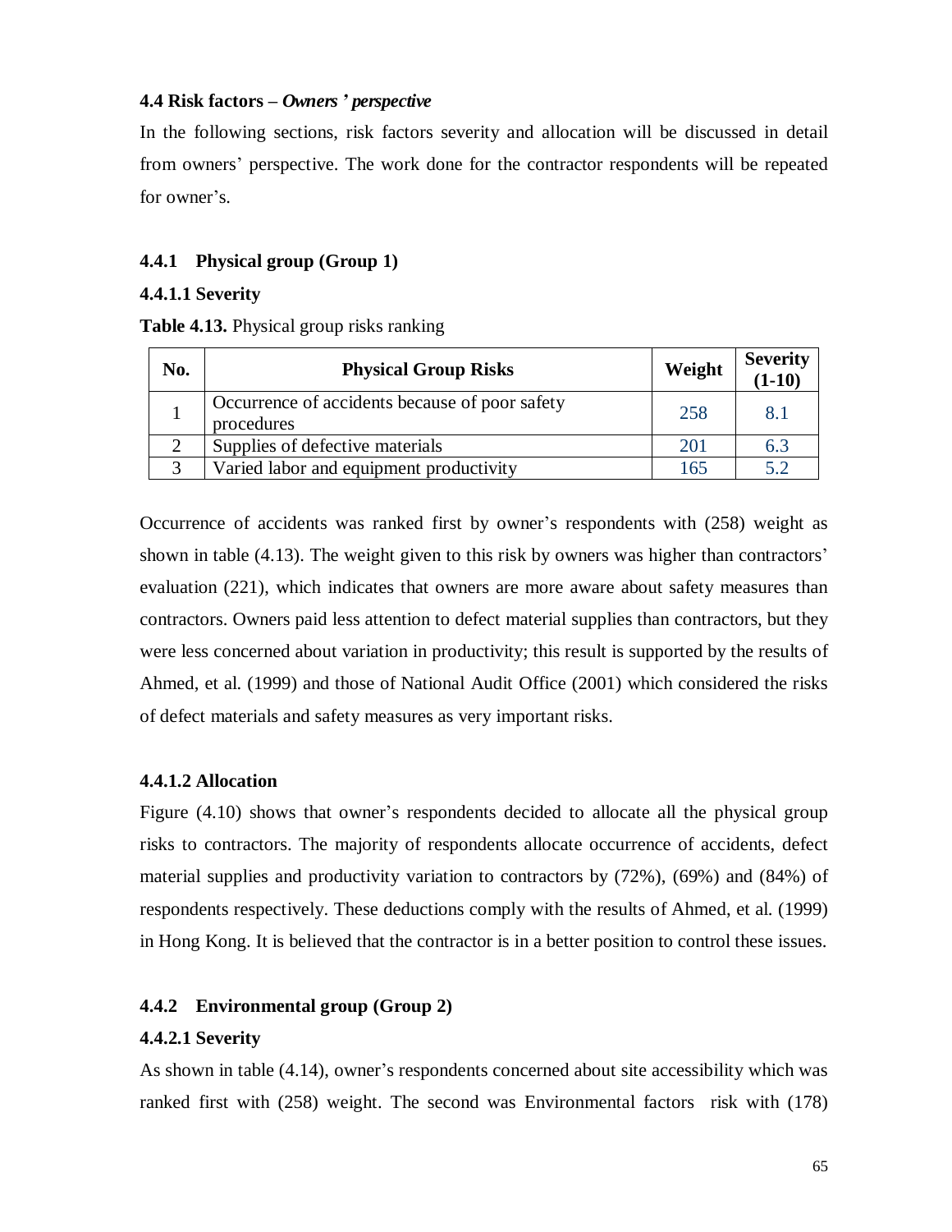### 4.4 Risk factors – *Owners ' perspective*

In the following sections, risk factors severity and allocation will be discussed in detail from owners' perspective. The work done for the contractor respondents will be repeated for owner's.

#### 4.4.1 Physical group (Group 1)

##### 4.4.1.1 Severity

**Table 4.13.** Physical group risks ranking

| No. | Physical Group Risks | Weight | Severity (1-10) |
|---|---|---|---|
| 1 | Occurrence of accidents because of poor safety procedures | 258 | 8.1 |
| 2 | Supplies of defective materials | 201 | 6.3 |
| 3 | Varied labor and equipment productivity | 165 | 5.2 |

Occurrence of accidents was ranked first by owner's respondents with (258) weight as shown in table (4.13). The weight given to this risk by owners was higher than contractors' evaluation (221), which indicates that owners are more aware about safety measures than contractors. Owners paid less attention to defect material supplies than contractors, but they were less concerned about variation in productivity; this result is supported by the results of Ahmed, et al. (1999) and those of National Audit Office (2001) which considered the risks of defect materials and safety measures as very important risks.

##### 4.4.1.2 Allocation

Figure (4.10) shows that owner's respondents decided to allocate all the physical group risks to contractors. The majority of respondents allocate occurrence of accidents, defect material supplies and productivity variation to contractors by (72%), (69%) and (84%) of respondents respectively. These deductions comply with the results of Ahmed, et al. (1999) in Hong Kong. It is believed that the contractor is in a better position to control these issues.

#### 4.4.2 Environmental group (Group 2)

##### 4.4.2.1 Severity

As shown in table (4.14), owner's respondents concerned about site accessibility which was ranked first with (258) weight. The second was Environmental factors risk with (178)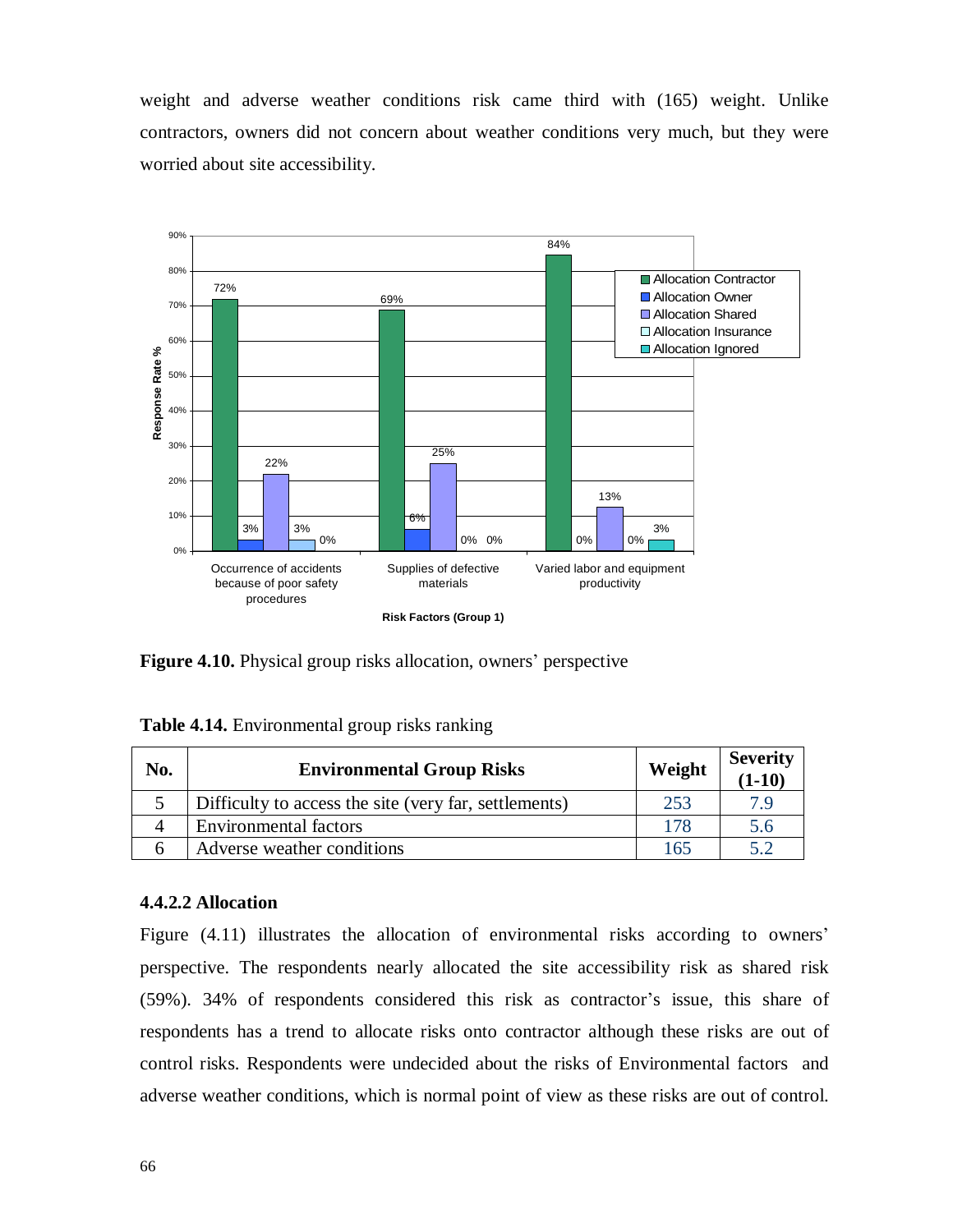weight and adverse weather conditions risk came third with (165) weight. Unlike contractors, owners did not concern about weather conditions very much, but they were worried about site accessibility.

**Figure 4.10.** Physical group risks allocation, owners' perspective

**Table 4.14.** Environmental group risks ranking

| No. | Environmental Group Risks | Weight | Severity (1-10) |
|---|---|---|---|
| 5 | Difficulty to access the site (very far, settlements) | 253 | 7.9 |
| 4 | Environmental factors | 178 | 5.6 |
| 6 | Adverse weather conditions | 165 | 5.2 |

#### 4.4.2.2 Allocation

Figure (4.11) illustrates the allocation of environmental risks according to owners' perspective. The respondents nearly allocated the site accessibility risk as shared risk (59%). 34% of respondents considered this risk as contractor's issue, this share of respondents has a trend to allocate risks onto contractor although these risks are out of control risks. Respondents were undecided about the risks of Environmental factors and adverse weather conditions, which is normal point of view as these risks are out of control.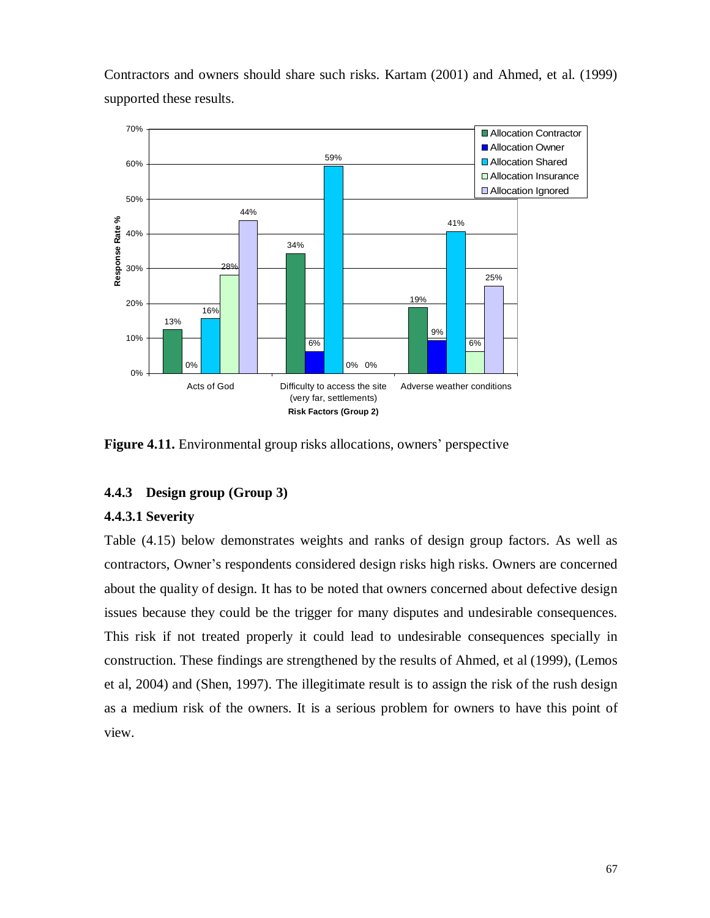Contractors and owners should share such risks. Kartam (2001) and Ahmed, et al. (1999) supported these results.

**Figure 4.11.** Environmental group risks allocations, owners' perspective

### 4.4.3 Design group (Group 3)

#### 4.4.3.1 Severity

Table (4.15) below demonstrates weights and ranks of design group factors. As well as contractors, Owner's respondents considered design risks high risks. Owners are concerned about the quality of design. It has to be noted that owners concerned about defective design issues because they could be the trigger for many disputes and undesirable consequences. This risk if not treated properly it could lead to undesirable consequences specially in construction. These findings are strengthened by the results of Ahmed, et al (1999), (Lemos et al, 2004) and (Shen, 1997). The illegitimate result is to assign the risk of the rush design as a medium risk of the owners. It is a serious problem for owners to have this point of view.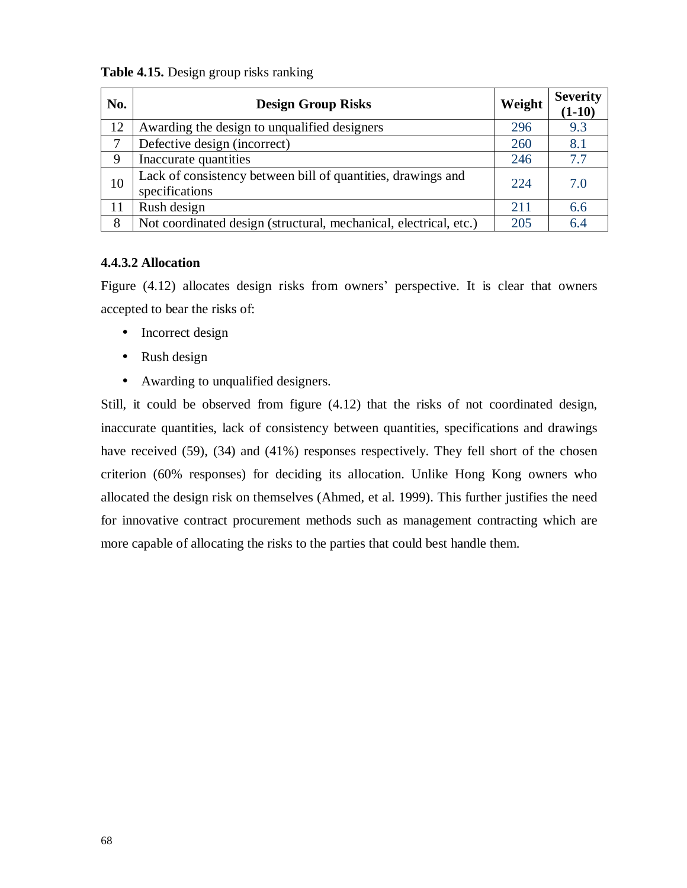**Table 4.15.** Design group risks ranking

| No. | Design Group Risks | Weight | Severity (1-10) |
|---|---|---|---|
| 12 | Awarding the design to unqualified designers | 296 | 9.3 |
| 7 | Defective design (incorrect) | 260 | 8.1 |
| 9 | Inaccurate quantities | 246 | 7.7 |
| 10 | Lack of consistency between bill of quantities, drawings and specifications | 224 | 7.0 |
| 11 | Rush design | 211 | 6.6 |
| 8 | Not coordinated design (structural, mechanical, electrical, etc.) | 205 | 6.4 |

#### 4.4.3.2 Allocation

Figure (4.12) allocates design risks from owners' perspective. It is clear that owners accepted to bear the risks of:

- Incorrect design
- Rush design
- Awarding to unqualified designers.

Still, it could be observed from figure (4.12) that the risks of not coordinated design, inaccurate quantities, lack of consistency between quantities, specifications and drawings have received (59), (34) and (41%) responses respectively. They fell short of the chosen criterion (60% responses) for deciding its allocation. Unlike Hong Kong owners who allocated the design risk on themselves (Ahmed, et al. 1999). This further justifies the need for innovative contract procurement methods such as management contracting which are more capable of allocating the risks to the parties that could best handle them.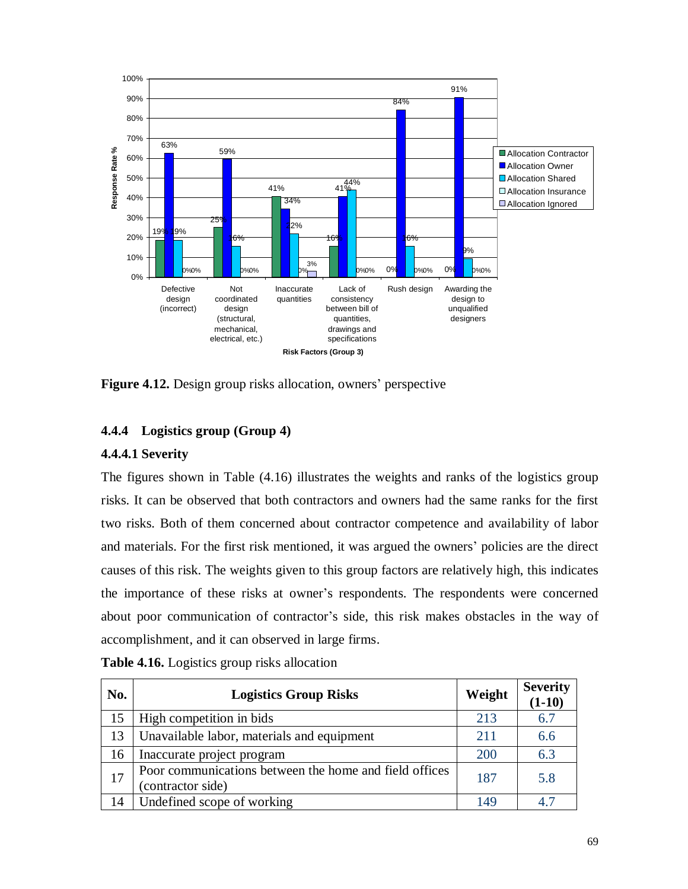**Figure 4.12.** Design group risks allocation, owners' perspective

### 4.4.4 Logistics group (Group 4)

#### 4.4.4.1 Severity

The figures shown in Table (4.16) illustrates the weights and ranks of the logistics group risks. It can be observed that both contractors and owners had the same ranks for the first two risks. Both of them concerned about contractor competence and availability of labor and materials. For the first risk mentioned, it was argued the owners' policies are the direct causes of this risk. The weights given to this group factors are relatively high, this indicates the importance of these risks at owner's respondents. The respondents were concerned about poor communication of contractor's side, this risk makes obstacles in the way of accomplishment, and it can observed in large firms.

**Table 4.16.** Logistics group risks allocation

| No. | Logistics Group Risks | Weight | Severity (1-10) |
|---|---|---|---|
| 15 | High competition in bids | 213 | 6.7 |
| 13 | Unavailable labor, materials and equipment | 211 | 6.6 |
| 16 | Inaccurate project program | 200 | 6.3 |
| 17 | Poor communications between the home and field offices (contractor side) | 187 | 5.8 |
| 14 | Undefined scope of working | 149 | 4.7 |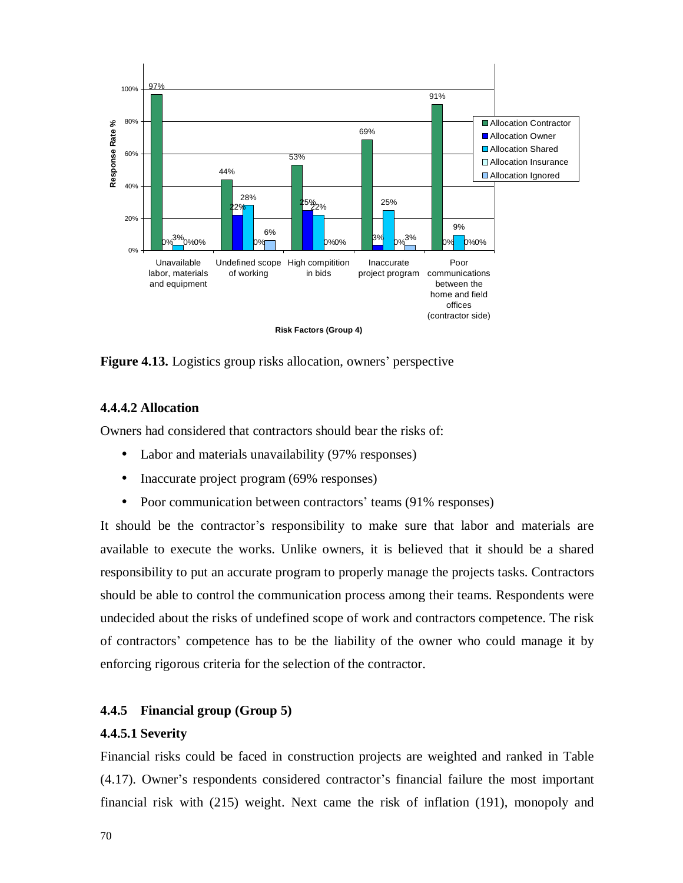**Figure 4.13.** Logistics group risks allocation, owners' perspective

### 4.4.4.2 Allocation

Owners had considered that contractors should bear the risks of:

- Labor and materials unavailability (97% responses)
- Inaccurate project program (69% responses)
- Poor communication between contractors' teams (91% responses)

It should be the contractor's responsibility to make sure that labor and materials are available to execute the works. Unlike owners, it is believed that it should be a shared responsibility to put an accurate program to properly manage the projects tasks. Contractors should be able to control the communication process among their teams. Respondents were undecided about the risks of undefined scope of work and contractors competence. The risk of contractors' competence has to be the liability of the owner who could manage it by enforcing rigorous criteria for the selection of the contractor.

## 4.4.5 Financial group (Group 5)

### 4.4.5.1 Severity

Financial risks could be faced in construction projects are weighted and ranked in Table (4.17). Owner's respondents considered contractor's financial failure the most important financial risk with (215) weight. Next came the risk of inflation (191), monopoly and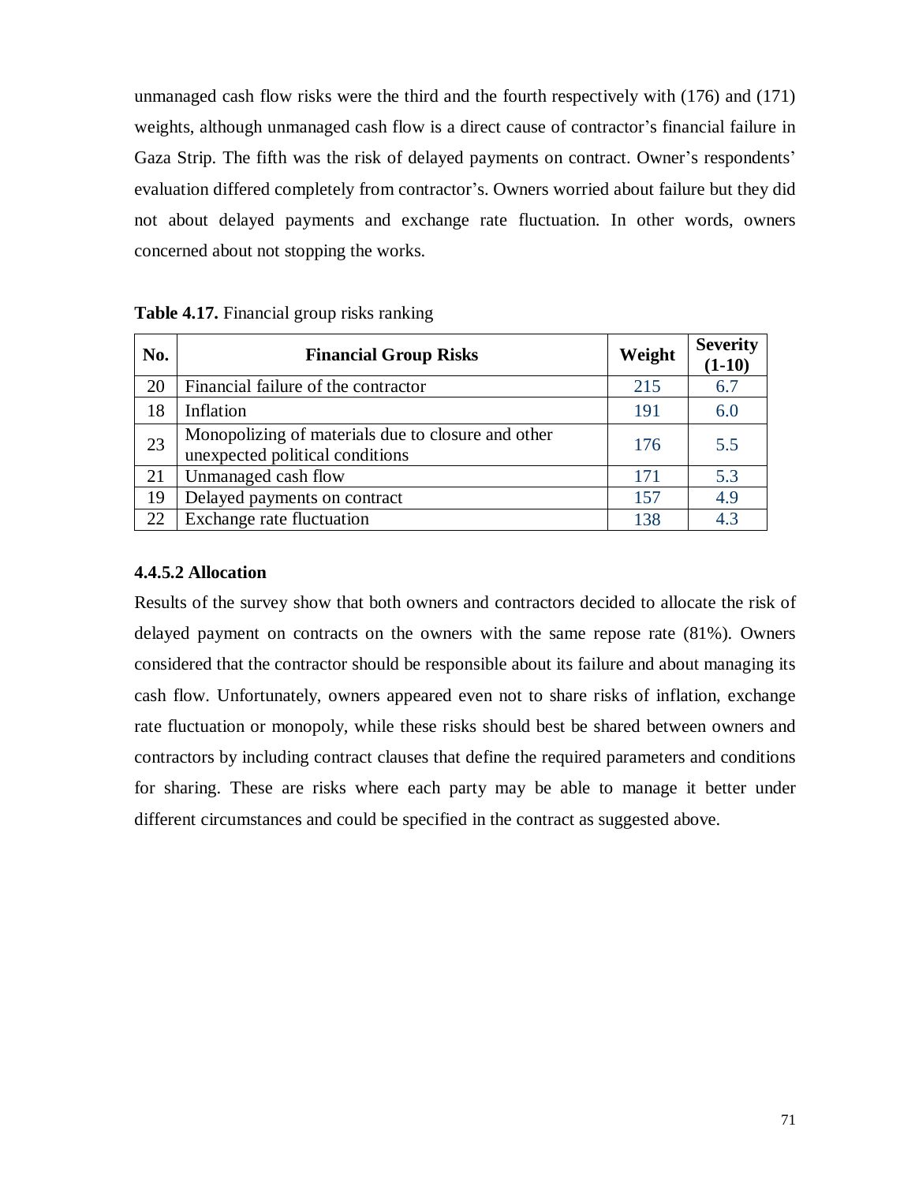unmanaged cash flow risks were the third and the fourth respectively with (176) and (171) weights, although unmanaged cash flow is a direct cause of contractor's financial failure in Gaza Strip. The fifth was the risk of delayed payments on contract. Owner's respondents' evaluation differed completely from contractor's. Owners worried about failure but they did not about delayed payments and exchange rate fluctuation. In other words, owners concerned about not stopping the works.

**Table 4.17.** Financial group risks ranking

| No. | Financial Group Risks | Weight | Severity (1-10) |
|---|---|---|---|
| 20 | Financial failure of the contractor | 215 | 6.7 |
| 18 | Inflation | 191 | 6.0 |
| 23 | Monopolizing of materials due to closure and other unexpected political conditions | 176 | 5.5 |
| 21 | Unmanaged cash flow | 171 | 5.3 |
| 19 | Delayed payments on contract | 157 | 4.9 |
| 22 | Exchange rate fluctuation | 138 | 4.3 |

#### 4.4.5.2 Allocation

Results of the survey show that both owners and contractors decided to allocate the risk of delayed payment on contracts on the owners with the same repose rate (81%). Owners considered that the contractor should be responsible about its failure and about managing its cash flow. Unfortunately, owners appeared even not to share risks of inflation, exchange rate fluctuation or monopoly, while these risks should best be shared between owners and contractors by including contract clauses that define the required parameters and conditions for sharing. These are risks where each party may be able to manage it better under different circumstances and could be specified in the contract as suggested above.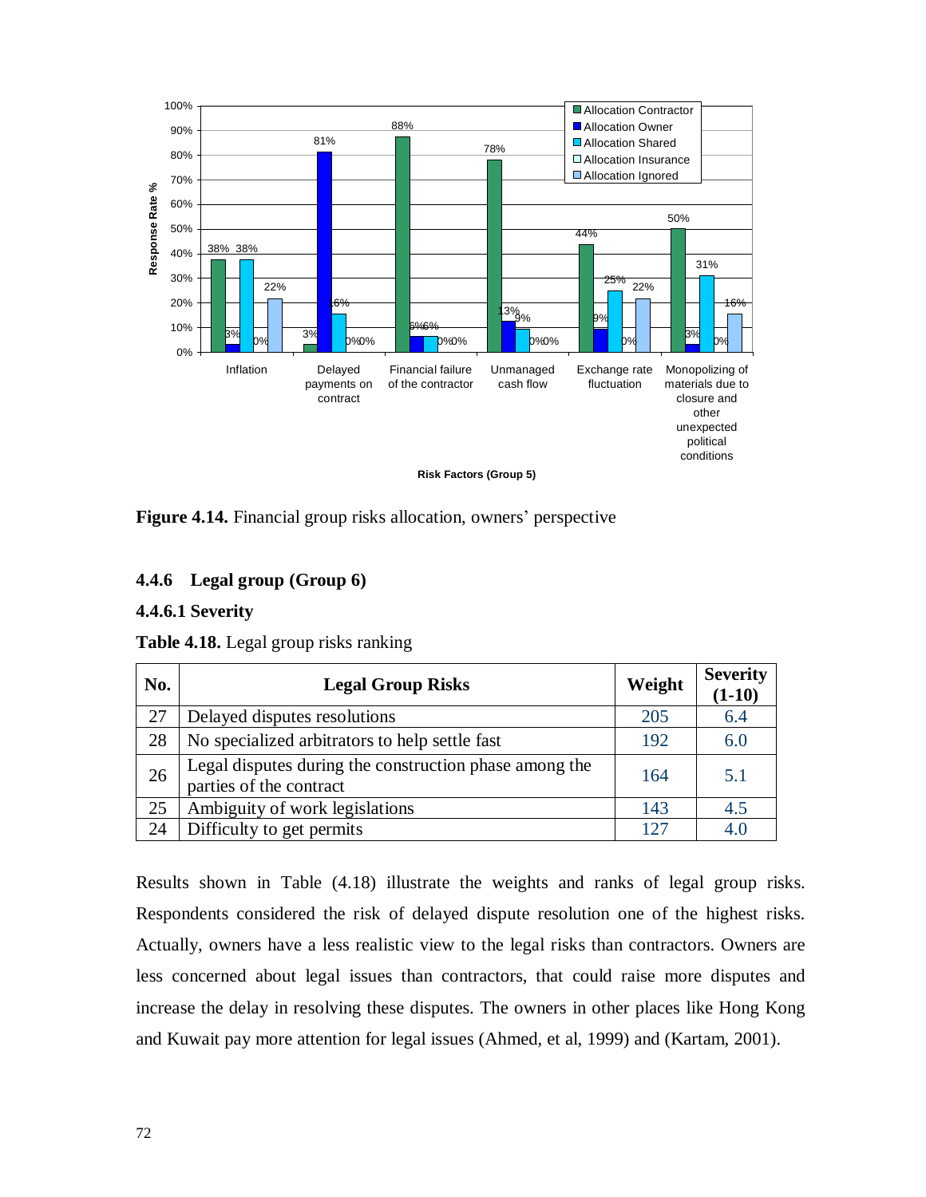**Figure 4.14.** Financial group risks allocation, owners' perspective

### 4.4.6 Legal group (Group 6)

#### 4.4.6.1 Severity

**Table 4.18.** Legal group risks ranking

| No. | Legal Group Risks | Weight | Severity (1-10) |
|---|---|---|---|
| 27 | Delayed disputes resolutions | 205 | 6.4 |
| 28 | No specialized arbitrators to help settle fast | 192 | 6.0 |
| 26 | Legal disputes during the construction phase among the parties of the contract | 164 | 5.1 |
| 25 | Ambiguity of work legislations | 143 | 4.5 |
| 24 | Difficulty to get permits | 127 | 4.0 |

Results shown in Table (4.18) illustrate the weights and ranks of legal group risks. Respondents considered the risk of delayed dispute resolution one of the highest risks. Actually, owners have a less realistic view to the legal risks than contractors. Owners are less concerned about legal issues than contractors, that could raise more disputes and increase the delay in resolving these disputes. The owners in other places like Hong Kong and Kuwait pay more attention for legal issues (Ahmed, et al, 1999) and (Kartam, 2001).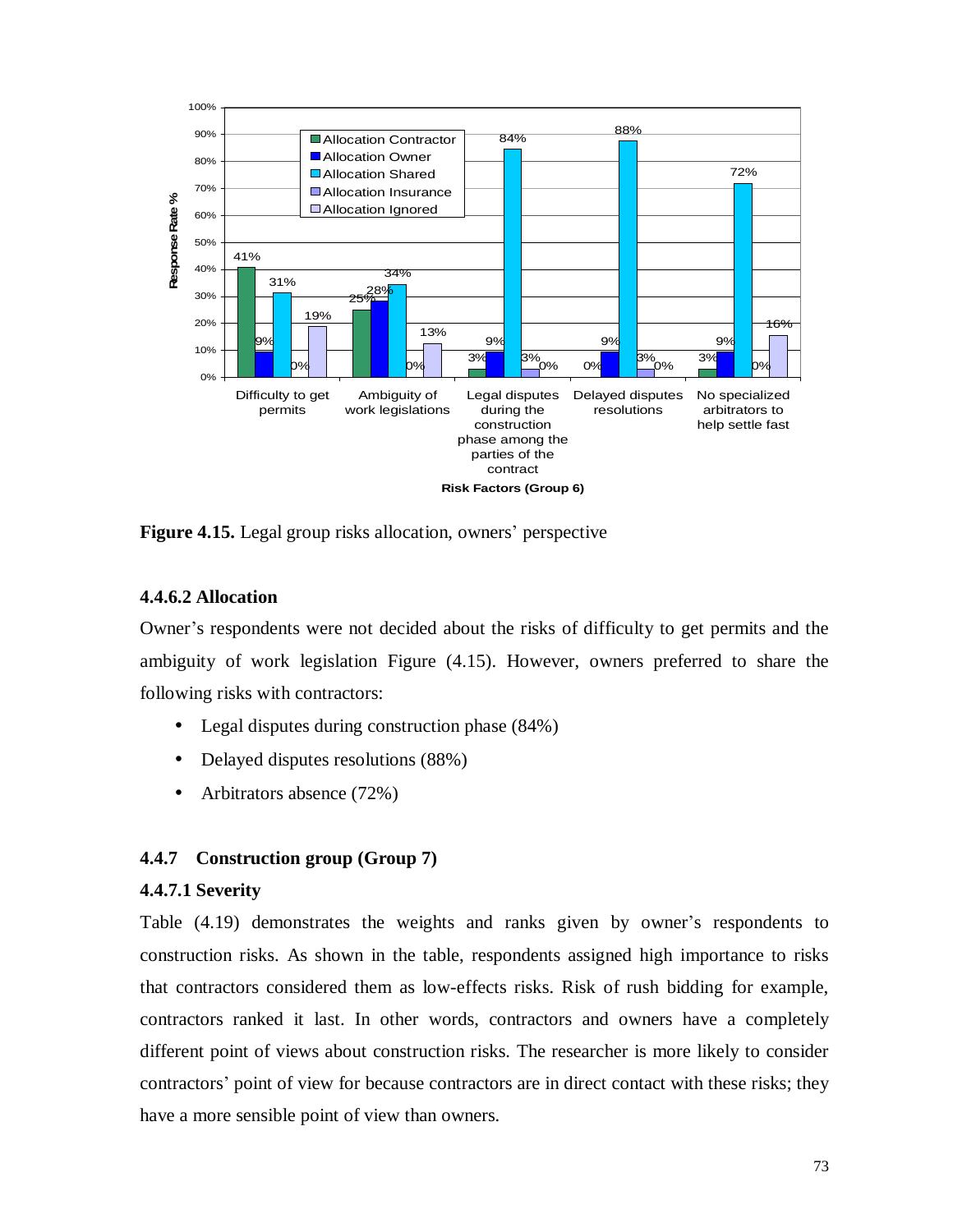Figure 4.15. Legal group risks allocation, owners' perspective

#### 4.4.6.2 Allocation

Owner's respondents were not decided about the risks of difficulty to get permits and the ambiguity of work legislation Figure (4.15). However, owners preferred to share the following risks with contractors:

- Legal disputes during construction phase (84%)
- Delayed disputes resolutions (88%)
- Arbitrators absence (72%)

### 4.4.7 Construction group (Group 7)

#### 4.4.7.1 Severity

Table (4.19) demonstrates the weights and ranks given by owner's respondents to construction risks. As shown in the table, respondents assigned high importance to risks that contractors considered them as low-effects risks. Risk of rush bidding for example, contractors ranked it last. In other words, contractors and owners have a completely different point of views about construction risks. The researcher is more likely to consider contractors' point of view for because contractors are in direct contact with these risks; they have a more sensible point of view than owners.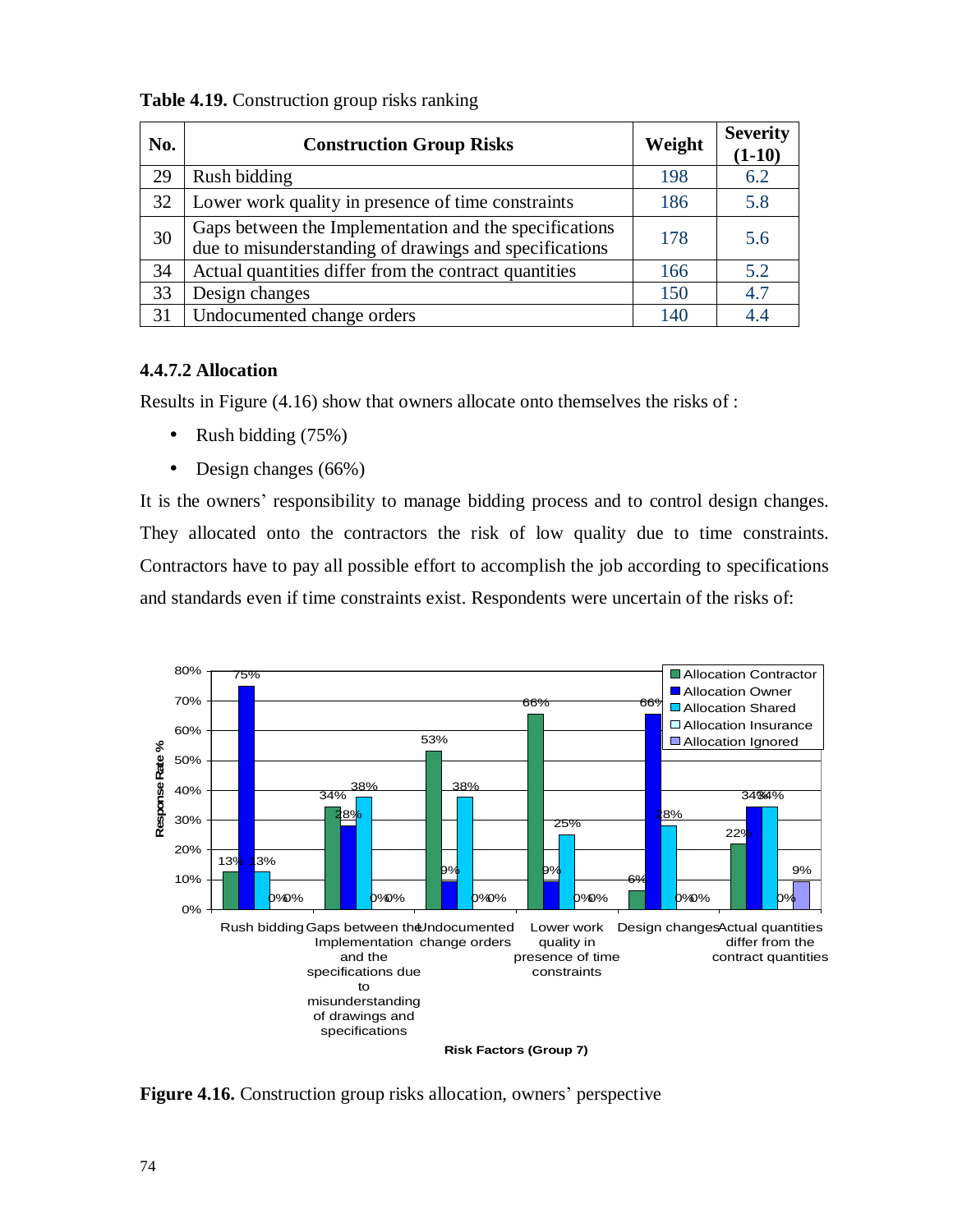**Table 4.19.** Construction group risks ranking

| No. | Construction Group Risks | Weight | Severity (1-10) |
|---|---|---|---|
| 29 | Rush bidding | 198 | 6.2 |
| 32 | Lower work quality in presence of time constraints | 186 | 5.8 |
| 30 | Gaps between the Implementation and the specifications due to misunderstanding of drawings and specifications | 178 | 5.6 |
| 34 | Actual quantities differ from the contract quantities | 166 | 5.2 |
| 33 | Design changes | 150 | 4.7 |
| 31 | Undocumented change orders | 140 | 4.4 |

### 4.4.7.2 Allocation

Results in Figure (4.16) show that owners allocate onto themselves the risks of :

- Rush bidding (75%)
- Design changes (66%)

It is the owners' responsibility to manage bidding process and to control design changes. They allocated onto the contractors the risk of low quality due to time constraints. Contractors have to pay all possible effort to accomplish the job according to specifications and standards even if time constraints exist. Respondents were uncertain of the risks of:

**Figure 4.16.** Construction group risks allocation, owners' perspective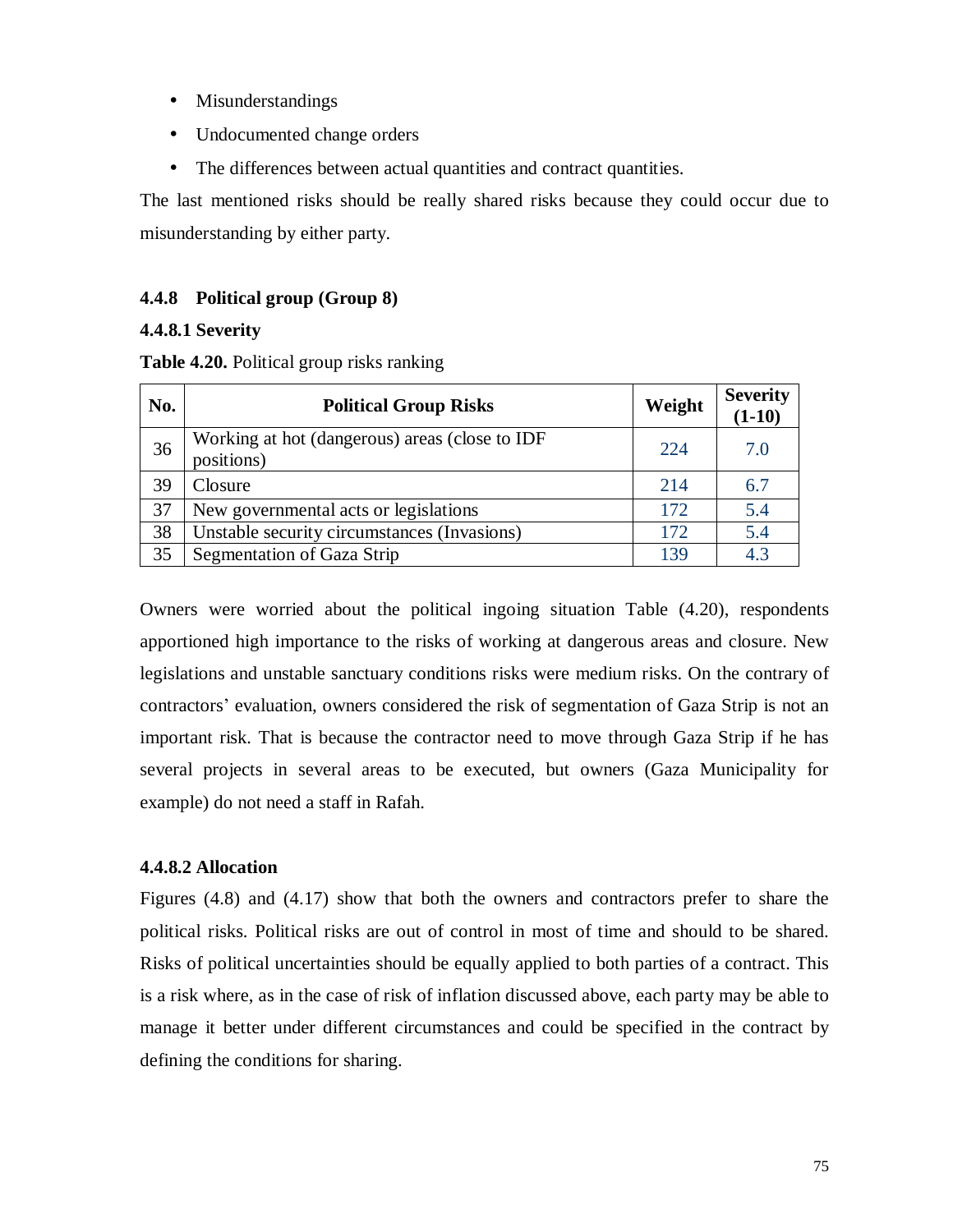- Misunderstandings
- Undocumented change orders
- The differences between actual quantities and contract quantities.

The last mentioned risks should be really shared risks because they could occur due to misunderstanding by either party.

### 4.4.8 Political group (Group 8)

#### 4.4.8.1 Severity

**Table 4.20.** Political group risks ranking

| No. | Political Group Risks | Weight | Severity (1-10) |
|---|---|---|---|
| 36 | Working at hot (dangerous) areas (close to IDF positions) | 224 | 7.0 |
| 39 | Closure | 214 | 6.7 |
| 37 | New governmental acts or legislations | 172 | 5.4 |
| 38 | Unstable security circumstances (Invasions) | 172 | 5.4 |
| 35 | Segmentation of Gaza Strip | 139 | 4.3 |

Owners were worried about the political ingoing situation Table (4.20), respondents apportioned high importance to the risks of working at dangerous areas and closure. New legislations and unstable sanctuary conditions risks were medium risks. On the contrary of contractors' evaluation, owners considered the risk of segmentation of Gaza Strip is not an important risk. That is because the contractor need to move through Gaza Strip if he has several projects in several areas to be executed, but owners (Gaza Municipality for example) do not need a staff in Rafah.

#### 4.4.8.2 Allocation

Figures (4.8) and (4.17) show that both the owners and contractors prefer to share the political risks. Political risks are out of control in most of time and should to be shared. Risks of political uncertainties should be equally applied to both parties of a contract. This is a risk where, as in the case of risk of inflation discussed above, each party may be able to manage it better under different circumstances and could be specified in the contract by defining the conditions for sharing.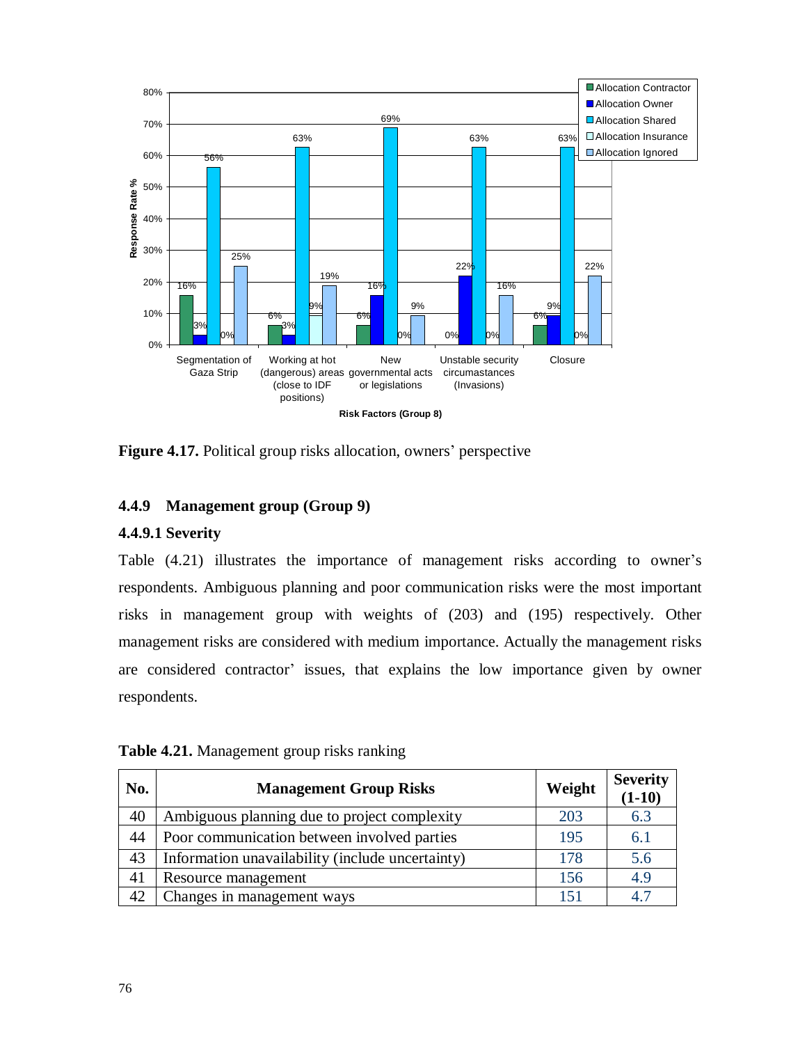**Figure 4.17.** Political group risks allocation, owners' perspective

### 4.4.9 Management group (Group 9)

#### 4.4.9.1 Severity

Table (4.21) illustrates the importance of management risks according to owner's respondents. Ambiguous planning and poor communication risks were the most important risks in management group with weights of (203) and (195) respectively. Other management risks are considered with medium importance. Actually the management risks are considered contractor' issues, that explains the low importance given by owner respondents.

**Table 4.21.** Management group risks ranking

| No. | Management Group Risks | Weight | Severity (1-10) |
|---|---|---|---|
| 40 | Ambiguous planning due to project complexity | 203 | 6.3 |
| 44 | Poor communication between involved parties | 195 | 6.1 |
| 43 | Information unavailability (include uncertainty) | 178 | 5.6 |
| 41 | Resource management | 156 | 4.9 |
| 42 | Changes in management ways | 151 | 4.7 |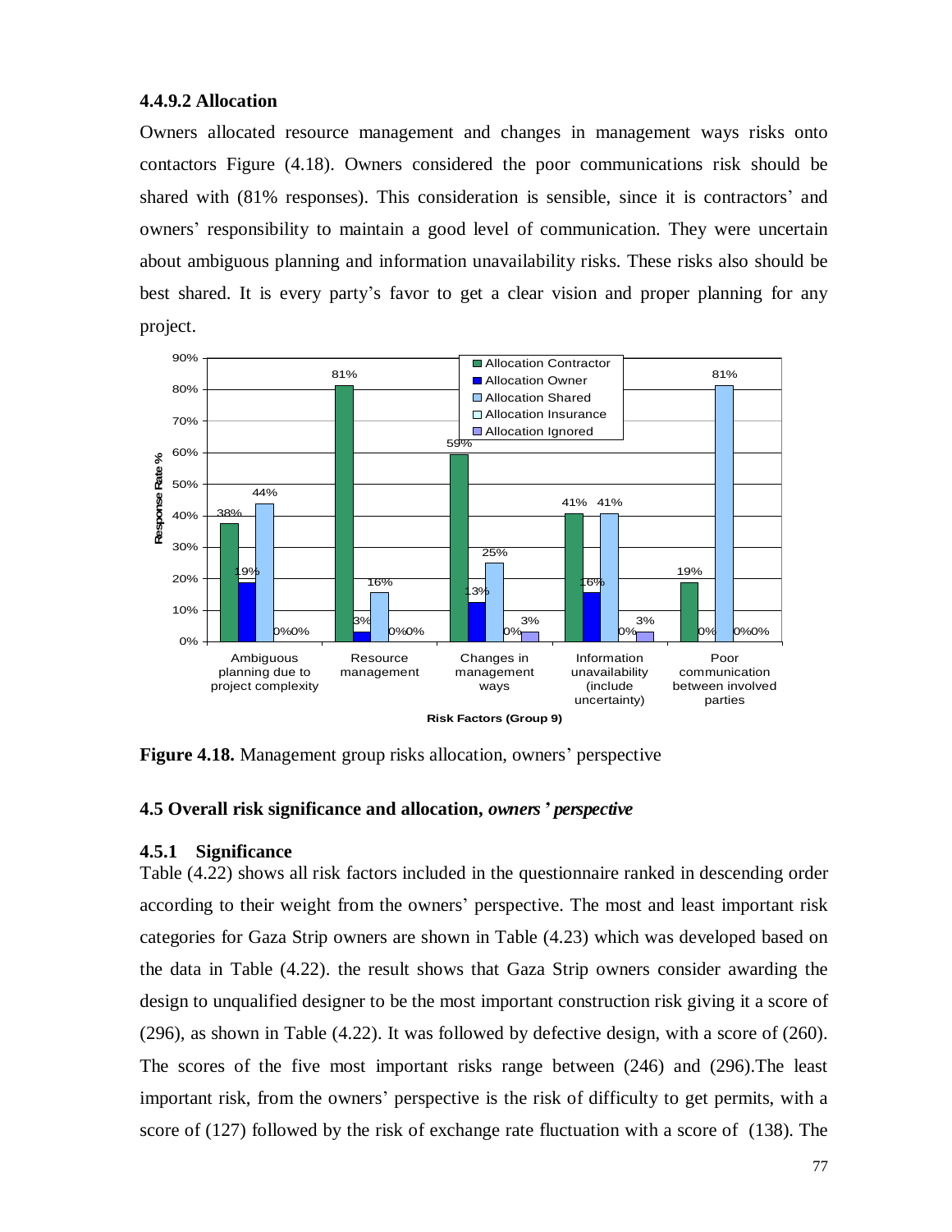#### 4.4.9.2 Allocation

Owners allocated resource management and changes in management ways risks onto contactors Figure (4.18). Owners considered the poor communications risk should be shared with (81% responses). This consideration is sensible, since it is contractors' and owners' responsibility to maintain a good level of communication. They were uncertain about ambiguous planning and information unavailability risks. These risks also should be best shared. It is every party's favor to get a clear vision and proper planning for any project.

**Figure 4.18.** Management group risks allocation, owners' perspective

## 4.5 Overall risk significance and allocation, *owners' perspective*

### 4.5.1 Significance

Table (4.22) shows all risk factors included in the questionnaire ranked in descending order according to their weight from the owners' perspective. The most and least important risk categories for Gaza Strip owners are shown in Table (4.23) which was developed based on the data in Table (4.22). the result shows that Gaza Strip owners consider awarding the design to unqualified designer to be the most important construction risk giving it a score of (296), as shown in Table (4.22). It was followed by defective design, with a score of (260). The scores of the five most important risks range between (246) and (296).The least important risk, from the owners' perspective is the risk of difficulty to get permits, with a score of (127) followed by the risk of exchange rate fluctuation with a score of (138). The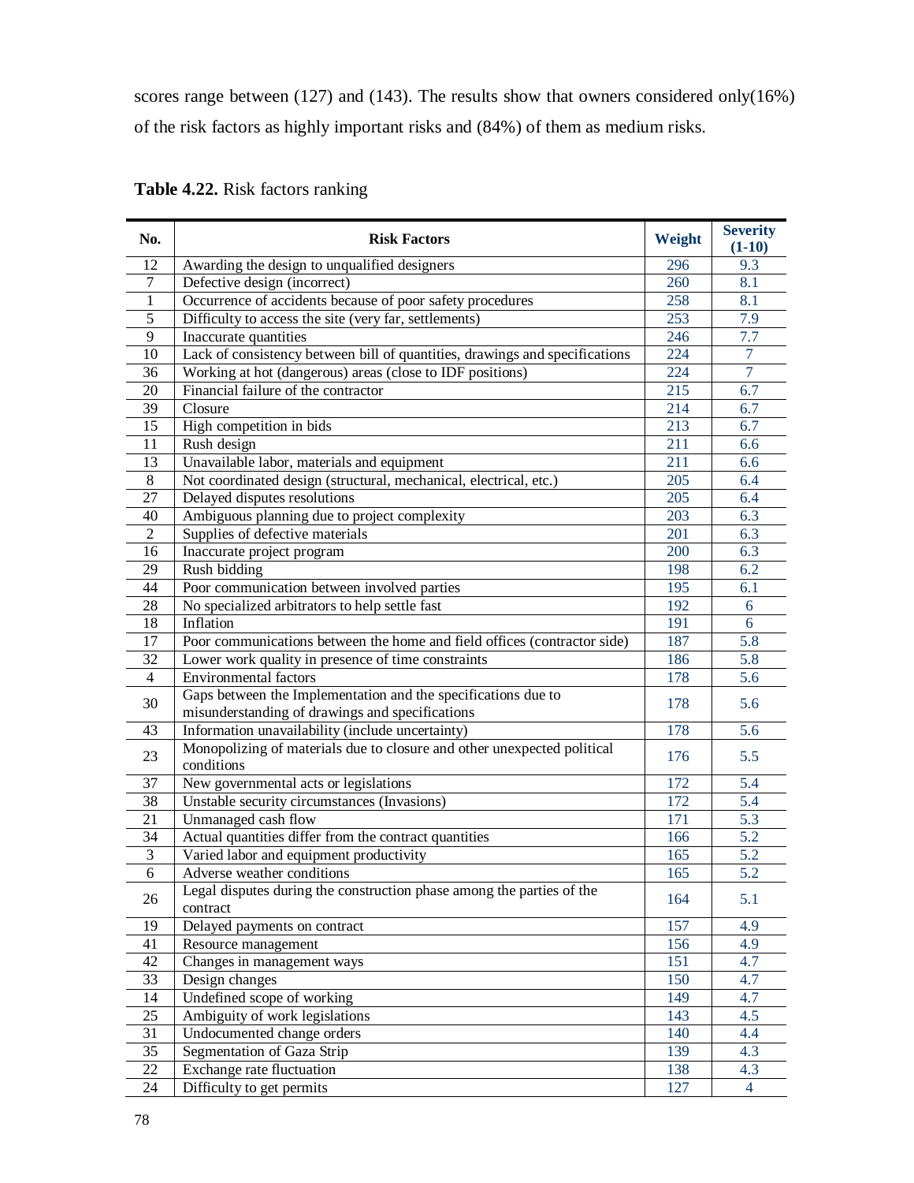scores range between (127) and (143). The results show that owners considered only(16%) of the risk factors as highly important risks and (84%) of them as medium risks.

**Table 4.22.** Risk factors ranking

| No. | Risk Factors | Weight | Severity (1-10) |
|---|---|---|---|
| 12 | Awarding the design to unqualified designers | 296 | 9.3 |
| 7 | Defective design (incorrect) | 260 | 8.1 |
| 1 | Occurrence of accidents because of poor safety procedures | 258 | 8.1 |
| 5 | Difficulty to access the site (very far, settlements) | 253 | 7.9 |
| 9 | Inaccurate quantities | 246 | 7.7 |
| 10 | Lack of consistency between bill of quantities, drawings and specifications | 224 | 7 |
| 36 | Working at hot (dangerous) areas (close to IDF positions) | 224 | 7 |
| 20 | Financial failure of the contractor | 215 | 6.7 |
| 39 | Closure | 214 | 6.7 |
| 15 | High competition in bids | 213 | 6.7 |
| 11 | Rush design | 211 | 6.6 |
| 13 | Unavailable labor, materials and equipment | 211 | 6.6 |
| 8 | Not coordinated design (structural, mechanical, electrical, etc.) | 205 | 6.4 |
| 27 | Delayed disputes resolutions | 205 | 6.4 |
| 40 | Ambiguous planning due to project complexity | 203 | 6.3 |
| 2 | Supplies of defective materials | 201 | 6.3 |
| 16 | Inaccurate project program | 200 | 6.3 |
| 29 | Rush bidding | 198 | 6.2 |
| 44 | Poor communication between involved parties | 195 | 6.1 |
| 28 | No specialized arbitrators to help settle fast | 192 | 6 |
| 18 | Inflation | 191 | 6 |
| 17 | Poor communications between the home and field offices (contractor side) | 187 | 5.8 |
| 32 | Lower work quality in presence of time constraints | 186 | 5.8 |
| 4 | Environmental factors | 178 | 5.6 |
| 30 | Gaps between the Implementation and the specifications due to misunderstanding of drawings and specifications | 178 | 5.6 |
| 43 | Information unavailability (include uncertainty) | 178 | 5.6 |
| 23 | Monopolizing of materials due to closure and other unexpected political conditions | 176 | 5.5 |
| 37 | New governmental acts or legislations | 172 | 5.4 |
| 38 | Unstable security circumstances (Invasions) | 172 | 5.4 |
| 21 | Unmanaged cash flow | 171 | 5.3 |
| 34 | Actual quantities differ from the contract quantities | 166 | 5.2 |
| 3 | Varied labor and equipment productivity | 165 | 5.2 |
| 6 | Adverse weather conditions | 165 | 5.2 |
| 26 | Legal disputes during the construction phase among the parties of the contract | 164 | 5.1 |
| 19 | Delayed payments on contract | 157 | 4.9 |
| 41 | Resource management | 156 | 4.9 |
| 42 | Changes in management ways | 151 | 4.7 |
| 33 | Design changes | 150 | 4.7 |
| 14 | Undefined scope of working | 149 | 4.7 |
| 25 | Ambiguity of work legislations | 143 | 4.5 |
| 31 | Undocumented change orders | 140 | 4.4 |
| 35 | Segmentation of Gaza Strip | 139 | 4.3 |
| 22 | Exchange rate fluctuation | 138 | 4.3 |
| 24 | Difficulty to get permits | 127 | 4 |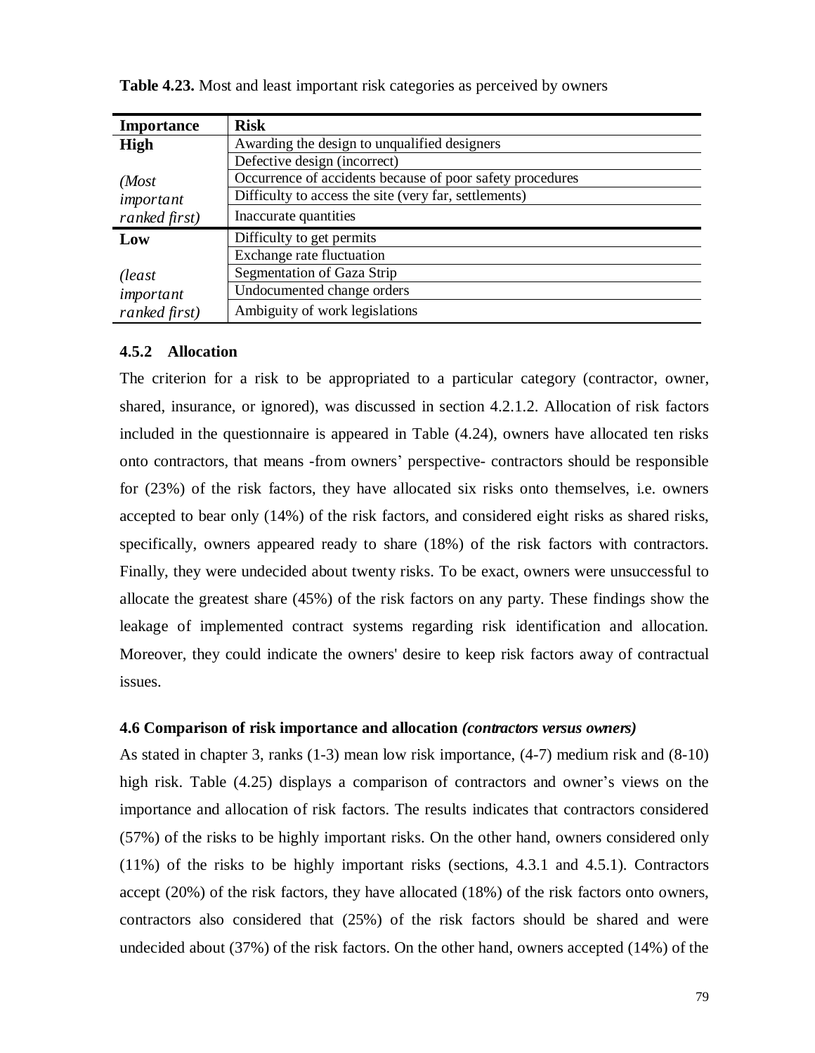**Table 4.23.** Most and least important risk categories as perceived by owners

| Importance | Risk |
|---|---|
| **High** | Awarding the design to unqualified designers |
| | Defective design (incorrect) |
| *(Most* | Occurrence of accidents because of poor safety procedures |
| *important* | Difficulty to access the site (very far, settlements) |
| *ranked first)* | Inaccurate quantities |
| **Low** | Difficulty to get permits |
| | Exchange rate fluctuation |
| *(least* | Segmentation of Gaza Strip |
| *important* | Undocumented change orders |
| *ranked first)* | Ambiguity of work legislations |

### 4.5.2 Allocation

The criterion for a risk to be appropriated to a particular category (contractor, owner, shared, insurance, or ignored), was discussed in section 4.2.1.2. Allocation of risk factors included in the questionnaire is appeared in Table (4.24), owners have allocated ten risks onto contractors, that means -from owners' perspective- contractors should be responsible for (23%) of the risk factors, they have allocated six risks onto themselves, i.e. owners accepted to bear only (14%) of the risk factors, and considered eight risks as shared risks, specifically, owners appeared ready to share (18%) of the risk factors with contractors. Finally, they were undecided about twenty risks. To be exact, owners were unsuccessful to allocate the greatest share (45%) of the risk factors on any party. These findings show the leakage of implemented contract systems regarding risk identification and allocation. Moreover, they could indicate the owners' desire to keep risk factors away of contractual issues.

### 4.6 Comparison of risk importance and allocation *(contractors versus owners)*

As stated in chapter 3, ranks (1-3) mean low risk importance, (4-7) medium risk and (8-10) high risk. Table (4.25) displays a comparison of contractors and owner's views on the importance and allocation of risk factors. The results indicates that contractors considered (57%) of the risks to be highly important risks. On the other hand, owners considered only (11%) of the risks to be highly important risks (sections, 4.3.1 and 4.5.1). Contractors accept (20%) of the risk factors, they have allocated (18%) of the risk factors onto owners, contractors also considered that (25%) of the risk factors should be shared and were undecided about (37%) of the risk factors. On the other hand, owners accepted (14%) of the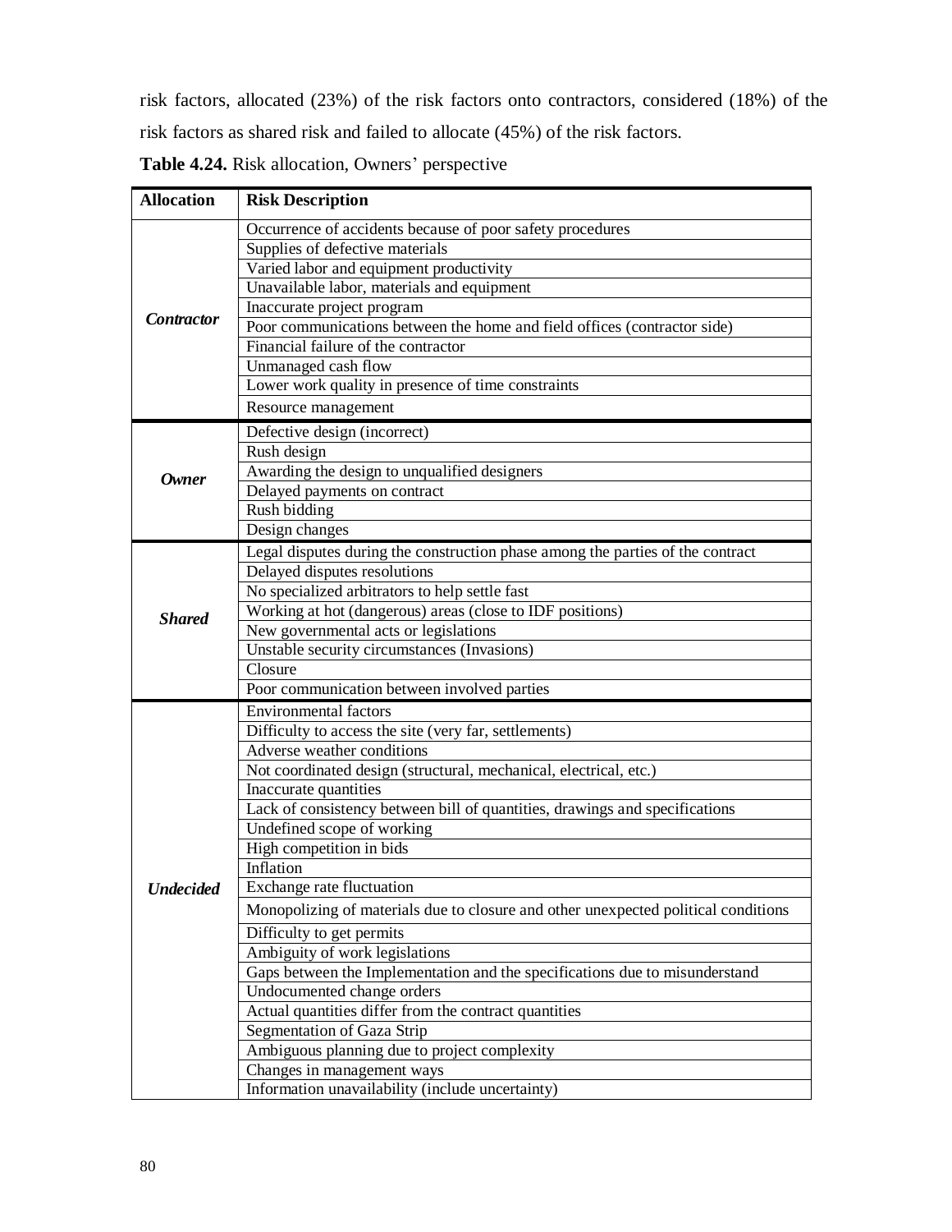risk factors, allocated (23%) of the risk factors onto contractors, considered (18%) of the risk factors as shared risk and failed to allocate (45%) of the risk factors.

**Table 4.24.** Risk allocation, Owners' perspective

| Allocation | Risk Description |
|---|---|
| ***Contractor*** | Occurrence of accidents because of poor safety procedures |
| | Supplies of defective materials |
| | Varied labor and equipment productivity |
| | Unavailable labor, materials and equipment |
| | Inaccurate project program |
| | Poor communications between the home and field offices (contractor side) |
| | Financial failure of the contractor |
| | Unmanaged cash flow |
| | Lower work quality in presence of time constraints |
| | Resource management |
| ***Owner*** | Defective design (incorrect) |
| | Rush design |
| | Awarding the design to unqualified designers |
| | Delayed payments on contract |
| | Rush bidding |
| | Design changes |
| ***Shared*** | Legal disputes during the construction phase among the parties of the contract |
| | Delayed disputes resolutions |
| | No specialized arbitrators to help settle fast |
| | Working at hot (dangerous) areas (close to IDF positions) |
| | New governmental acts or legislations |
| | Unstable security circumstances (Invasions) |
| | Closure |
| | Poor communication between involved parties |
| ***Undecided*** | Environmental factors |
| | Difficulty to access the site (very far, settlements) |
| | Adverse weather conditions |
| | Not coordinated design (structural, mechanical, electrical, etc.) |
| | Inaccurate quantities |
| | Lack of consistency between bill of quantities, drawings and specifications |
| | Undefined scope of working |
| | High competition in bids |
| | Inflation |
| | Exchange rate fluctuation |
| | Monopolizing of materials due to closure and other unexpected political conditions |
| | Difficulty to get permits |
| | Ambiguity of work legislations |
| | Gaps between the Implementation and the specifications due to misunderstand |
| | Undocumented change orders |
| | Actual quantities differ from the contract quantities |
| | Segmentation of Gaza Strip |
| | Ambiguous planning due to project complexity |
| | Changes in management ways |
| | Information unavailability (include uncertainty) |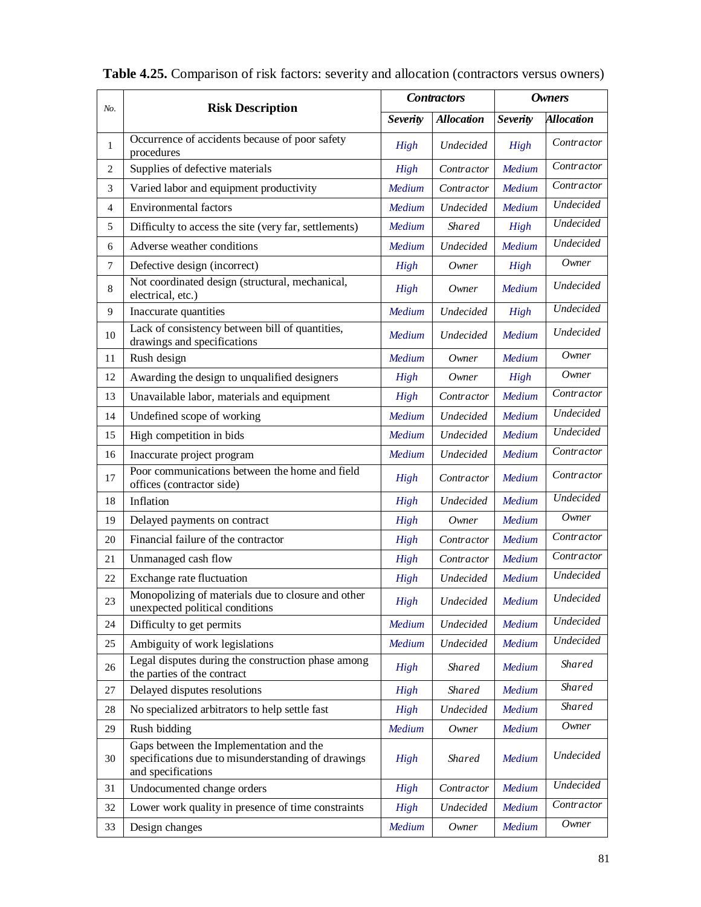**Table 4.25.** Comparison of risk factors: severity and allocation (contractors versus owners)

| No. | Risk Description | *Contractors* | | *Owners* | |
|---|---|---|---|---|---|
| | | *Severity* | *Allocation* | *Severity* | *Allocation* |
| 1 | Occurrence of accidents because of poor safety procedures | *High* | *Undecided* | *High* | *Contractor* |
| 2 | Supplies of defective materials | *High* | *Contractor* | *Medium* | *Contractor* |
| 3 | Varied labor and equipment productivity | *Medium* | *Contractor* | *Medium* | *Contractor* |
| 4 | Environmental factors | *Medium* | *Undecided* | *Medium* | *Undecided* |
| 5 | Difficulty to access the site (very far, settlements) | *Medium* | *Shared* | *High* | *Undecided* |
| 6 | Adverse weather conditions | *Medium* | *Undecided* | *Medium* | *Undecided* |
| 7 | Defective design (incorrect) | *High* | *Owner* | *High* | *Owner* |
| 8 | Not coordinated design (structural, mechanical, electrical, etc.) | *High* | *Owner* | *Medium* | *Undecided* |
| 9 | Inaccurate quantities | *Medium* | *Undecided* | *High* | *Undecided* |
| 10 | Lack of consistency between bill of quantities, drawings and specifications | *Medium* | *Undecided* | *Medium* | *Undecided* |
| 11 | Rush design | *Medium* | *Owner* | *Medium* | *Owner* |
| 12 | Awarding the design to unqualified designers | *High* | *Owner* | *High* | *Owner* |
| 13 | Unavailable labor, materials and equipment | *High* | *Contractor* | *Medium* | *Contractor* |
| 14 | Undefined scope of working | *Medium* | *Undecided* | *Medium* | *Undecided* |
| 15 | High competition in bids | *Medium* | *Undecided* | *Medium* | *Undecided* |
| 16 | Inaccurate project program | *Medium* | *Undecided* | *Medium* | *Contractor* |
| 17 | Poor communications between the home and field offices (contractor side) | *High* | *Contractor* | *Medium* | *Contractor* |
| 18 | Inflation | *High* | *Undecided* | *Medium* | *Undecided* |
| 19 | Delayed payments on contract | *High* | *Owner* | *Medium* | *Owner* |
| 20 | Financial failure of the contractor | *High* | *Contractor* | *Medium* | *Contractor* |
| 21 | Unmanaged cash flow | *High* | *Contractor* | *Medium* | *Contractor* |
| 22 | Exchange rate fluctuation | *High* | *Undecided* | *Medium* | *Undecided* |
| 23 | Monopolizing of materials due to closure and other unexpected political conditions | *High* | *Undecided* | *Medium* | *Undecided* |
| 24 | Difficulty to get permits | *Medium* | *Undecided* | *Medium* | *Undecided* |
| 25 | Ambiguity of work legislations | *Medium* | *Undecided* | *Medium* | *Undecided* |
| 26 | Legal disputes during the construction phase among the parties of the contract | *High* | *Shared* | *Medium* | *Shared* |
| 27 | Delayed disputes resolutions | *High* | *Shared* | *Medium* | *Shared* |
| 28 | No specialized arbitrators to help settle fast | *High* | *Undecided* | *Medium* | *Shared* |
| 29 | Rush bidding | *Medium* | *Owner* | *Medium* | *Owner* |
| 30 | Gaps between the Implementation and the specifications due to misunderstanding of drawings and specifications | *High* | *Shared* | *Medium* | *Undecided* |
| 31 | Undocumented change orders | *High* | *Contractor* | *Medium* | *Undecided* |
| 32 | Lower work quality in presence of time constraints | *High* | *Undecided* | *Medium* | *Contractor* |
| 33 | Design changes | *Medium* | *Owner* | *Medium* | *Owner* |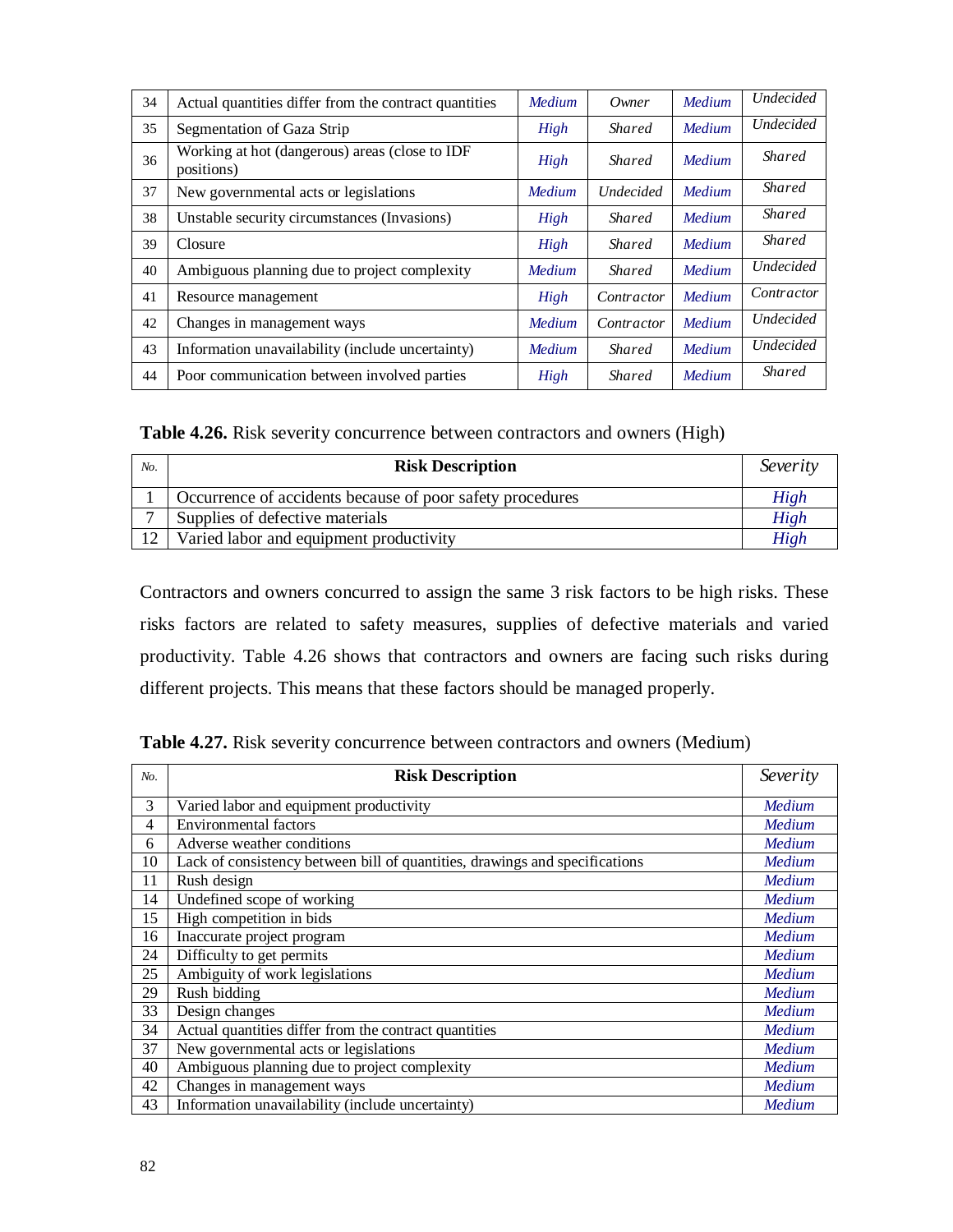| | | | | | |
|---|---|---|---|---|---|
| 34 | Actual quantities differ from the contract quantities | *Medium* | *Owner* | *Medium* | *Undecided* |
| 35 | Segmentation of Gaza Strip | *High* | *Shared* | *Medium* | *Undecided* |
| 36 | Working at hot (dangerous) areas (close to IDF positions) | *High* | *Shared* | *Medium* | *Shared* |
| 37 | New governmental acts or legislations | *Medium* | *Undecided* | *Medium* | *Shared* |
| 38 | Unstable security circumstances (Invasions) | *High* | *Shared* | *Medium* | *Shared* |
| 39 | Closure | *High* | *Shared* | *Medium* | *Shared* |
| 40 | Ambiguous planning due to project complexity | *Medium* | *Shared* | *Medium* | *Undecided* |
| 41 | Resource management | *High* | *Contractor* | *Medium* | *Contractor* |
| 42 | Changes in management ways | *Medium* | *Contractor* | *Medium* | *Undecided* |
| 43 | Information unavailability (include uncertainty) | *Medium* | *Shared* | *Medium* | *Undecided* |
| 44 | Poor communication between involved parties | *High* | *Shared* | *Medium* | *Shared* |

**Table 4.26.** Risk severity concurrence between contractors and owners (High)

| *No.* | **Risk Description** | *Severity* |
|---|---|---|
| 1 | Occurrence of accidents because of poor safety procedures | *High* |
| 7 | Supplies of defective materials | *High* |
| 12 | Varied labor and equipment productivity | *High* |

Contractors and owners concurred to assign the same 3 risk factors to be high risks. These risks factors are related to safety measures, supplies of defective materials and varied productivity. Table 4.26 shows that contractors and owners are facing such risks during different projects. This means that these factors should be managed properly.

**Table 4.27.** Risk severity concurrence between contractors and owners (Medium)

| *No.* | **Risk Description** | *Severity* |
|---|---|---|
| 3 | Varied labor and equipment productivity | *Medium* |
| 4 | Environmental factors | *Medium* |
| 6 | Adverse weather conditions | *Medium* |
| 10 | Lack of consistency between bill of quantities, drawings and specifications | *Medium* |
| 11 | Rush design | *Medium* |
| 14 | Undefined scope of working | *Medium* |
| 15 | High competition in bids | *Medium* |
| 16 | Inaccurate project program | *Medium* |
| 24 | Difficulty to get permits | *Medium* |
| 25 | Ambiguity of work legislations | *Medium* |
| 29 | Rush bidding | *Medium* |
| 33 | Design changes | *Medium* |
| 34 | Actual quantities differ from the contract quantities | *Medium* |
| 37 | New governmental acts or legislations | *Medium* |
| 40 | Ambiguous planning due to project complexity | *Medium* |
| 42 | Changes in management ways | *Medium* |
| 43 | Information unavailability (include uncertainty) | *Medium* |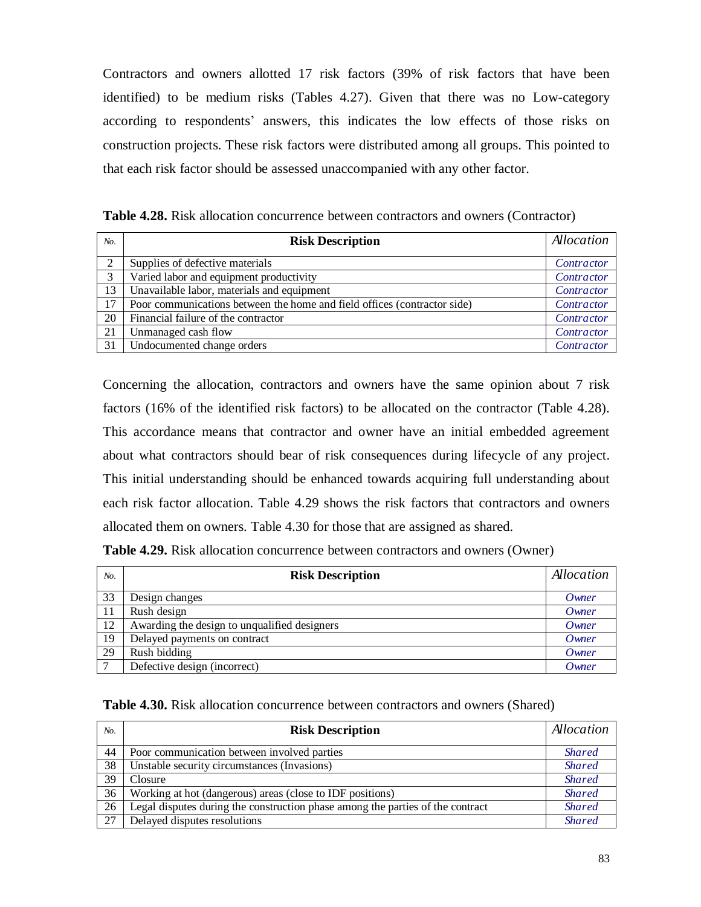Contractors and owners allotted 17 risk factors (39% of risk factors that have been identified) to be medium risks (Tables 4.27). Given that there was no Low-category according to respondents' answers, this indicates the low effects of those risks on construction projects. These risk factors were distributed among all groups. This pointed to that each risk factor should be assessed unaccompanied with any other factor.

**Table 4.28.** Risk allocation concurrence between contractors and owners (Contractor)

| *No.* | **Risk Description** | *Allocation* |
|---|---|---|
| 2 | Supplies of defective materials | *Contractor* |
| 3 | Varied labor and equipment productivity | *Contractor* |
| 13 | Unavailable labor, materials and equipment | *Contractor* |
| 17 | Poor communications between the home and field offices (contractor side) | *Contractor* |
| 20 | Financial failure of the contractor | *Contractor* |
| 21 | Unmanaged cash flow | *Contractor* |
| 31 | Undocumented change orders | *Contractor* |

Concerning the allocation, contractors and owners have the same opinion about 7 risk factors (16% of the identified risk factors) to be allocated on the contractor (Table 4.28). This accordance means that contractor and owner have an initial embedded agreement about what contractors should bear of risk consequences during lifecycle of any project. This initial understanding should be enhanced towards acquiring full understanding about each risk factor allocation. Table 4.29 shows the risk factors that contractors and owners allocated them on owners. Table 4.30 for those that are assigned as shared.

**Table 4.29.** Risk allocation concurrence between contractors and owners (Owner)

| *No.* | **Risk Description** | *Allocation* |
|---|---|---|
| 33 | Design changes | *Owner* |
| 11 | Rush design | *Owner* |
| 12 | Awarding the design to unqualified designers | *Owner* |
| 19 | Delayed payments on contract | *Owner* |
| 29 | Rush bidding | *Owner* |
| 7 | Defective design (incorrect) | *Owner* |

**Table 4.30.** Risk allocation concurrence between contractors and owners (Shared)

| *No.* | **Risk Description** | *Allocation* |
|---|---|---|
| 44 | Poor communication between involved parties | *Shared* |
| 38 | Unstable security circumstances (Invasions) | *Shared* |
| 39 | Closure | *Shared* |
| 36 | Working at hot (dangerous) areas (close to IDF positions) | *Shared* |
| 26 | Legal disputes during the construction phase among the parties of the contract | *Shared* |
| 27 | Delayed disputes resolutions | *Shared* |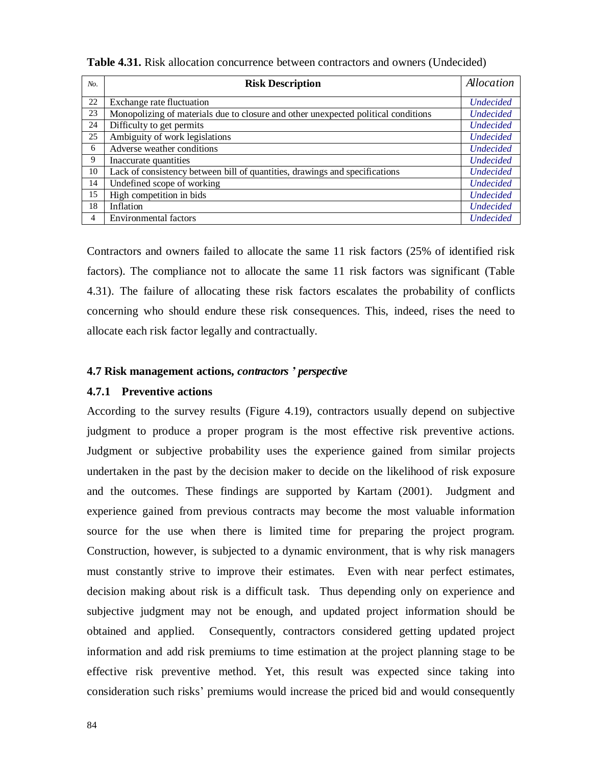**Table 4.31.** Risk allocation concurrence between contractors and owners (Undecided)

| *No.* | **Risk Description** | *Allocation* |
|---|---|---|
| 22 | Exchange rate fluctuation | *Undecided* |
| 23 | Monopolizing of materials due to closure and other unexpected political conditions | *Undecided* |
| 24 | Difficulty to get permits | *Undecided* |
| 25 | Ambiguity of work legislations | *Undecided* |
| 6 | Adverse weather conditions | *Undecided* |
| 9 | Inaccurate quantities | *Undecided* |
| 10 | Lack of consistency between bill of quantities, drawings and specifications | *Undecided* |
| 14 | Undefined scope of working | *Undecided* |
| 15 | High competition in bids | *Undecided* |
| 18 | Inflation | *Undecided* |
| 4 | Environmental factors | *Undecided* |

Contractors and owners failed to allocate the same 11 risk factors (25% of identified risk factors). The compliance not to allocate the same 11 risk factors was significant (Table 4.31). The failure of allocating these risk factors escalates the probability of conflicts concerning who should endure these risk consequences. This, indeed, rises the need to allocate each risk factor legally and contractually.

### 4.7 Risk management actions, *contractors ' perspective*

#### 4.7.1 Preventive actions

According to the survey results (Figure 4.19), contractors usually depend on subjective judgment to produce a proper program is the most effective risk preventive actions. Judgment or subjective probability uses the experience gained from similar projects undertaken in the past by the decision maker to decide on the likelihood of risk exposure and the outcomes. These findings are supported by Kartam (2001). Judgment and experience gained from previous contracts may become the most valuable information source for the use when there is limited time for preparing the project program. Construction, however, is subjected to a dynamic environment, that is why risk managers must constantly strive to improve their estimates. Even with near perfect estimates, decision making about risk is a difficult task. Thus depending only on experience and subjective judgment may not be enough, and updated project information should be obtained and applied. Consequently, contractors considered getting updated project information and add risk premiums to time estimation at the project planning stage to be effective risk preventive method. Yet, this result was expected since taking into consideration such risks' premiums would increase the priced bid and would consequently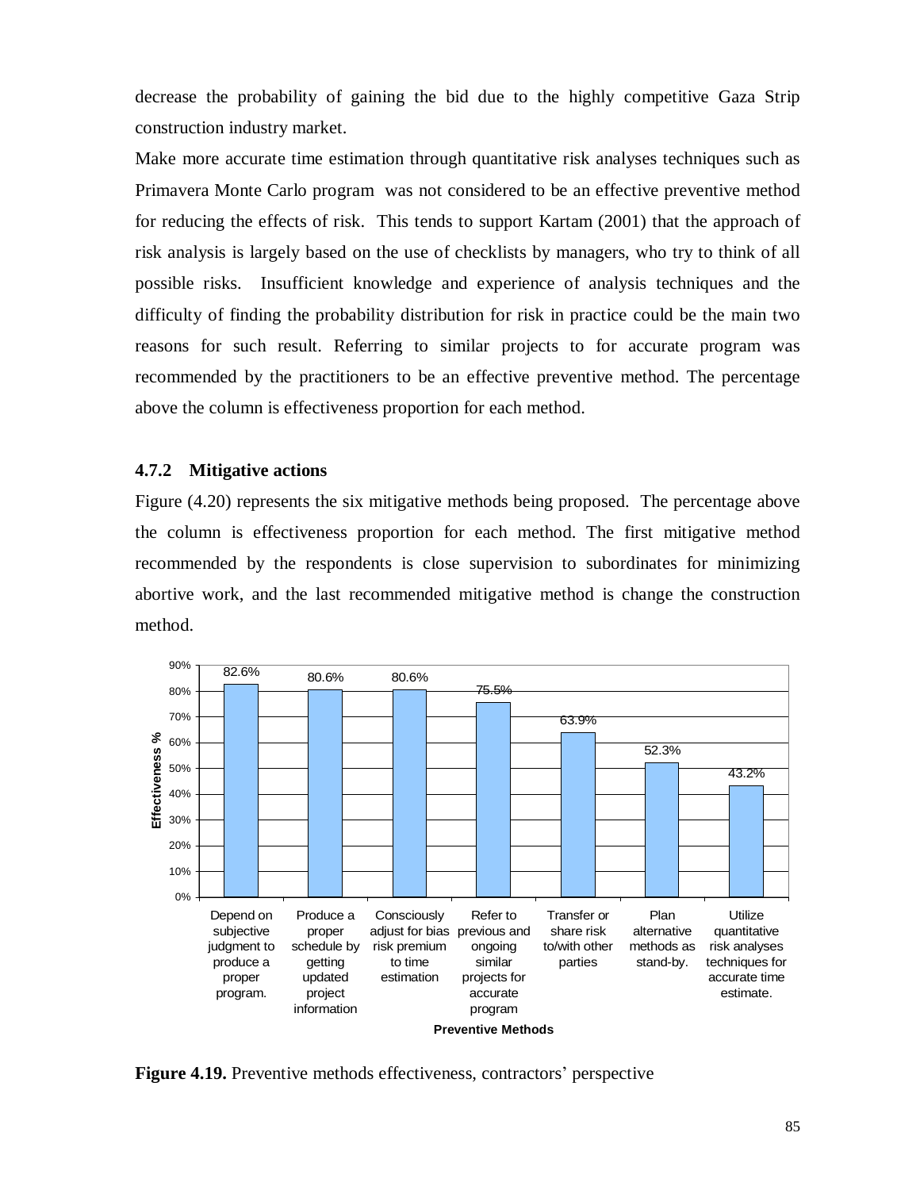decrease the probability of gaining the bid due to the highly competitive Gaza Strip construction industry market.

Make more accurate time estimation through quantitative risk analyses techniques such as Primavera Monte Carlo program was not considered to be an effective preventive method for reducing the effects of risk. This tends to support Kartam (2001) that the approach of risk analysis is largely based on the use of checklists by managers, who try to think of all possible risks. Insufficient knowledge and experience of analysis techniques and the difficulty of finding the probability distribution for risk in practice could be the main two reasons for such result. Referring to similar projects to for accurate program was recommended by the practitioners to be an effective preventive method. The percentage above the column is effectiveness proportion for each method.

### 4.7.2 Mitigative actions

Figure (4.20) represents the six mitigative methods being proposed. The percentage above the column is effectiveness proportion for each method. The first mitigative method recommended by the respondents is close supervision to subordinates for minimizing abortive work, and the last recommended mitigative method is change the construction method.

| Preventive Methods | Effectiveness % |
|---|---|
| Depend on subjective judgment to produce a proper program. | 82.6% |
| Produce a proper schedule by getting updated project information | 80.6% |
| Consciously adjust for bias risk premium to time estimation | 80.6% |
| Refer to previous and ongoing similar projects for accurate program | 75.5% |
| Transfer or share risk to/with other parties | 63.9% |
| Plan alternative methods as stand-by. | 52.3% |
| Utilize quantitative risk analyses techniques for accurate time estimate. | 43.2% |

**Figure 4.19.** Preventive methods effectiveness, contractors' perspective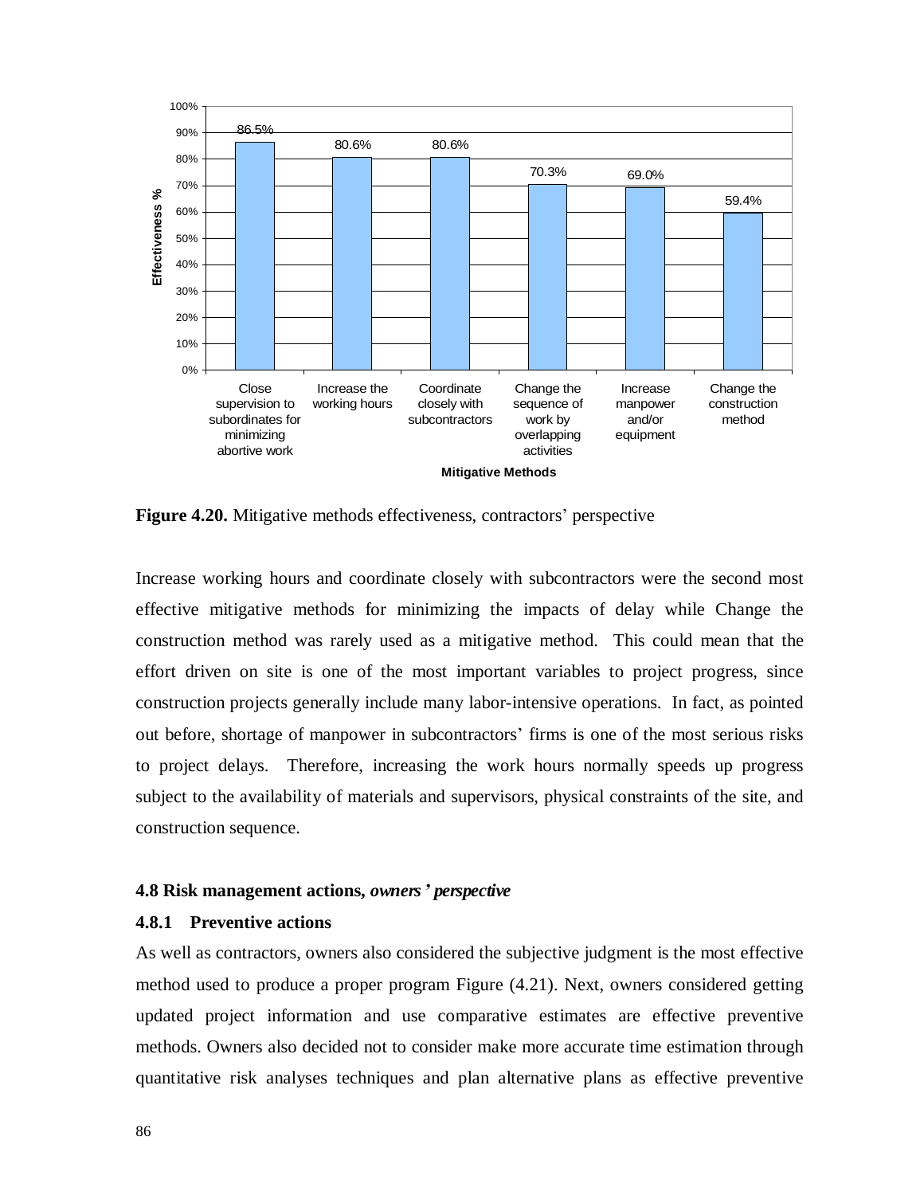Figure 4.20. Mitigative methods effectiveness, contractors' perspective

| Mitigative Methods | Effectiveness % |
|---|---|
| Close supervision to subordinates for minimizing abortive work | 86.5% |
| Increase the working hours | 80.6% |
| Coordinate closely with subcontractors | 80.6% |
| Change the sequence of work by overlapping activities | 70.3% |
| Increase manpower and/or equipment | 69.0% |
| Change the construction method | 59.4% |

**Figure 4.20.** Mitigative methods effectiveness, contractors' perspective

Increase working hours and coordinate closely with subcontractors were the second most effective mitigative methods for minimizing the impacts of delay while Change the construction method was rarely used as a mitigative method. This could mean that the effort driven on site is one of the most important variables to project progress, since construction projects generally include many labor-intensive operations. In fact, as pointed out before, shortage of manpower in subcontractors' firms is one of the most serious risks to project delays. Therefore, increasing the work hours normally speeds up progress subject to the availability of materials and supervisors, physical constraints of the site, and construction sequence.

### 4.8 Risk management actions, *owners' perspective*

#### 4.8.1 Preventive actions

As well as contractors, owners also considered the subjective judgment is the most effective method used to produce a proper program Figure (4.21). Next, owners considered getting updated project information and use comparative estimates are effective preventive methods. Owners also decided not to consider make more accurate time estimation through quantitative risk analyses techniques and plan alternative plans as effective preventive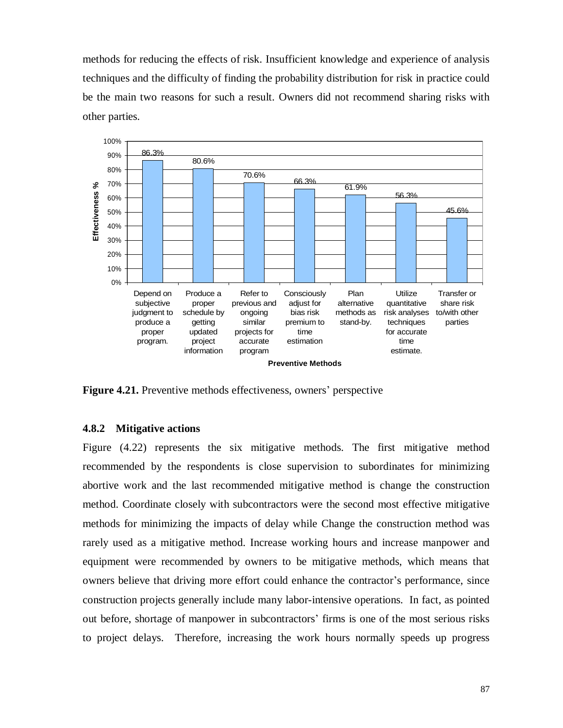methods for reducing the effects of risk. Insufficient knowledge and experience of analysis techniques and the difficulty of finding the probability distribution for risk in practice could be the main two reasons for such a result. Owners did not recommend sharing risks with other parties.

| Preventive Methods | Effectiveness % |
|---|---|
| Depend on subjective judgment to produce a proper program. | 86.3% |
| Produce a proper schedule by getting updated project information | 80.6% |
| Refer to previous and ongoing similar projects for accurate program | 70.6% |
| Consciously adjust for bias risk premium to time estimation | 66.3% |
| Plan alternative methods as stand-by. | 61.9% |
| Utilize quantitative risk analyses techniques for accurate time estimate. | 56.3% |
| Transfer or share risk to/with other parties | 45.6% |

**Figure 4.21.** Preventive methods effectiveness, owners' perspective

### 4.8.2 Mitigative actions

Figure (4.22) represents the six mitigative methods. The first mitigative method recommended by the respondents is close supervision to subordinates for minimizing abortive work and the last recommended mitigative method is change the construction method. Coordinate closely with subcontractors were the second most effective mitigative methods for minimizing the impacts of delay while Change the construction method was rarely used as a mitigative method. Increase working hours and increase manpower and equipment were recommended by owners to be mitigative methods, which means that owners believe that driving more effort could enhance the contractor's performance, since construction projects generally include many labor-intensive operations. In fact, as pointed out before, shortage of manpower in subcontractors' firms is one of the most serious risks to project delays. Therefore, increasing the work hours normally speeds up progress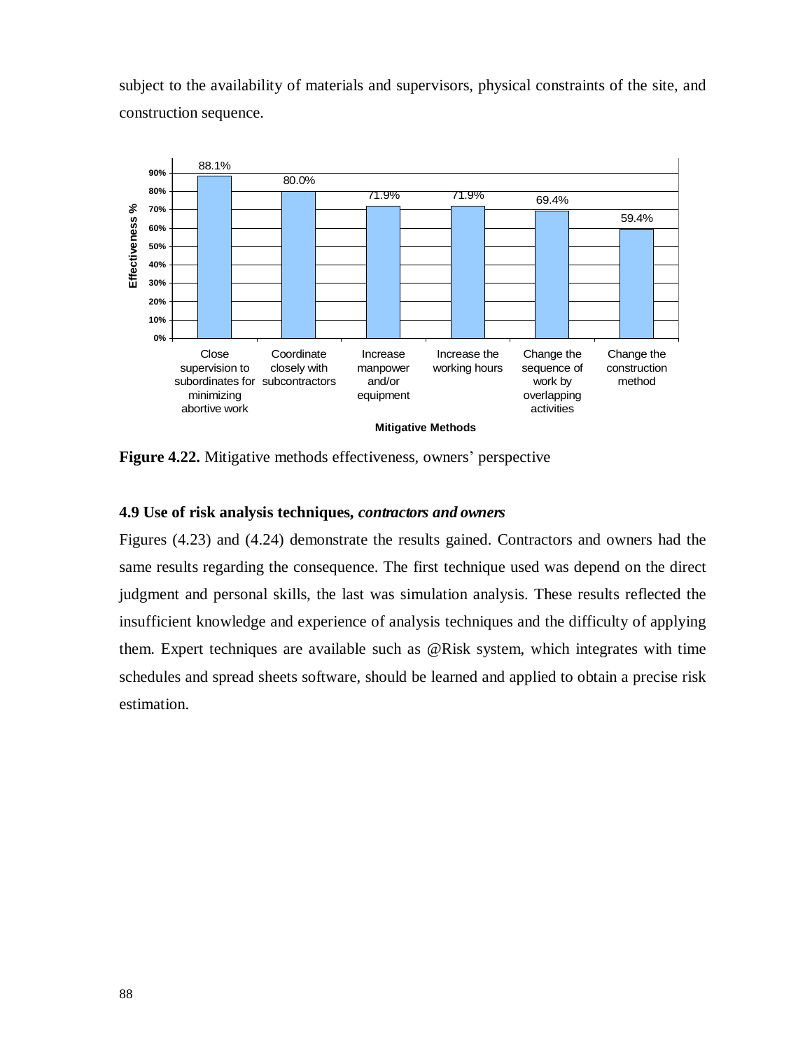subject to the availability of materials and supervisors, physical constraints of the site, and construction sequence.

| Mitigative Methods | Effectiveness % |
|---|---|
| Close supervision to subordinates for minimizing abortive work | 88.1% |
| Coordinate closely with subcontractors | 80.0% |
| Increase manpower and/or equipment | 71.9% |
| Increase the working hours | 71.9% |
| Change the sequence of work by overlapping activities | 69.4% |
| Change the construction method | 59.4% |

**Figure 4.22.** Mitigative methods effectiveness, owners' perspective

### 4.9 Use of risk analysis techniques, *contractors and owners*

Figures (4.23) and (4.24) demonstrate the results gained. Contractors and owners had the same results regarding the consequence. The first technique used was depend on the direct judgment and personal skills, the last was simulation analysis. These results reflected the insufficient knowledge and experience of analysis techniques and the difficulty of applying them. Expert techniques are available such as @Risk system, which integrates with time schedules and spread sheets software, should be learned and applied to obtain a precise risk estimation.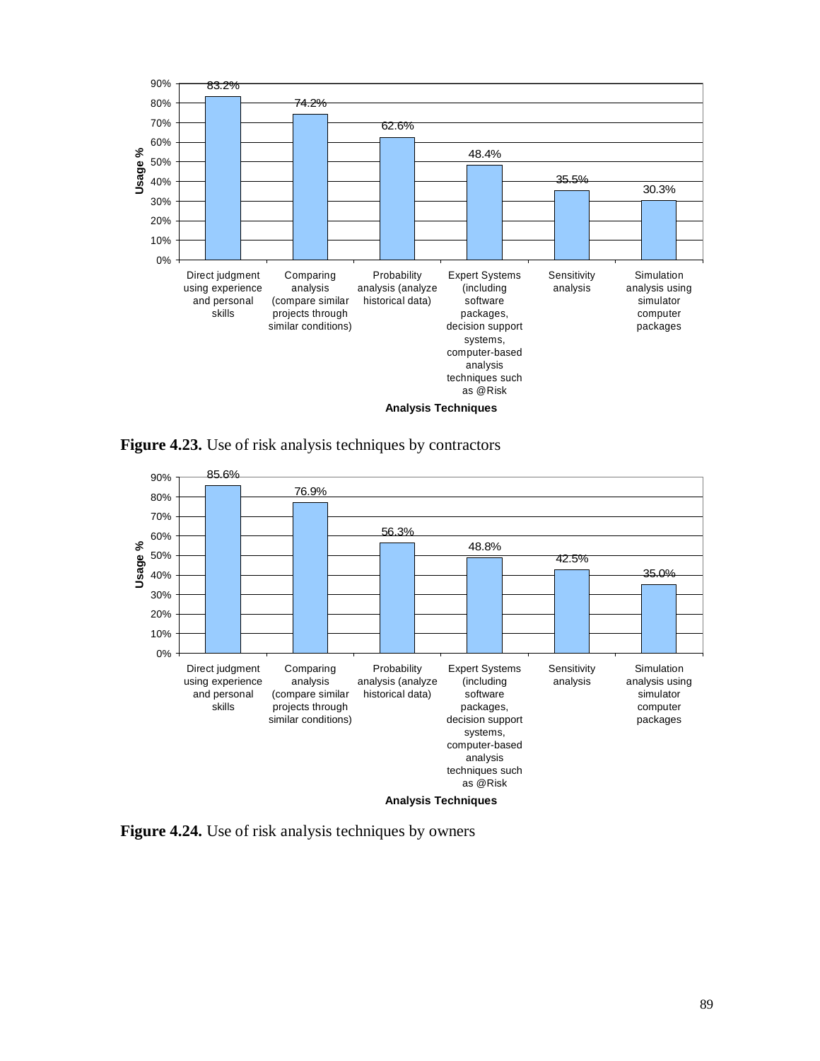| Analysis Techniques | Usage % |
| --- | --- |
| Direct judgment using experience and personal skills | 83.2% |
| Comparing analysis (compare similar projects through similar conditions) | 74.2% |
| Probability analysis (analyze historical data) | 62.6% |
| Expert Systems (including software packages, decision support systems, computer-based analysis techniques such as @Risk | 48.4% |
| Sensitivity analysis | 35.5% |
| Simulation analysis using simulator computer packages | 30.3% |

**Figure 4.23.** Use of risk analysis techniques by contractors

| Analysis Techniques | Usage % |
| --- | --- |
| Direct judgment using experience and personal skills | 85.6% |
| Comparing analysis (compare similar projects through similar conditions) | 76.9% |
| Probability analysis (analyze historical data) | 56.3% |
| Expert Systems (including software packages, decision support systems, computer-based analysis techniques such as @Risk | 48.8% |
| Sensitivity analysis | 42.5% |
| Simulation analysis using simulator computer packages | 35.0% |

**Figure 4.24.** Use of risk analysis techniques by owners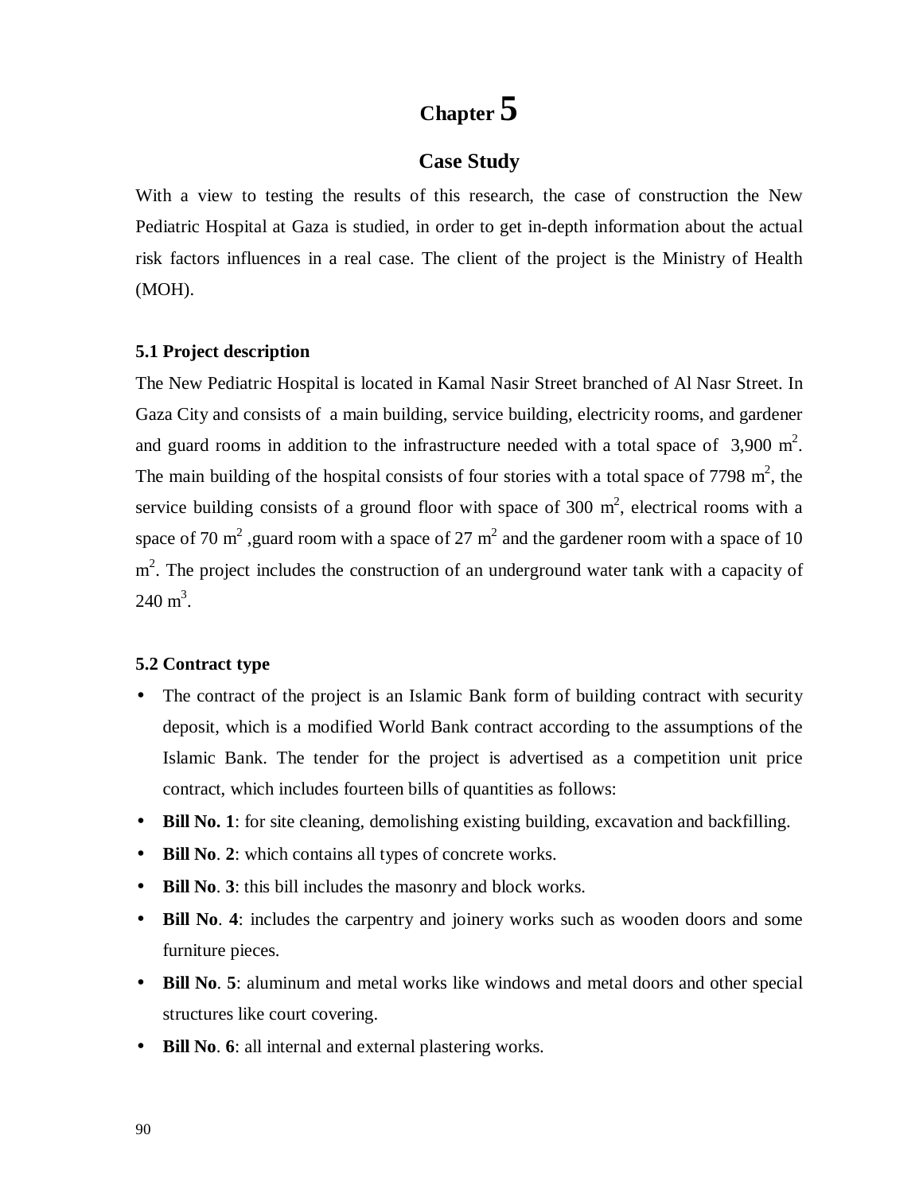# Chapter 5

## Case Study

With a view to testing the results of this research, the case of construction the New Pediatric Hospital at Gaza is studied, in order to get in-depth information about the actual risk factors influences in a real case. The client of the project is the Ministry of Health (MOH).

### 5.1 Project description

The New Pediatric Hospital is located in Kamal Nasir Street branched of Al Nasr Street. In Gaza City and consists of a main building, service building, electricity rooms, and gardener and guard rooms in addition to the infrastructure needed with a total space of 3,900 $m^2$. The main building of the hospital consists of four stories with a total space of 7798 $m^2$, the service building consists of a ground floor with space of 300 $m^2$, electrical rooms with a space of 70 $m^2$ ,guard room with a space of 27 $m^2$ and the gardener room with a space of 10 $m^2$. The project includes the construction of an underground water tank with a capacity of 240 $m^3$.

### 5.2 Contract type

- The contract of the project is an Islamic Bank form of building contract with security deposit, which is a modified World Bank contract according to the assumptions of the Islamic Bank. The tender for the project is advertised as a competition unit price contract, which includes fourteen bills of quantities as follows:
- **Bill No. 1**: for site cleaning, demolishing existing building, excavation and backfilling.
- **Bill No**. **2**: which contains all types of concrete works.
- **Bill No**. **3**: this bill includes the masonry and block works.
- **Bill No**. **4**: includes the carpentry and joinery works such as wooden doors and some furniture pieces.
- **Bill No**. **5**: aluminum and metal works like windows and metal doors and other special structures like court covering.
- **Bill No**. **6**: all internal and external plastering works.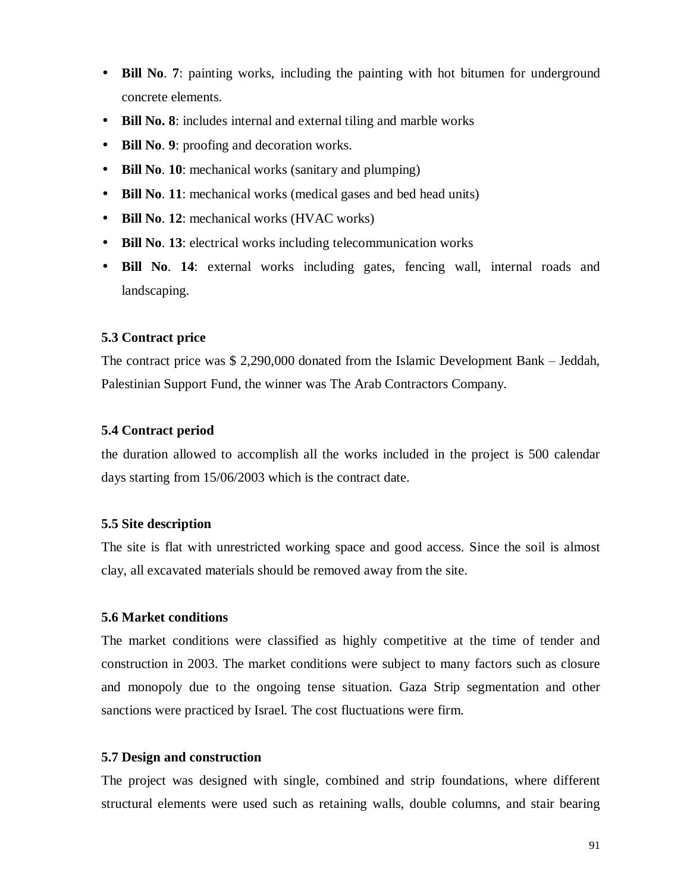- **Bill No**. **7**: painting works, including the painting with hot bitumen for underground concrete elements.
- **Bill No. 8**: includes internal and external tiling and marble works
- **Bill No**. **9**: proofing and decoration works.
- **Bill No**. **10**: mechanical works (sanitary and plumping)
- **Bill No**. **11**: mechanical works (medical gases and bed head units)
- **Bill No**. **12**: mechanical works (HVAC works)
- **Bill No**. **13**: electrical works including telecommunication works
- **Bill No**. **14**: external works including gates, fencing wall, internal roads and landscaping.

### 5.3 Contract price

The contract price was $ 2,290,000 donated from the Islamic Development Bank – Jeddah, Palestinian Support Fund, the winner was The Arab Contractors Company.

### 5.4 Contract period

the duration allowed to accomplish all the works included in the project is 500 calendar days starting from 15/06/2003 which is the contract date.

### 5.5 Site description

The site is flat with unrestricted working space and good access. Since the soil is almost clay, all excavated materials should be removed away from the site.

### 5.6 Market conditions

The market conditions were classified as highly competitive at the time of tender and construction in 2003. The market conditions were subject to many factors such as closure and monopoly due to the ongoing tense situation. Gaza Strip segmentation and other sanctions were practiced by Israel. The cost fluctuations were firm.

### 5.7 Design and construction

The project was designed with single, combined and strip foundations, where different structural elements were used such as retaining walls, double columns, and stair bearing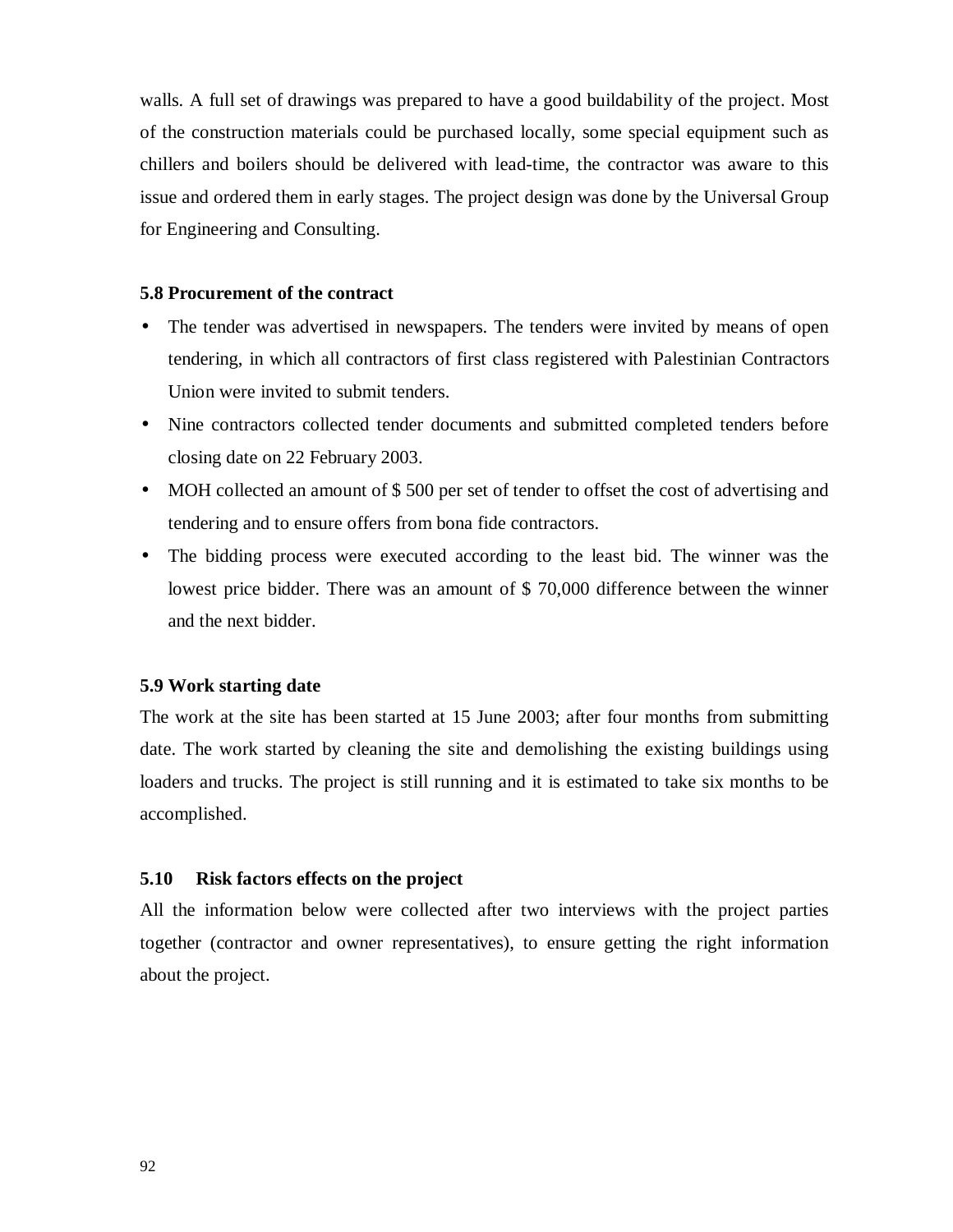walls. A full set of drawings was prepared to have a good buildability of the project. Most of the construction materials could be purchased locally, some special equipment such as chillers and boilers should be delivered with lead-time, the contractor was aware to this issue and ordered them in early stages. The project design was done by the Universal Group for Engineering and Consulting.

### 5.8 Procurement of the contract

- The tender was advertised in newspapers. The tenders were invited by means of open tendering, in which all contractors of first class registered with Palestinian Contractors Union were invited to submit tenders.
- Nine contractors collected tender documents and submitted completed tenders before closing date on 22 February 2003.
- MOH collected an amount of $ 500 per set of tender to offset the cost of advertising and tendering and to ensure offers from bona fide contractors.
- The bidding process were executed according to the least bid. The winner was the lowest price bidder. There was an amount of $ 70,000 difference between the winner and the next bidder.

### 5.9 Work starting date

The work at the site has been started at 15 June 2003; after four months from submitting date. The work started by cleaning the site and demolishing the existing buildings using loaders and trucks. The project is still running and it is estimated to take six months to be accomplished.

### 5.10 Risk factors effects on the project

All the information below were collected after two interviews with the project parties together (contractor and owner representatives), to ensure getting the right information about the project.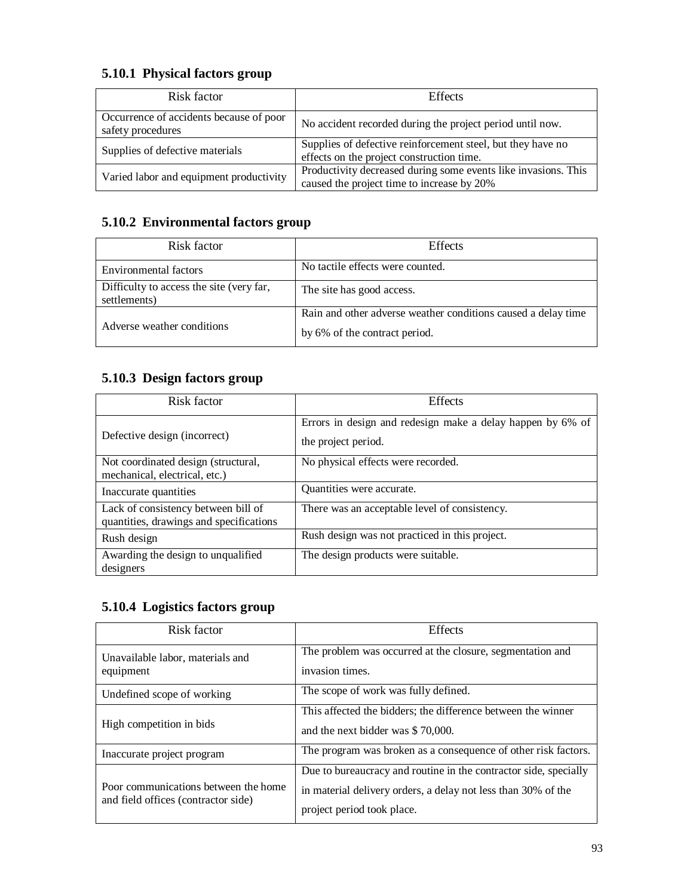### 5.10.1 Physical factors group

| Risk factor | Effects |
|---|---|
| Occurrence of accidents because of poor safety procedures | No accident recorded during the project period until now. |
| Supplies of defective materials | Supplies of defective reinforcement steel, but they have no effects on the project construction time. |
| Varied labor and equipment productivity | Productivity decreased during some events like invasions. This caused the project time to increase by 20% |

### 5.10.2 Environmental factors group

| Risk factor | Effects |
|---|---|
| Environmental factors | No tactile effects were counted. |
| Difficulty to access the site (very far, settlements) | The site has good access. |
| Adverse weather conditions | Rain and other adverse weather conditions caused a delay time by 6% of the contract period. |

### 5.10.3 Design factors group

| Risk factor | Effects |
|---|---|
| Defective design (incorrect) | Errors in design and redesign make a delay happen by 6% of the project period. |
| Not coordinated design (structural, mechanical, electrical, etc.) | No physical effects were recorded. |
| Inaccurate quantities | Quantities were accurate. |
| Lack of consistency between bill of quantities, drawings and specifications | There was an acceptable level of consistency. |
| Rush design | Rush design was not practiced in this project. |
| Awarding the design to unqualified designers | The design products were suitable. |

### 5.10.4 Logistics factors group

| Risk factor | Effects |
|---|---|
| Unavailable labor, materials and equipment | The problem was occurred at the closure, segmentation and invasion times. |
| Undefined scope of working | The scope of work was fully defined. |
| High competition in bids | This affected the bidders; the difference between the winner and the next bidder was $ 70,000. |
| Inaccurate project program | The program was broken as a consequence of other risk factors. |
| Poor communications between the home and field offices (contractor side) | Due to bureaucracy and routine in the contractor side, specially in material delivery orders, a delay not less than 30% of the project period took place. |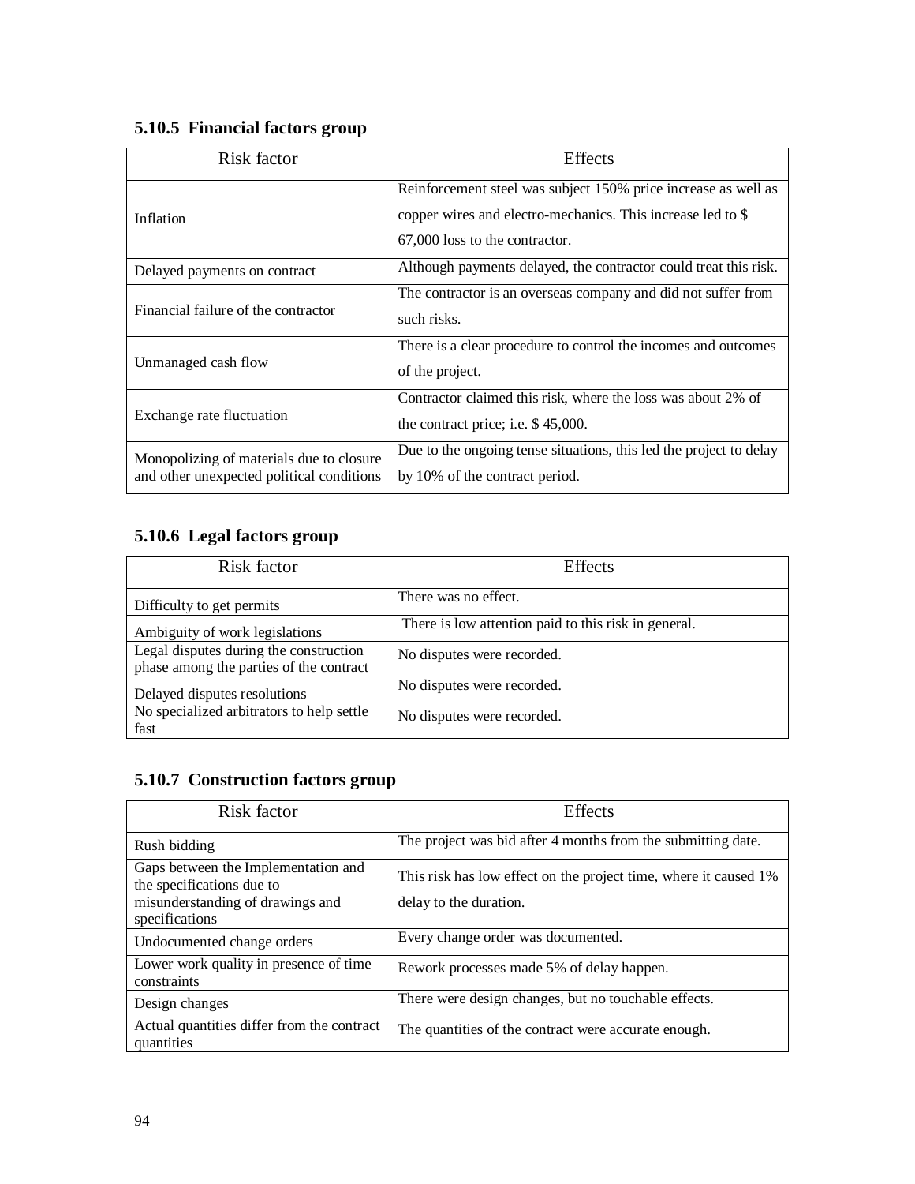### 5.10.5 Financial factors group

| Risk factor | Effects |
|---|---|
| Inflation | Reinforcement steel was subject 150% price increase as well as copper wires and electro-mechanics. This increase led to $ 67,000 loss to the contractor. |
| Delayed payments on contract | Although payments delayed, the contractor could treat this risk. |
| Financial failure of the contractor | The contractor is an overseas company and did not suffer from such risks. |
| Unmanaged cash flow | There is a clear procedure to control the incomes and outcomes of the project. |
| Exchange rate fluctuation | Contractor claimed this risk, where the loss was about 2% of the contract price; i.e. $ 45,000. |
| Monopolizing of materials due to closure and other unexpected political conditions | Due to the ongoing tense situations, this led the project to delay by 10% of the contract period. |

### 5.10.6 Legal factors group

| Risk factor | Effects |
|---|---|
| Difficulty to get permits | There was no effect. |
| Ambiguity of work legislations | There is low attention paid to this risk in general. |
| Legal disputes during the construction phase among the parties of the contract | No disputes were recorded. |
| Delayed disputes resolutions | No disputes were recorded. |
| No specialized arbitrators to help settle fast | No disputes were recorded. |

### 5.10.7 Construction factors group

| Risk factor | Effects |
|---|---|
| Rush bidding | The project was bid after 4 months from the submitting date. |
| Gaps between the Implementation and the specifications due to misunderstanding of drawings and specifications | This risk has low effect on the project time, where it caused 1% delay to the duration. |
| Undocumented change orders | Every change order was documented. |
| Lower work quality in presence of time constraints | Rework processes made 5% of delay happen. |
| Design changes | There were design changes, but no touchable effects. |
| Actual quantities differ from the contract quantities | The quantities of the contract were accurate enough. |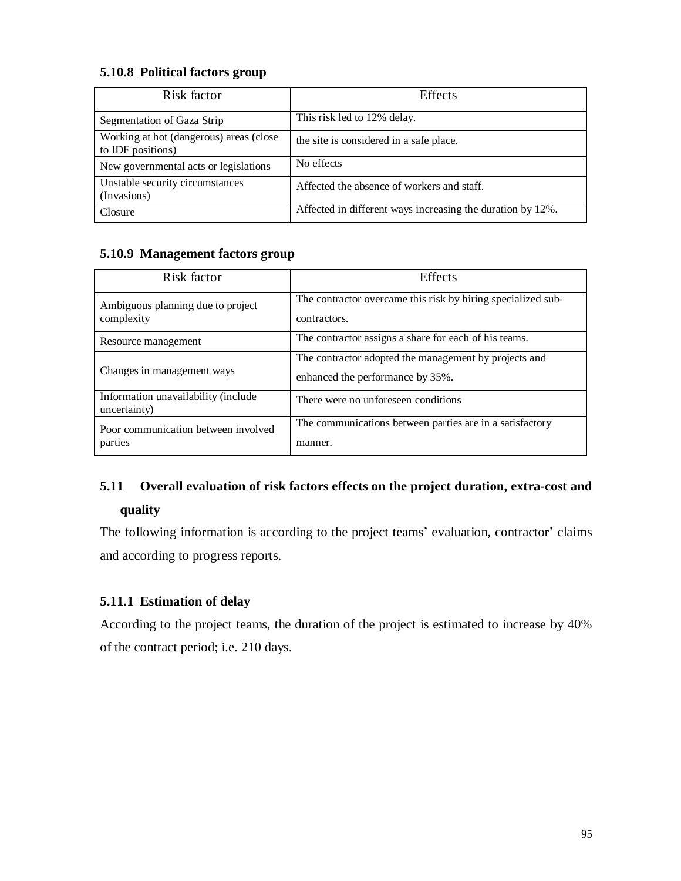### 5.10.8 Political factors group

| Risk factor | Effects |
|---|---|
| Segmentation of Gaza Strip | This risk led to 12% delay. |
| Working at hot (dangerous) areas (close to IDF positions) | the site is considered in a safe place. |
| New governmental acts or legislations | No effects |
| Unstable security circumstances (Invasions) | Affected the absence of workers and staff. |
| Closure | Affected in different ways increasing the duration by 12%. |

### 5.10.9 Management factors group

| Risk factor | Effects |
|---|---|
| Ambiguous planning due to project complexity | The contractor overcame this risk by hiring specialized sub-contractors. |
| Resource management | The contractor assigns a share for each of his teams. |
| Changes in management ways | The contractor adopted the management by projects and enhanced the performance by 35%. |
| Information unavailability (include uncertainty) | There were no unforeseen conditions |
| Poor communication between involved parties | The communications between parties are in a satisfactory manner. |

## 5.11 Overall evaluation of risk factors effects on the project duration, extra-cost and quality

The following information is according to the project teams' evaluation, contractor' claims and according to progress reports.

### 5.11.1 Estimation of delay

According to the project teams, the duration of the project is estimated to increase by 40% of the contract period; i.e. 210 days.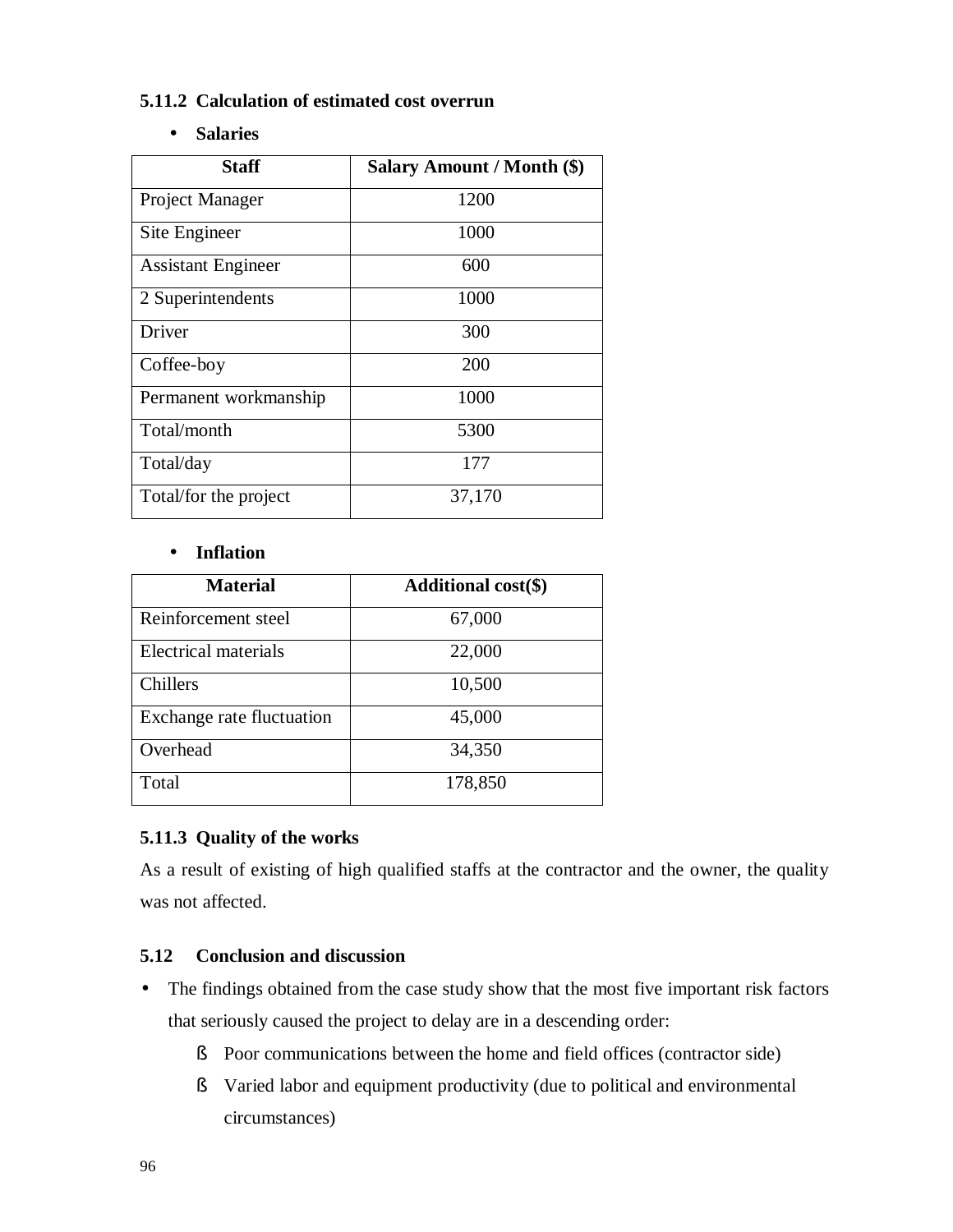### 5.11.2 Calculation of estimated cost overrun

- **Salaries**

| Staff | Salary Amount / Month ($) |
|---|---|
| Project Manager | 1200 |
| Site Engineer | 1000 |
| Assistant Engineer | 600 |
| 2 Superintendents | 1000 |
| Driver | 300 |
| Coffee-boy | 200 |
| Permanent workmanship | 1000 |
| Total/month | 5300 |
| Total/day | 177 |
| Total/for the project | 37,170 |

- **Inflation**

| Material | Additional cost($) |
|---|---|
| Reinforcement steel | 67,000 |
| Electrical materials | 22,000 |
| Chillers | 10,500 |
| Exchange rate fluctuation | 45,000 |
| Overhead | 34,350 |
| Total | 178,850 |

### 5.11.3 Quality of the works

As a result of existing of high qualified staffs at the contractor and the owner, the quality was not affected.

## 5.12 Conclusion and discussion

- The findings obtained from the case study show that the most five important risk factors that seriously caused the project to delay are in a descending order:
  - Poor communications between the home and field offices (contractor side)
  - Varied labor and equipment productivity (due to political and environmental circumstances)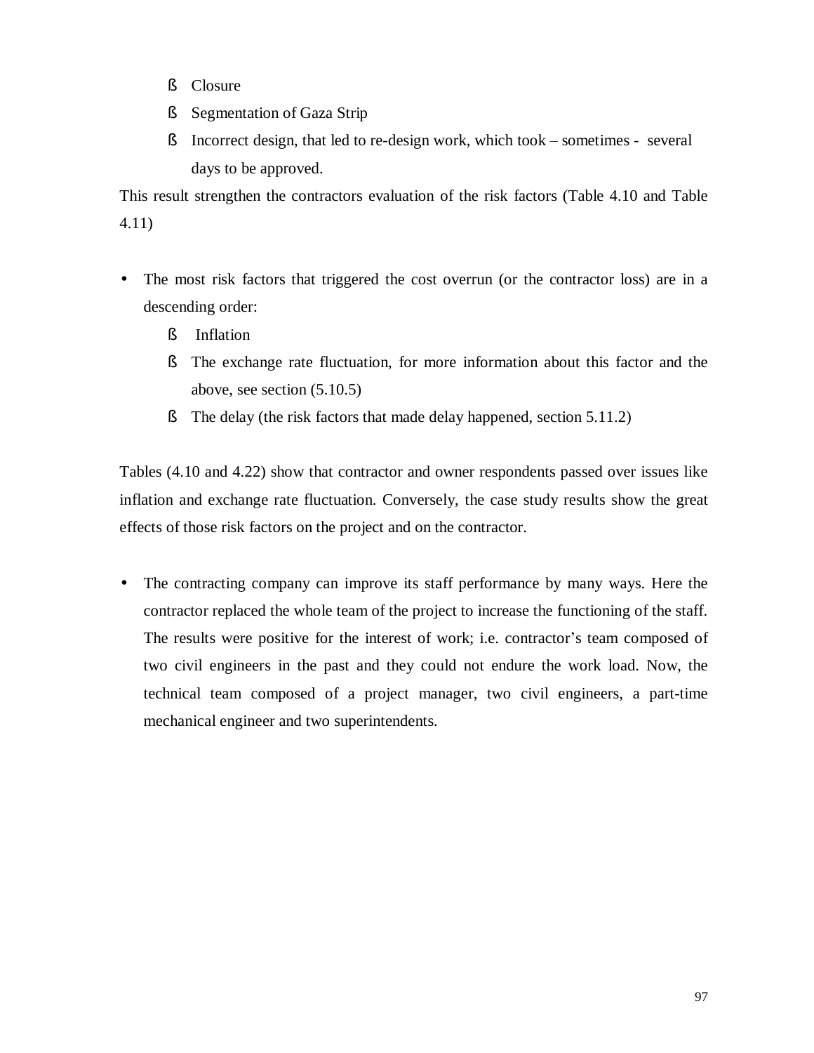- Closure
    - Segmentation of Gaza Strip
    - Incorrect design, that led to re-design work, which took – sometimes - several days to be approved.

This result strengthen the contractors evaluation of the risk factors (Table 4.10 and Table 4.11)

- The most risk factors that triggered the cost overrun (or the contractor loss) are in a descending order:
    - Inflation
    - The exchange rate fluctuation, for more information about this factor and the above, see section (5.10.5)
    - The delay (the risk factors that made delay happened, section 5.11.2)

Tables (4.10 and 4.22) show that contractor and owner respondents passed over issues like inflation and exchange rate fluctuation. Conversely, the case study results show the great effects of those risk factors on the project and on the contractor.

- The contracting company can improve its staff performance by many ways. Here the contractor replaced the whole team of the project to increase the functioning of the staff. The results were positive for the interest of work; i.e. contractor's team composed of two civil engineers in the past and they could not endure the work load. Now, the technical team composed of a project manager, two civil engineers, a part-time mechanical engineer and two superintendents.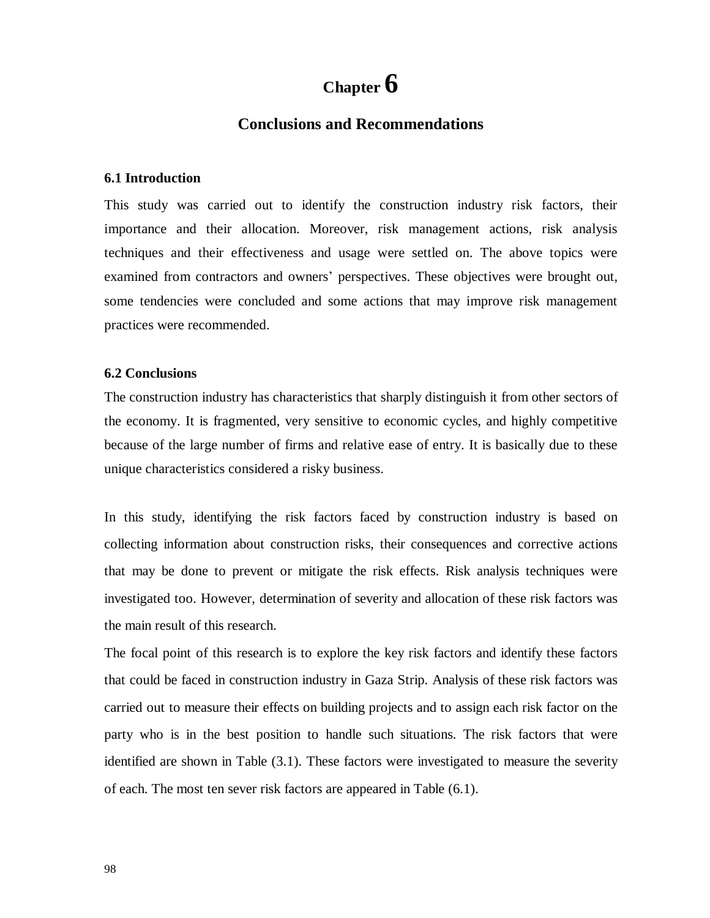# Chapter 6

## Conclusions and Recommendations

### 6.1 Introduction

This study was carried out to identify the construction industry risk factors, their importance and their allocation. Moreover, risk management actions, risk analysis techniques and their effectiveness and usage were settled on. The above topics were examined from contractors and owners' perspectives. These objectives were brought out, some tendencies were concluded and some actions that may improve risk management practices were recommended.

### 6.2 Conclusions

The construction industry has characteristics that sharply distinguish it from other sectors of the economy. It is fragmented, very sensitive to economic cycles, and highly competitive because of the large number of firms and relative ease of entry. It is basically due to these unique characteristics considered a risky business.

In this study, identifying the risk factors faced by construction industry is based on collecting information about construction risks, their consequences and corrective actions that may be done to prevent or mitigate the risk effects. Risk analysis techniques were investigated too. However, determination of severity and allocation of these risk factors was the main result of this research.

The focal point of this research is to explore the key risk factors and identify these factors that could be faced in construction industry in Gaza Strip. Analysis of these risk factors was carried out to measure their effects on building projects and to assign each risk factor on the party who is in the best position to handle such situations. The risk factors that were identified are shown in Table (3.1). These factors were investigated to measure the severity of each. The most ten sever risk factors are appeared in Table (6.1).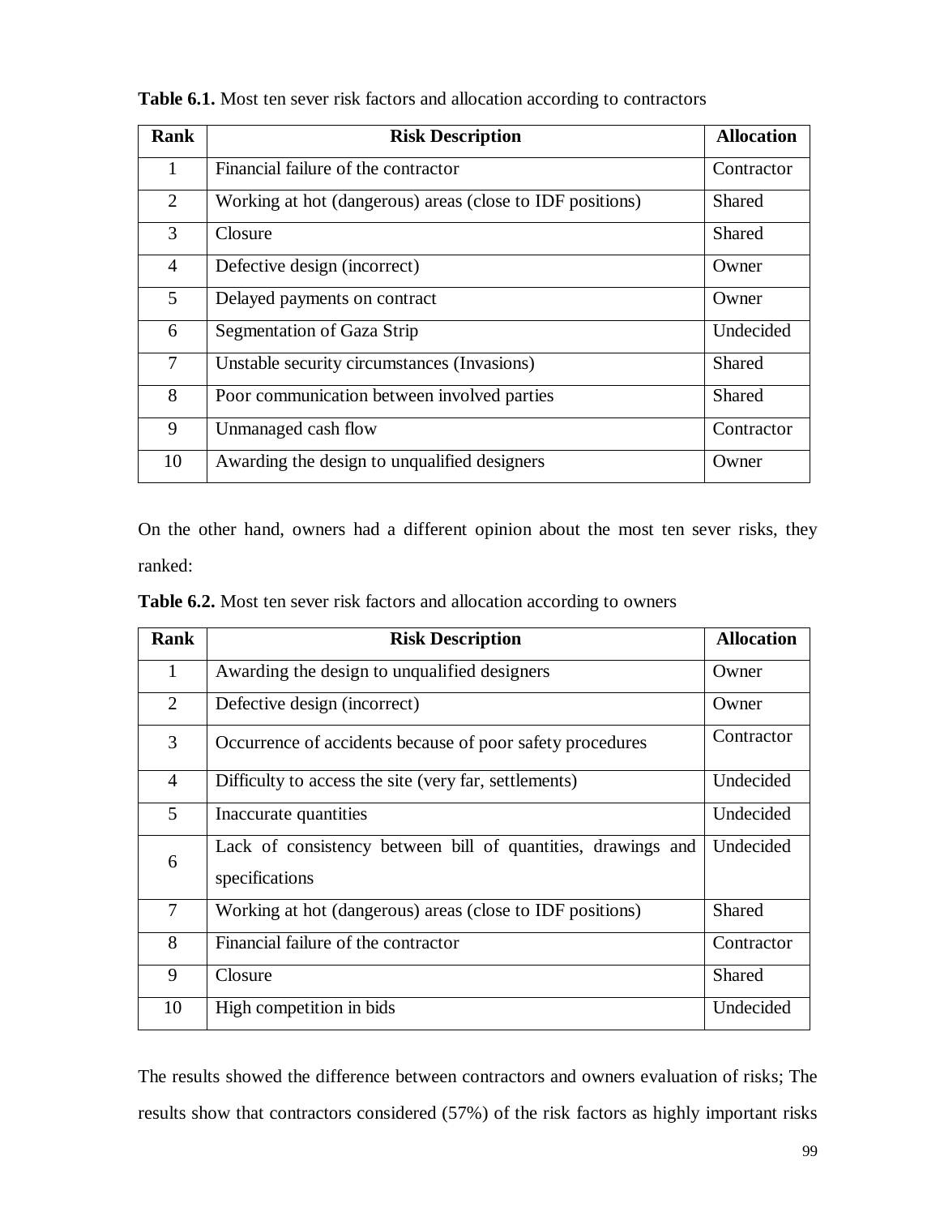**Table 6.1.** Most ten sever risk factors and allocation according to contractors

| Rank | Risk Description | Allocation |
|---|---|---|
| 1 | Financial failure of the contractor | Contractor |
| 2 | Working at hot (dangerous) areas (close to IDF positions) | Shared |
| 3 | Closure | Shared |
| 4 | Defective design (incorrect) | Owner |
| 5 | Delayed payments on contract | Owner |
| 6 | Segmentation of Gaza Strip | Undecided |
| 7 | Unstable security circumstances (Invasions) | Shared |
| 8 | Poor communication between involved parties | Shared |
| 9 | Unmanaged cash flow | Contractor |
| 10 | Awarding the design to unqualified designers | Owner |

On the other hand, owners had a different opinion about the most ten sever risks, they ranked:

**Table 6.2.** Most ten sever risk factors and allocation according to owners

| Rank | Risk Description | Allocation |
|---|---|---|
| 1 | Awarding the design to unqualified designers | Owner |
| 2 | Defective design (incorrect) | Owner |
| 3 | Occurrence of accidents because of poor safety procedures | Contractor |
| 4 | Difficulty to access the site (very far, settlements) | Undecided |
| 5 | Inaccurate quantities | Undecided |
| 6 | Lack of consistency between bill of quantities, drawings and specifications | Undecided |
| 7 | Working at hot (dangerous) areas (close to IDF positions) | Shared |
| 8 | Financial failure of the contractor | Contractor |
| 9 | Closure | Shared |
| 10 | High competition in bids | Undecided |

The results showed the difference between contractors and owners evaluation of risks; The results show that contractors considered (57%) of the risk factors as highly important risks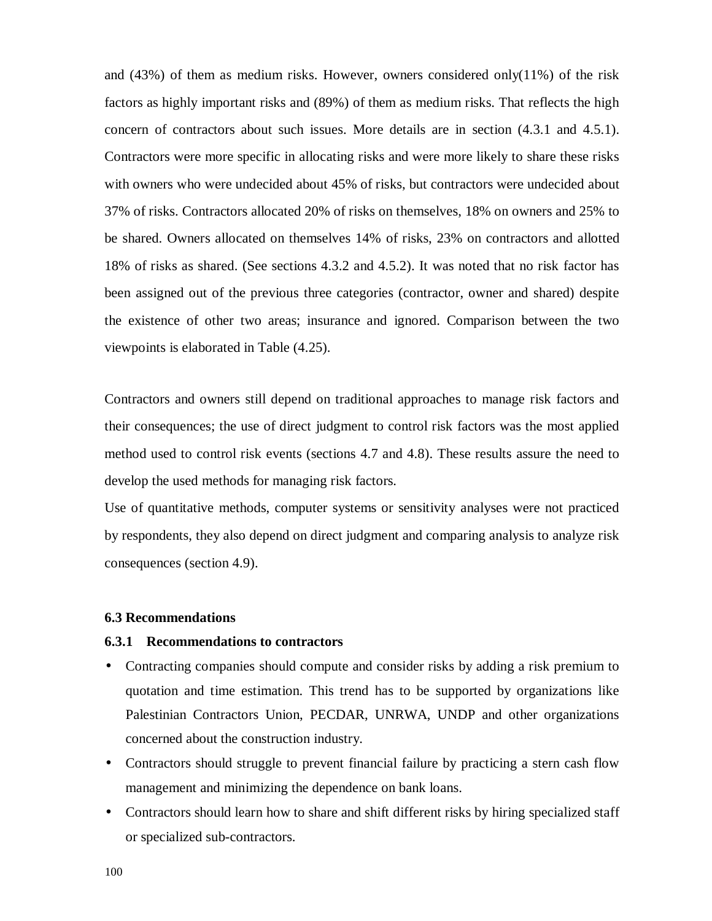and (43%) of them as medium risks. However, owners considered only(11%) of the risk factors as highly important risks and (89%) of them as medium risks. That reflects the high concern of contractors about such issues. More details are in section (4.3.1 and 4.5.1). Contractors were more specific in allocating risks and were more likely to share these risks with owners who were undecided about 45% of risks, but contractors were undecided about 37% of risks. Contractors allocated 20% of risks on themselves, 18% on owners and 25% to be shared. Owners allocated on themselves 14% of risks, 23% on contractors and allotted 18% of risks as shared. (See sections 4.3.2 and 4.5.2). It was noted that no risk factor has been assigned out of the previous three categories (contractor, owner and shared) despite the existence of other two areas; insurance and ignored. Comparison between the two viewpoints is elaborated in Table (4.25).

Contractors and owners still depend on traditional approaches to manage risk factors and their consequences; the use of direct judgment to control risk factors was the most applied method used to control risk events (sections 4.7 and 4.8). These results assure the need to develop the used methods for managing risk factors.

Use of quantitative methods, computer systems or sensitivity analyses were not practiced by respondents, they also depend on direct judgment and comparing analysis to analyze risk consequences (section 4.9).

### 6.3 Recommendations

#### 6.3.1 Recommendations to contractors

- Contracting companies should compute and consider risks by adding a risk premium to quotation and time estimation. This trend has to be supported by organizations like Palestinian Contractors Union, PECDAR, UNRWA, UNDP and other organizations concerned about the construction industry.
- Contractors should struggle to prevent financial failure by practicing a stern cash flow management and minimizing the dependence on bank loans.
- Contractors should learn how to share and shift different risks by hiring specialized staff or specialized sub-contractors.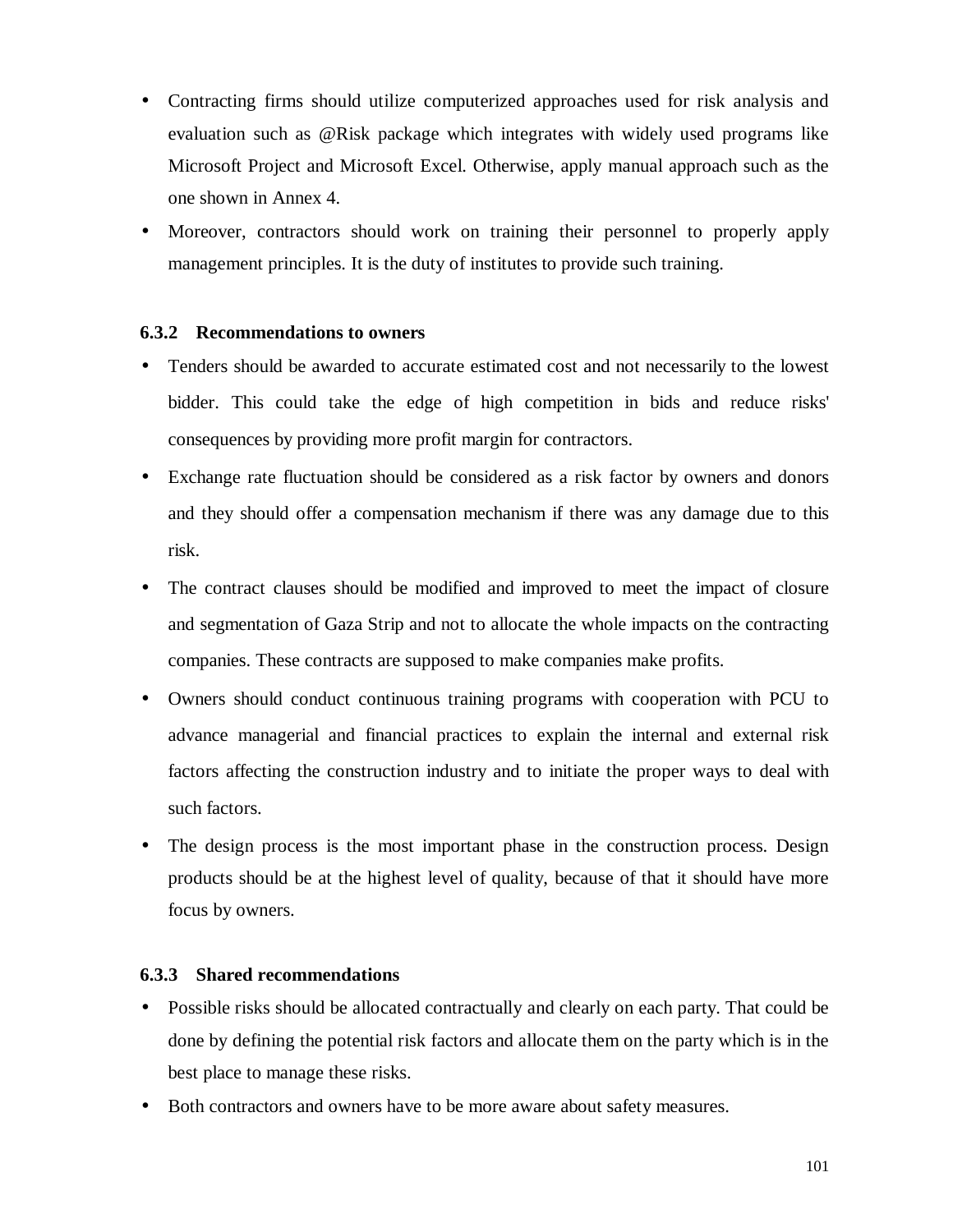- Contracting firms should utilize computerized approaches used for risk analysis and evaluation such as @Risk package which integrates with widely used programs like Microsoft Project and Microsoft Excel. Otherwise, apply manual approach such as the one shown in Annex 4.
- Moreover, contractors should work on training their personnel to properly apply management principles. It is the duty of institutes to provide such training.

### 6.3.2 Recommendations to owners

- Tenders should be awarded to accurate estimated cost and not necessarily to the lowest bidder. This could take the edge of high competition in bids and reduce risks' consequences by providing more profit margin for contractors.
- Exchange rate fluctuation should be considered as a risk factor by owners and donors and they should offer a compensation mechanism if there was any damage due to this risk.
- The contract clauses should be modified and improved to meet the impact of closure and segmentation of Gaza Strip and not to allocate the whole impacts on the contracting companies. These contracts are supposed to make companies make profits.
- Owners should conduct continuous training programs with cooperation with PCU to advance managerial and financial practices to explain the internal and external risk factors affecting the construction industry and to initiate the proper ways to deal with such factors.
- The design process is the most important phase in the construction process. Design products should be at the highest level of quality, because of that it should have more focus by owners.

### 6.3.3 Shared recommendations

- Possible risks should be allocated contractually and clearly on each party. That could be done by defining the potential risk factors and allocate them on the party which is in the best place to manage these risks.
- Both contractors and owners have to be more aware about safety measures.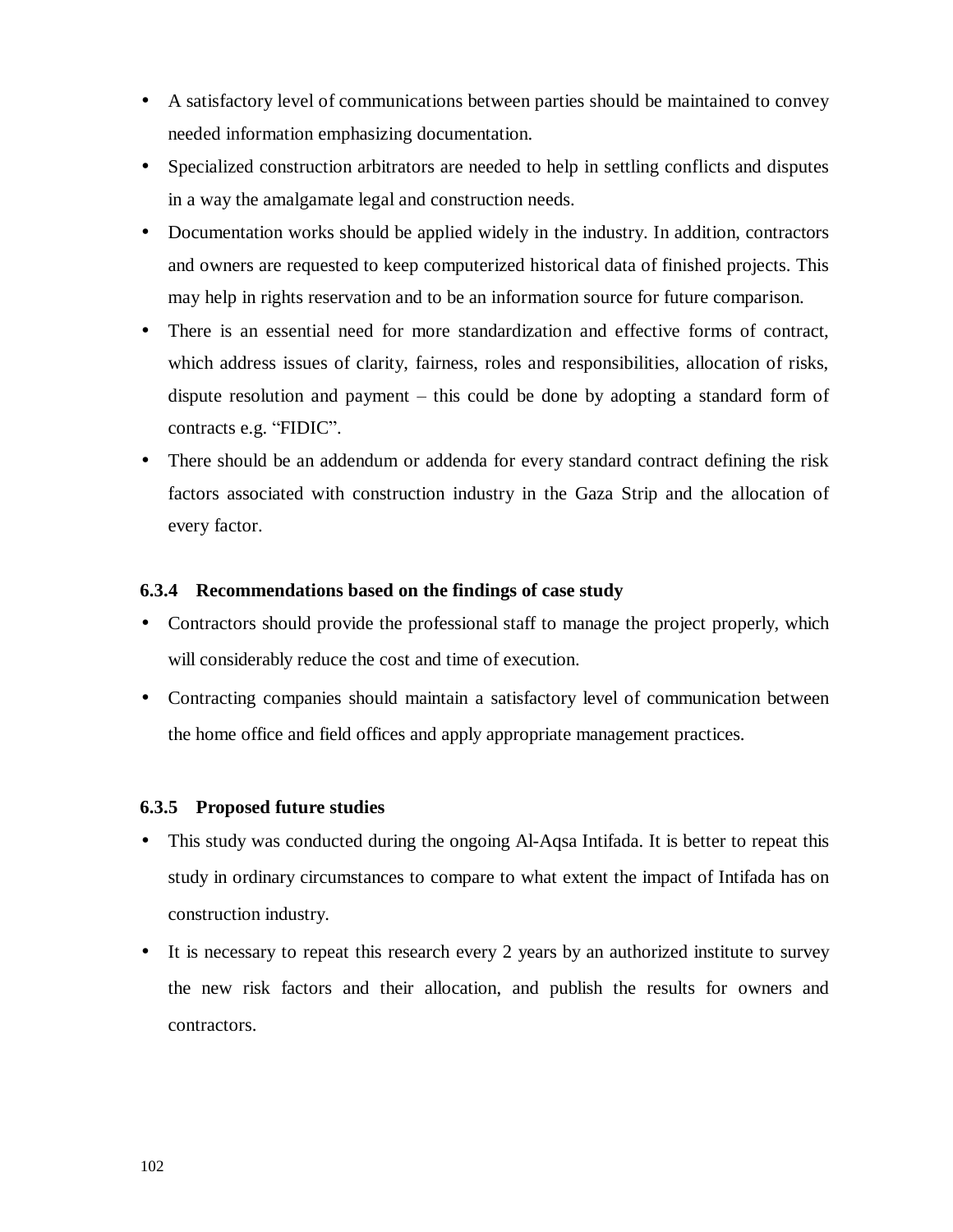- A satisfactory level of communications between parties should be maintained to convey needed information emphasizing documentation.
- Specialized construction arbitrators are needed to help in settling conflicts and disputes in a way the amalgamate legal and construction needs.
- Documentation works should be applied widely in the industry. In addition, contractors and owners are requested to keep computerized historical data of finished projects. This may help in rights reservation and to be an information source for future comparison.
- There is an essential need for more standardization and effective forms of contract, which address issues of clarity, fairness, roles and responsibilities, allocation of risks, dispute resolution and payment – this could be done by adopting a standard form of contracts e.g. "FIDIC".
- There should be an addendum or addenda for every standard contract defining the risk factors associated with construction industry in the Gaza Strip and the allocation of every factor.

#### 6.3.4 Recommendations based on the findings of case study

- Contractors should provide the professional staff to manage the project properly, which will considerably reduce the cost and time of execution.
- Contracting companies should maintain a satisfactory level of communication between the home office and field offices and apply appropriate management practices.

#### 6.3.5 Proposed future studies

- This study was conducted during the ongoing Al-Aqsa Intifada. It is better to repeat this study in ordinary circumstances to compare to what extent the impact of Intifada has on construction industry.
- It is necessary to repeat this research every 2 years by an authorized institute to survey the new risk factors and their allocation, and publish the results for owners and contractors.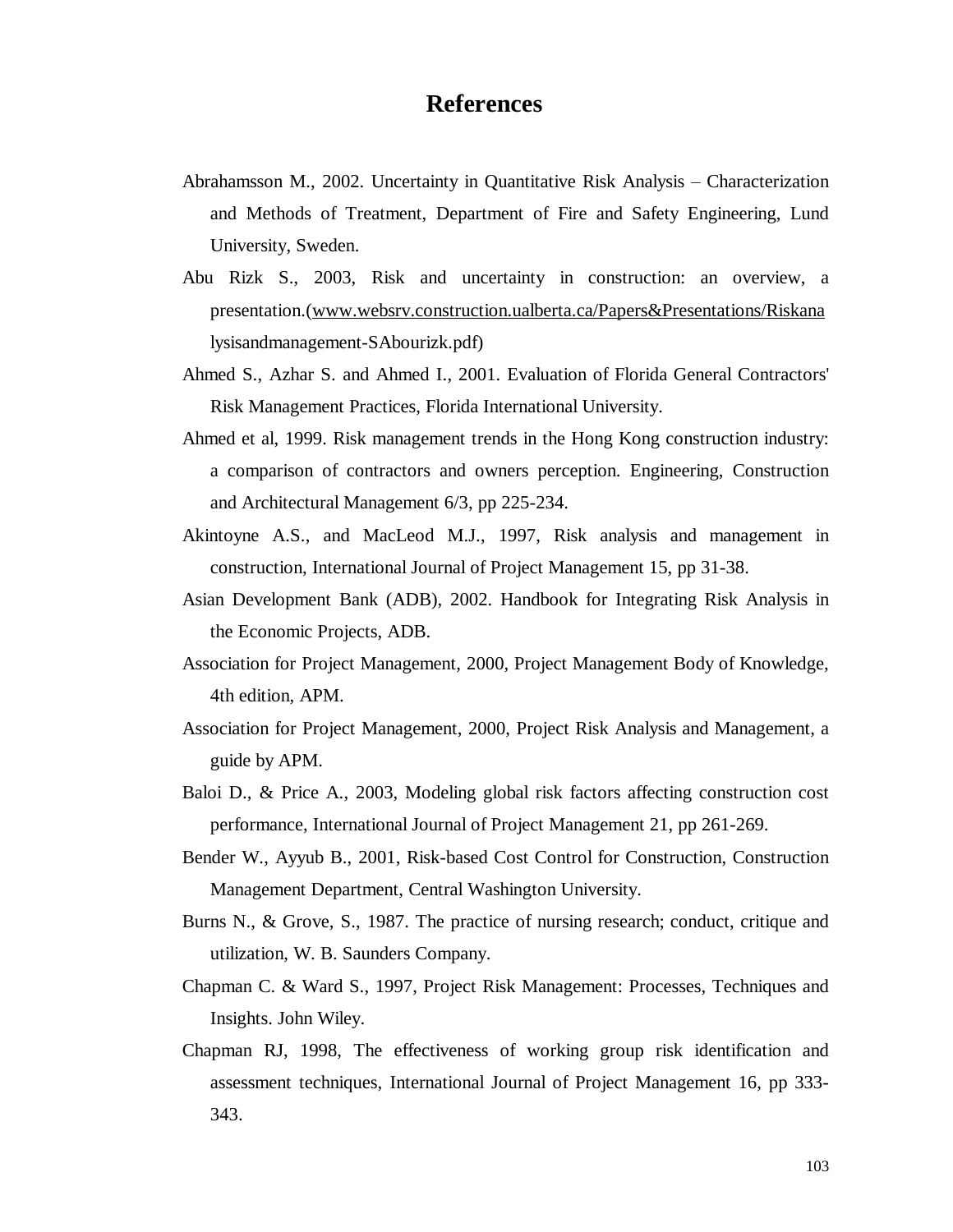# References

Abrahamsson M., 2002. Uncertainty in Quantitative Risk Analysis – Characterization and Methods of Treatment, Department of Fire and Safety Engineering, Lund University, Sweden.

Abu Rizk S., 2003, Risk and uncertainty in construction: an overview, a presentation.(www.websrv.construction.ualberta.ca/Papers&Presentations/Riskanalysisandmanagement-SAbourizk.pdf)

Ahmed S., Azhar S. and Ahmed I., 2001. Evaluation of Florida General Contractors' Risk Management Practices, Florida International University.

Ahmed et al, 1999. Risk management trends in the Hong Kong construction industry: a comparison of contractors and owners perception. Engineering, Construction and Architectural Management 6/3, pp 225-234.

Akintoyne A.S., and MacLeod M.J., 1997, Risk analysis and management in construction, International Journal of Project Management 15, pp 31-38.

Asian Development Bank (ADB), 2002. Handbook for Integrating Risk Analysis in the Economic Projects, ADB.

Association for Project Management, 2000, Project Management Body of Knowledge, 4th edition, APM.

Association for Project Management, 2000, Project Risk Analysis and Management, a guide by APM.

Baloi D., & Price A., 2003, Modeling global risk factors affecting construction cost performance, International Journal of Project Management 21, pp 261-269.

Bender W., Ayyub B., 2001, Risk-based Cost Control for Construction, Construction Management Department, Central Washington University.

Burns N., & Grove, S., 1987. The practice of nursing research; conduct, critique and utilization, W. B. Saunders Company.

Chapman C. & Ward S., 1997, Project Risk Management: Processes, Techniques and Insights. John Wiley.

Chapman RJ, 1998, The effectiveness of working group risk identification and assessment techniques, International Journal of Project Management 16, pp 333-343.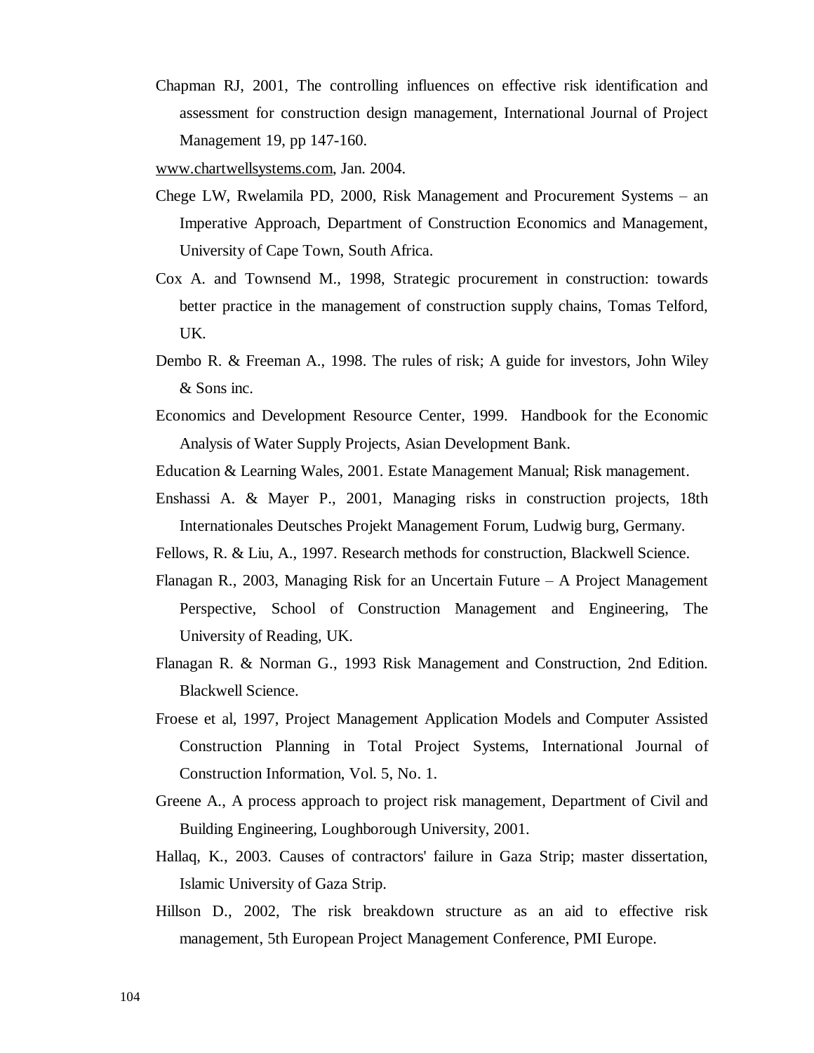Chapman RJ, 2001, The controlling influences on effective risk identification and assessment for construction design management, International Journal of Project Management 19, pp 147-160.

www.chartwellsystems.com, Jan. 2004.

Chege LW, Rwelamila PD, 2000, Risk Management and Procurement Systems – an Imperative Approach, Department of Construction Economics and Management, University of Cape Town, South Africa.

Cox A. and Townsend M., 1998, Strategic procurement in construction: towards better practice in the management of construction supply chains, Tomas Telford, UK.

Dembo R. & Freeman A., 1998. The rules of risk; A guide for investors, John Wiley & Sons inc.

Economics and Development Resource Center, 1999. Handbook for the Economic Analysis of Water Supply Projects, Asian Development Bank.

Education & Learning Wales, 2001. Estate Management Manual; Risk management.

Enshassi A. & Mayer P., 2001, Managing risks in construction projects, 18th Internationales Deutsches Projekt Management Forum, Ludwig burg, Germany.

Fellows, R. & Liu, A., 1997. Research methods for construction, Blackwell Science.

Flanagan R., 2003, Managing Risk for an Uncertain Future – A Project Management Perspective, School of Construction Management and Engineering, The University of Reading, UK.

Flanagan R. & Norman G., 1993 Risk Management and Construction, 2nd Edition. Blackwell Science.

Froese et al, 1997, Project Management Application Models and Computer Assisted Construction Planning in Total Project Systems, International Journal of Construction Information, Vol. 5, No. 1.

Greene A., A process approach to project risk management, Department of Civil and Building Engineering, Loughborough University, 2001.

Hallaq, K., 2003. Causes of contractors' failure in Gaza Strip; master dissertation, Islamic University of Gaza Strip.

Hillson D., 2002, The risk breakdown structure as an aid to effective risk management, 5th European Project Management Conference, PMI Europe.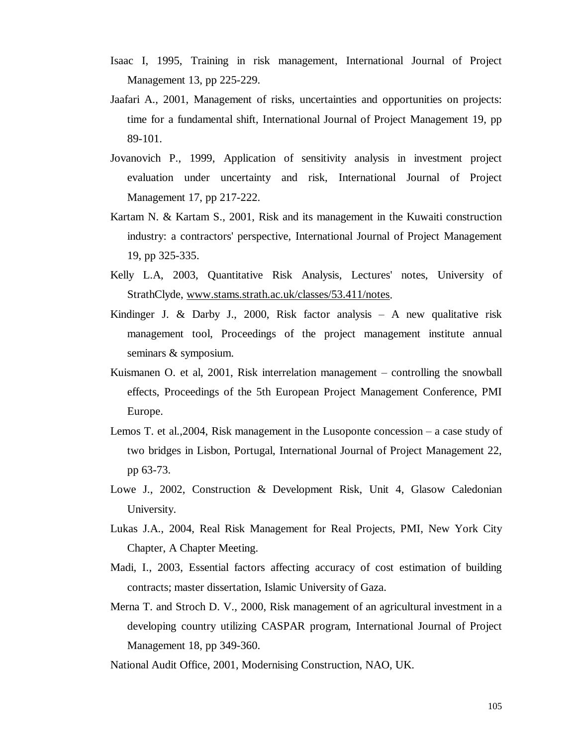Isaac I, 1995, Training in risk management, International Journal of Project Management 13, pp 225-229.

Jaafari A., 2001, Management of risks, uncertainties and opportunities on projects: time for a fundamental shift, International Journal of Project Management 19, pp 89-101.

Jovanovich P., 1999, Application of sensitivity analysis in investment project evaluation under uncertainty and risk, International Journal of Project Management 17, pp 217-222.

Kartam N. & Kartam S., 2001, Risk and its management in the Kuwaiti construction industry: a contractors' perspective, International Journal of Project Management 19, pp 325-335.

Kelly L.A, 2003, Quantitative Risk Analysis, Lectures' notes, University of StrathClyde, www.stams.strath.ac.uk/classes/53.411/notes.

Kindinger J. & Darby J., 2000, Risk factor analysis – A new qualitative risk management tool, Proceedings of the project management institute annual seminars & symposium.

Kuismanen O. et al, 2001, Risk interrelation management – controlling the snowball effects, Proceedings of the 5th European Project Management Conference, PMI Europe.

Lemos T. et al.,2004, Risk management in the Lusoponte concession – a case study of two bridges in Lisbon, Portugal, International Journal of Project Management 22, pp 63-73.

Lowe J., 2002, Construction & Development Risk, Unit 4, Glasow Caledonian University.

Lukas J.A., 2004, Real Risk Management for Real Projects, PMI, New York City Chapter, A Chapter Meeting.

Madi, I., 2003, Essential factors affecting accuracy of cost estimation of building contracts; master dissertation, Islamic University of Gaza.

Merna T. and Stroch D. V., 2000, Risk management of an agricultural investment in a developing country utilizing CASPAR program, International Journal of Project Management 18, pp 349-360.

National Audit Office, 2001, Modernising Construction, NAO, UK.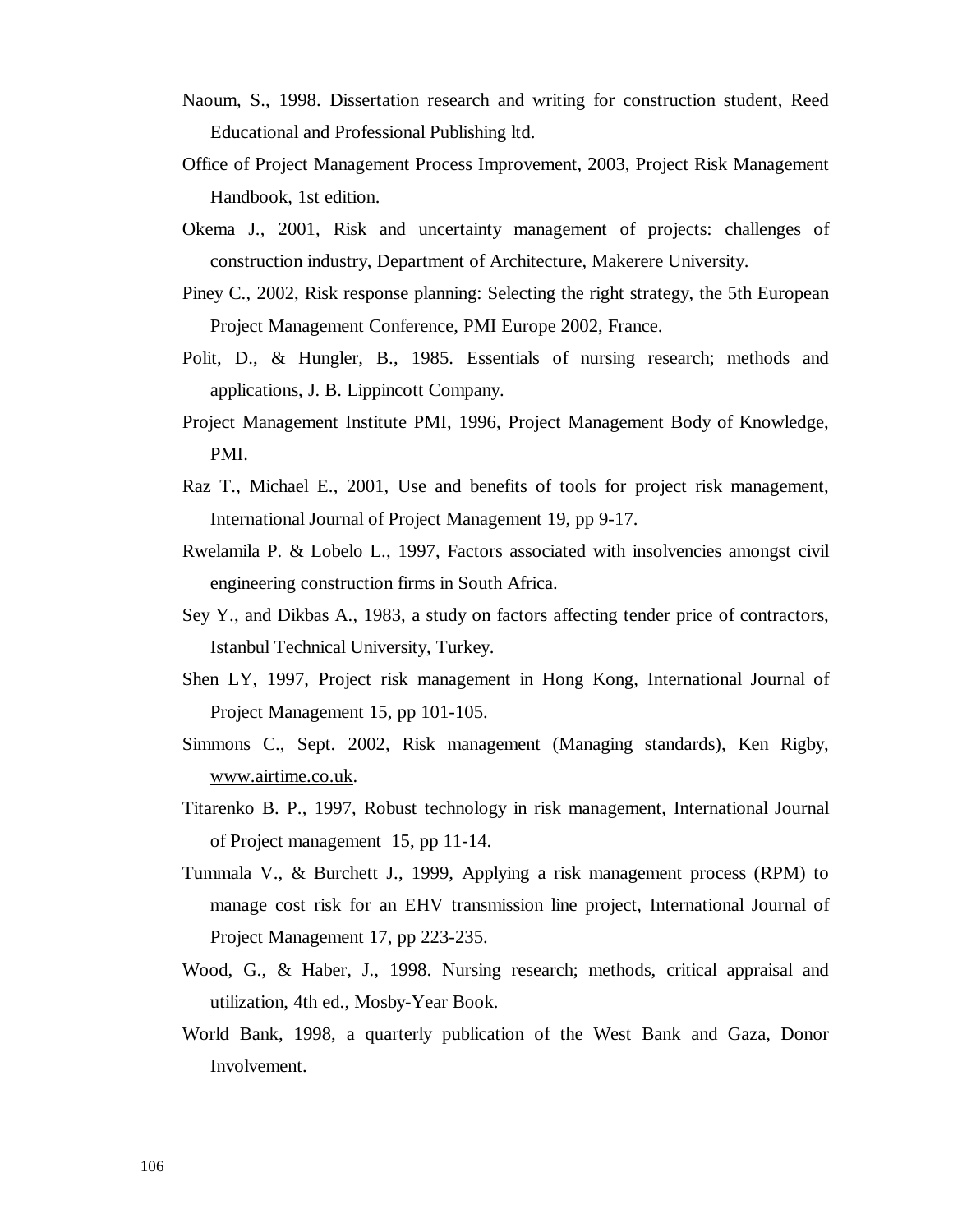Naoum, S., 1998. Dissertation research and writing for construction student, Reed Educational and Professional Publishing ltd.

Office of Project Management Process Improvement, 2003, Project Risk Management Handbook, 1st edition.

Okema J., 2001, Risk and uncertainty management of projects: challenges of construction industry, Department of Architecture, Makerere University.

Piney C., 2002, Risk response planning: Selecting the right strategy, the 5th European Project Management Conference, PMI Europe 2002, France.

Polit, D., & Hungler, B., 1985. Essentials of nursing research; methods and applications, J. B. Lippincott Company.

Project Management Institute PMI, 1996, Project Management Body of Knowledge, PMI.

Raz T., Michael E., 2001, Use and benefits of tools for project risk management, International Journal of Project Management 19, pp 9-17.

Rwelamila P. & Lobelo L., 1997, Factors associated with insolvencies amongst civil engineering construction firms in South Africa.

Sey Y., and Dikbas A., 1983, a study on factors affecting tender price of contractors, Istanbul Technical University, Turkey.

Shen LY, 1997, Project risk management in Hong Kong, International Journal of Project Management 15, pp 101-105.

Simmons C., Sept. 2002, Risk management (Managing standards), Ken Rigby, www.airtime.co.uk.

Titarenko B. P., 1997, Robust technology in risk management, International Journal of Project management 15, pp 11-14.

Tummala V., & Burchett J., 1999, Applying a risk management process (RPM) to manage cost risk for an EHV transmission line project, International Journal of Project Management 17, pp 223-235.

Wood, G., & Haber, J., 1998. Nursing research; methods, critical appraisal and utilization, 4th ed., Mosby-Year Book.

World Bank, 1998, a quarterly publication of the West Bank and Gaza, Donor Involvement.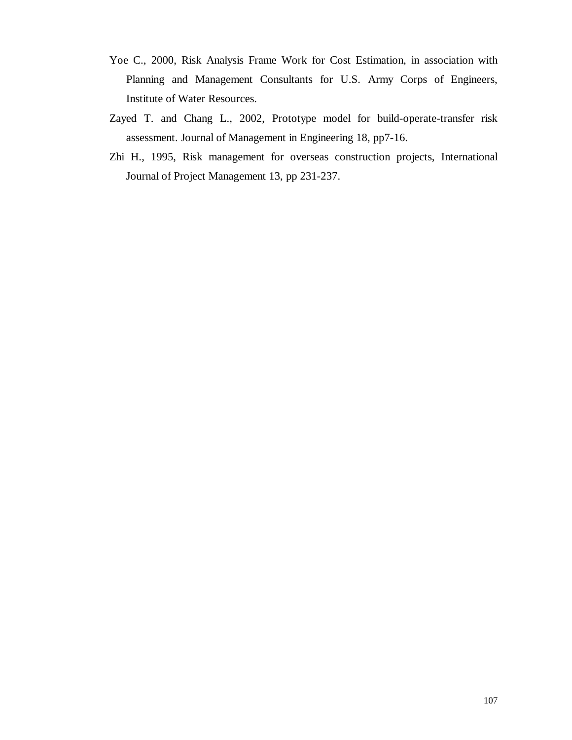Yoe C., 2000, Risk Analysis Frame Work for Cost Estimation, in association with Planning and Management Consultants for U.S. Army Corps of Engineers, Institute of Water Resources.

Zayed T. and Chang L., 2002, Prototype model for build-operate-transfer risk assessment. Journal of Management in Engineering 18, pp7-16.

Zhi H., 1995, Risk management for overseas construction projects, International Journal of Project Management 13, pp 231-237.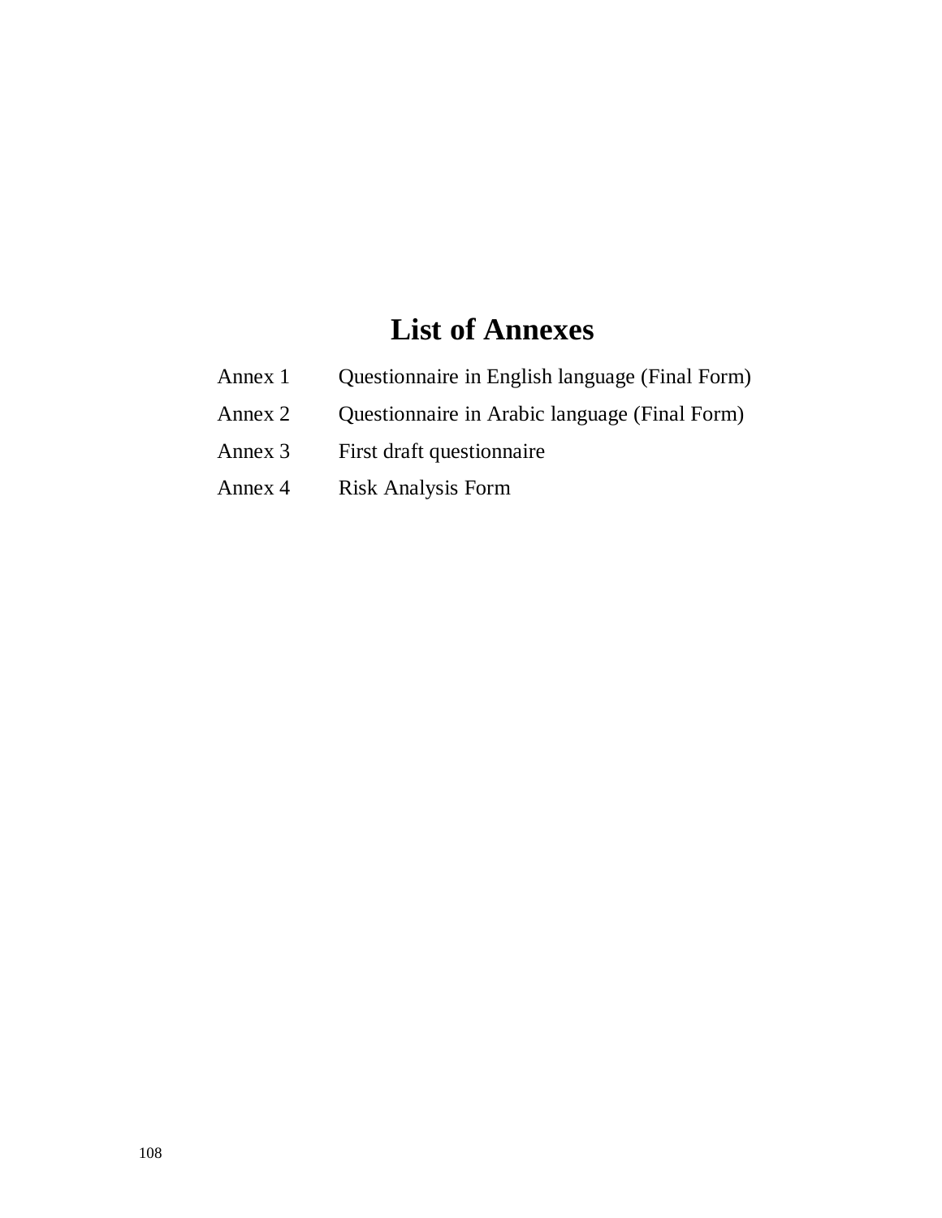# List of Annexes

| | |
|---|---|
| Annex 1 | Questionnaire in English language (Final Form) |
| Annex 2 | Questionnaire in Arabic language (Final Form) |
| Annex 3 | First draft questionnaire |
| Annex 4 | Risk Analysis Form |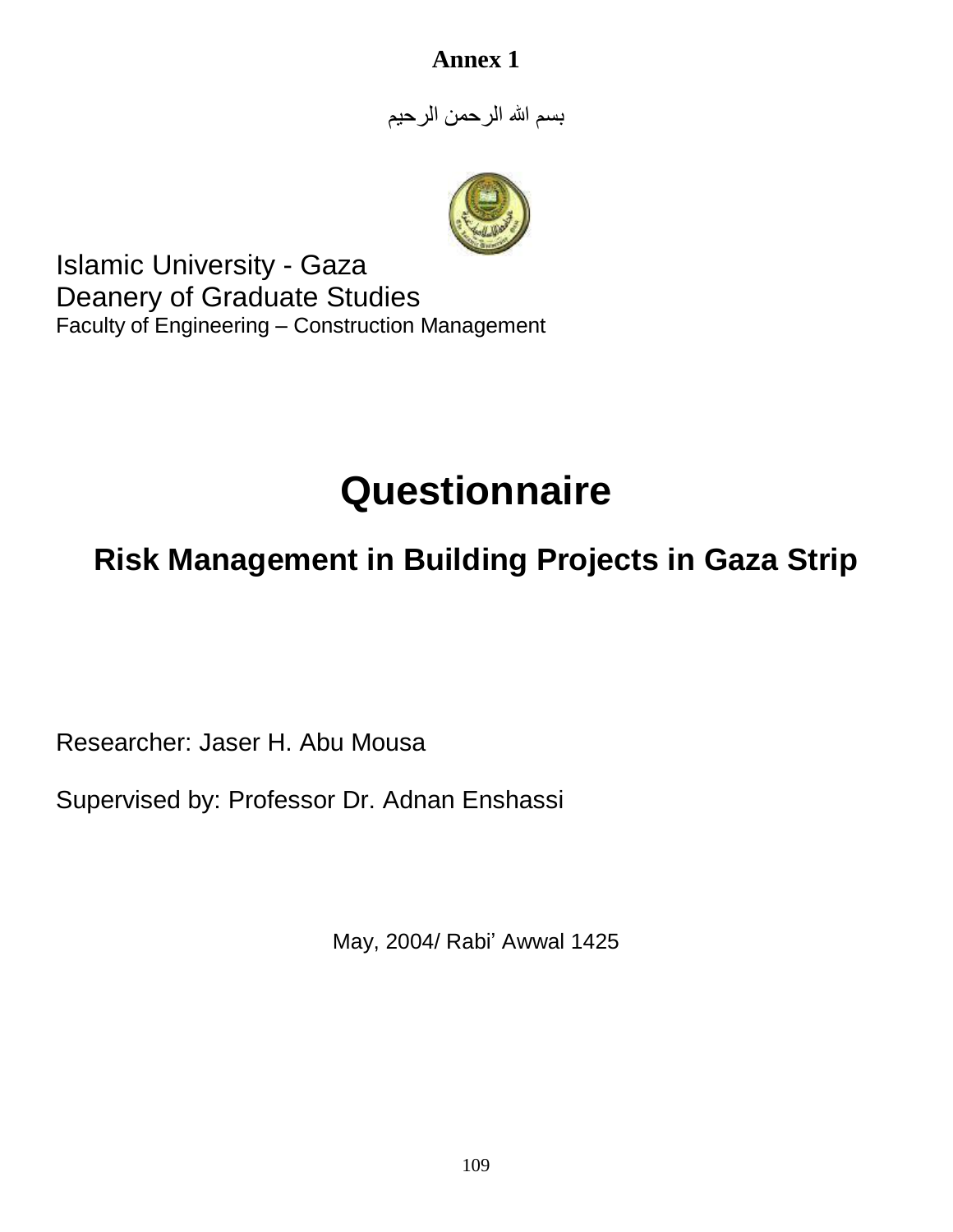**Annex 1**

بسم الله الرحمن الرحيم

Islamic University - Gaza
Deanery of Graduate Studies
Faculty of Engineering – Construction Management

# Questionnaire

## Risk Management in Building Projects in Gaza Strip

Researcher: Jaser H. Abu Mousa

Supervised by: Professor Dr. Adnan Enshassi

May, 2004/ Rabi' Awwal 1425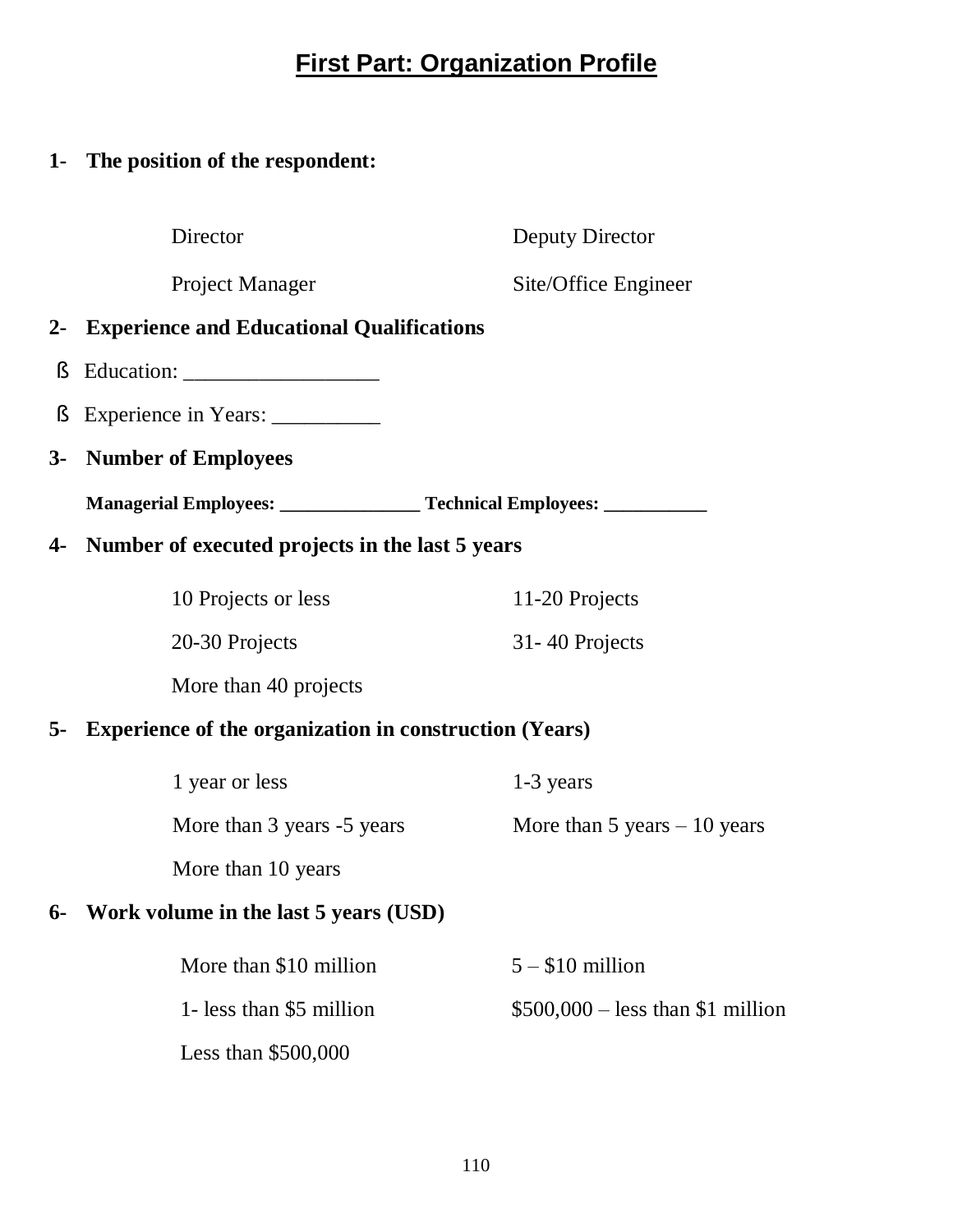# First Part: Organization Profile

**1- The position of the respondent:**

Director | Deputy Director

Project Manager | Site/Office Engineer

**2- Experience and Educational Qualifications**

- Education: __________________
- Experience in Years: __________

**3- Number of Employees**

**Managerial Employees: _______________ Technical Employees: ___________**

**4- Number of executed projects in the last 5 years**

10 Projects or less | 11-20 Projects

20-30 Projects | 31- 40 Projects

More than 40 projects

**5- Experience of the organization in construction (Years)**

1 year or less | 1-3 years

More than 3 years -5 years | More than 5 years – 10 years

More than 10 years

**6- Work volume in the last 5 years (USD)**

More than $10 million | 5 – $10 million

1- less than $5 million | $500,000 – less than $1 million

Less than $500,000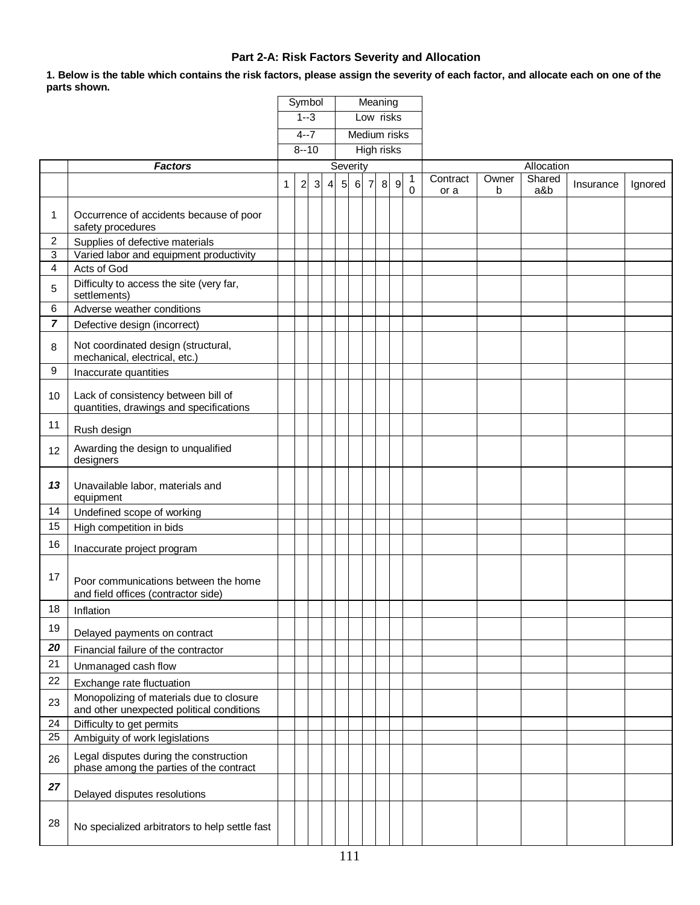### Part 2-A: Risk Factors Severity and Allocation

**1. Below is the table which contains the risk factors, please assign the severity of each factor, and allocate each on one of the parts shown.**

| Symbol | Meaning |
|---|---|
| 1--3 | Low risks |
| 4--7 | Medium risks |
| 8--10 | High risks |

| | *Factors* | Severity | | | | | | | | | | Allocation | | | | |
|---|---|---|---|---|---|---|---|---|---|---|---|---|---|---|---|---|
| | | 1 | 2 | 3 | 4 | 5 | 6 | 7 | 8 | 9 | 10 | Contractor a | Owner b | Shared a&b | Insurance | Ignored |
| 1 | Occurrence of accidents because of poor safety procedures | | | | | | | | | | | | | | | |
| 2 | Supplies of defective materials | | | | | | | | | | | | | | | |
| 3 | Varied labor and equipment productivity | | | | | | | | | | | | | | | |
| 4 | Acts of God | | | | | | | | | | | | | | | |
| 5 | Difficulty to access the site (very far, settlements) | | | | | | | | | | | | | | | |
| 6 | Adverse weather conditions | | | | | | | | | | | | | | | |
| *7* | Defective design (incorrect) | | | | | | | | | | | | | | | |
| 8 | Not coordinated design (structural, mechanical, electrical, etc.) | | | | | | | | | | | | | | | |
| 9 | Inaccurate quantities | | | | | | | | | | | | | | | |
| 10 | Lack of consistency between bill of quantities, drawings and specifications | | | | | | | | | | | | | | | |
| 11 | Rush design | | | | | | | | | | | | | | | |
| 12 | Awarding the design to unqualified designers | | | | | | | | | | | | | | | |
| *13* | Unavailable labor, materials and equipment | | | | | | | | | | | | | | | |
| 14 | Undefined scope of working | | | | | | | | | | | | | | | |
| 15 | High competition in bids | | | | | | | | | | | | | | | |
| 16 | Inaccurate project program | | | | | | | | | | | | | | | |
| 17 | Poor communications between the home and field offices (contractor side) | | | | | | | | | | | | | | | |
| 18 | Inflation | | | | | | | | | | | | | | | |
| 19 | Delayed payments on contract | | | | | | | | | | | | | | | |
| *20* | Financial failure of the contractor | | | | | | | | | | | | | | | |
| 21 | Unmanaged cash flow | | | | | | | | | | | | | | | |
| 22 | Exchange rate fluctuation | | | | | | | | | | | | | | | |
| 23 | Monopolizing of materials due to closure and other unexpected political conditions | | | | | | | | | | | | | | | |
| 24 | Difficulty to get permits | | | | | | | | | | | | | | | |
| 25 | Ambiguity of work legislations | | | | | | | | | | | | | | | |
| 26 | Legal disputes during the construction phase among the parties of the contract | | | | | | | | | | | | | | | |
| *27* | Delayed disputes resolutions | | | | | | | | | | | | | | | |
| 28 | No specialized arbitrators to help settle fast | | | | | | | | | | | | | | | |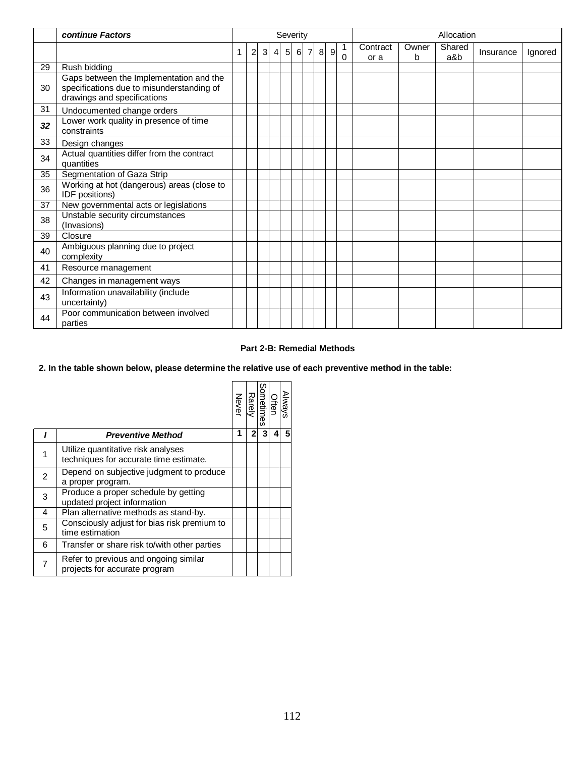| | *continue Factors* | Severity | | | | | | | | | | Allocation | | | | |
|---|---|---|---|---|---|---|---|---|---|---|---|---|---|---|---|---|
| | | 1 | 2 | 3 | 4 | 5 | 6 | 7 | 8 | 9 | 10 | Contractor a | Owner b | Shared a&b | Insurance | Ignored |
| 29 | Rush bidding | | | | | | | | | | | | | | | |
| 30 | Gaps between the Implementation and the specifications due to misunderstanding of drawings and specifications | | | | | | | | | | | | | | | |
| 31 | Undocumented change orders | | | | | | | | | | | | | | | |
| ***32*** | Lower work quality in presence of time constraints | | | | | | | | | | | | | | | |
| 33 | Design changes | | | | | | | | | | | | | | | |
| 34 | Actual quantities differ from the contract quantities | | | | | | | | | | | | | | | |
| 35 | Segmentation of Gaza Strip | | | | | | | | | | | | | | | |
| 36 | Working at hot (dangerous) areas (close to IDF positions) | | | | | | | | | | | | | | | |
| 37 | New governmental acts or legislations | | | | | | | | | | | | | | | |
| 38 | Unstable security circumstances (Invasions) | | | | | | | | | | | | | | | |
| 39 | Closure | | | | | | | | | | | | | | | |
| 40 | Ambiguous planning due to project complexity | | | | | | | | | | | | | | | |
| 41 | Resource management | | | | | | | | | | | | | | | |
| 42 | Changes in management ways | | | | | | | | | | | | | | | |
| 43 | Information unavailability (include uncertainty) | | | | | | | | | | | | | | | |
| 44 | Poor communication between involved parties | | | | | | | | | | | | | | | |

**Part 2-B: Remedial Methods**

**2. In the table shown below, please determine the relative use of each preventive method in the table:**

| | | Never | Rarely | Sometimes | Often | Always |
|---|---|---|---|---|---|---|
| ***I*** | ***Preventive Method*** | **1** | **2** | **3** | **4** | **5** |
| 1 | Utilize quantitative risk analyses techniques for accurate time estimate. | | | | | |
| 2 | Depend on subjective judgment to produce a proper program. | | | | | |
| 3 | Produce a proper schedule by getting updated project information | | | | | |
| 4 | Plan alternative methods as stand-by. | | | | | |
| 5 | Consciously adjust for bias risk premium to time estimation | | | | | |
| 6 | Transfer or share risk to/with other parties | | | | | |
| 7 | Refer to previous and ongoing similar projects for accurate program | | | | | |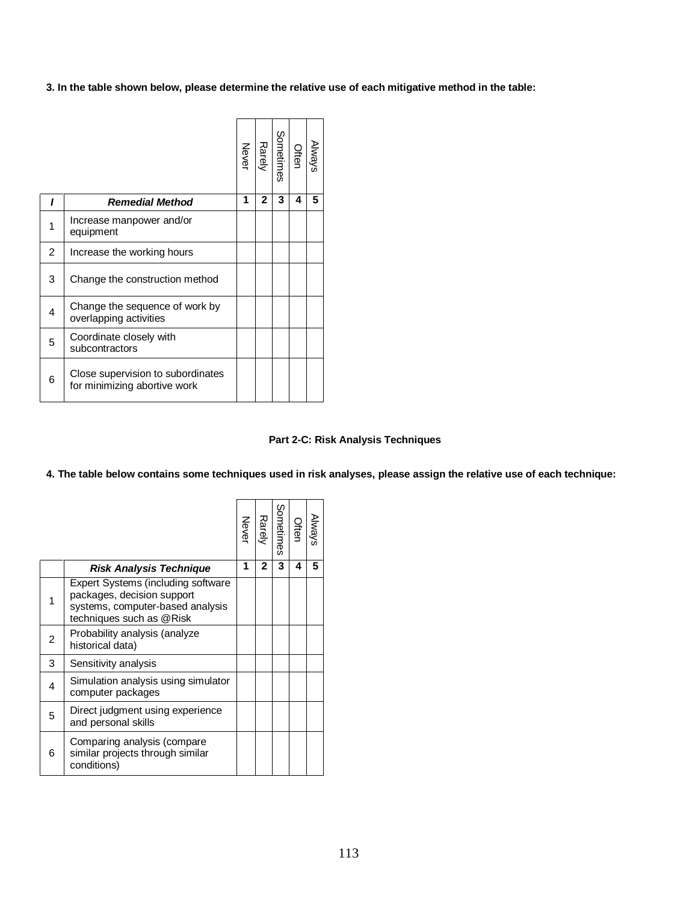**3. In the table shown below, please determine the relative use of each mitigative method in the table:**

| | | Never | Rarely | Sometimes | Often | Always |
|---|---|---|---|---|---|---|
| ***I*** | ***Remedial Method*** | **1** | **2** | **3** | **4** | **5** |
| 1 | Increase manpower and/or equipment | | | | | |
| 2 | Increase the working hours | | | | | |
| 3 | Change the construction method | | | | | |
| 4 | Change the sequence of work by overlapping activities | | | | | |
| 5 | Coordinate closely with subcontractors | | | | | |
| 6 | Close supervision to subordinates for minimizing abortive work | | | | | |

### Part 2-C: Risk Analysis Techniques

**4. The table below contains some techniques used in risk analyses, please assign the relative use of each technique:**

| | | Never | Rarely | Sometimes | Often | Always |
|---|---|---|---|---|---|---|
| | ***Risk Analysis Technique*** | **1** | **2** | **3** | **4** | **5** |
| 1 | Expert Systems (including software packages, decision support systems, computer-based analysis techniques such as @Risk | | | | | |
| 2 | Probability analysis (analyze historical data) | | | | | |
| 3 | Sensitivity analysis | | | | | |
| 4 | Simulation analysis using simulator computer packages | | | | | |
| 5 | Direct judgment using experience and personal skills | | | | | |
| 6 | Comparing analysis (compare similar projects through similar conditions) | | | | | |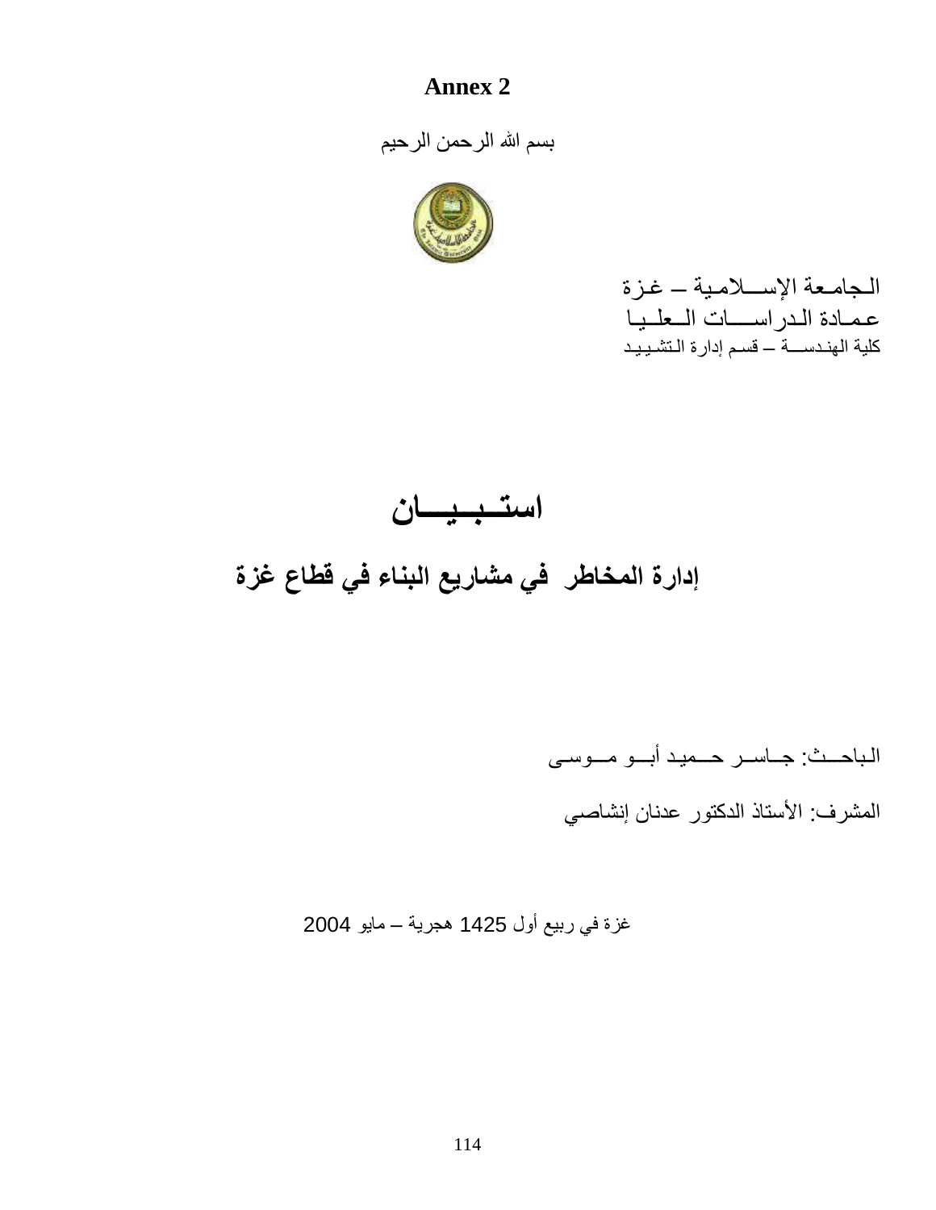# Annex 2

بسم الله الرحمن الرحيم

الجامعة الإسلامية – غزة
عمادة الدراسات العليا
كلية الهندسة – قسم إدارة التشييد

# استبيان

## إدارة المخاطر في مشاريع البناء في قطاع غزة

الباحث: جاسر حميد أبو موسى

المشرف: الأستاذ الدكتور عدنان إنشاصي

غزة في ربيع أول 1425 هجرية – مايو 2004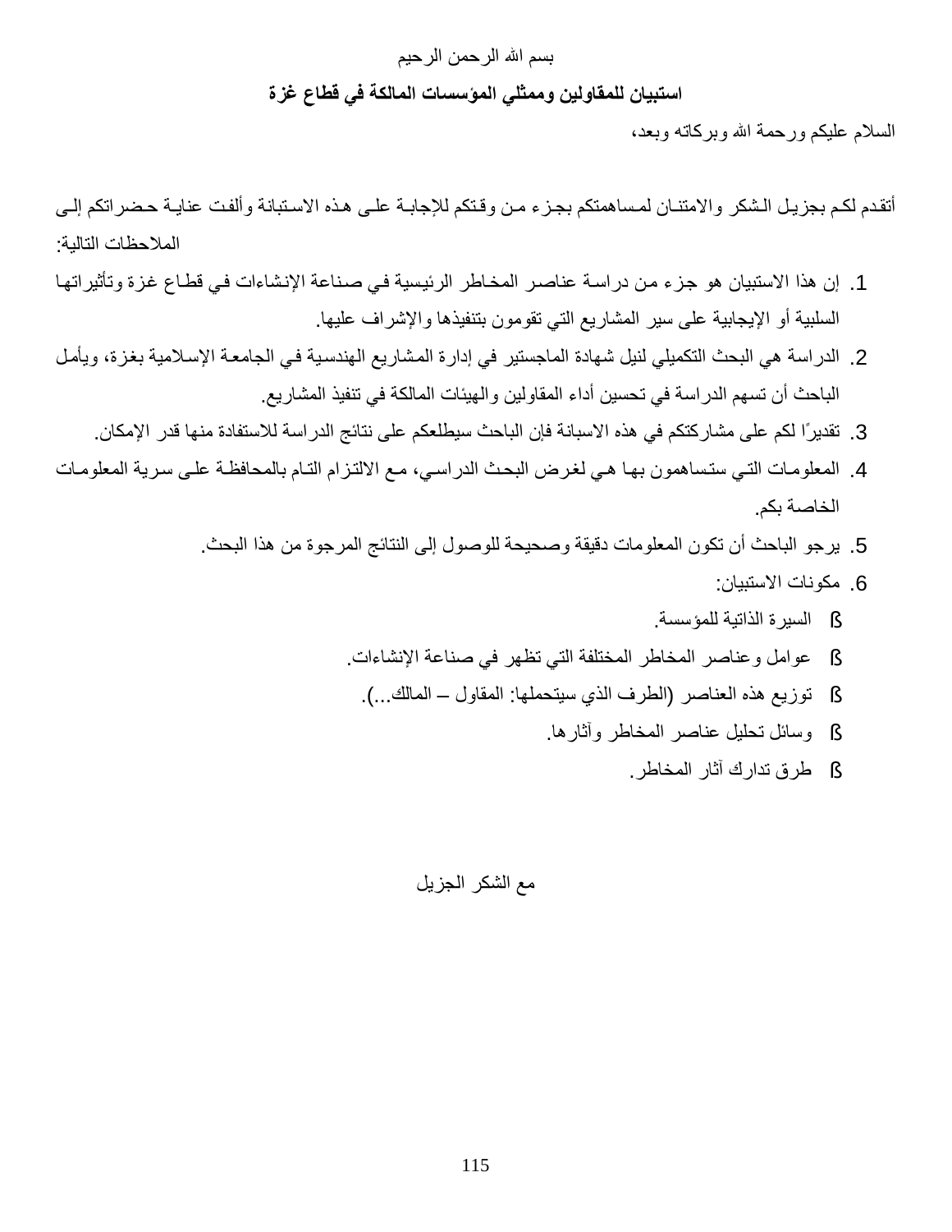بسم الله الرحمن الرحيم

**استبيان للمقاولين وممثلي المؤسسات المالكة في قطاع غزة**

السلام عليكم ورحمة الله وبركاته وبعد،

أتقدم لكم بجزيل الشكر والامتنان لمساهمتكم بجزء من وقتكم للإجابة على هذه الاستبانة وألفت عناية حضراتكم إلى الملاحظات التالية:

1. إن هذا الاستبيان هو جزء من دراسة عناصر المخاطر الرئيسية في صناعة الإنشاءات في قطاع غزة وتأثيراتها السلبية أو الإيجابية على سير المشاريع التي تقومون بتنفيذها والإشراف عليها.
2. الدراسة هي البحث التكميلي لنيل شهادة الماجستير في إدارة المشاريع الهندسية في الجامعة الإسلامية بغزة، ويأمل الباحث أن تسهم الدراسة في تحسين أداء المقاولين والهيئات المالكة في تنفيذ المشاريع.
3. تقديرًا لكم على مشاركتكم في هذه الاسبانة فإن الباحث سيطلعكم على نتائج الدراسة للاستفادة منها قدر الإمكان.
4. المعلومات التي ستساهمون بها هي لغرض البحث الدراسي، مع الالتزام التام بالمحافظة على سرية المعلومات الخاصة بكم.
5. يرجو الباحث أن تكون المعلومات دقيقة وصحيحة للوصول إلى النتائج المرجوة من هذا البحث.
6. مكونات الاستبيان:
   - السيرة الذاتية للمؤسسة.
   - عوامل وعناصر المخاطر المختلفة التي تظهر في صناعة الإنشاءات.
   - توزيع هذه العناصر (الطرف الذي سيتحملها: المقاول – المالك...).
   - وسائل تحليل عناصر المخاطر وآثارها.
   - طرق تدارك آثار المخاطر.

مع الشكر الجزيل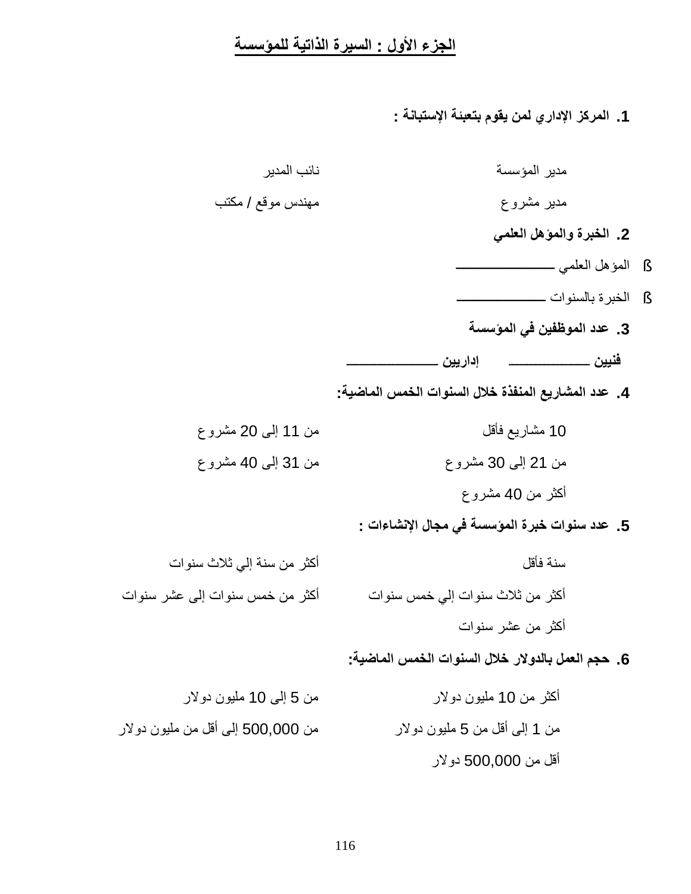## الجزء الأول : السيرة الذاتية للمؤسسة

**1. المركز الإداري لمن يقوم بتعبئة الإستبانة :**

مدير المؤسسة	نائب المدير

مدير مشروع	مهندس موقع / مكتب

**2. الخبرة والمؤهل العلمي**

- المؤهل العلمي ______________
- الخبرة بالسنوات ______________

**3. عدد الموظفين في المؤسسة**

**فنيين ____________ إداريين ______________**

**4. عدد المشاريع المنفذة خلال السنوات الخمس الماضية:**

10 مشاريع فأقل	من 11 إلى 20 مشروع

من 21 إلى 30 مشروع	من 31 إلى 40 مشروع

أكثر من 40 مشروع

**5. عدد سنوات خبرة المؤسسة في مجال الإنشاءات :**

سنة فأقل	أكثر من سنة إلي ثلاث سنوات

أكثر من ثلاث سنوات إلي خمس سنوات	أكثر من خمس سنوات إلى عشر سنوات

أكثر من عشر سنوات

**6. حجم العمل بالدولار خلال السنوات الخمس الماضية:**

أكثر من 10 مليون دولار	من 5 إلى 10 مليون دولار

من 1 إلى أقل من 5 مليون دولار	من 500,000 إلى أقل من مليون دولار

أقل من 500,000 دولار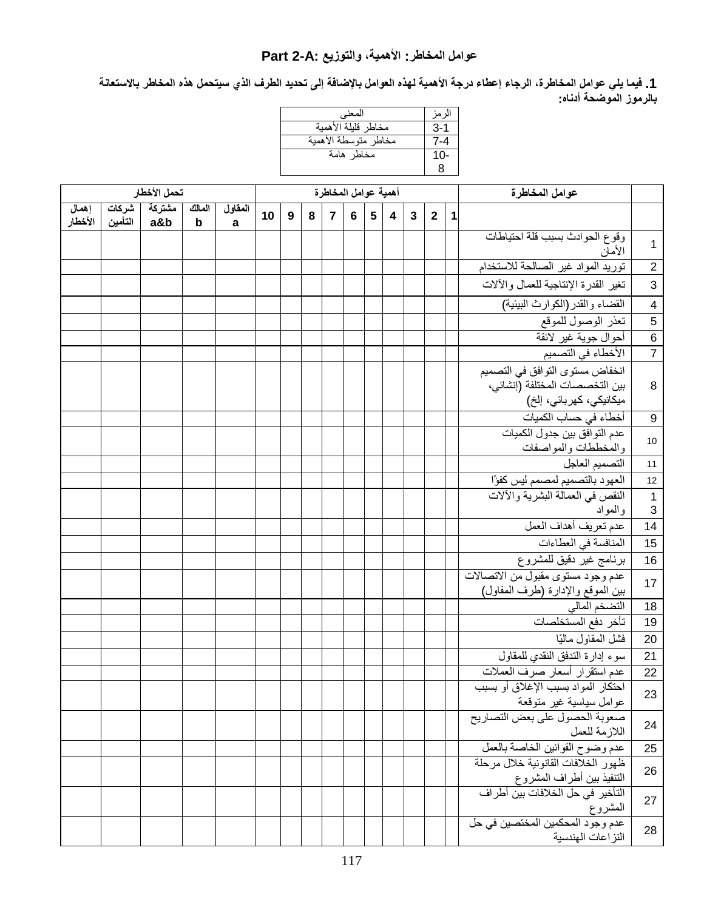## Part 2-A: عوامل المخاطر: الأهمية، والتوزيع

**1. فيما يلي عوامل المخاطرة، الرجاء إعطاء درجة الأهمية لهذه العوامل بالإضافة إلى تحديد الطرف الذي سيتحمل هذه المخاطر بالاستعانة بالرموز الموضحة أدناه:**

| الرمز | المعنى |
|---|---|
| 1-3 | مخاطر قليلة الأهمية |
| 4-7 | مخاطر متوسطة الأهمية |
| 8-10 | مخاطر هامة |

| | عوامل المخاطرة | أهمية عوامل المخاطرة | | | | | | | | | | تحمل الأخطار | | | | |
|---|---|---|---|---|---|---|---|---|---|---|---|---|---|---|---|---|
| | | 1 | 2 | 3 | 4 | 5 | 6 | 7 | 8 | 9 | 10 | المقاول a | المالك b | مشتركة a&b | شركات التأمين | إهمال الأخطار |
| 1 | وقوع الحوادث بسبب قلة احتياطات الأمان | | | | | | | | | | | | | | | |
| 2 | توريد المواد غير الصالحة للاستخدام | | | | | | | | | | | | | | | |
| 3 | تغير القدرة الإنتاجية للعمال والآلات | | | | | | | | | | | | | | | |
| 4 | القضاء والقدر(الكوارث البيئية) | | | | | | | | | | | | | | | |
| 5 | تعذر الوصول للموقع | | | | | | | | | | | | | | | |
| 6 | أحوال جوية غير لائقة | | | | | | | | | | | | | | | |
| 7 | الأخطاء في التصميم | | | | | | | | | | | | | | | |
| 8 | انخفاض مستوى التوافق في التصميم بين التخصصات المختلفة (إنشائي، ميكانيكي، كهربائي، إلخ) | | | | | | | | | | | | | | | |
| 9 | أخطاء في حساب الكميات | | | | | | | | | | | | | | | |
| 10 | عدم التوافق بين جدول الكميات والمخططات والمواصفات | | | | | | | | | | | | | | | |
| 11 | التصميم العاجل | | | | | | | | | | | | | | | |
| 12 | العهود بالتصميم لمصمم ليس كفؤًا | | | | | | | | | | | | | | | |
| 13 | النقص في العمالة البشرية والآلات والمواد | | | | | | | | | | | | | | | |
| 14 | عدم تعريف أهداف العمل | | | | | | | | | | | | | | | |
| 15 | المنافسة في العطاءات | | | | | | | | | | | | | | | |
| 16 | برنامج غير دقيق للمشروع | | | | | | | | | | | | | | | |
| 17 | عدم وجود مستوى مقبول من الاتصالات بين الموقع والإدارة (طرف المقاول) | | | | | | | | | | | | | | | |
| 18 | التضخم المالي | | | | | | | | | | | | | | | |
| 19 | تأخر دفع المستخلصات | | | | | | | | | | | | | | | |
| 20 | فشل المقاول ماليًا | | | | | | | | | | | | | | | |
| 21 | سوء إدارة التدفق النقدي للمقاول | | | | | | | | | | | | | | | |
| 22 | عدم استقرار أسعار صرف العملات | | | | | | | | | | | | | | | |
| 23 | احتكار المواد بسبب الإغلاق أو بسبب عوامل سياسية غير متوقعة | | | | | | | | | | | | | | | |
| 24 | صعوبة الحصول على بعض التصاريح اللازمة للعمل | | | | | | | | | | | | | | | |
| 25 | عدم وضوح القوانين الخاصة بالعمل | | | | | | | | | | | | | | | |
| 26 | ظهور الخلافات القانونية خلال مرحلة التنفيذ بين أطراف المشروع | | | | | | | | | | | | | | | |
| 27 | التأخير في حل الخلافات بين أطراف المشروع | | | | | | | | | | | | | | | |
| 28 | عدم وجود المحكمين المختصين في حل النزاعات الهندسية | | | | | | | | | | | | | | | |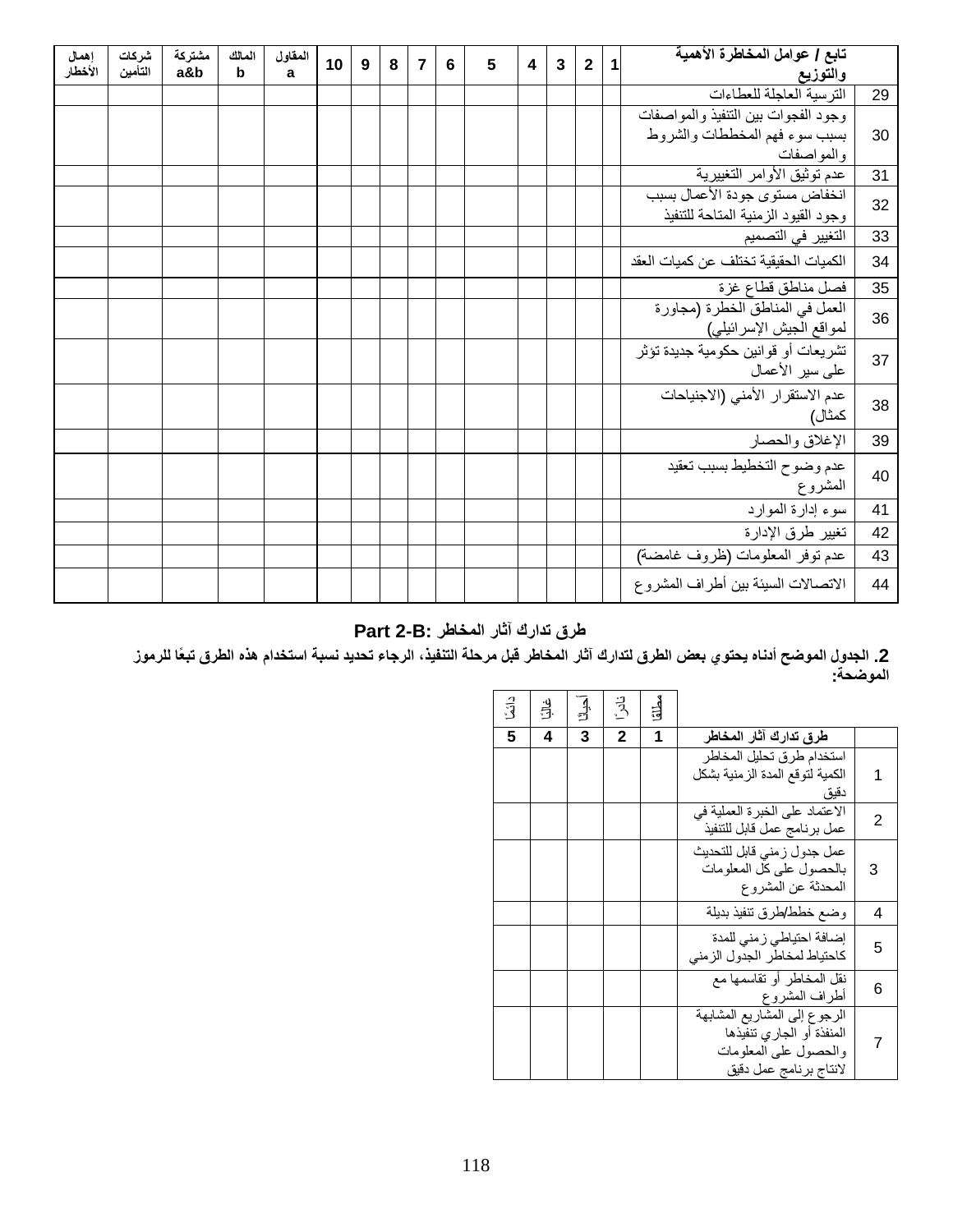| | تابع / عوامل المخاطرة الأهمية والتوزيع | 1 | 2 | 3 | 4 | 5 | 6 | 7 | 8 | 9 | 10 | المقاول a | المالك b | مشتركة a&b | شركات التأمين | إهمال الأخطار |
|---|---|---|---|---|---|---|---|---|---|---|---|---|---|---|---|---|
| 29 | الترسية العاجلة للعطاءات | | | | | | | | | | | | | | | |
| 30 | وجود الفجوات بين التنفيذ والمواصفات بسبب سوء فهم المخططات والشروط والمواصفات | | | | | | | | | | | | | | | |
| 31 | عدم توثيق الأوامر التغييرية | | | | | | | | | | | | | | | |
| 32 | انخفاض مستوى جودة الأعمال بسبب وجود القيود الزمنية المتاحة للتنفيذ | | | | | | | | | | | | | | | |
| 33 | التغيير في التصميم | | | | | | | | | | | | | | | |
| 34 | الكميات الحقيقية تختلف عن كميات العقد | | | | | | | | | | | | | | | |
| 35 | فصل مناطق قطاع غزة | | | | | | | | | | | | | | | |
| 36 | العمل في المناطق الخطرة (مجاورة لمواقع الجيش الإسرائيلي) | | | | | | | | | | | | | | | |
| 37 | تشريعات أو قوانين حكومية جديدة تؤثر على سير الأعمال | | | | | | | | | | | | | | | |
| 38 | عدم الاستقرار الأمني (الاجتياحات كمثال) | | | | | | | | | | | | | | | |
| 39 | الإغلاق والحصار | | | | | | | | | | | | | | | |
| 40 | عدم وضوح التخطيط بسبب تعقيد المشروع | | | | | | | | | | | | | | | |
| 41 | سوء إدارة الموارد | | | | | | | | | | | | | | | |
| 42 | تغيير طرق الإدارة | | | | | | | | | | | | | | | |
| 43 | عدم توفر المعلومات (ظروف غامضة) | | | | | | | | | | | | | | | |
| 44 | الاتصالات السيئة بين أطراف المشروع | | | | | | | | | | | | | | | |

## Part 2-B: طرق تدارك آثار المخاطر

**2. الجدول الموضح أدناه يحتوي بعض الطرق لتدارك آثار المخاطر قبل مرحلة التنفيذ، الرجاء تحديد نسبة استخدام هذه الطرق تبعًا للرموز الموضحة:**

| | طرق تدارك آثار المخاطر | مطلقًا 1 | نادرًا 2 | أحيانًا 3 | غالبًا 4 | دائمًا 5 |
|---|---|---|---|---|---|---|
| 1 | استخدام طرق تحليل المخاطر الكمية لتوقع المدة الزمنية بشكل دقيق | | | | | |
| 2 | الاعتماد على الخبرة العملية في عمل برنامج عمل قابل للتنفيذ | | | | | |
| 3 | عمل جدول زمني قابل للتحديث بالحصول على كل المعلومات المحدثة عن المشروع | | | | | |
| 4 | وضع خطط/طرق تنفيذ بديلة | | | | | |
| 5 | إضافة احتياطي زمني للمدة كاحتياط لمخاطر الجدول الزمني | | | | | |
| 6 | نقل المخاطر أو تقاسمها مع أطراف المشروع | | | | | |
| 7 | الرجوع إلى المشاريع المشابهة المنفذة أو الجاري تنفيذها والحصول على المعلومات لانتاج برنامج عمل دقيق | | | | | |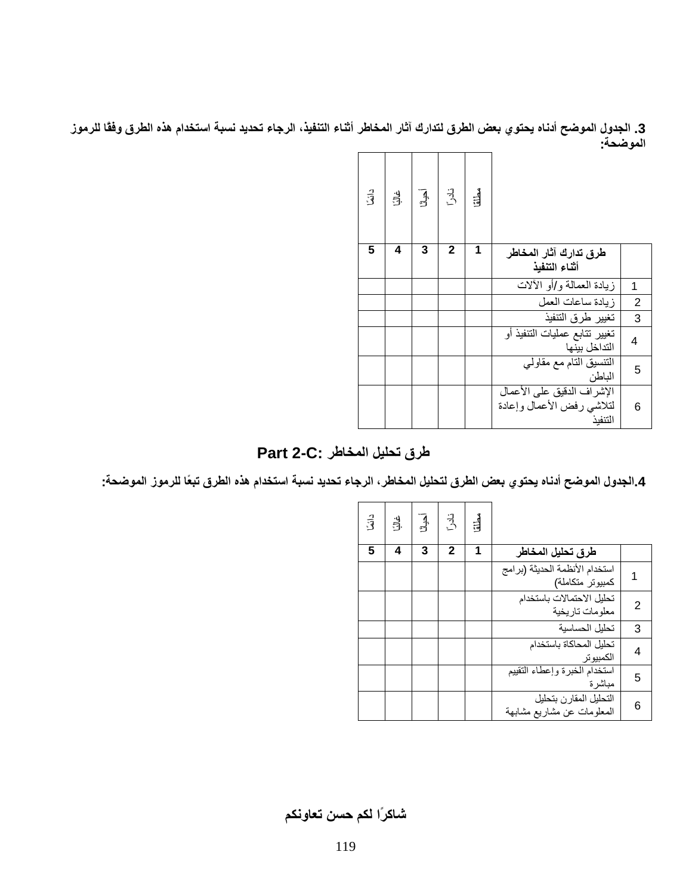**3. الجدول الموضح أدناه يحتوي بعض الطرق لتدارك آثار المخاطر أثناء التنفيذ، الرجاء تحديد نسبة استخدام هذه الطرق وفقًا للرموز الموضحة:**

| | طرق تدارك آثار المخاطر أثناء التنفيذ | مطلقًا 1 | نادرًا 2 | أحيانًا 3 | غالبًا 4 | دائمًا 5 |
|---|---|---|---|---|---|---|
| 1 | زيادة العمالة و/أو الآلات | | | | | |
| 2 | زيادة ساعات العمل | | | | | |
| 3 | تغيير طرق التنفيذ | | | | | |
| 4 | تغيير تتابع عمليات التنفيذ أو التداخل بينها | | | | | |
| 5 | التنسيق التام مع مقاولي الباطن | | | | | |
| 6 | الإشراف الدقيق على الأعمال لتلاشي رفض الأعمال وإعادة التنفيذ | | | | | |

## Part 2-C: طرق تحليل المخاطر

**4.الجدول الموضح أدناه يحتوي بعض الطرق لتحليل المخاطر، الرجاء تحديد نسبة استخدام هذه الطرق تبعًا للرموز الموضحة:**

| | طرق تحليل المخاطر | مطلقًا 1 | نادرًا 2 | أحيانًا 3 | غالبًا 4 | دائمًا 5 |
|---|---|---|---|---|---|---|
| 1 | استخدام الأنظمة الحديثة (برامج كمبيوتر متكاملة) | | | | | |
| 2 | تحليل الاحتمالات باستخدام معلومات تاريخية | | | | | |
| 3 | تحليل الحساسية | | | | | |
| 4 | تحليل المحاكاة باستخدام الكمبيوتر | | | | | |
| 5 | استخدام الخبرة وإعطاء التقييم مباشرة | | | | | |
| 6 | التحليل المقارن بتحليل المعلومات عن مشاريع مشابهة | | | | | |

**شاكرًا لكم حسن تعاونكم**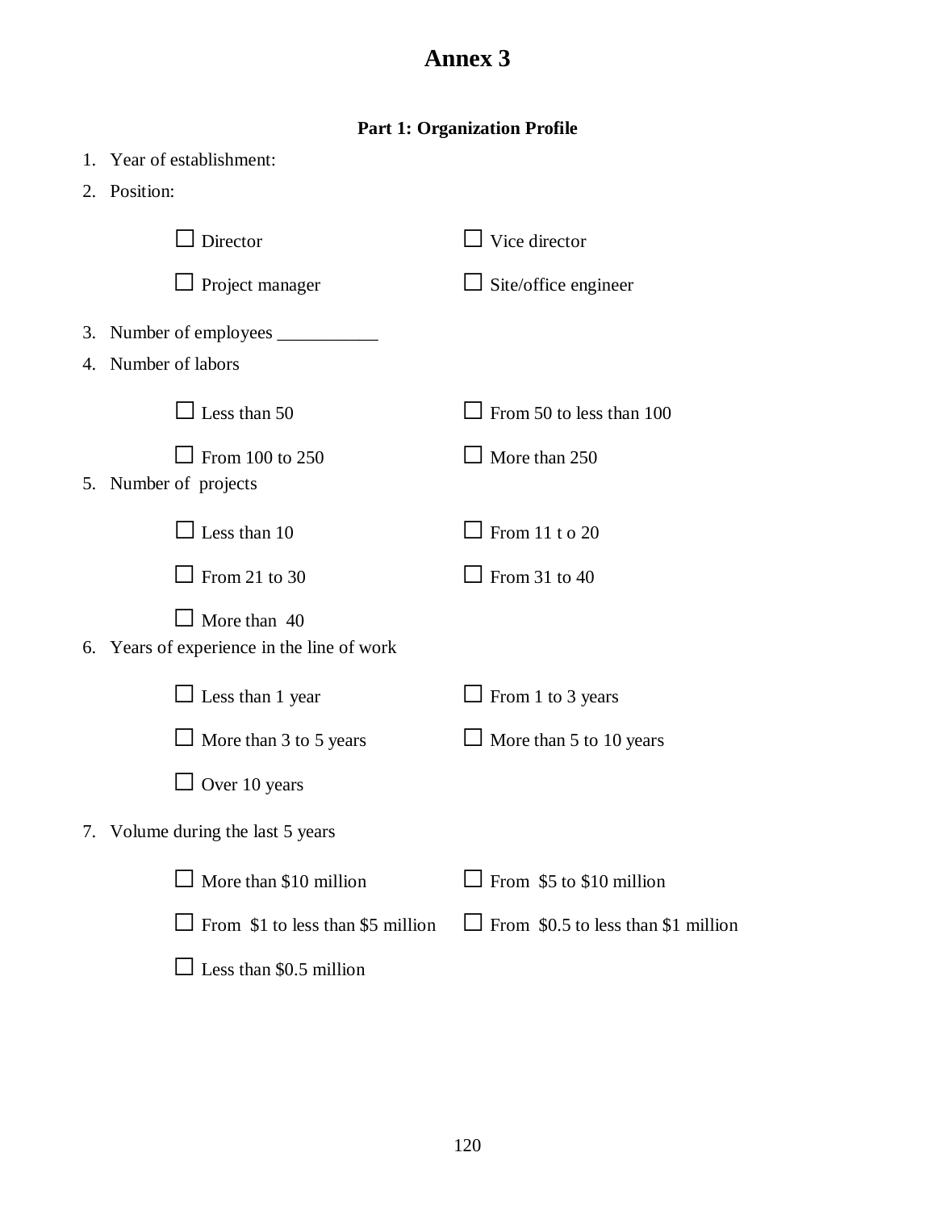# Annex 3

### Part 1: Organization Profile

1. Year of establishment:
2. Position:

   ☐ Director ☐ Vice director

   ☐ Project manager ☐ Site/office engineer

3. Number of employees ___________
4. Number of labors

   ☐ Less than 50 ☐ From 50 to less than 100

   ☐ From 100 to 250 ☐ More than 250

5. Number of projects

   ☐ Less than 10 ☐ From 11 t o 20

   ☐ From 21 to 30 ☐ From 31 to 40

   ☐ More than 40

6. Years of experience in the line of work

   ☐ Less than 1 year ☐ From 1 to 3 years

   ☐ More than 3 to 5 years ☐ More than 5 to 10 years

   ☐ Over 10 years

7. Volume during the last 5 years

   ☐ More than $10 million ☐ From $5 to $10 million

   ☐ From $1 to less than $5 million ☐ From $0.5 to less than $1 million

   ☐ Less than $0.5 million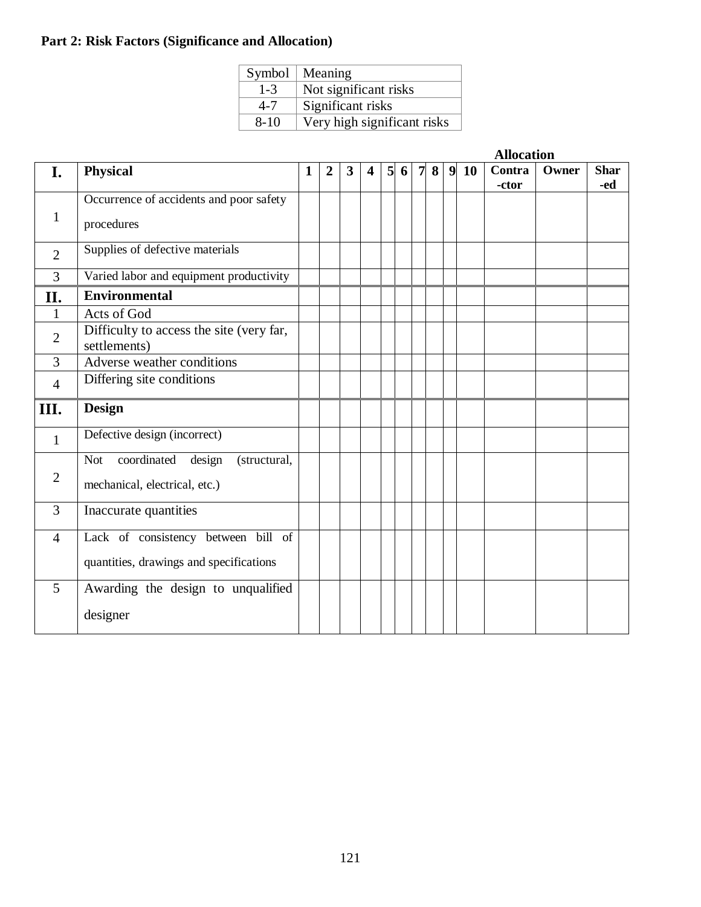**Part 2: Risk Factors (Significance and Allocation)**

| Symbol | Meaning |
|---|---|
| 1-3 | Not significant risks |
| 4-7 | Significant risks |
| 8-10 | Very high significant risks |

| | | | | | | | | | | | | Allocation | | |
|---|---|---|---|---|---|---|---|---|---|---|---|---|---|---|
| **I.** | **Physical** | **1** | **2** | **3** | **4** | **5** | **6** | **7** | **8** | **9** | **10** | **Contra-ctor** | **Owner** | **Shar-ed** |
| 1 | Occurrence of accidents and poor safety procedures | | | | | | | | | | | | | |
| 2 | Supplies of defective materials | | | | | | | | | | | | | |
| 3 | Varied labor and equipment productivity | | | | | | | | | | | | | |
| **II.** | **Environmental** | | | | | | | | | | | | | |
| 1 | Acts of God | | | | | | | | | | | | | |
| 2 | Difficulty to access the site (very far, settlements) | | | | | | | | | | | | | |
| 3 | Adverse weather conditions | | | | | | | | | | | | | |
| 4 | Differing site conditions | | | | | | | | | | | | | |
| **III.** | **Design** | | | | | | | | | | | | | |
| 1 | Defective design (incorrect) | | | | | | | | | | | | | |
| 2 | Not coordinated design (structural, mechanical, electrical, etc.) | | | | | | | | | | | | | |
| 3 | Inaccurate quantities | | | | | | | | | | | | | |
| 4 | Lack of consistency between bill of quantities, drawings and specifications | | | | | | | | | | | | | |
| 5 | Awarding the design to unqualified designer | | | | | | | | | | | | | |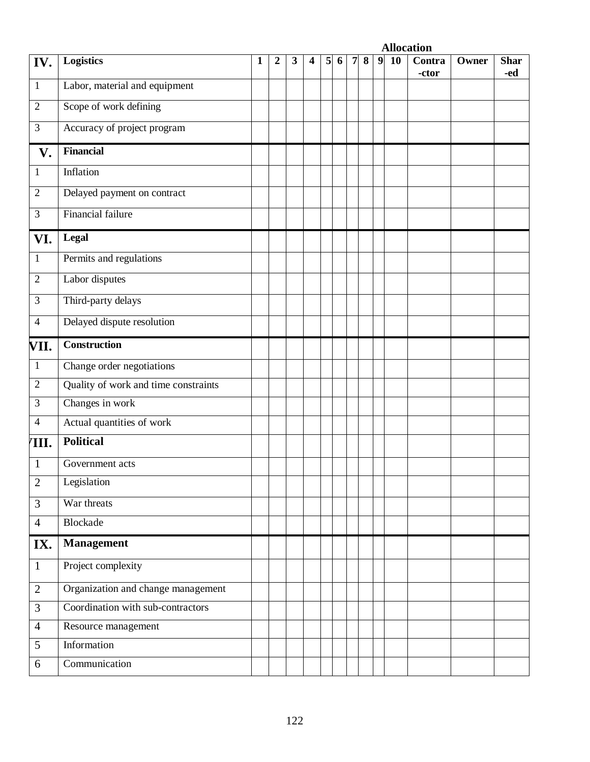| | | | | | | | | | | | | Allocation | | |
|---|---|---|---|---|---|---|---|---|---|---|---|---|---|---|
| **IV.** | **Logistics** | **1** | **2** | **3** | **4** | **5** | **6** | **7** | **8** | **9** | **10** | **Contra-ctor** | **Owner** | **Shar-ed** |
| 1 | Labor, material and equipment | | | | | | | | | | | | | |
| 2 | Scope of work defining | | | | | | | | | | | | | |
| 3 | Accuracy of project program | | | | | | | | | | | | | |
| **V.** | **Financial** | | | | | | | | | | | | | |
| 1 | Inflation | | | | | | | | | | | | | |
| 2 | Delayed payment on contract | | | | | | | | | | | | | |
| 3 | Financial failure | | | | | | | | | | | | | |
| **VI.** | **Legal** | | | | | | | | | | | | | |
| 1 | Permits and regulations | | | | | | | | | | | | | |
| 2 | Labor disputes | | | | | | | | | | | | | |
| 3 | Third-party delays | | | | | | | | | | | | | |
| 4 | Delayed dispute resolution | | | | | | | | | | | | | |
| **VII.** | **Construction** | | | | | | | | | | | | | |
| 1 | Change order negotiations | | | | | | | | | | | | | |
| 2 | Quality of work and time constraints | | | | | | | | | | | | | |
| 3 | Changes in work | | | | | | | | | | | | | |
| 4 | Actual quantities of work | | | | | | | | | | | | | |
| **VIII.** | **Political** | | | | | | | | | | | | | |
| 1 | Government acts | | | | | | | | | | | | | |
| 2 | Legislation | | | | | | | | | | | | | |
| 3 | War threats | | | | | | | | | | | | | |
| 4 | Blockade | | | | | | | | | | | | | |
| **IX.** | **Management** | | | | | | | | | | | | | |
| 1 | Project complexity | | | | | | | | | | | | | |
| 2 | Organization and change management | | | | | | | | | | | | | |
| 3 | Coordination with sub-contractors | | | | | | | | | | | | | |
| 4 | Resource management | | | | | | | | | | | | | |
| 5 | Information | | | | | | | | | | | | | |
| 6 | Communication | | | | | | | | | | | | | |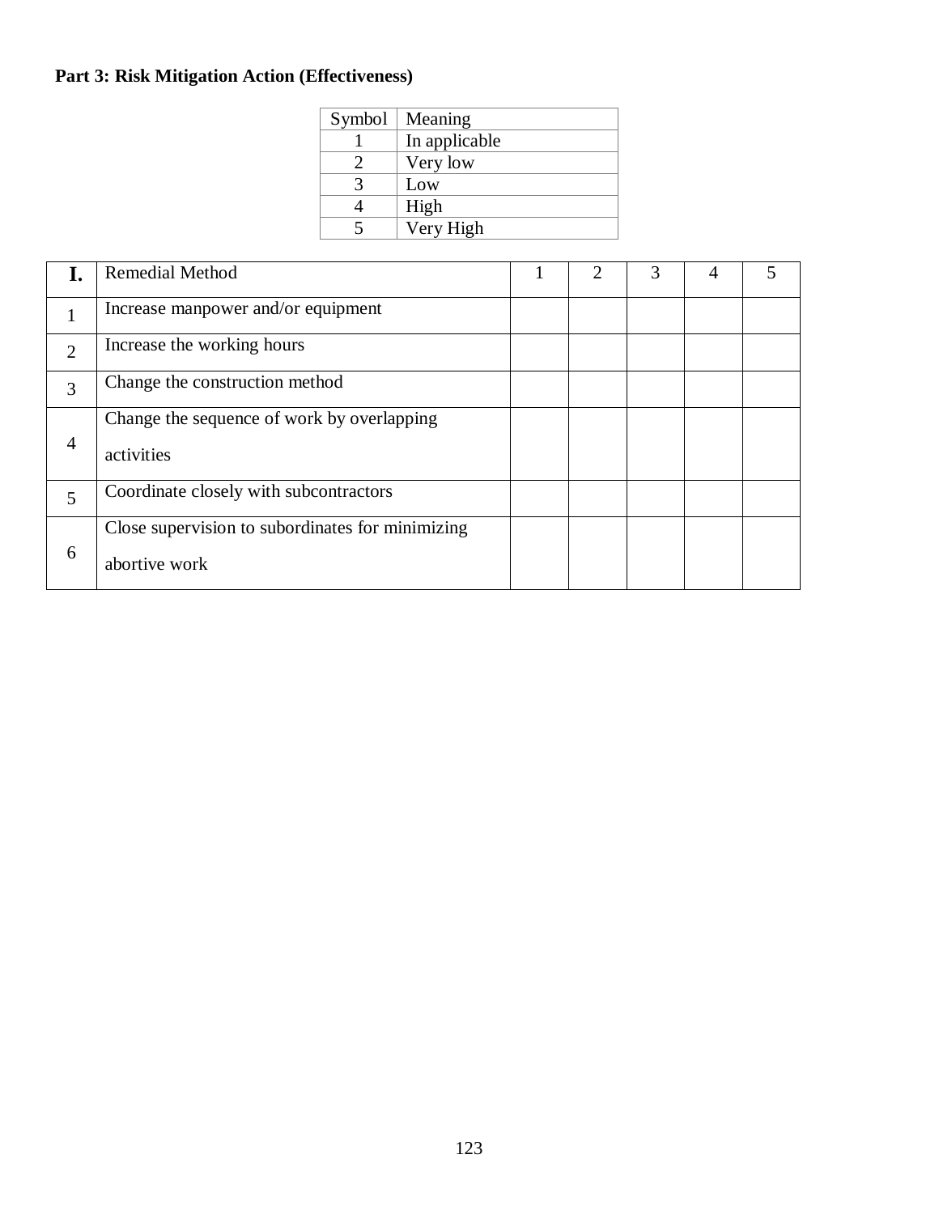**Part 3: Risk Mitigation Action (Effectiveness)**

| Symbol | Meaning |
|---|---|
| 1 | In applicable |
| 2 | Very low |
| 3 | Low |
| 4 | High |
| 5 | Very High |

| I. | Remedial Method | 1 | 2 | 3 | 4 | 5 |
|---|---|---|---|---|---|---|
| 1 | Increase manpower and/or equipment | | | | | |
| 2 | Increase the working hours | | | | | |
| 3 | Change the construction method | | | | | |
| 4 | Change the sequence of work by overlapping activities | | | | | |
| 5 | Coordinate closely with subcontractors | | | | | |
| 6 | Close supervision to subordinates for minimizing abortive work | | | | | |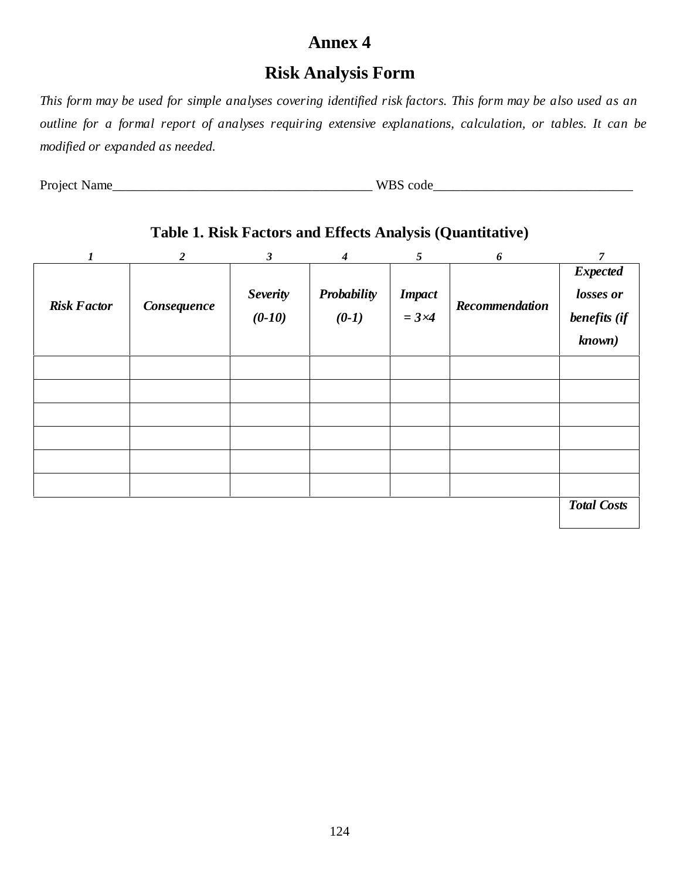# Annex 4

## Risk Analysis Form

*This form may be used for simple analyses covering identified risk factors. This form may be also used as an outline for a formal report of analyses requiring extensive explanations, calculation, or tables. It can be modified or expanded as needed.*

Project Name________________________________________ WBS code______________________________

### Table 1. Risk Factors and Effects Analysis (Quantitative)

| *1* | *2* | *3* | *4* | *5* | *6* | *7* |
|---|---|---|---|---|---|---|
| ***Risk Factor*** | ***Consequence*** | ***Severity (0-10)*** | ***Probability (0-1)*** | ***Impact = 3×4*** | ***Recommendation*** | ***Expected losses or benefits (if known)*** |
| | | | | | | |
| | | | | | | |
| | | | | | | |
| | | | | | | |
| | | | | | | |
| | | | | | | |
| | | | | | | ***Total Costs*** |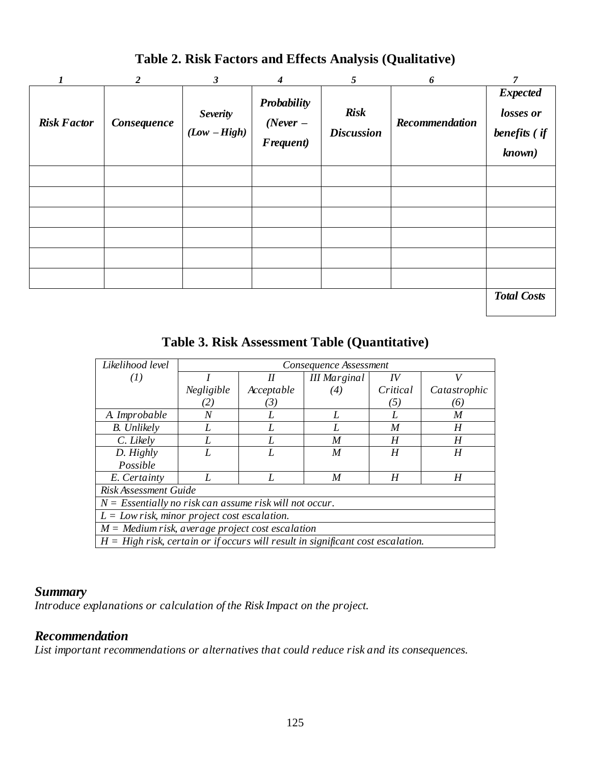## Table 2. Risk Factors and Effects Analysis (Qualitative)

| *1* | *2* | *3* | *4* | *5* | *6* | *7* |
|---|---|---|---|---|---|---|
| ***Risk Factor*** | ***Consequence*** | ***Severity (Low – High)*** | ***Probability (Never – Frequent)*** | ***Risk Discussion*** | ***Recommendation*** | ***Expected losses or benefits ( if known)*** |
| | | | | | | |
| | | | | | | |
| | | | | | | |
| | | | | | | |
| | | | | | | |
| | | | | | | |
| | | | | | | ***Total Costs*** |

## Table 3. Risk Assessment Table (Quantitative)

| *Likelihood level (1)* | *Consequence Assessment* | | | | |
|---|---|---|---|---|---|
| | *I Negligible (2)* | *II Acceptable (3)* | *III Marginal (4)* | *IV Critical (5)* | *V Catastrophic (6)* |
| *A. Improbable* | *N* | *L* | *L* | *L* | *M* |
| *B. Unlikely* | *L* | *L* | *L* | *M* | *H* |
| *C. Likely* | *L* | *L* | *M* | *H* | *H* |
| *D. Highly Possible* | *L* | *L* | *M* | *H* | *H* |
| *E. Certainty* | *L* | *L* | *M* | *H* | *H* |
| *Risk Assessment Guide* | | | | | |
| *N = Essentially no risk can assume risk will not occur.* | | | | | |
| *L = Low risk, minor project cost escalation.* | | | | | |
| *M = Medium risk, average project cost escalation* | | | | | |
| *H = High risk, certain or if occurs will result in significant cost escalation.* | | | | | |

### *Summary*

*Introduce explanations or calculation of the Risk Impact on the project.*

### *Recommendation*

*List important recommendations or alternatives that could reduce risk and its consequences.*